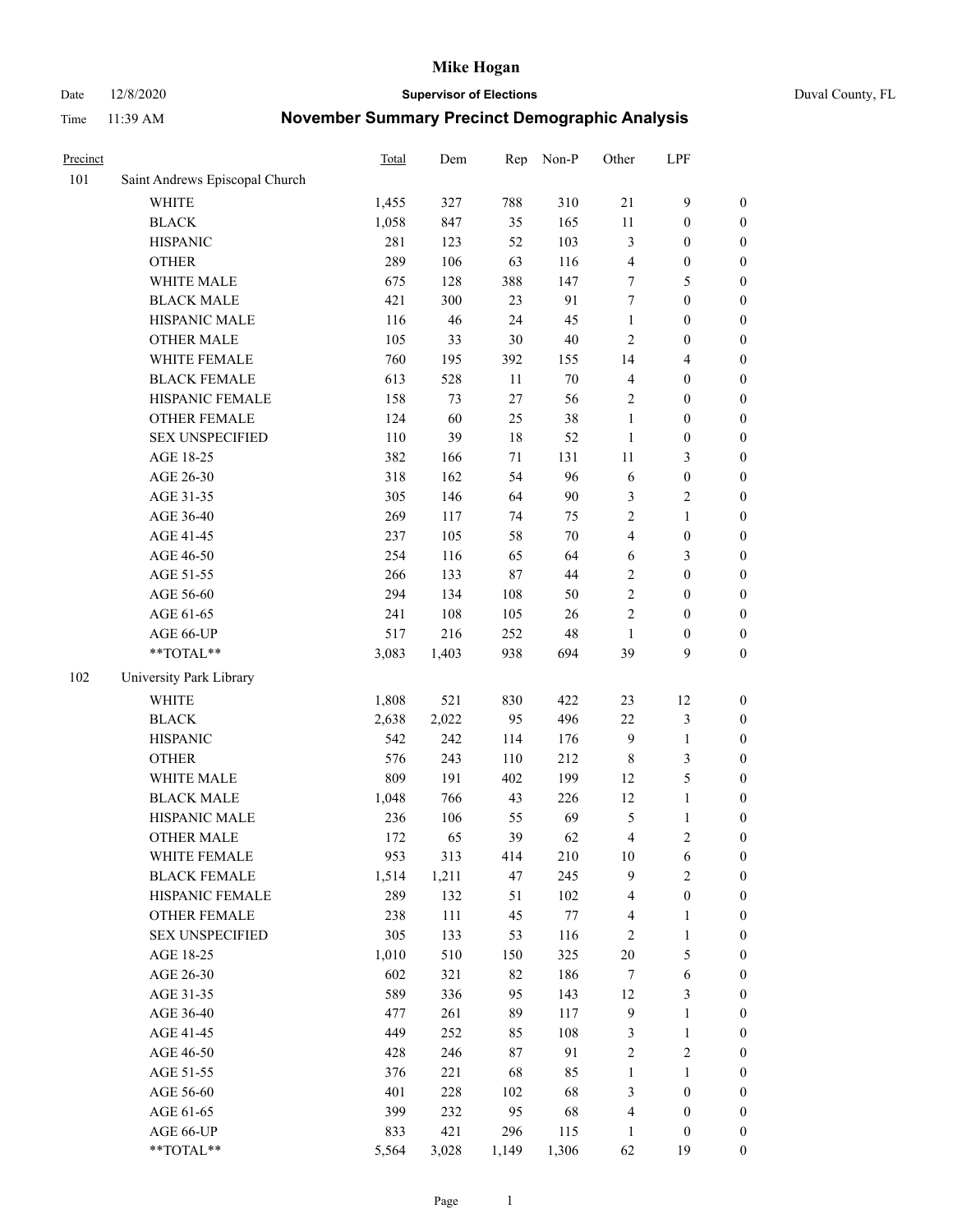# Mike Hogan

Date 12/8/2020 **Supervisor of Elections** Duval County, FL

Time 11:39 AM **November Summary Precinct Demographic Analysis**

| Precinct | | Total | Dem | Rep | Non-P | Other | LPF | |
|---|---|---|---|---|---|---|---|---|
| 101 | Saint Andrews Episcopal Church | | | | | | | |
| | WHITE | 1,455 | 327 | 788 | 310 | 21 | 9 | 0 |
| | BLACK | 1,058 | 847 | 35 | 165 | 11 | 0 | 0 |
| | HISPANIC | 281 | 123 | 52 | 103 | 3 | 0 | 0 |
| | OTHER | 289 | 106 | 63 | 116 | 4 | 0 | 0 |
| | WHITE MALE | 675 | 128 | 388 | 147 | 7 | 5 | 0 |
| | BLACK MALE | 421 | 300 | 23 | 91 | 7 | 0 | 0 |
| | HISPANIC MALE | 116 | 46 | 24 | 45 | 1 | 0 | 0 |
| | OTHER MALE | 105 | 33 | 30 | 40 | 2 | 0 | 0 |
| | WHITE FEMALE | 760 | 195 | 392 | 155 | 14 | 4 | 0 |
| | BLACK FEMALE | 613 | 528 | 11 | 70 | 4 | 0 | 0 |
| | HISPANIC FEMALE | 158 | 73 | 27 | 56 | 2 | 0 | 0 |
| | OTHER FEMALE | 124 | 60 | 25 | 38 | 1 | 0 | 0 |
| | SEX UNSPECIFIED | 110 | 39 | 18 | 52 | 1 | 0 | 0 |
| | AGE 18-25 | 382 | 166 | 71 | 131 | 11 | 3 | 0 |
| | AGE 26-30 | 318 | 162 | 54 | 96 | 6 | 0 | 0 |
| | AGE 31-35 | 305 | 146 | 64 | 90 | 3 | 2 | 0 |
| | AGE 36-40 | 269 | 117 | 74 | 75 | 2 | 1 | 0 |
| | AGE 41-45 | 237 | 105 | 58 | 70 | 4 | 0 | 0 |
| | AGE 46-50 | 254 | 116 | 65 | 64 | 6 | 3 | 0 |
| | AGE 51-55 | 266 | 133 | 87 | 44 | 2 | 0 | 0 |
| | AGE 56-60 | 294 | 134 | 108 | 50 | 2 | 0 | 0 |
| | AGE 61-65 | 241 | 108 | 105 | 26 | 2 | 0 | 0 |
| | AGE 66-UP | 517 | 216 | 252 | 48 | 1 | 0 | 0 |
| | **TOTAL** | 3,083 | 1,403 | 938 | 694 | 39 | 9 | 0 |
| 102 | University Park Library | | | | | | | |
| | WHITE | 1,808 | 521 | 830 | 422 | 23 | 12 | 0 |
| | BLACK | 2,638 | 2,022 | 95 | 496 | 22 | 3 | 0 |
| | HISPANIC | 542 | 242 | 114 | 176 | 9 | 1 | 0 |
| | OTHER | 576 | 243 | 110 | 212 | 8 | 3 | 0 |
| | WHITE MALE | 809 | 191 | 402 | 199 | 12 | 5 | 0 |
| | BLACK MALE | 1,048 | 766 | 43 | 226 | 12 | 1 | 0 |
| | HISPANIC MALE | 236 | 106 | 55 | 69 | 5 | 1 | 0 |
| | OTHER MALE | 172 | 65 | 39 | 62 | 4 | 2 | 0 |
| | WHITE FEMALE | 953 | 313 | 414 | 210 | 10 | 6 | 0 |
| | BLACK FEMALE | 1,514 | 1,211 | 47 | 245 | 9 | 2 | 0 |
| | HISPANIC FEMALE | 289 | 132 | 51 | 102 | 4 | 0 | 0 |
| | OTHER FEMALE | 238 | 111 | 45 | 77 | 4 | 1 | 0 |
| | SEX UNSPECIFIED | 305 | 133 | 53 | 116 | 2 | 1 | 0 |
| | AGE 18-25 | 1,010 | 510 | 150 | 325 | 20 | 5 | 0 |
| | AGE 26-30 | 602 | 321 | 82 | 186 | 7 | 6 | 0 |
| | AGE 31-35 | 589 | 336 | 95 | 143 | 12 | 3 | 0 |
| | AGE 36-40 | 477 | 261 | 89 | 117 | 9 | 1 | 0 |
| | AGE 41-45 | 449 | 252 | 85 | 108 | 3 | 1 | 0 |
| | AGE 46-50 | 428 | 246 | 87 | 91 | 2 | 2 | 0 |
| | AGE 51-55 | 376 | 221 | 68 | 85 | 1 | 1 | 0 |
| | AGE 56-60 | 401 | 228 | 102 | 68 | 3 | 0 | 0 |
| | AGE 61-65 | 399 | 232 | 95 | 68 | 4 | 0 | 0 |
| | AGE 66-UP | 833 | 421 | 296 | 115 | 1 | 0 | 0 |
| | **TOTAL** | 5,564 | 3,028 | 1,149 | 1,306 | 62 | 19 | 0 |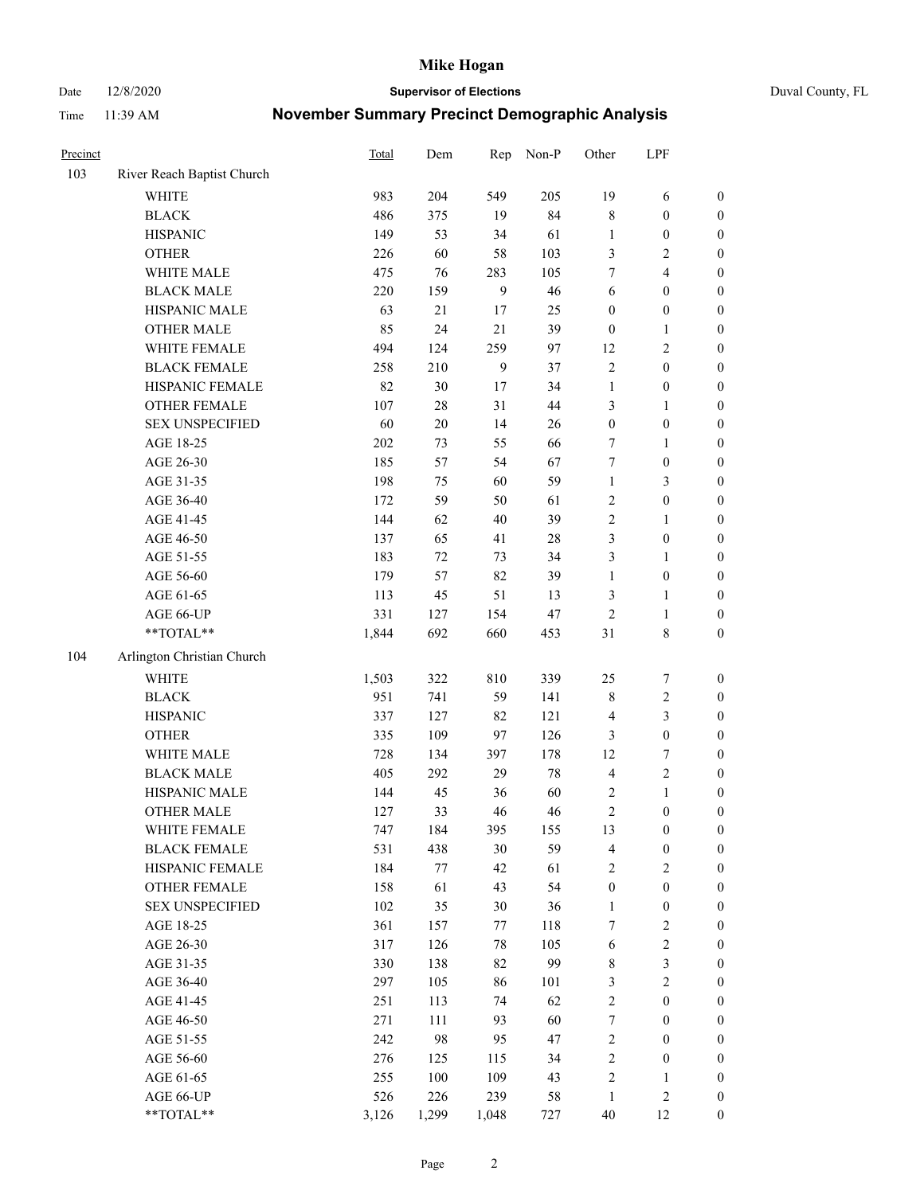# Mike Hogan

Date 12/8/2020 **Supervisor of Elections** Duval County, FL

Time 11:39 AM **November Summary Precinct Demographic Analysis**

| Precinct | | Total | Dem | Rep | Non-P | Other | LPF | |
|---|---|---|---|---|---|---|---|---|
| 103 | River Reach Baptist Church | | | | | | | |
| | WHITE | 983 | 204 | 549 | 205 | 19 | 6 | 0 |
| | BLACK | 486 | 375 | 19 | 84 | 8 | 0 | 0 |
| | HISPANIC | 149 | 53 | 34 | 61 | 1 | 0 | 0 |
| | OTHER | 226 | 60 | 58 | 103 | 3 | 2 | 0 |
| | WHITE MALE | 475 | 76 | 283 | 105 | 7 | 4 | 0 |
| | BLACK MALE | 220 | 159 | 9 | 46 | 6 | 0 | 0 |
| | HISPANIC MALE | 63 | 21 | 17 | 25 | 0 | 0 | 0 |
| | OTHER MALE | 85 | 24 | 21 | 39 | 0 | 1 | 0 |
| | WHITE FEMALE | 494 | 124 | 259 | 97 | 12 | 2 | 0 |
| | BLACK FEMALE | 258 | 210 | 9 | 37 | 2 | 0 | 0 |
| | HISPANIC FEMALE | 82 | 30 | 17 | 34 | 1 | 0 | 0 |
| | OTHER FEMALE | 107 | 28 | 31 | 44 | 3 | 1 | 0 |
| | SEX UNSPECIFIED | 60 | 20 | 14 | 26 | 0 | 0 | 0 |
| | AGE 18-25 | 202 | 73 | 55 | 66 | 7 | 1 | 0 |
| | AGE 26-30 | 185 | 57 | 54 | 67 | 7 | 0 | 0 |
| | AGE 31-35 | 198 | 75 | 60 | 59 | 1 | 3 | 0 |
| | AGE 36-40 | 172 | 59 | 50 | 61 | 2 | 0 | 0 |
| | AGE 41-45 | 144 | 62 | 40 | 39 | 2 | 1 | 0 |
| | AGE 46-50 | 137 | 65 | 41 | 28 | 3 | 0 | 0 |
| | AGE 51-55 | 183 | 72 | 73 | 34 | 3 | 1 | 0 |
| | AGE 56-60 | 179 | 57 | 82 | 39 | 1 | 0 | 0 |
| | AGE 61-65 | 113 | 45 | 51 | 13 | 3 | 1 | 0 |
| | AGE 66-UP | 331 | 127 | 154 | 47 | 2 | 1 | 0 |
| | **TOTAL** | 1,844 | 692 | 660 | 453 | 31 | 8 | 0 |
| 104 | Arlington Christian Church | | | | | | | |
| | WHITE | 1,503 | 322 | 810 | 339 | 25 | 7 | 0 |
| | BLACK | 951 | 741 | 59 | 141 | 8 | 2 | 0 |
| | HISPANIC | 337 | 127 | 82 | 121 | 4 | 3 | 0 |
| | OTHER | 335 | 109 | 97 | 126 | 3 | 0 | 0 |
| | WHITE MALE | 728 | 134 | 397 | 178 | 12 | 7 | 0 |
| | BLACK MALE | 405 | 292 | 29 | 78 | 4 | 2 | 0 |
| | HISPANIC MALE | 144 | 45 | 36 | 60 | 2 | 1 | 0 |
| | OTHER MALE | 127 | 33 | 46 | 46 | 2 | 0 | 0 |
| | WHITE FEMALE | 747 | 184 | 395 | 155 | 13 | 0 | 0 |
| | BLACK FEMALE | 531 | 438 | 30 | 59 | 4 | 0 | 0 |
| | HISPANIC FEMALE | 184 | 77 | 42 | 61 | 2 | 2 | 0 |
| | OTHER FEMALE | 158 | 61 | 43 | 54 | 0 | 0 | 0 |
| | SEX UNSPECIFIED | 102 | 35 | 30 | 36 | 1 | 0 | 0 |
| | AGE 18-25 | 361 | 157 | 77 | 118 | 7 | 2 | 0 |
| | AGE 26-30 | 317 | 126 | 78 | 105 | 6 | 2 | 0 |
| | AGE 31-35 | 330 | 138 | 82 | 99 | 8 | 3 | 0 |
| | AGE 36-40 | 297 | 105 | 86 | 101 | 3 | 2 | 0 |
| | AGE 41-45 | 251 | 113 | 74 | 62 | 2 | 0 | 0 |
| | AGE 46-50 | 271 | 111 | 93 | 60 | 7 | 0 | 0 |
| | AGE 51-55 | 242 | 98 | 95 | 47 | 2 | 0 | 0 |
| | AGE 56-60 | 276 | 125 | 115 | 34 | 2 | 0 | 0 |
| | AGE 61-65 | 255 | 100 | 109 | 43 | 2 | 1 | 0 |
| | AGE 66-UP | 526 | 226 | 239 | 58 | 1 | 2 | 0 |
| | **TOTAL** | 3,126 | 1,299 | 1,048 | 727 | 40 | 12 | 0 |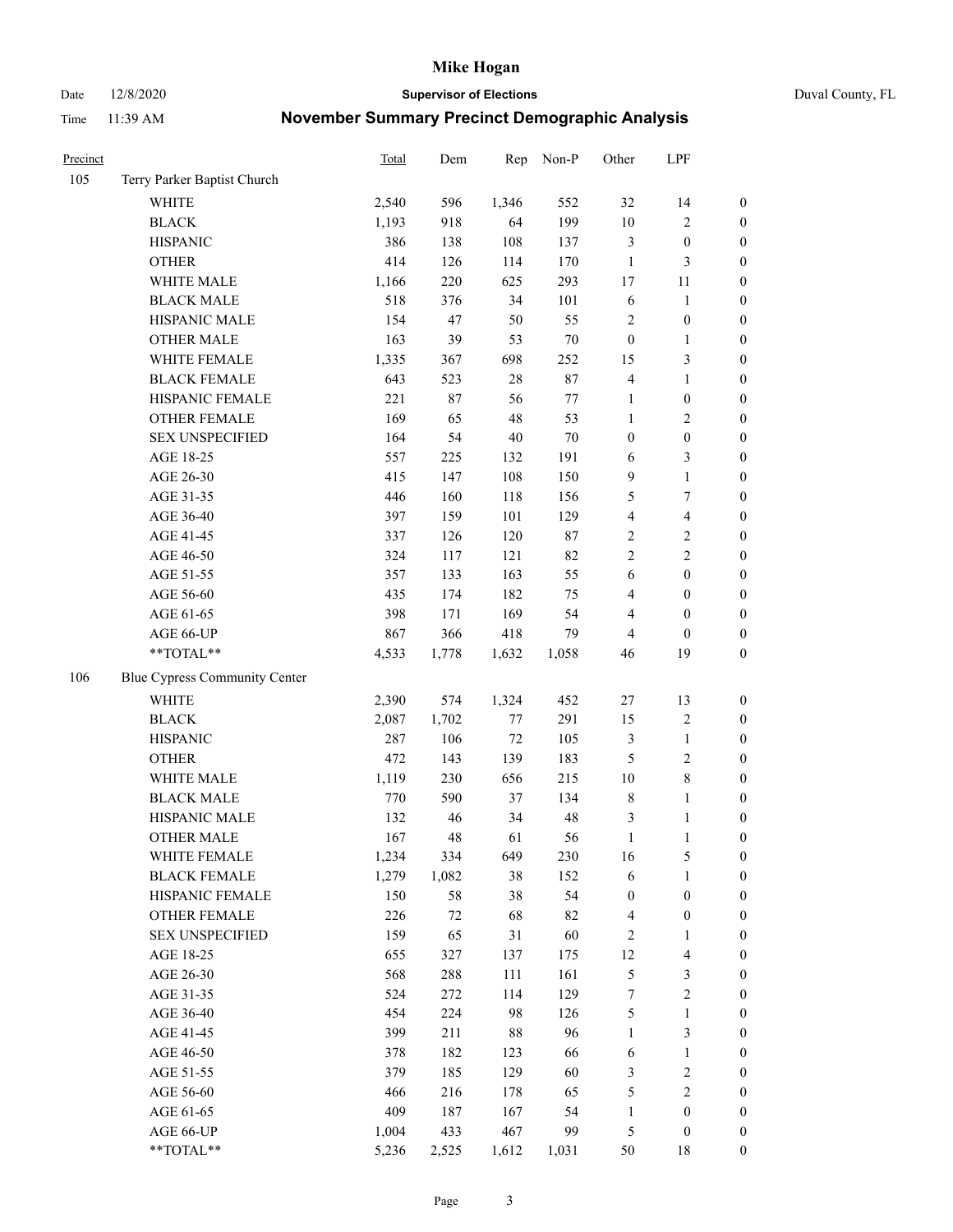# Mike Hogan

Date 12/8/2020 **Supervisor of Elections** Duval County, FL

Time 11:39 AM **November Summary Precinct Demographic Analysis**

| Precinct | | Total | Dem | Rep | Non-P | Other | LPF | |
|---|---|---|---|---|---|---|---|---|
| 105 | Terry Parker Baptist Church | | | | | | | |
| | WHITE | 2,540 | 596 | 1,346 | 552 | 32 | 14 | 0 |
| | BLACK | 1,193 | 918 | 64 | 199 | 10 | 2 | 0 |
| | HISPANIC | 386 | 138 | 108 | 137 | 3 | 0 | 0 |
| | OTHER | 414 | 126 | 114 | 170 | 1 | 3 | 0 |
| | WHITE MALE | 1,166 | 220 | 625 | 293 | 17 | 11 | 0 |
| | BLACK MALE | 518 | 376 | 34 | 101 | 6 | 1 | 0 |
| | HISPANIC MALE | 154 | 47 | 50 | 55 | 2 | 0 | 0 |
| | OTHER MALE | 163 | 39 | 53 | 70 | 0 | 1 | 0 |
| | WHITE FEMALE | 1,335 | 367 | 698 | 252 | 15 | 3 | 0 |
| | BLACK FEMALE | 643 | 523 | 28 | 87 | 4 | 1 | 0 |
| | HISPANIC FEMALE | 221 | 87 | 56 | 77 | 1 | 0 | 0 |
| | OTHER FEMALE | 169 | 65 | 48 | 53 | 1 | 2 | 0 |
| | SEX UNSPECIFIED | 164 | 54 | 40 | 70 | 0 | 0 | 0 |
| | AGE 18-25 | 557 | 225 | 132 | 191 | 6 | 3 | 0 |
| | AGE 26-30 | 415 | 147 | 108 | 150 | 9 | 1 | 0 |
| | AGE 31-35 | 446 | 160 | 118 | 156 | 5 | 7 | 0 |
| | AGE 36-40 | 397 | 159 | 101 | 129 | 4 | 4 | 0 |
| | AGE 41-45 | 337 | 126 | 120 | 87 | 2 | 2 | 0 |
| | AGE 46-50 | 324 | 117 | 121 | 82 | 2 | 2 | 0 |
| | AGE 51-55 | 357 | 133 | 163 | 55 | 6 | 0 | 0 |
| | AGE 56-60 | 435 | 174 | 182 | 75 | 4 | 0 | 0 |
| | AGE 61-65 | 398 | 171 | 169 | 54 | 4 | 0 | 0 |
| | AGE 66-UP | 867 | 366 | 418 | 79 | 4 | 0 | 0 |
| | **TOTAL** | 4,533 | 1,778 | 1,632 | 1,058 | 46 | 19 | 0 |
| 106 | Blue Cypress Community Center | | | | | | | |
| | WHITE | 2,390 | 574 | 1,324 | 452 | 27 | 13 | 0 |
| | BLACK | 2,087 | 1,702 | 77 | 291 | 15 | 2 | 0 |
| | HISPANIC | 287 | 106 | 72 | 105 | 3 | 1 | 0 |
| | OTHER | 472 | 143 | 139 | 183 | 5 | 2 | 0 |
| | WHITE MALE | 1,119 | 230 | 656 | 215 | 10 | 8 | 0 |
| | BLACK MALE | 770 | 590 | 37 | 134 | 8 | 1 | 0 |
| | HISPANIC MALE | 132 | 46 | 34 | 48 | 3 | 1 | 0 |
| | OTHER MALE | 167 | 48 | 61 | 56 | 1 | 1 | 0 |
| | WHITE FEMALE | 1,234 | 334 | 649 | 230 | 16 | 5 | 0 |
| | BLACK FEMALE | 1,279 | 1,082 | 38 | 152 | 6 | 1 | 0 |
| | HISPANIC FEMALE | 150 | 58 | 38 | 54 | 0 | 0 | 0 |
| | OTHER FEMALE | 226 | 72 | 68 | 82 | 4 | 0 | 0 |
| | SEX UNSPECIFIED | 159 | 65 | 31 | 60 | 2 | 1 | 0 |
| | AGE 18-25 | 655 | 327 | 137 | 175 | 12 | 4 | 0 |
| | AGE 26-30 | 568 | 288 | 111 | 161 | 5 | 3 | 0 |
| | AGE 31-35 | 524 | 272 | 114 | 129 | 7 | 2 | 0 |
| | AGE 36-40 | 454 | 224 | 98 | 126 | 5 | 1 | 0 |
| | AGE 41-45 | 399 | 211 | 88 | 96 | 1 | 3 | 0 |
| | AGE 46-50 | 378 | 182 | 123 | 66 | 6 | 1 | 0 |
| | AGE 51-55 | 379 | 185 | 129 | 60 | 3 | 2 | 0 |
| | AGE 56-60 | 466 | 216 | 178 | 65 | 5 | 2 | 0 |
| | AGE 61-65 | 409 | 187 | 167 | 54 | 1 | 0 | 0 |
| | AGE 66-UP | 1,004 | 433 | 467 | 99 | 5 | 0 | 0 |
| | **TOTAL** | 5,236 | 2,525 | 1,612 | 1,031 | 50 | 18 | 0 |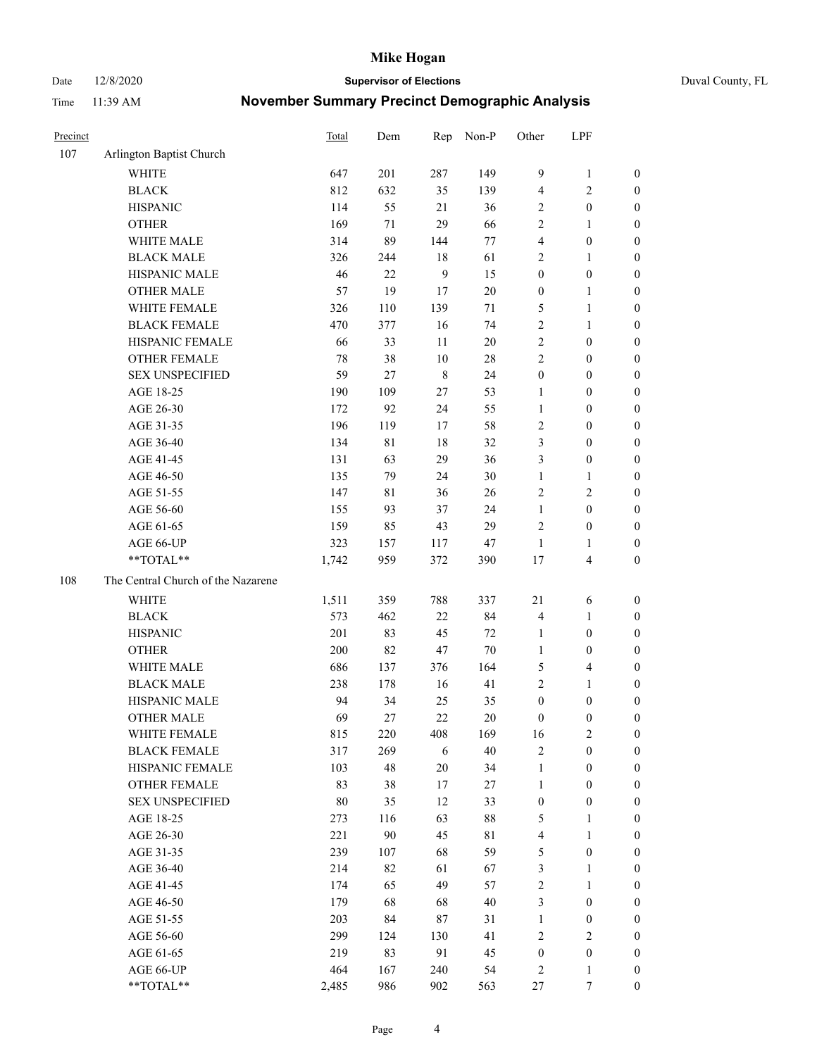# Mike Hogan

Date 12/8/2020 **Supervisor of Elections** Duval County, FL

Time 11:39 AM **November Summary Precinct Demographic Analysis**

| Precinct | | Total | Dem | Rep | Non-P | Other | LPF | |
|---|---|---|---|---|---|---|---|---|
| 107 | Arlington Baptist Church | | | | | | | |
| | WHITE | 647 | 201 | 287 | 149 | 9 | 1 | 0 |
| | BLACK | 812 | 632 | 35 | 139 | 4 | 2 | 0 |
| | HISPANIC | 114 | 55 | 21 | 36 | 2 | 0 | 0 |
| | OTHER | 169 | 71 | 29 | 66 | 2 | 1 | 0 |
| | WHITE MALE | 314 | 89 | 144 | 77 | 4 | 0 | 0 |
| | BLACK MALE | 326 | 244 | 18 | 61 | 2 | 1 | 0 |
| | HISPANIC MALE | 46 | 22 | 9 | 15 | 0 | 0 | 0 |
| | OTHER MALE | 57 | 19 | 17 | 20 | 0 | 1 | 0 |
| | WHITE FEMALE | 326 | 110 | 139 | 71 | 5 | 1 | 0 |
| | BLACK FEMALE | 470 | 377 | 16 | 74 | 2 | 1 | 0 |
| | HISPANIC FEMALE | 66 | 33 | 11 | 20 | 2 | 0 | 0 |
| | OTHER FEMALE | 78 | 38 | 10 | 28 | 2 | 0 | 0 |
| | SEX UNSPECIFIED | 59 | 27 | 8 | 24 | 0 | 0 | 0 |
| | AGE 18-25 | 190 | 109 | 27 | 53 | 1 | 0 | 0 |
| | AGE 26-30 | 172 | 92 | 24 | 55 | 1 | 0 | 0 |
| | AGE 31-35 | 196 | 119 | 17 | 58 | 2 | 0 | 0 |
| | AGE 36-40 | 134 | 81 | 18 | 32 | 3 | 0 | 0 |
| | AGE 41-45 | 131 | 63 | 29 | 36 | 3 | 0 | 0 |
| | AGE 46-50 | 135 | 79 | 24 | 30 | 1 | 1 | 0 |
| | AGE 51-55 | 147 | 81 | 36 | 26 | 2 | 2 | 0 |
| | AGE 56-60 | 155 | 93 | 37 | 24 | 1 | 0 | 0 |
| | AGE 61-65 | 159 | 85 | 43 | 29 | 2 | 0 | 0 |
| | AGE 66-UP | 323 | 157 | 117 | 47 | 1 | 1 | 0 |
| | **TOTAL** | 1,742 | 959 | 372 | 390 | 17 | 4 | 0 |
| 108 | The Central Church of the Nazarene | | | | | | | |
| | WHITE | 1,511 | 359 | 788 | 337 | 21 | 6 | 0 |
| | BLACK | 573 | 462 | 22 | 84 | 4 | 1 | 0 |
| | HISPANIC | 201 | 83 | 45 | 72 | 1 | 0 | 0 |
| | OTHER | 200 | 82 | 47 | 70 | 1 | 0 | 0 |
| | WHITE MALE | 686 | 137 | 376 | 164 | 5 | 4 | 0 |
| | BLACK MALE | 238 | 178 | 16 | 41 | 2 | 1 | 0 |
| | HISPANIC MALE | 94 | 34 | 25 | 35 | 0 | 0 | 0 |
| | OTHER MALE | 69 | 27 | 22 | 20 | 0 | 0 | 0 |
| | WHITE FEMALE | 815 | 220 | 408 | 169 | 16 | 2 | 0 |
| | BLACK FEMALE | 317 | 269 | 6 | 40 | 2 | 0 | 0 |
| | HISPANIC FEMALE | 103 | 48 | 20 | 34 | 1 | 0 | 0 |
| | OTHER FEMALE | 83 | 38 | 17 | 27 | 1 | 0 | 0 |
| | SEX UNSPECIFIED | 80 | 35 | 12 | 33 | 0 | 0 | 0 |
| | AGE 18-25 | 273 | 116 | 63 | 88 | 5 | 1 | 0 |
| | AGE 26-30 | 221 | 90 | 45 | 81 | 4 | 1 | 0 |
| | AGE 31-35 | 239 | 107 | 68 | 59 | 5 | 0 | 0 |
| | AGE 36-40 | 214 | 82 | 61 | 67 | 3 | 1 | 0 |
| | AGE 41-45 | 174 | 65 | 49 | 57 | 2 | 1 | 0 |
| | AGE 46-50 | 179 | 68 | 68 | 40 | 3 | 0 | 0 |
| | AGE 51-55 | 203 | 84 | 87 | 31 | 1 | 0 | 0 |
| | AGE 56-60 | 299 | 124 | 130 | 41 | 2 | 2 | 0 |
| | AGE 61-65 | 219 | 83 | 91 | 45 | 0 | 0 | 0 |
| | AGE 66-UP | 464 | 167 | 240 | 54 | 2 | 1 | 0 |
| | **TOTAL** | 2,485 | 986 | 902 | 563 | 27 | 7 | 0 |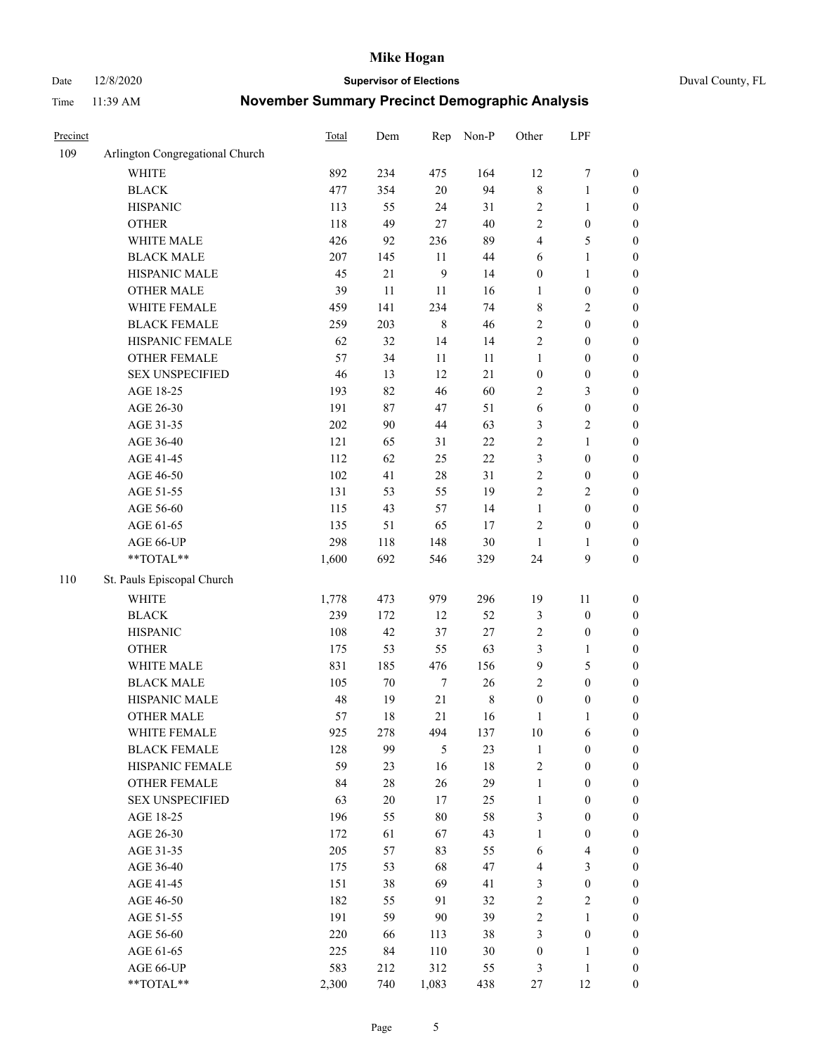# Mike Hogan

Date 12/8/2020 **Supervisor of Elections** Duval County, FL

Time 11:39 AM **November Summary Precinct Demographic Analysis**

| Precinct | | Total | Dem | Rep | Non-P | Other | LPF | |
|---|---|---|---|---|---|---|---|---|
| 109 | Arlington Congregational Church | | | | | | | |
| | WHITE | 892 | 234 | 475 | 164 | 12 | 7 | 0 |
| | BLACK | 477 | 354 | 20 | 94 | 8 | 1 | 0 |
| | HISPANIC | 113 | 55 | 24 | 31 | 2 | 1 | 0 |
| | OTHER | 118 | 49 | 27 | 40 | 2 | 0 | 0 |
| | WHITE MALE | 426 | 92 | 236 | 89 | 4 | 5 | 0 |
| | BLACK MALE | 207 | 145 | 11 | 44 | 6 | 1 | 0 |
| | HISPANIC MALE | 45 | 21 | 9 | 14 | 0 | 1 | 0 |
| | OTHER MALE | 39 | 11 | 11 | 16 | 1 | 0 | 0 |
| | WHITE FEMALE | 459 | 141 | 234 | 74 | 8 | 2 | 0 |
| | BLACK FEMALE | 259 | 203 | 8 | 46 | 2 | 0 | 0 |
| | HISPANIC FEMALE | 62 | 32 | 14 | 14 | 2 | 0 | 0 |
| | OTHER FEMALE | 57 | 34 | 11 | 11 | 1 | 0 | 0 |
| | SEX UNSPECIFIED | 46 | 13 | 12 | 21 | 0 | 0 | 0 |
| | AGE 18-25 | 193 | 82 | 46 | 60 | 2 | 3 | 0 |
| | AGE 26-30 | 191 | 87 | 47 | 51 | 6 | 0 | 0 |
| | AGE 31-35 | 202 | 90 | 44 | 63 | 3 | 2 | 0 |
| | AGE 36-40 | 121 | 65 | 31 | 22 | 2 | 1 | 0 |
| | AGE 41-45 | 112 | 62 | 25 | 22 | 3 | 0 | 0 |
| | AGE 46-50 | 102 | 41 | 28 | 31 | 2 | 0 | 0 |
| | AGE 51-55 | 131 | 53 | 55 | 19 | 2 | 2 | 0 |
| | AGE 56-60 | 115 | 43 | 57 | 14 | 1 | 0 | 0 |
| | AGE 61-65 | 135 | 51 | 65 | 17 | 2 | 0 | 0 |
| | AGE 66-UP | 298 | 118 | 148 | 30 | 1 | 1 | 0 |
| | **TOTAL** | 1,600 | 692 | 546 | 329 | 24 | 9 | 0 |
| 110 | St. Pauls Episcopal Church | | | | | | | |
| | WHITE | 1,778 | 473 | 979 | 296 | 19 | 11 | 0 |
| | BLACK | 239 | 172 | 12 | 52 | 3 | 0 | 0 |
| | HISPANIC | 108 | 42 | 37 | 27 | 2 | 0 | 0 |
| | OTHER | 175 | 53 | 55 | 63 | 3 | 1 | 0 |
| | WHITE MALE | 831 | 185 | 476 | 156 | 9 | 5 | 0 |
| | BLACK MALE | 105 | 70 | 7 | 26 | 2 | 0 | 0 |
| | HISPANIC MALE | 48 | 19 | 21 | 8 | 0 | 0 | 0 |
| | OTHER MALE | 57 | 18 | 21 | 16 | 1 | 1 | 0 |
| | WHITE FEMALE | 925 | 278 | 494 | 137 | 10 | 6 | 0 |
| | BLACK FEMALE | 128 | 99 | 5 | 23 | 1 | 0 | 0 |
| | HISPANIC FEMALE | 59 | 23 | 16 | 18 | 2 | 0 | 0 |
| | OTHER FEMALE | 84 | 28 | 26 | 29 | 1 | 0 | 0 |
| | SEX UNSPECIFIED | 63 | 20 | 17 | 25 | 1 | 0 | 0 |
| | AGE 18-25 | 196 | 55 | 80 | 58 | 3 | 0 | 0 |
| | AGE 26-30 | 172 | 61 | 67 | 43 | 1 | 0 | 0 |
| | AGE 31-35 | 205 | 57 | 83 | 55 | 6 | 4 | 0 |
| | AGE 36-40 | 175 | 53 | 68 | 47 | 4 | 3 | 0 |
| | AGE 41-45 | 151 | 38 | 69 | 41 | 3 | 0 | 0 |
| | AGE 46-50 | 182 | 55 | 91 | 32 | 2 | 2 | 0 |
| | AGE 51-55 | 191 | 59 | 90 | 39 | 2 | 1 | 0 |
| | AGE 56-60 | 220 | 66 | 113 | 38 | 3 | 0 | 0 |
| | AGE 61-65 | 225 | 84 | 110 | 30 | 0 | 1 | 0 |
| | AGE 66-UP | 583 | 212 | 312 | 55 | 3 | 1 | 0 |
| | **TOTAL** | 2,300 | 740 | 1,083 | 438 | 27 | 12 | 0 |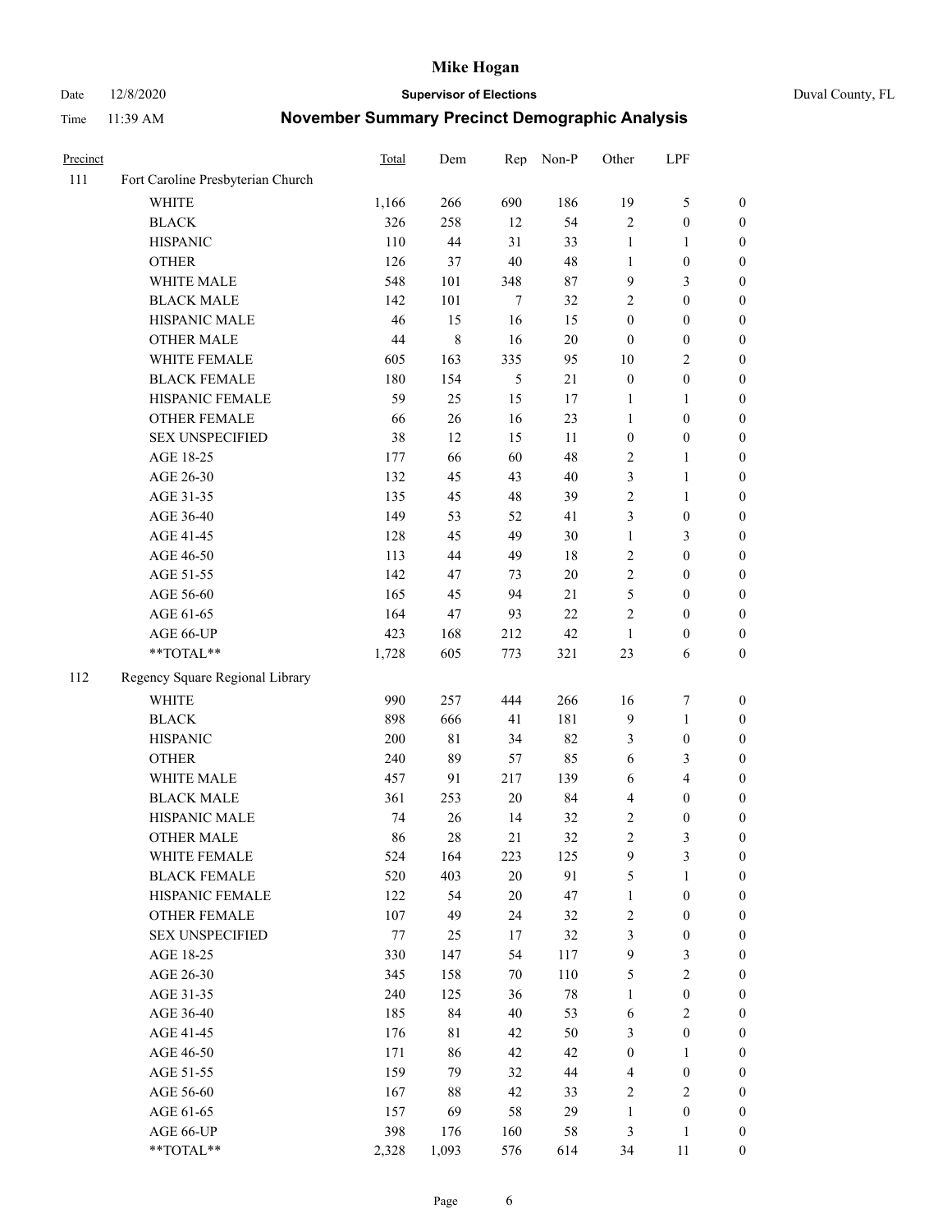# Mike Hogan

Date 12/8/2020 **Supervisor of Elections** Duval County, FL

Time 11:39 AM **November Summary Precinct Demographic Analysis**

| Precinct | | Total | Dem | Rep | Non-P | Other | LPF | |
|---|---|---|---|---|---|---|---|---|
| 111 | Fort Caroline Presbyterian Church | | | | | | | |
| | WHITE | 1,166 | 266 | 690 | 186 | 19 | 5 | 0 |
| | BLACK | 326 | 258 | 12 | 54 | 2 | 0 | 0 |
| | HISPANIC | 110 | 44 | 31 | 33 | 1 | 1 | 0 |
| | OTHER | 126 | 37 | 40 | 48 | 1 | 0 | 0 |
| | WHITE MALE | 548 | 101 | 348 | 87 | 9 | 3 | 0 |
| | BLACK MALE | 142 | 101 | 7 | 32 | 2 | 0 | 0 |
| | HISPANIC MALE | 46 | 15 | 16 | 15 | 0 | 0 | 0 |
| | OTHER MALE | 44 | 8 | 16 | 20 | 0 | 0 | 0 |
| | WHITE FEMALE | 605 | 163 | 335 | 95 | 10 | 2 | 0 |
| | BLACK FEMALE | 180 | 154 | 5 | 21 | 0 | 0 | 0 |
| | HISPANIC FEMALE | 59 | 25 | 15 | 17 | 1 | 1 | 0 |
| | OTHER FEMALE | 66 | 26 | 16 | 23 | 1 | 0 | 0 |
| | SEX UNSPECIFIED | 38 | 12 | 15 | 11 | 0 | 0 | 0 |
| | AGE 18-25 | 177 | 66 | 60 | 48 | 2 | 1 | 0 |
| | AGE 26-30 | 132 | 45 | 43 | 40 | 3 | 1 | 0 |
| | AGE 31-35 | 135 | 45 | 48 | 39 | 2 | 1 | 0 |
| | AGE 36-40 | 149 | 53 | 52 | 41 | 3 | 0 | 0 |
| | AGE 41-45 | 128 | 45 | 49 | 30 | 1 | 3 | 0 |
| | AGE 46-50 | 113 | 44 | 49 | 18 | 2 | 0 | 0 |
| | AGE 51-55 | 142 | 47 | 73 | 20 | 2 | 0 | 0 |
| | AGE 56-60 | 165 | 45 | 94 | 21 | 5 | 0 | 0 |
| | AGE 61-65 | 164 | 47 | 93 | 22 | 2 | 0 | 0 |
| | AGE 66-UP | 423 | 168 | 212 | 42 | 1 | 0 | 0 |
| | **TOTAL** | 1,728 | 605 | 773 | 321 | 23 | 6 | 0 |
| 112 | Regency Square Regional Library | | | | | | | |
| | WHITE | 990 | 257 | 444 | 266 | 16 | 7 | 0 |
| | BLACK | 898 | 666 | 41 | 181 | 9 | 1 | 0 |
| | HISPANIC | 200 | 81 | 34 | 82 | 3 | 0 | 0 |
| | OTHER | 240 | 89 | 57 | 85 | 6 | 3 | 0 |
| | WHITE MALE | 457 | 91 | 217 | 139 | 6 | 4 | 0 |
| | BLACK MALE | 361 | 253 | 20 | 84 | 4 | 0 | 0 |
| | HISPANIC MALE | 74 | 26 | 14 | 32 | 2 | 0 | 0 |
| | OTHER MALE | 86 | 28 | 21 | 32 | 2 | 3 | 0 |
| | WHITE FEMALE | 524 | 164 | 223 | 125 | 9 | 3 | 0 |
| | BLACK FEMALE | 520 | 403 | 20 | 91 | 5 | 1 | 0 |
| | HISPANIC FEMALE | 122 | 54 | 20 | 47 | 1 | 0 | 0 |
| | OTHER FEMALE | 107 | 49 | 24 | 32 | 2 | 0 | 0 |
| | SEX UNSPECIFIED | 77 | 25 | 17 | 32 | 3 | 0 | 0 |
| | AGE 18-25 | 330 | 147 | 54 | 117 | 9 | 3 | 0 |
| | AGE 26-30 | 345 | 158 | 70 | 110 | 5 | 2 | 0 |
| | AGE 31-35 | 240 | 125 | 36 | 78 | 1 | 0 | 0 |
| | AGE 36-40 | 185 | 84 | 40 | 53 | 6 | 2 | 0 |
| | AGE 41-45 | 176 | 81 | 42 | 50 | 3 | 0 | 0 |
| | AGE 46-50 | 171 | 86 | 42 | 42 | 0 | 1 | 0 |
| | AGE 51-55 | 159 | 79 | 32 | 44 | 4 | 0 | 0 |
| | AGE 56-60 | 167 | 88 | 42 | 33 | 2 | 2 | 0 |
| | AGE 61-65 | 157 | 69 | 58 | 29 | 1 | 0 | 0 |
| | AGE 66-UP | 398 | 176 | 160 | 58 | 3 | 1 | 0 |
| | **TOTAL** | 2,328 | 1,093 | 576 | 614 | 34 | 11 | 0 |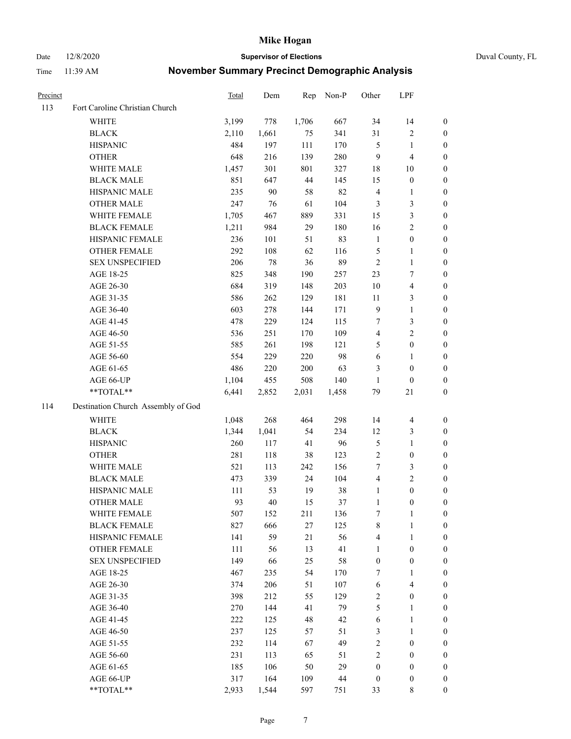# Mike Hogan

Date 12/8/2020 **Supervisor of Elections** Duval County, FL

Time 11:39 AM **November Summary Precinct Demographic Analysis**

| Precinct | | Total | Dem | Rep | Non-P | Other | LPF | |
|---|---|---|---|---|---|---|---|---|
| 113 | Fort Caroline Christian Church | | | | | | | |
| | WHITE | 3,199 | 778 | 1,706 | 667 | 34 | 14 | 0 |
| | BLACK | 2,110 | 1,661 | 75 | 341 | 31 | 2 | 0 |
| | HISPANIC | 484 | 197 | 111 | 170 | 5 | 1 | 0 |
| | OTHER | 648 | 216 | 139 | 280 | 9 | 4 | 0 |
| | WHITE MALE | 1,457 | 301 | 801 | 327 | 18 | 10 | 0 |
| | BLACK MALE | 851 | 647 | 44 | 145 | 15 | 0 | 0 |
| | HISPANIC MALE | 235 | 90 | 58 | 82 | 4 | 1 | 0 |
| | OTHER MALE | 247 | 76 | 61 | 104 | 3 | 3 | 0 |
| | WHITE FEMALE | 1,705 | 467 | 889 | 331 | 15 | 3 | 0 |
| | BLACK FEMALE | 1,211 | 984 | 29 | 180 | 16 | 2 | 0 |
| | HISPANIC FEMALE | 236 | 101 | 51 | 83 | 1 | 0 | 0 |
| | OTHER FEMALE | 292 | 108 | 62 | 116 | 5 | 1 | 0 |
| | SEX UNSPECIFIED | 206 | 78 | 36 | 89 | 2 | 1 | 0 |
| | AGE 18-25 | 825 | 348 | 190 | 257 | 23 | 7 | 0 |
| | AGE 26-30 | 684 | 319 | 148 | 203 | 10 | 4 | 0 |
| | AGE 31-35 | 586 | 262 | 129 | 181 | 11 | 3 | 0 |
| | AGE 36-40 | 603 | 278 | 144 | 171 | 9 | 1 | 0 |
| | AGE 41-45 | 478 | 229 | 124 | 115 | 7 | 3 | 0 |
| | AGE 46-50 | 536 | 251 | 170 | 109 | 4 | 2 | 0 |
| | AGE 51-55 | 585 | 261 | 198 | 121 | 5 | 0 | 0 |
| | AGE 56-60 | 554 | 229 | 220 | 98 | 6 | 1 | 0 |
| | AGE 61-65 | 486 | 220 | 200 | 63 | 3 | 0 | 0 |
| | AGE 66-UP | 1,104 | 455 | 508 | 140 | 1 | 0 | 0 |
| | **TOTAL** | 6,441 | 2,852 | 2,031 | 1,458 | 79 | 21 | 0 |
| 114 | Destination Church Assembly of God | | | | | | | |
| | WHITE | 1,048 | 268 | 464 | 298 | 14 | 4 | 0 |
| | BLACK | 1,344 | 1,041 | 54 | 234 | 12 | 3 | 0 |
| | HISPANIC | 260 | 117 | 41 | 96 | 5 | 1 | 0 |
| | OTHER | 281 | 118 | 38 | 123 | 2 | 0 | 0 |
| | WHITE MALE | 521 | 113 | 242 | 156 | 7 | 3 | 0 |
| | BLACK MALE | 473 | 339 | 24 | 104 | 4 | 2 | 0 |
| | HISPANIC MALE | 111 | 53 | 19 | 38 | 1 | 0 | 0 |
| | OTHER MALE | 93 | 40 | 15 | 37 | 1 | 0 | 0 |
| | WHITE FEMALE | 507 | 152 | 211 | 136 | 7 | 1 | 0 |
| | BLACK FEMALE | 827 | 666 | 27 | 125 | 8 | 1 | 0 |
| | HISPANIC FEMALE | 141 | 59 | 21 | 56 | 4 | 1 | 0 |
| | OTHER FEMALE | 111 | 56 | 13 | 41 | 1 | 0 | 0 |
| | SEX UNSPECIFIED | 149 | 66 | 25 | 58 | 0 | 0 | 0 |
| | AGE 18-25 | 467 | 235 | 54 | 170 | 7 | 1 | 0 |
| | AGE 26-30 | 374 | 206 | 51 | 107 | 6 | 4 | 0 |
| | AGE 31-35 | 398 | 212 | 55 | 129 | 2 | 0 | 0 |
| | AGE 36-40 | 270 | 144 | 41 | 79 | 5 | 1 | 0 |
| | AGE 41-45 | 222 | 125 | 48 | 42 | 6 | 1 | 0 |
| | AGE 46-50 | 237 | 125 | 57 | 51 | 3 | 1 | 0 |
| | AGE 51-55 | 232 | 114 | 67 | 49 | 2 | 0 | 0 |
| | AGE 56-60 | 231 | 113 | 65 | 51 | 2 | 0 | 0 |
| | AGE 61-65 | 185 | 106 | 50 | 29 | 0 | 0 | 0 |
| | AGE 66-UP | 317 | 164 | 109 | 44 | 0 | 0 | 0 |
| | **TOTAL** | 2,933 | 1,544 | 597 | 751 | 33 | 8 | 0 |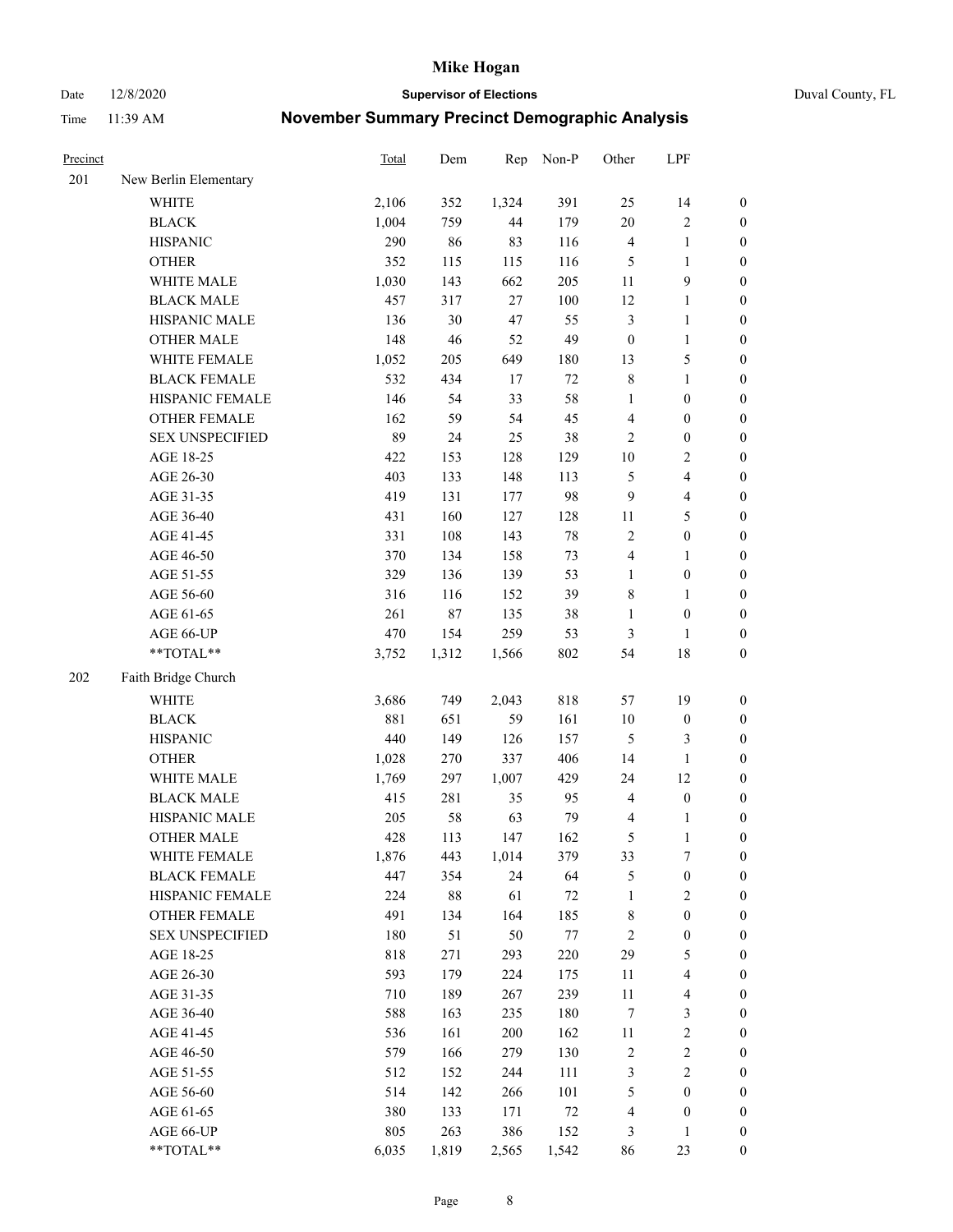# Mike Hogan

Date 12/8/2020 **Supervisor of Elections** Duval County, FL

Time 11:39 AM **November Summary Precinct Demographic Analysis**

| Precinct | | Total | Dem | Rep | Non-P | Other | LPF | |
|---|---|---|---|---|---|---|---|---|
| 201 | New Berlin Elementary | | | | | | | |
| | WHITE | 2,106 | 352 | 1,324 | 391 | 25 | 14 | 0 |
| | BLACK | 1,004 | 759 | 44 | 179 | 20 | 2 | 0 |
| | HISPANIC | 290 | 86 | 83 | 116 | 4 | 1 | 0 |
| | OTHER | 352 | 115 | 115 | 116 | 5 | 1 | 0 |
| | WHITE MALE | 1,030 | 143 | 662 | 205 | 11 | 9 | 0 |
| | BLACK MALE | 457 | 317 | 27 | 100 | 12 | 1 | 0 |
| | HISPANIC MALE | 136 | 30 | 47 | 55 | 3 | 1 | 0 |
| | OTHER MALE | 148 | 46 | 52 | 49 | 0 | 1 | 0 |
| | WHITE FEMALE | 1,052 | 205 | 649 | 180 | 13 | 5 | 0 |
| | BLACK FEMALE | 532 | 434 | 17 | 72 | 8 | 1 | 0 |
| | HISPANIC FEMALE | 146 | 54 | 33 | 58 | 1 | 0 | 0 |
| | OTHER FEMALE | 162 | 59 | 54 | 45 | 4 | 0 | 0 |
| | SEX UNSPECIFIED | 89 | 24 | 25 | 38 | 2 | 0 | 0 |
| | AGE 18-25 | 422 | 153 | 128 | 129 | 10 | 2 | 0 |
| | AGE 26-30 | 403 | 133 | 148 | 113 | 5 | 4 | 0 |
| | AGE 31-35 | 419 | 131 | 177 | 98 | 9 | 4 | 0 |
| | AGE 36-40 | 431 | 160 | 127 | 128 | 11 | 5 | 0 |
| | AGE 41-45 | 331 | 108 | 143 | 78 | 2 | 0 | 0 |
| | AGE 46-50 | 370 | 134 | 158 | 73 | 4 | 1 | 0 |
| | AGE 51-55 | 329 | 136 | 139 | 53 | 1 | 0 | 0 |
| | AGE 56-60 | 316 | 116 | 152 | 39 | 8 | 1 | 0 |
| | AGE 61-65 | 261 | 87 | 135 | 38 | 1 | 0 | 0 |
| | AGE 66-UP | 470 | 154 | 259 | 53 | 3 | 1 | 0 |
| | **TOTAL** | 3,752 | 1,312 | 1,566 | 802 | 54 | 18 | 0 |
| 202 | Faith Bridge Church | | | | | | | |
| | WHITE | 3,686 | 749 | 2,043 | 818 | 57 | 19 | 0 |
| | BLACK | 881 | 651 | 59 | 161 | 10 | 0 | 0 |
| | HISPANIC | 440 | 149 | 126 | 157 | 5 | 3 | 0 |
| | OTHER | 1,028 | 270 | 337 | 406 | 14 | 1 | 0 |
| | WHITE MALE | 1,769 | 297 | 1,007 | 429 | 24 | 12 | 0 |
| | BLACK MALE | 415 | 281 | 35 | 95 | 4 | 0 | 0 |
| | HISPANIC MALE | 205 | 58 | 63 | 79 | 4 | 1 | 0 |
| | OTHER MALE | 428 | 113 | 147 | 162 | 5 | 1 | 0 |
| | WHITE FEMALE | 1,876 | 443 | 1,014 | 379 | 33 | 7 | 0 |
| | BLACK FEMALE | 447 | 354 | 24 | 64 | 5 | 0 | 0 |
| | HISPANIC FEMALE | 224 | 88 | 61 | 72 | 1 | 2 | 0 |
| | OTHER FEMALE | 491 | 134 | 164 | 185 | 8 | 0 | 0 |
| | SEX UNSPECIFIED | 180 | 51 | 50 | 77 | 2 | 0 | 0 |
| | AGE 18-25 | 818 | 271 | 293 | 220 | 29 | 5 | 0 |
| | AGE 26-30 | 593 | 179 | 224 | 175 | 11 | 4 | 0 |
| | AGE 31-35 | 710 | 189 | 267 | 239 | 11 | 4 | 0 |
| | AGE 36-40 | 588 | 163 | 235 | 180 | 7 | 3 | 0 |
| | AGE 41-45 | 536 | 161 | 200 | 162 | 11 | 2 | 0 |
| | AGE 46-50 | 579 | 166 | 279 | 130 | 2 | 2 | 0 |
| | AGE 51-55 | 512 | 152 | 244 | 111 | 3 | 2 | 0 |
| | AGE 56-60 | 514 | 142 | 266 | 101 | 5 | 0 | 0 |
| | AGE 61-65 | 380 | 133 | 171 | 72 | 4 | 0 | 0 |
| | AGE 66-UP | 805 | 263 | 386 | 152 | 3 | 1 | 0 |
| | **TOTAL** | 6,035 | 1,819 | 2,565 | 1,542 | 86 | 23 | 0 |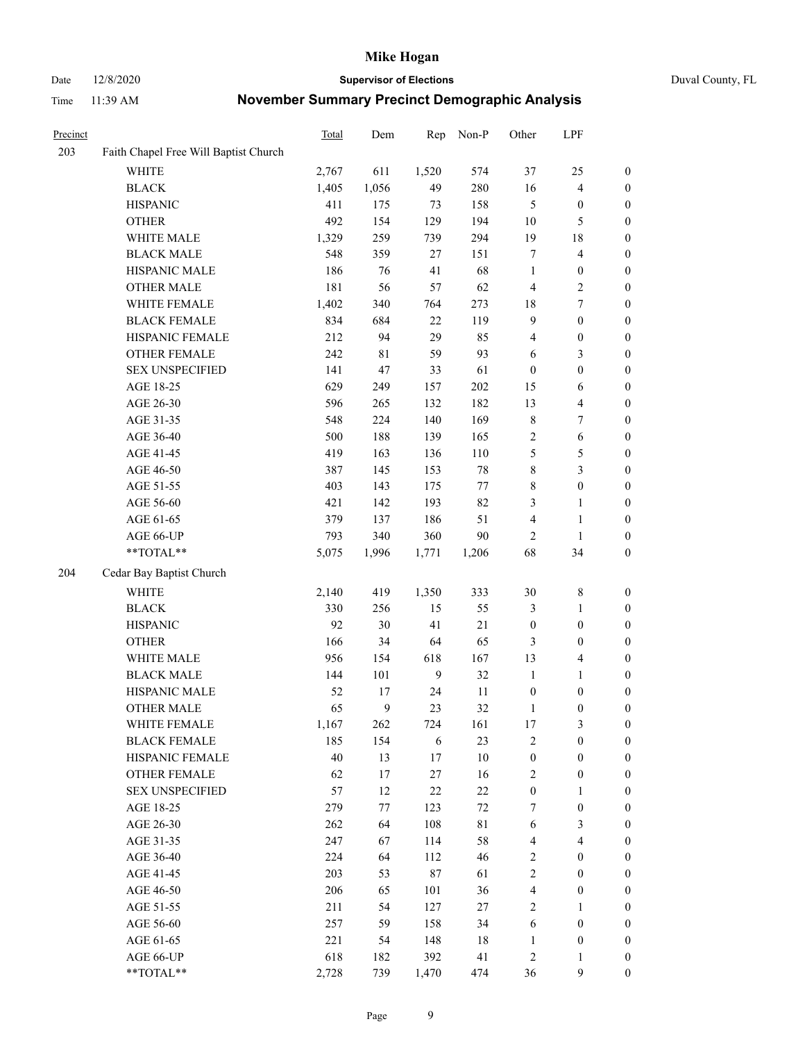# Mike Hogan

Date 12/8/2020 **Supervisor of Elections** Duval County, FL

Time 11:39 AM **November Summary Precinct Demographic Analysis**

| Precinct | | Total | Dem | Rep | Non-P | Other | LPF | |
|---|---|---|---|---|---|---|---|---|
| 203 | Faith Chapel Free Will Baptist Church | | | | | | | |
| | WHITE | 2,767 | 611 | 1,520 | 574 | 37 | 25 | 0 |
| | BLACK | 1,405 | 1,056 | 49 | 280 | 16 | 4 | 0 |
| | HISPANIC | 411 | 175 | 73 | 158 | 5 | 0 | 0 |
| | OTHER | 492 | 154 | 129 | 194 | 10 | 5 | 0 |
| | WHITE MALE | 1,329 | 259 | 739 | 294 | 19 | 18 | 0 |
| | BLACK MALE | 548 | 359 | 27 | 151 | 7 | 4 | 0 |
| | HISPANIC MALE | 186 | 76 | 41 | 68 | 1 | 0 | 0 |
| | OTHER MALE | 181 | 56 | 57 | 62 | 4 | 2 | 0 |
| | WHITE FEMALE | 1,402 | 340 | 764 | 273 | 18 | 7 | 0 |
| | BLACK FEMALE | 834 | 684 | 22 | 119 | 9 | 0 | 0 |
| | HISPANIC FEMALE | 212 | 94 | 29 | 85 | 4 | 0 | 0 |
| | OTHER FEMALE | 242 | 81 | 59 | 93 | 6 | 3 | 0 |
| | SEX UNSPECIFIED | 141 | 47 | 33 | 61 | 0 | 0 | 0 |
| | AGE 18-25 | 629 | 249 | 157 | 202 | 15 | 6 | 0 |
| | AGE 26-30 | 596 | 265 | 132 | 182 | 13 | 4 | 0 |
| | AGE 31-35 | 548 | 224 | 140 | 169 | 8 | 7 | 0 |
| | AGE 36-40 | 500 | 188 | 139 | 165 | 2 | 6 | 0 |
| | AGE 41-45 | 419 | 163 | 136 | 110 | 5 | 5 | 0 |
| | AGE 46-50 | 387 | 145 | 153 | 78 | 8 | 3 | 0 |
| | AGE 51-55 | 403 | 143 | 175 | 77 | 8 | 0 | 0 |
| | AGE 56-60 | 421 | 142 | 193 | 82 | 3 | 1 | 0 |
| | AGE 61-65 | 379 | 137 | 186 | 51 | 4 | 1 | 0 |
| | AGE 66-UP | 793 | 340 | 360 | 90 | 2 | 1 | 0 |
| | **TOTAL** | 5,075 | 1,996 | 1,771 | 1,206 | 68 | 34 | 0 |
| 204 | Cedar Bay Baptist Church | | | | | | | |
| | WHITE | 2,140 | 419 | 1,350 | 333 | 30 | 8 | 0 |
| | BLACK | 330 | 256 | 15 | 55 | 3 | 1 | 0 |
| | HISPANIC | 92 | 30 | 41 | 21 | 0 | 0 | 0 |
| | OTHER | 166 | 34 | 64 | 65 | 3 | 0 | 0 |
| | WHITE MALE | 956 | 154 | 618 | 167 | 13 | 4 | 0 |
| | BLACK MALE | 144 | 101 | 9 | 32 | 1 | 1 | 0 |
| | HISPANIC MALE | 52 | 17 | 24 | 11 | 0 | 0 | 0 |
| | OTHER MALE | 65 | 9 | 23 | 32 | 1 | 0 | 0 |
| | WHITE FEMALE | 1,167 | 262 | 724 | 161 | 17 | 3 | 0 |
| | BLACK FEMALE | 185 | 154 | 6 | 23 | 2 | 0 | 0 |
| | HISPANIC FEMALE | 40 | 13 | 17 | 10 | 0 | 0 | 0 |
| | OTHER FEMALE | 62 | 17 | 27 | 16 | 2 | 0 | 0 |
| | SEX UNSPECIFIED | 57 | 12 | 22 | 22 | 0 | 1 | 0 |
| | AGE 18-25 | 279 | 77 | 123 | 72 | 7 | 0 | 0 |
| | AGE 26-30 | 262 | 64 | 108 | 81 | 6 | 3 | 0 |
| | AGE 31-35 | 247 | 67 | 114 | 58 | 4 | 4 | 0 |
| | AGE 36-40 | 224 | 64 | 112 | 46 | 2 | 0 | 0 |
| | AGE 41-45 | 203 | 53 | 87 | 61 | 2 | 0 | 0 |
| | AGE 46-50 | 206 | 65 | 101 | 36 | 4 | 0 | 0 |
| | AGE 51-55 | 211 | 54 | 127 | 27 | 2 | 1 | 0 |
| | AGE 56-60 | 257 | 59 | 158 | 34 | 6 | 0 | 0 |
| | AGE 61-65 | 221 | 54 | 148 | 18 | 1 | 0 | 0 |
| | AGE 66-UP | 618 | 182 | 392 | 41 | 2 | 1 | 0 |
| | **TOTAL** | 2,728 | 739 | 1,470 | 474 | 36 | 9 | 0 |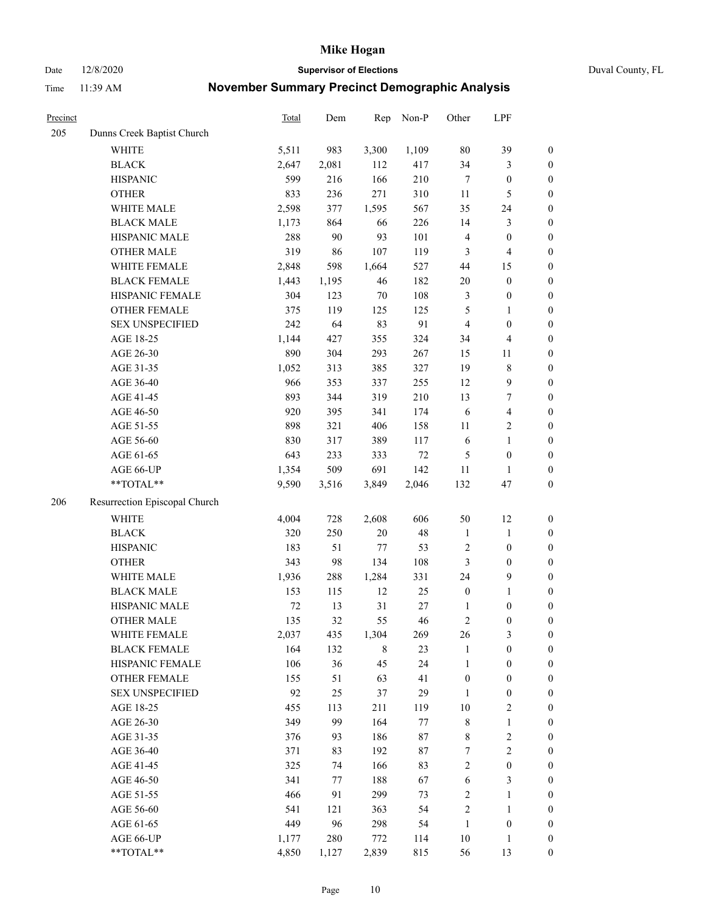# Mike Hogan

Date 12/8/2020 **Supervisor of Elections** Duval County, FL

Time 11:39 AM **November Summary Precinct Demographic Analysis**

| Precinct | | Total | Dem | Rep | Non-P | Other | LPF | |
|---|---|---|---|---|---|---|---|---|
| 205 | Dunns Creek Baptist Church | | | | | | | |
| | WHITE | 5,511 | 983 | 3,300 | 1,109 | 80 | 39 | 0 |
| | BLACK | 2,647 | 2,081 | 112 | 417 | 34 | 3 | 0 |
| | HISPANIC | 599 | 216 | 166 | 210 | 7 | 0 | 0 |
| | OTHER | 833 | 236 | 271 | 310 | 11 | 5 | 0 |
| | WHITE MALE | 2,598 | 377 | 1,595 | 567 | 35 | 24 | 0 |
| | BLACK MALE | 1,173 | 864 | 66 | 226 | 14 | 3 | 0 |
| | HISPANIC MALE | 288 | 90 | 93 | 101 | 4 | 0 | 0 |
| | OTHER MALE | 319 | 86 | 107 | 119 | 3 | 4 | 0 |
| | WHITE FEMALE | 2,848 | 598 | 1,664 | 527 | 44 | 15 | 0 |
| | BLACK FEMALE | 1,443 | 1,195 | 46 | 182 | 20 | 0 | 0 |
| | HISPANIC FEMALE | 304 | 123 | 70 | 108 | 3 | 0 | 0 |
| | OTHER FEMALE | 375 | 119 | 125 | 125 | 5 | 1 | 0 |
| | SEX UNSPECIFIED | 242 | 64 | 83 | 91 | 4 | 0 | 0 |
| | AGE 18-25 | 1,144 | 427 | 355 | 324 | 34 | 4 | 0 |
| | AGE 26-30 | 890 | 304 | 293 | 267 | 15 | 11 | 0 |
| | AGE 31-35 | 1,052 | 313 | 385 | 327 | 19 | 8 | 0 |
| | AGE 36-40 | 966 | 353 | 337 | 255 | 12 | 9 | 0 |
| | AGE 41-45 | 893 | 344 | 319 | 210 | 13 | 7 | 0 |
| | AGE 46-50 | 920 | 395 | 341 | 174 | 6 | 4 | 0 |
| | AGE 51-55 | 898 | 321 | 406 | 158 | 11 | 2 | 0 |
| | AGE 56-60 | 830 | 317 | 389 | 117 | 6 | 1 | 0 |
| | AGE 61-65 | 643 | 233 | 333 | 72 | 5 | 0 | 0 |
| | AGE 66-UP | 1,354 | 509 | 691 | 142 | 11 | 1 | 0 |
| | **TOTAL** | 9,590 | 3,516 | 3,849 | 2,046 | 132 | 47 | 0 |
| 206 | Resurrection Episcopal Church | | | | | | | |
| | WHITE | 4,004 | 728 | 2,608 | 606 | 50 | 12 | 0 |
| | BLACK | 320 | 250 | 20 | 48 | 1 | 1 | 0 |
| | HISPANIC | 183 | 51 | 77 | 53 | 2 | 0 | 0 |
| | OTHER | 343 | 98 | 134 | 108 | 3 | 0 | 0 |
| | WHITE MALE | 1,936 | 288 | 1,284 | 331 | 24 | 9 | 0 |
| | BLACK MALE | 153 | 115 | 12 | 25 | 0 | 1 | 0 |
| | HISPANIC MALE | 72 | 13 | 31 | 27 | 1 | 0 | 0 |
| | OTHER MALE | 135 | 32 | 55 | 46 | 2 | 0 | 0 |
| | WHITE FEMALE | 2,037 | 435 | 1,304 | 269 | 26 | 3 | 0 |
| | BLACK FEMALE | 164 | 132 | 8 | 23 | 1 | 0 | 0 |
| | HISPANIC FEMALE | 106 | 36 | 45 | 24 | 1 | 0 | 0 |
| | OTHER FEMALE | 155 | 51 | 63 | 41 | 0 | 0 | 0 |
| | SEX UNSPECIFIED | 92 | 25 | 37 | 29 | 1 | 0 | 0 |
| | AGE 18-25 | 455 | 113 | 211 | 119 | 10 | 2 | 0 |
| | AGE 26-30 | 349 | 99 | 164 | 77 | 8 | 1 | 0 |
| | AGE 31-35 | 376 | 93 | 186 | 87 | 8 | 2 | 0 |
| | AGE 36-40 | 371 | 83 | 192 | 87 | 7 | 2 | 0 |
| | AGE 41-45 | 325 | 74 | 166 | 83 | 2 | 0 | 0 |
| | AGE 46-50 | 341 | 77 | 188 | 67 | 6 | 3 | 0 |
| | AGE 51-55 | 466 | 91 | 299 | 73 | 2 | 1 | 0 |
| | AGE 56-60 | 541 | 121 | 363 | 54 | 2 | 1 | 0 |
| | AGE 61-65 | 449 | 96 | 298 | 54 | 1 | 0 | 0 |
| | AGE 66-UP | 1,177 | 280 | 772 | 114 | 10 | 1 | 0 |
| | **TOTAL** | 4,850 | 1,127 | 2,839 | 815 | 56 | 13 | 0 |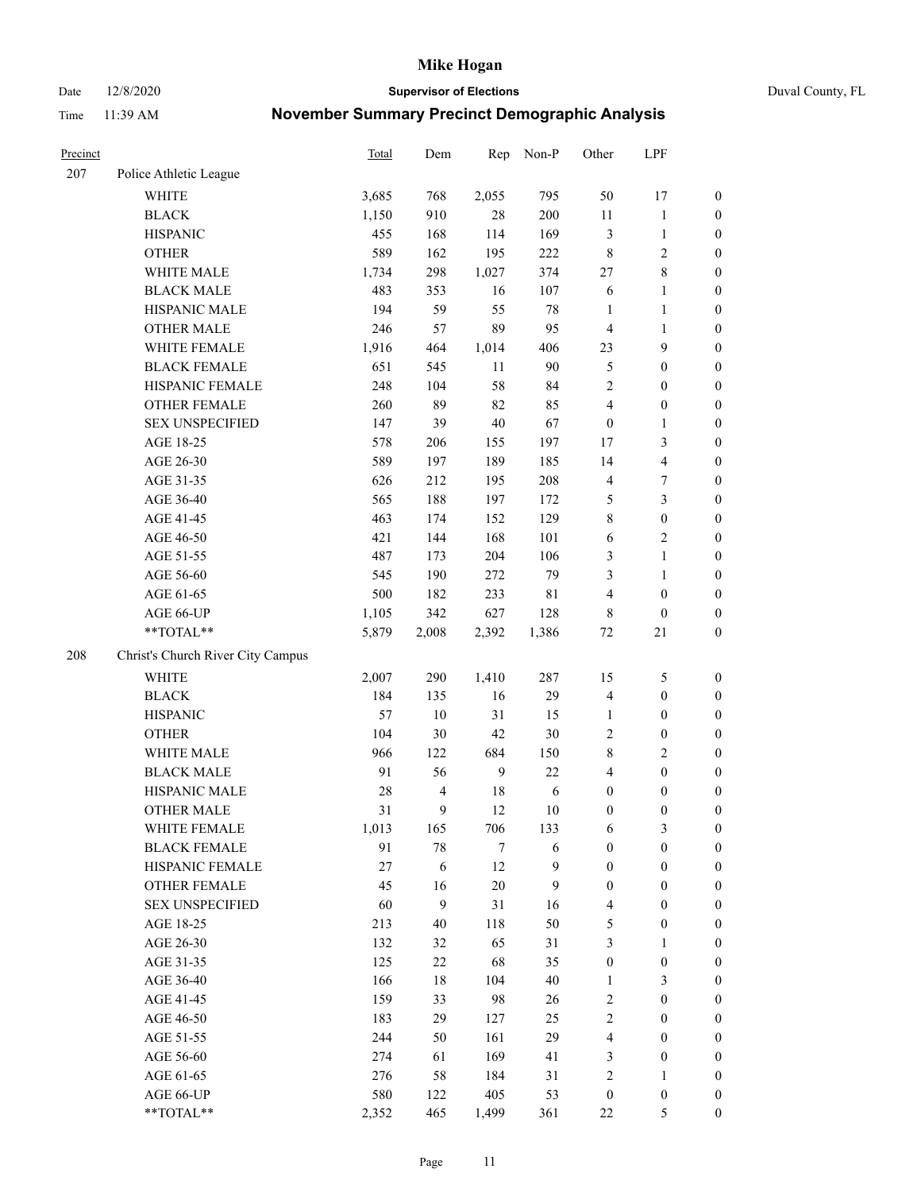# Mike Hogan

Date 12/8/2020 **Supervisor of Elections** Duval County, FL

Time 11:39 AM **November Summary Precinct Demographic Analysis**

| Precinct | | Total | Dem | Rep | Non-P | Other | LPF | |
|---|---|---|---|---|---|---|---|---|
| 207 | Police Athletic League | | | | | | | |
| | WHITE | 3,685 | 768 | 2,055 | 795 | 50 | 17 | 0 |
| | BLACK | 1,150 | 910 | 28 | 200 | 11 | 1 | 0 |
| | HISPANIC | 455 | 168 | 114 | 169 | 3 | 1 | 0 |
| | OTHER | 589 | 162 | 195 | 222 | 8 | 2 | 0 |
| | WHITE MALE | 1,734 | 298 | 1,027 | 374 | 27 | 8 | 0 |
| | BLACK MALE | 483 | 353 | 16 | 107 | 6 | 1 | 0 |
| | HISPANIC MALE | 194 | 59 | 55 | 78 | 1 | 1 | 0 |
| | OTHER MALE | 246 | 57 | 89 | 95 | 4 | 1 | 0 |
| | WHITE FEMALE | 1,916 | 464 | 1,014 | 406 | 23 | 9 | 0 |
| | BLACK FEMALE | 651 | 545 | 11 | 90 | 5 | 0 | 0 |
| | HISPANIC FEMALE | 248 | 104 | 58 | 84 | 2 | 0 | 0 |
| | OTHER FEMALE | 260 | 89 | 82 | 85 | 4 | 0 | 0 |
| | SEX UNSPECIFIED | 147 | 39 | 40 | 67 | 0 | 1 | 0 |
| | AGE 18-25 | 578 | 206 | 155 | 197 | 17 | 3 | 0 |
| | AGE 26-30 | 589 | 197 | 189 | 185 | 14 | 4 | 0 |
| | AGE 31-35 | 626 | 212 | 195 | 208 | 4 | 7 | 0 |
| | AGE 36-40 | 565 | 188 | 197 | 172 | 5 | 3 | 0 |
| | AGE 41-45 | 463 | 174 | 152 | 129 | 8 | 0 | 0 |
| | AGE 46-50 | 421 | 144 | 168 | 101 | 6 | 2 | 0 |
| | AGE 51-55 | 487 | 173 | 204 | 106 | 3 | 1 | 0 |
| | AGE 56-60 | 545 | 190 | 272 | 79 | 3 | 1 | 0 |
| | AGE 61-65 | 500 | 182 | 233 | 81 | 4 | 0 | 0 |
| | AGE 66-UP | 1,105 | 342 | 627 | 128 | 8 | 0 | 0 |
| | **TOTAL** | 5,879 | 2,008 | 2,392 | 1,386 | 72 | 21 | 0 |
| 208 | Christ's Church River City Campus | | | | | | | |
| | WHITE | 2,007 | 290 | 1,410 | 287 | 15 | 5 | 0 |
| | BLACK | 184 | 135 | 16 | 29 | 4 | 0 | 0 |
| | HISPANIC | 57 | 10 | 31 | 15 | 1 | 0 | 0 |
| | OTHER | 104 | 30 | 42 | 30 | 2 | 0 | 0 |
| | WHITE MALE | 966 | 122 | 684 | 150 | 8 | 2 | 0 |
| | BLACK MALE | 91 | 56 | 9 | 22 | 4 | 0 | 0 |
| | HISPANIC MALE | 28 | 4 | 18 | 6 | 0 | 0 | 0 |
| | OTHER MALE | 31 | 9 | 12 | 10 | 0 | 0 | 0 |
| | WHITE FEMALE | 1,013 | 165 | 706 | 133 | 6 | 3 | 0 |
| | BLACK FEMALE | 91 | 78 | 7 | 6 | 0 | 0 | 0 |
| | HISPANIC FEMALE | 27 | 6 | 12 | 9 | 0 | 0 | 0 |
| | OTHER FEMALE | 45 | 16 | 20 | 9 | 0 | 0 | 0 |
| | SEX UNSPECIFIED | 60 | 9 | 31 | 16 | 4 | 0 | 0 |
| | AGE 18-25 | 213 | 40 | 118 | 50 | 5 | 0 | 0 |
| | AGE 26-30 | 132 | 32 | 65 | 31 | 3 | 1 | 0 |
| | AGE 31-35 | 125 | 22 | 68 | 35 | 0 | 0 | 0 |
| | AGE 36-40 | 166 | 18 | 104 | 40 | 1 | 3 | 0 |
| | AGE 41-45 | 159 | 33 | 98 | 26 | 2 | 0 | 0 |
| | AGE 46-50 | 183 | 29 | 127 | 25 | 2 | 0 | 0 |
| | AGE 51-55 | 244 | 50 | 161 | 29 | 4 | 0 | 0 |
| | AGE 56-60 | 274 | 61 | 169 | 41 | 3 | 0 | 0 |
| | AGE 61-65 | 276 | 58 | 184 | 31 | 2 | 1 | 0 |
| | AGE 66-UP | 580 | 122 | 405 | 53 | 0 | 0 | 0 |
| | **TOTAL** | 2,352 | 465 | 1,499 | 361 | 22 | 5 | 0 |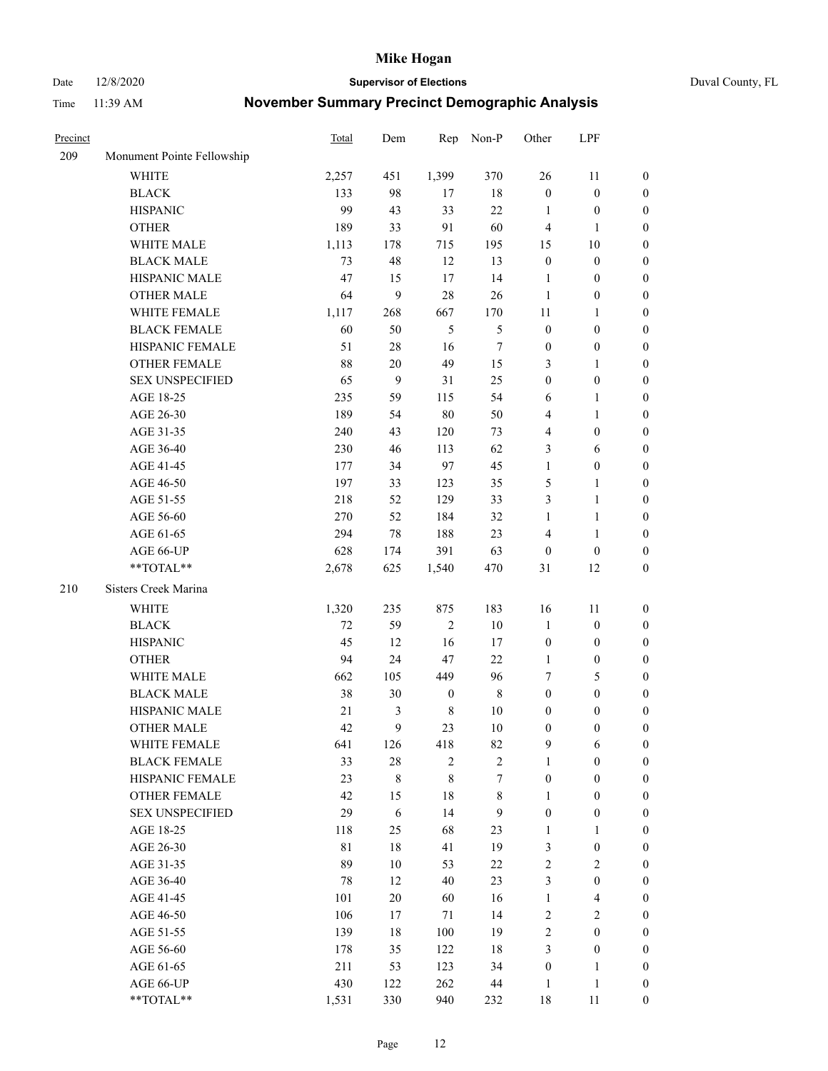# Mike Hogan

Date 12/8/2020 **Supervisor of Elections** Duval County, FL

Time 11:39 AM **November Summary Precinct Demographic Analysis**

| Precinct | | Total | Dem | Rep | Non-P | Other | LPF | |
|---|---|---|---|---|---|---|---|---|
| 209 | Monument Pointe Fellowship | | | | | | | |
| | WHITE | 2,257 | 451 | 1,399 | 370 | 26 | 11 | 0 |
| | BLACK | 133 | 98 | 17 | 18 | 0 | 0 | 0 |
| | HISPANIC | 99 | 43 | 33 | 22 | 1 | 0 | 0 |
| | OTHER | 189 | 33 | 91 | 60 | 4 | 1 | 0 |
| | WHITE MALE | 1,113 | 178 | 715 | 195 | 15 | 10 | 0 |
| | BLACK MALE | 73 | 48 | 12 | 13 | 0 | 0 | 0 |
| | HISPANIC MALE | 47 | 15 | 17 | 14 | 1 | 0 | 0 |
| | OTHER MALE | 64 | 9 | 28 | 26 | 1 | 0 | 0 |
| | WHITE FEMALE | 1,117 | 268 | 667 | 170 | 11 | 1 | 0 |
| | BLACK FEMALE | 60 | 50 | 5 | 5 | 0 | 0 | 0 |
| | HISPANIC FEMALE | 51 | 28 | 16 | 7 | 0 | 0 | 0 |
| | OTHER FEMALE | 88 | 20 | 49 | 15 | 3 | 1 | 0 |
| | SEX UNSPECIFIED | 65 | 9 | 31 | 25 | 0 | 0 | 0 |
| | AGE 18-25 | 235 | 59 | 115 | 54 | 6 | 1 | 0 |
| | AGE 26-30 | 189 | 54 | 80 | 50 | 4 | 1 | 0 |
| | AGE 31-35 | 240 | 43 | 120 | 73 | 4 | 0 | 0 |
| | AGE 36-40 | 230 | 46 | 113 | 62 | 3 | 6 | 0 |
| | AGE 41-45 | 177 | 34 | 97 | 45 | 1 | 0 | 0 |
| | AGE 46-50 | 197 | 33 | 123 | 35 | 5 | 1 | 0 |
| | AGE 51-55 | 218 | 52 | 129 | 33 | 3 | 1 | 0 |
| | AGE 56-60 | 270 | 52 | 184 | 32 | 1 | 1 | 0 |
| | AGE 61-65 | 294 | 78 | 188 | 23 | 4 | 1 | 0 |
| | AGE 66-UP | 628 | 174 | 391 | 63 | 0 | 0 | 0 |
| | **TOTAL** | 2,678 | 625 | 1,540 | 470 | 31 | 12 | 0 |
| 210 | Sisters Creek Marina | | | | | | | |
| | WHITE | 1,320 | 235 | 875 | 183 | 16 | 11 | 0 |
| | BLACK | 72 | 59 | 2 | 10 | 1 | 0 | 0 |
| | HISPANIC | 45 | 12 | 16 | 17 | 0 | 0 | 0 |
| | OTHER | 94 | 24 | 47 | 22 | 1 | 0 | 0 |
| | WHITE MALE | 662 | 105 | 449 | 96 | 7 | 5 | 0 |
| | BLACK MALE | 38 | 30 | 0 | 8 | 0 | 0 | 0 |
| | HISPANIC MALE | 21 | 3 | 8 | 10 | 0 | 0 | 0 |
| | OTHER MALE | 42 | 9 | 23 | 10 | 0 | 0 | 0 |
| | WHITE FEMALE | 641 | 126 | 418 | 82 | 9 | 6 | 0 |
| | BLACK FEMALE | 33 | 28 | 2 | 2 | 1 | 0 | 0 |
| | HISPANIC FEMALE | 23 | 8 | 8 | 7 | 0 | 0 | 0 |
| | OTHER FEMALE | 42 | 15 | 18 | 8 | 1 | 0 | 0 |
| | SEX UNSPECIFIED | 29 | 6 | 14 | 9 | 0 | 0 | 0 |
| | AGE 18-25 | 118 | 25 | 68 | 23 | 1 | 1 | 0 |
| | AGE 26-30 | 81 | 18 | 41 | 19 | 3 | 0 | 0 |
| | AGE 31-35 | 89 | 10 | 53 | 22 | 2 | 2 | 0 |
| | AGE 36-40 | 78 | 12 | 40 | 23 | 3 | 0 | 0 |
| | AGE 41-45 | 101 | 20 | 60 | 16 | 1 | 4 | 0 |
| | AGE 46-50 | 106 | 17 | 71 | 14 | 2 | 2 | 0 |
| | AGE 51-55 | 139 | 18 | 100 | 19 | 2 | 0 | 0 |
| | AGE 56-60 | 178 | 35 | 122 | 18 | 3 | 0 | 0 |
| | AGE 61-65 | 211 | 53 | 123 | 34 | 0 | 1 | 0 |
| | AGE 66-UP | 430 | 122 | 262 | 44 | 1 | 1 | 0 |
| | **TOTAL** | 1,531 | 330 | 940 | 232 | 18 | 11 | 0 |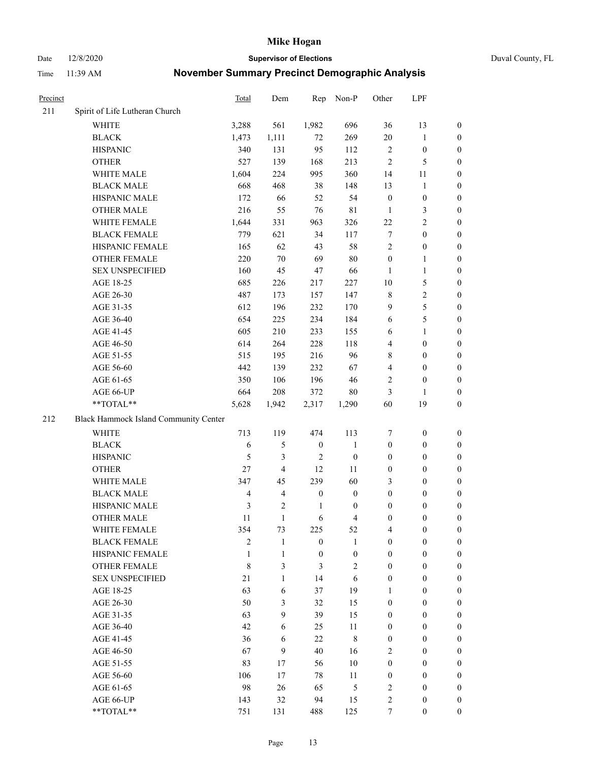| Precinct | | Total | Dem | Rep | Non-P | Other | LPF | |
|---|---|---|---|---|---|---|---|---|
| 211 | Spirit of Life Lutheran Church | | | | | | | |
| | WHITE | 3,288 | 561 | 1,982 | 696 | 36 | 13 | 0 |
| | BLACK | 1,473 | 1,111 | 72 | 269 | 20 | 1 | 0 |
| | HISPANIC | 340 | 131 | 95 | 112 | 2 | 0 | 0 |
| | OTHER | 527 | 139 | 168 | 213 | 2 | 5 | 0 |
| | WHITE MALE | 1,604 | 224 | 995 | 360 | 14 | 11 | 0 |
| | BLACK MALE | 668 | 468 | 38 | 148 | 13 | 1 | 0 |
| | HISPANIC MALE | 172 | 66 | 52 | 54 | 0 | 0 | 0 |
| | OTHER MALE | 216 | 55 | 76 | 81 | 1 | 3 | 0 |
| | WHITE FEMALE | 1,644 | 331 | 963 | 326 | 22 | 2 | 0 |
| | BLACK FEMALE | 779 | 621 | 34 | 117 | 7 | 0 | 0 |
| | HISPANIC FEMALE | 165 | 62 | 43 | 58 | 2 | 0 | 0 |
| | OTHER FEMALE | 220 | 70 | 69 | 80 | 0 | 1 | 0 |
| | SEX UNSPECIFIED | 160 | 45 | 47 | 66 | 1 | 1 | 0 |
| | AGE 18-25 | 685 | 226 | 217 | 227 | 10 | 5 | 0 |
| | AGE 26-30 | 487 | 173 | 157 | 147 | 8 | 2 | 0 |
| | AGE 31-35 | 612 | 196 | 232 | 170 | 9 | 5 | 0 |
| | AGE 36-40 | 654 | 225 | 234 | 184 | 6 | 5 | 0 |
| | AGE 41-45 | 605 | 210 | 233 | 155 | 6 | 1 | 0 |
| | AGE 46-50 | 614 | 264 | 228 | 118 | 4 | 0 | 0 |
| | AGE 51-55 | 515 | 195 | 216 | 96 | 8 | 0 | 0 |
| | AGE 56-60 | 442 | 139 | 232 | 67 | 4 | 0 | 0 |
| | AGE 61-65 | 350 | 106 | 196 | 46 | 2 | 0 | 0 |
| | AGE 66-UP | 664 | 208 | 372 | 80 | 3 | 1 | 0 |
| | **TOTAL** | 5,628 | 1,942 | 2,317 | 1,290 | 60 | 19 | 0 |
| 212 | Black Hammock Island Community Center | | | | | | | |
| | WHITE | 713 | 119 | 474 | 113 | 7 | 0 | 0 |
| | BLACK | 6 | 5 | 0 | 1 | 0 | 0 | 0 |
| | HISPANIC | 5 | 3 | 2 | 0 | 0 | 0 | 0 |
| | OTHER | 27 | 4 | 12 | 11 | 0 | 0 | 0 |
| | WHITE MALE | 347 | 45 | 239 | 60 | 3 | 0 | 0 |
| | BLACK MALE | 4 | 4 | 0 | 0 | 0 | 0 | 0 |
| | HISPANIC MALE | 3 | 2 | 1 | 0 | 0 | 0 | 0 |
| | OTHER MALE | 11 | 1 | 6 | 4 | 0 | 0 | 0 |
| | WHITE FEMALE | 354 | 73 | 225 | 52 | 4 | 0 | 0 |
| | BLACK FEMALE | 2 | 1 | 0 | 1 | 0 | 0 | 0 |
| | HISPANIC FEMALE | 1 | 1 | 0 | 0 | 0 | 0 | 0 |
| | OTHER FEMALE | 8 | 3 | 3 | 2 | 0 | 0 | 0 |
| | SEX UNSPECIFIED | 21 | 1 | 14 | 6 | 0 | 0 | 0 |
| | AGE 18-25 | 63 | 6 | 37 | 19 | 1 | 0 | 0 |
| | AGE 26-30 | 50 | 3 | 32 | 15 | 0 | 0 | 0 |
| | AGE 31-35 | 63 | 9 | 39 | 15 | 0 | 0 | 0 |
| | AGE 36-40 | 42 | 6 | 25 | 11 | 0 | 0 | 0 |
| | AGE 41-45 | 36 | 6 | 22 | 8 | 0 | 0 | 0 |
| | AGE 46-50 | 67 | 9 | 40 | 16 | 2 | 0 | 0 |
| | AGE 51-55 | 83 | 17 | 56 | 10 | 0 | 0 | 0 |
| | AGE 56-60 | 106 | 17 | 78 | 11 | 0 | 0 | 0 |
| | AGE 61-65 | 98 | 26 | 65 | 5 | 2 | 0 | 0 |
| | AGE 66-UP | 143 | 32 | 94 | 15 | 2 | 0 | 0 |
| | **TOTAL** | 751 | 131 | 488 | 125 | 7 | 0 | 0 |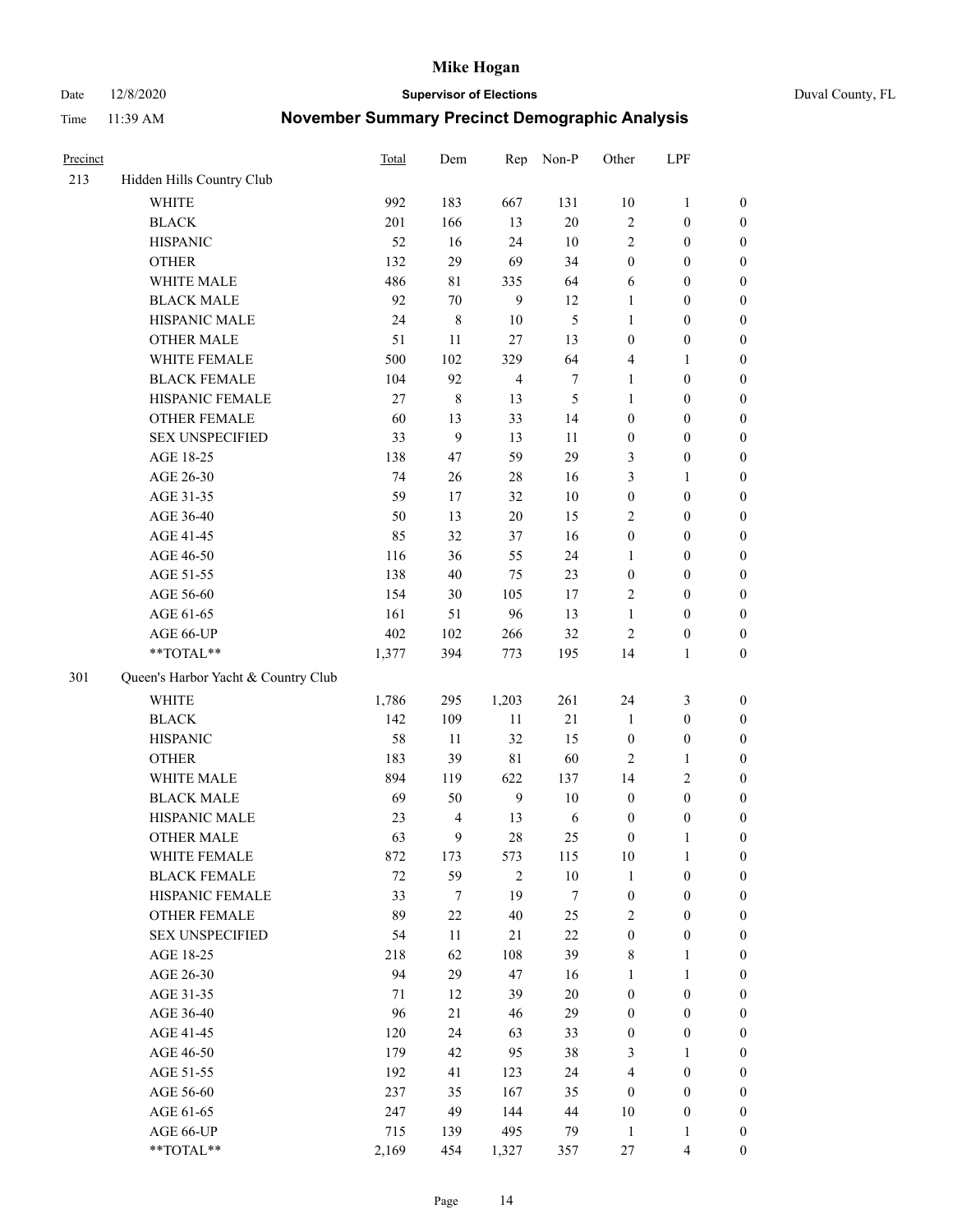# Mike Hogan

Date 12/8/2020 **Supervisor of Elections** Duval County, FL

Time 11:39 AM **November Summary Precinct Demographic Analysis**

| Precinct | | Total | Dem | Rep | Non-P | Other | LPF | |
|---|---|---|---|---|---|---|---|---|
| 213 | Hidden Hills Country Club | | | | | | | |
| | WHITE | 992 | 183 | 667 | 131 | 10 | 1 | 0 |
| | BLACK | 201 | 166 | 13 | 20 | 2 | 0 | 0 |
| | HISPANIC | 52 | 16 | 24 | 10 | 2 | 0 | 0 |
| | OTHER | 132 | 29 | 69 | 34 | 0 | 0 | 0 |
| | WHITE MALE | 486 | 81 | 335 | 64 | 6 | 0 | 0 |
| | BLACK MALE | 92 | 70 | 9 | 12 | 1 | 0 | 0 |
| | HISPANIC MALE | 24 | 8 | 10 | 5 | 1 | 0 | 0 |
| | OTHER MALE | 51 | 11 | 27 | 13 | 0 | 0 | 0 |
| | WHITE FEMALE | 500 | 102 | 329 | 64 | 4 | 1 | 0 |
| | BLACK FEMALE | 104 | 92 | 4 | 7 | 1 | 0 | 0 |
| | HISPANIC FEMALE | 27 | 8 | 13 | 5 | 1 | 0 | 0 |
| | OTHER FEMALE | 60 | 13 | 33 | 14 | 0 | 0 | 0 |
| | SEX UNSPECIFIED | 33 | 9 | 13 | 11 | 0 | 0 | 0 |
| | AGE 18-25 | 138 | 47 | 59 | 29 | 3 | 0 | 0 |
| | AGE 26-30 | 74 | 26 | 28 | 16 | 3 | 1 | 0 |
| | AGE 31-35 | 59 | 17 | 32 | 10 | 0 | 0 | 0 |
| | AGE 36-40 | 50 | 13 | 20 | 15 | 2 | 0 | 0 |
| | AGE 41-45 | 85 | 32 | 37 | 16 | 0 | 0 | 0 |
| | AGE 46-50 | 116 | 36 | 55 | 24 | 1 | 0 | 0 |
| | AGE 51-55 | 138 | 40 | 75 | 23 | 0 | 0 | 0 |
| | AGE 56-60 | 154 | 30 | 105 | 17 | 2 | 0 | 0 |
| | AGE 61-65 | 161 | 51 | 96 | 13 | 1 | 0 | 0 |
| | AGE 66-UP | 402 | 102 | 266 | 32 | 2 | 0 | 0 |
| | **TOTAL** | 1,377 | 394 | 773 | 195 | 14 | 1 | 0 |
| 301 | Queen's Harbor Yacht & Country Club | | | | | | | |
| | WHITE | 1,786 | 295 | 1,203 | 261 | 24 | 3 | 0 |
| | BLACK | 142 | 109 | 11 | 21 | 1 | 0 | 0 |
| | HISPANIC | 58 | 11 | 32 | 15 | 0 | 0 | 0 |
| | OTHER | 183 | 39 | 81 | 60 | 2 | 1 | 0 |
| | WHITE MALE | 894 | 119 | 622 | 137 | 14 | 2 | 0 |
| | BLACK MALE | 69 | 50 | 9 | 10 | 0 | 0 | 0 |
| | HISPANIC MALE | 23 | 4 | 13 | 6 | 0 | 0 | 0 |
| | OTHER MALE | 63 | 9 | 28 | 25 | 0 | 1 | 0 |
| | WHITE FEMALE | 872 | 173 | 573 | 115 | 10 | 1 | 0 |
| | BLACK FEMALE | 72 | 59 | 2 | 10 | 1 | 0 | 0 |
| | HISPANIC FEMALE | 33 | 7 | 19 | 7 | 0 | 0 | 0 |
| | OTHER FEMALE | 89 | 22 | 40 | 25 | 2 | 0 | 0 |
| | SEX UNSPECIFIED | 54 | 11 | 21 | 22 | 0 | 0 | 0 |
| | AGE 18-25 | 218 | 62 | 108 | 39 | 8 | 1 | 0 |
| | AGE 26-30 | 94 | 29 | 47 | 16 | 1 | 1 | 0 |
| | AGE 31-35 | 71 | 12 | 39 | 20 | 0 | 0 | 0 |
| | AGE 36-40 | 96 | 21 | 46 | 29 | 0 | 0 | 0 |
| | AGE 41-45 | 120 | 24 | 63 | 33 | 0 | 0 | 0 |
| | AGE 46-50 | 179 | 42 | 95 | 38 | 3 | 1 | 0 |
| | AGE 51-55 | 192 | 41 | 123 | 24 | 4 | 0 | 0 |
| | AGE 56-60 | 237 | 35 | 167 | 35 | 0 | 0 | 0 |
| | AGE 61-65 | 247 | 49 | 144 | 44 | 10 | 0 | 0 |
| | AGE 66-UP | 715 | 139 | 495 | 79 | 1 | 1 | 0 |
| | **TOTAL** | 2,169 | 454 | 1,327 | 357 | 27 | 4 | 0 |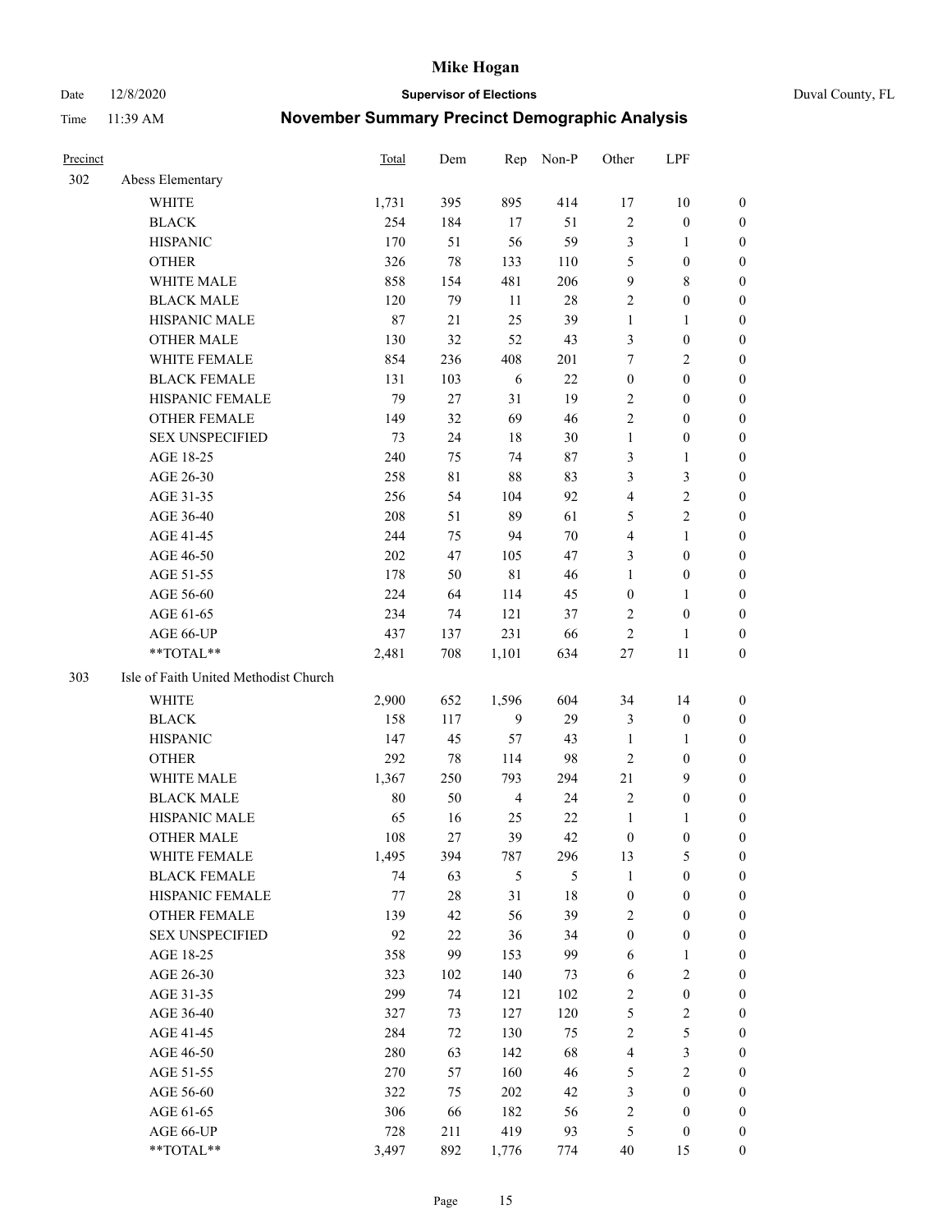# Mike Hogan

Date 12/8/2020 **Supervisor of Elections** Duval County, FL

Time 11:39 AM **November Summary Precinct Demographic Analysis**

| Precinct | | Total | Dem | Rep | Non-P | Other | LPF | |
|---|---|---|---|---|---|---|---|---|
| 302 | Abess Elementary | | | | | | | |
| | WHITE | 1,731 | 395 | 895 | 414 | 17 | 10 | 0 |
| | BLACK | 254 | 184 | 17 | 51 | 2 | 0 | 0 |
| | HISPANIC | 170 | 51 | 56 | 59 | 3 | 1 | 0 |
| | OTHER | 326 | 78 | 133 | 110 | 5 | 0 | 0 |
| | WHITE MALE | 858 | 154 | 481 | 206 | 9 | 8 | 0 |
| | BLACK MALE | 120 | 79 | 11 | 28 | 2 | 0 | 0 |
| | HISPANIC MALE | 87 | 21 | 25 | 39 | 1 | 1 | 0 |
| | OTHER MALE | 130 | 32 | 52 | 43 | 3 | 0 | 0 |
| | WHITE FEMALE | 854 | 236 | 408 | 201 | 7 | 2 | 0 |
| | BLACK FEMALE | 131 | 103 | 6 | 22 | 0 | 0 | 0 |
| | HISPANIC FEMALE | 79 | 27 | 31 | 19 | 2 | 0 | 0 |
| | OTHER FEMALE | 149 | 32 | 69 | 46 | 2 | 0 | 0 |
| | SEX UNSPECIFIED | 73 | 24 | 18 | 30 | 1 | 0 | 0 |
| | AGE 18-25 | 240 | 75 | 74 | 87 | 3 | 1 | 0 |
| | AGE 26-30 | 258 | 81 | 88 | 83 | 3 | 3 | 0 |
| | AGE 31-35 | 256 | 54 | 104 | 92 | 4 | 2 | 0 |
| | AGE 36-40 | 208 | 51 | 89 | 61 | 5 | 2 | 0 |
| | AGE 41-45 | 244 | 75 | 94 | 70 | 4 | 1 | 0 |
| | AGE 46-50 | 202 | 47 | 105 | 47 | 3 | 0 | 0 |
| | AGE 51-55 | 178 | 50 | 81 | 46 | 1 | 0 | 0 |
| | AGE 56-60 | 224 | 64 | 114 | 45 | 0 | 1 | 0 |
| | AGE 61-65 | 234 | 74 | 121 | 37 | 2 | 0 | 0 |
| | AGE 66-UP | 437 | 137 | 231 | 66 | 2 | 1 | 0 |
| | **TOTAL** | 2,481 | 708 | 1,101 | 634 | 27 | 11 | 0 |
| 303 | Isle of Faith United Methodist Church | | | | | | | |
| | WHITE | 2,900 | 652 | 1,596 | 604 | 34 | 14 | 0 |
| | BLACK | 158 | 117 | 9 | 29 | 3 | 0 | 0 |
| | HISPANIC | 147 | 45 | 57 | 43 | 1 | 1 | 0 |
| | OTHER | 292 | 78 | 114 | 98 | 2 | 0 | 0 |
| | WHITE MALE | 1,367 | 250 | 793 | 294 | 21 | 9 | 0 |
| | BLACK MALE | 80 | 50 | 4 | 24 | 2 | 0 | 0 |
| | HISPANIC MALE | 65 | 16 | 25 | 22 | 1 | 1 | 0 |
| | OTHER MALE | 108 | 27 | 39 | 42 | 0 | 0 | 0 |
| | WHITE FEMALE | 1,495 | 394 | 787 | 296 | 13 | 5 | 0 |
| | BLACK FEMALE | 74 | 63 | 5 | 5 | 1 | 0 | 0 |
| | HISPANIC FEMALE | 77 | 28 | 31 | 18 | 0 | 0 | 0 |
| | OTHER FEMALE | 139 | 42 | 56 | 39 | 2 | 0 | 0 |
| | SEX UNSPECIFIED | 92 | 22 | 36 | 34 | 0 | 0 | 0 |
| | AGE 18-25 | 358 | 99 | 153 | 99 | 6 | 1 | 0 |
| | AGE 26-30 | 323 | 102 | 140 | 73 | 6 | 2 | 0 |
| | AGE 31-35 | 299 | 74 | 121 | 102 | 2 | 0 | 0 |
| | AGE 36-40 | 327 | 73 | 127 | 120 | 5 | 2 | 0 |
| | AGE 41-45 | 284 | 72 | 130 | 75 | 2 | 5 | 0 |
| | AGE 46-50 | 280 | 63 | 142 | 68 | 4 | 3 | 0 |
| | AGE 51-55 | 270 | 57 | 160 | 46 | 5 | 2 | 0 |
| | AGE 56-60 | 322 | 75 | 202 | 42 | 3 | 0 | 0 |
| | AGE 61-65 | 306 | 66 | 182 | 56 | 2 | 0 | 0 |
| | AGE 66-UP | 728 | 211 | 419 | 93 | 5 | 0 | 0 |
| | **TOTAL** | 3,497 | 892 | 1,776 | 774 | 40 | 15 | 0 |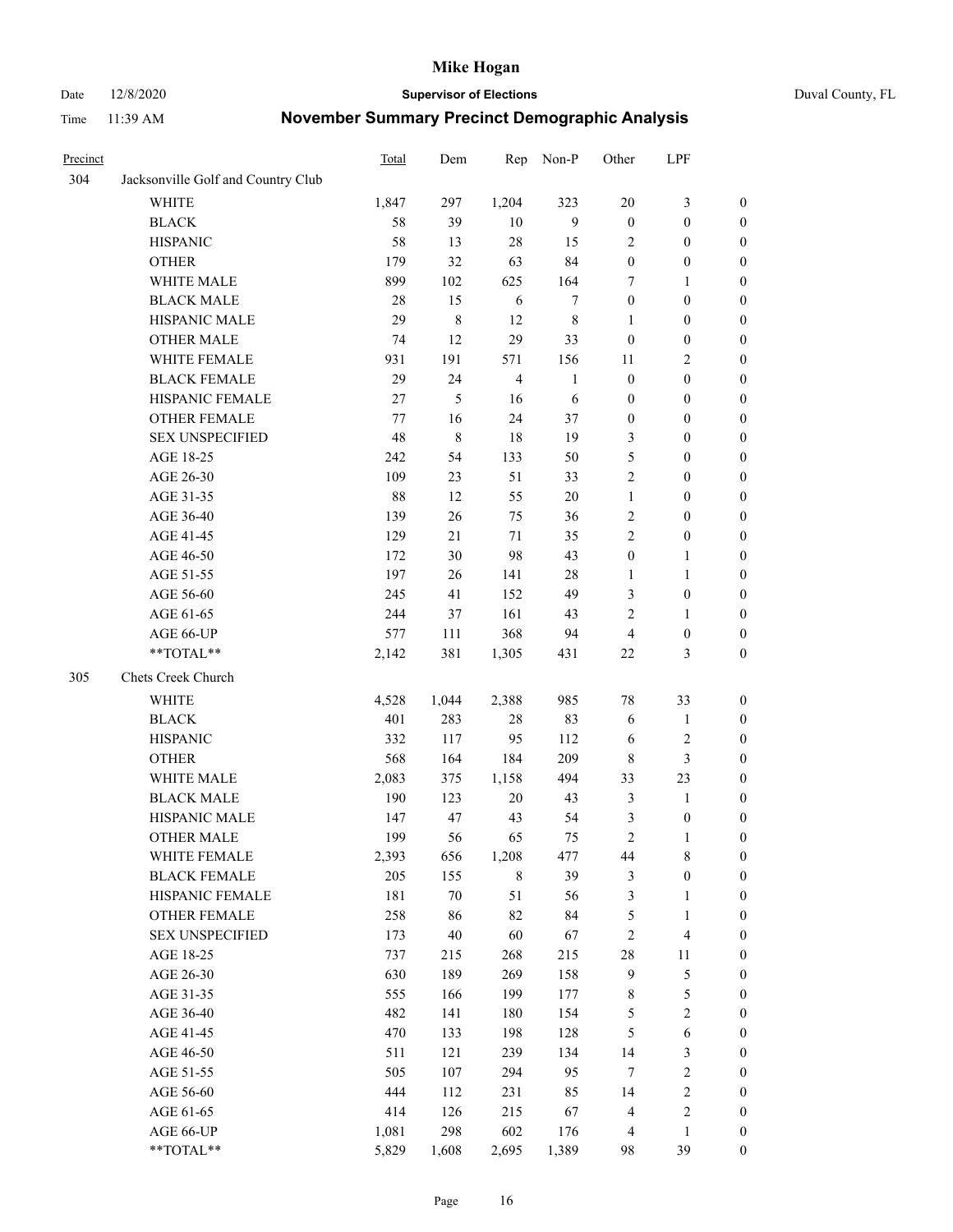# Mike Hogan

Date 12/8/2020 **Supervisor of Elections** Duval County, FL

Time 11:39 AM **November Summary Precinct Demographic Analysis**

| Precinct | | Total | Dem | Rep | Non-P | Other | LPF | |
|---|---|---|---|---|---|---|---|---|
| 304 | Jacksonville Golf and Country Club | | | | | | | |
| | WHITE | 1,847 | 297 | 1,204 | 323 | 20 | 3 | 0 |
| | BLACK | 58 | 39 | 10 | 9 | 0 | 0 | 0 |
| | HISPANIC | 58 | 13 | 28 | 15 | 2 | 0 | 0 |
| | OTHER | 179 | 32 | 63 | 84 | 0 | 0 | 0 |
| | WHITE MALE | 899 | 102 | 625 | 164 | 7 | 1 | 0 |
| | BLACK MALE | 28 | 15 | 6 | 7 | 0 | 0 | 0 |
| | HISPANIC MALE | 29 | 8 | 12 | 8 | 1 | 0 | 0 |
| | OTHER MALE | 74 | 12 | 29 | 33 | 0 | 0 | 0 |
| | WHITE FEMALE | 931 | 191 | 571 | 156 | 11 | 2 | 0 |
| | BLACK FEMALE | 29 | 24 | 4 | 1 | 0 | 0 | 0 |
| | HISPANIC FEMALE | 27 | 5 | 16 | 6 | 0 | 0 | 0 |
| | OTHER FEMALE | 77 | 16 | 24 | 37 | 0 | 0 | 0 |
| | SEX UNSPECIFIED | 48 | 8 | 18 | 19 | 3 | 0 | 0 |
| | AGE 18-25 | 242 | 54 | 133 | 50 | 5 | 0 | 0 |
| | AGE 26-30 | 109 | 23 | 51 | 33 | 2 | 0 | 0 |
| | AGE 31-35 | 88 | 12 | 55 | 20 | 1 | 0 | 0 |
| | AGE 36-40 | 139 | 26 | 75 | 36 | 2 | 0 | 0 |
| | AGE 41-45 | 129 | 21 | 71 | 35 | 2 | 0 | 0 |
| | AGE 46-50 | 172 | 30 | 98 | 43 | 0 | 1 | 0 |
| | AGE 51-55 | 197 | 26 | 141 | 28 | 1 | 1 | 0 |
| | AGE 56-60 | 245 | 41 | 152 | 49 | 3 | 0 | 0 |
| | AGE 61-65 | 244 | 37 | 161 | 43 | 2 | 1 | 0 |
| | AGE 66-UP | 577 | 111 | 368 | 94 | 4 | 0 | 0 |
| | **TOTAL** | 2,142 | 381 | 1,305 | 431 | 22 | 3 | 0 |
| 305 | Chets Creek Church | | | | | | | |
| | WHITE | 4,528 | 1,044 | 2,388 | 985 | 78 | 33 | 0 |
| | BLACK | 401 | 283 | 28 | 83 | 6 | 1 | 0 |
| | HISPANIC | 332 | 117 | 95 | 112 | 6 | 2 | 0 |
| | OTHER | 568 | 164 | 184 | 209 | 8 | 3 | 0 |
| | WHITE MALE | 2,083 | 375 | 1,158 | 494 | 33 | 23 | 0 |
| | BLACK MALE | 190 | 123 | 20 | 43 | 3 | 1 | 0 |
| | HISPANIC MALE | 147 | 47 | 43 | 54 | 3 | 0 | 0 |
| | OTHER MALE | 199 | 56 | 65 | 75 | 2 | 1 | 0 |
| | WHITE FEMALE | 2,393 | 656 | 1,208 | 477 | 44 | 8 | 0 |
| | BLACK FEMALE | 205 | 155 | 8 | 39 | 3 | 0 | 0 |
| | HISPANIC FEMALE | 181 | 70 | 51 | 56 | 3 | 1 | 0 |
| | OTHER FEMALE | 258 | 86 | 82 | 84 | 5 | 1 | 0 |
| | SEX UNSPECIFIED | 173 | 40 | 60 | 67 | 2 | 4 | 0 |
| | AGE 18-25 | 737 | 215 | 268 | 215 | 28 | 11 | 0 |
| | AGE 26-30 | 630 | 189 | 269 | 158 | 9 | 5 | 0 |
| | AGE 31-35 | 555 | 166 | 199 | 177 | 8 | 5 | 0 |
| | AGE 36-40 | 482 | 141 | 180 | 154 | 5 | 2 | 0 |
| | AGE 41-45 | 470 | 133 | 198 | 128 | 5 | 6 | 0 |
| | AGE 46-50 | 511 | 121 | 239 | 134 | 14 | 3 | 0 |
| | AGE 51-55 | 505 | 107 | 294 | 95 | 7 | 2 | 0 |
| | AGE 56-60 | 444 | 112 | 231 | 85 | 14 | 2 | 0 |
| | AGE 61-65 | 414 | 126 | 215 | 67 | 4 | 2 | 0 |
| | AGE 66-UP | 1,081 | 298 | 602 | 176 | 4 | 1 | 0 |
| | **TOTAL** | 5,829 | 1,608 | 2,695 | 1,389 | 98 | 39 | 0 |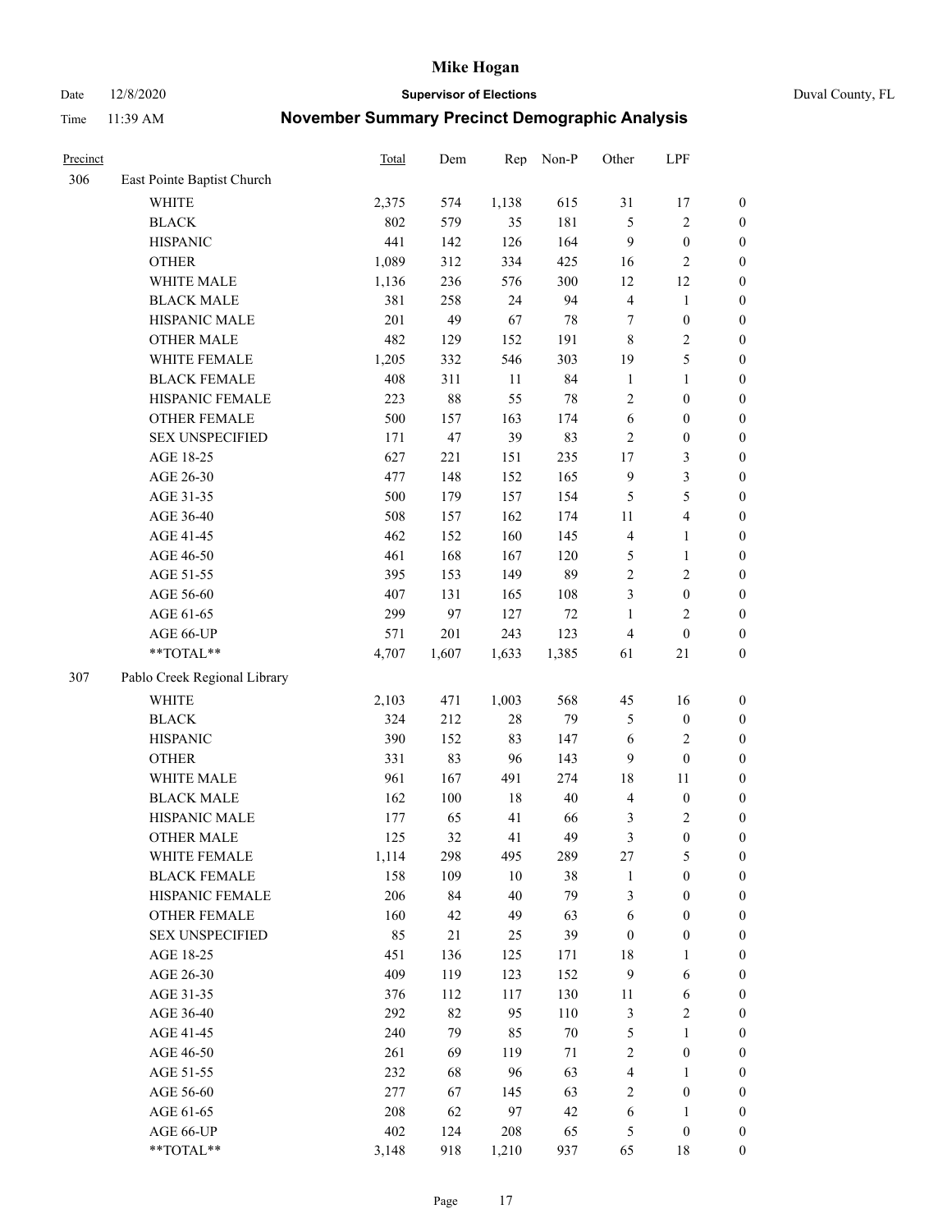# Mike Hogan

Date 12/8/2020 **Supervisor of Elections** Duval County, FL

Time 11:39 AM **November Summary Precinct Demographic Analysis**

| Precinct | | Total | Dem | Rep | Non-P | Other | LPF | |
|---|---|---|---|---|---|---|---|---|
| 306 | East Pointe Baptist Church | | | | | | | |
| | WHITE | 2,375 | 574 | 1,138 | 615 | 31 | 17 | 0 |
| | BLACK | 802 | 579 | 35 | 181 | 5 | 2 | 0 |
| | HISPANIC | 441 | 142 | 126 | 164 | 9 | 0 | 0 |
| | OTHER | 1,089 | 312 | 334 | 425 | 16 | 2 | 0 |
| | WHITE MALE | 1,136 | 236 | 576 | 300 | 12 | 12 | 0 |
| | BLACK MALE | 381 | 258 | 24 | 94 | 4 | 1 | 0 |
| | HISPANIC MALE | 201 | 49 | 67 | 78 | 7 | 0 | 0 |
| | OTHER MALE | 482 | 129 | 152 | 191 | 8 | 2 | 0 |
| | WHITE FEMALE | 1,205 | 332 | 546 | 303 | 19 | 5 | 0 |
| | BLACK FEMALE | 408 | 311 | 11 | 84 | 1 | 1 | 0 |
| | HISPANIC FEMALE | 223 | 88 | 55 | 78 | 2 | 0 | 0 |
| | OTHER FEMALE | 500 | 157 | 163 | 174 | 6 | 0 | 0 |
| | SEX UNSPECIFIED | 171 | 47 | 39 | 83 | 2 | 0 | 0 |
| | AGE 18-25 | 627 | 221 | 151 | 235 | 17 | 3 | 0 |
| | AGE 26-30 | 477 | 148 | 152 | 165 | 9 | 3 | 0 |
| | AGE 31-35 | 500 | 179 | 157 | 154 | 5 | 5 | 0 |
| | AGE 36-40 | 508 | 157 | 162 | 174 | 11 | 4 | 0 |
| | AGE 41-45 | 462 | 152 | 160 | 145 | 4 | 1 | 0 |
| | AGE 46-50 | 461 | 168 | 167 | 120 | 5 | 1 | 0 |
| | AGE 51-55 | 395 | 153 | 149 | 89 | 2 | 2 | 0 |
| | AGE 56-60 | 407 | 131 | 165 | 108 | 3 | 0 | 0 |
| | AGE 61-65 | 299 | 97 | 127 | 72 | 1 | 2 | 0 |
| | AGE 66-UP | 571 | 201 | 243 | 123 | 4 | 0 | 0 |
| | **TOTAL** | 4,707 | 1,607 | 1,633 | 1,385 | 61 | 21 | 0 |
| 307 | Pablo Creek Regional Library | | | | | | | |
| | WHITE | 2,103 | 471 | 1,003 | 568 | 45 | 16 | 0 |
| | BLACK | 324 | 212 | 28 | 79 | 5 | 0 | 0 |
| | HISPANIC | 390 | 152 | 83 | 147 | 6 | 2 | 0 |
| | OTHER | 331 | 83 | 96 | 143 | 9 | 0 | 0 |
| | WHITE MALE | 961 | 167 | 491 | 274 | 18 | 11 | 0 |
| | BLACK MALE | 162 | 100 | 18 | 40 | 4 | 0 | 0 |
| | HISPANIC MALE | 177 | 65 | 41 | 66 | 3 | 2 | 0 |
| | OTHER MALE | 125 | 32 | 41 | 49 | 3 | 0 | 0 |
| | WHITE FEMALE | 1,114 | 298 | 495 | 289 | 27 | 5 | 0 |
| | BLACK FEMALE | 158 | 109 | 10 | 38 | 1 | 0 | 0 |
| | HISPANIC FEMALE | 206 | 84 | 40 | 79 | 3 | 0 | 0 |
| | OTHER FEMALE | 160 | 42 | 49 | 63 | 6 | 0 | 0 |
| | SEX UNSPECIFIED | 85 | 21 | 25 | 39 | 0 | 0 | 0 |
| | AGE 18-25 | 451 | 136 | 125 | 171 | 18 | 1 | 0 |
| | AGE 26-30 | 409 | 119 | 123 | 152 | 9 | 6 | 0 |
| | AGE 31-35 | 376 | 112 | 117 | 130 | 11 | 6 | 0 |
| | AGE 36-40 | 292 | 82 | 95 | 110 | 3 | 2 | 0 |
| | AGE 41-45 | 240 | 79 | 85 | 70 | 5 | 1 | 0 |
| | AGE 46-50 | 261 | 69 | 119 | 71 | 2 | 0 | 0 |
| | AGE 51-55 | 232 | 68 | 96 | 63 | 4 | 1 | 0 |
| | AGE 56-60 | 277 | 67 | 145 | 63 | 2 | 0 | 0 |
| | AGE 61-65 | 208 | 62 | 97 | 42 | 6 | 1 | 0 |
| | AGE 66-UP | 402 | 124 | 208 | 65 | 5 | 0 | 0 |
| | **TOTAL** | 3,148 | 918 | 1,210 | 937 | 65 | 18 | 0 |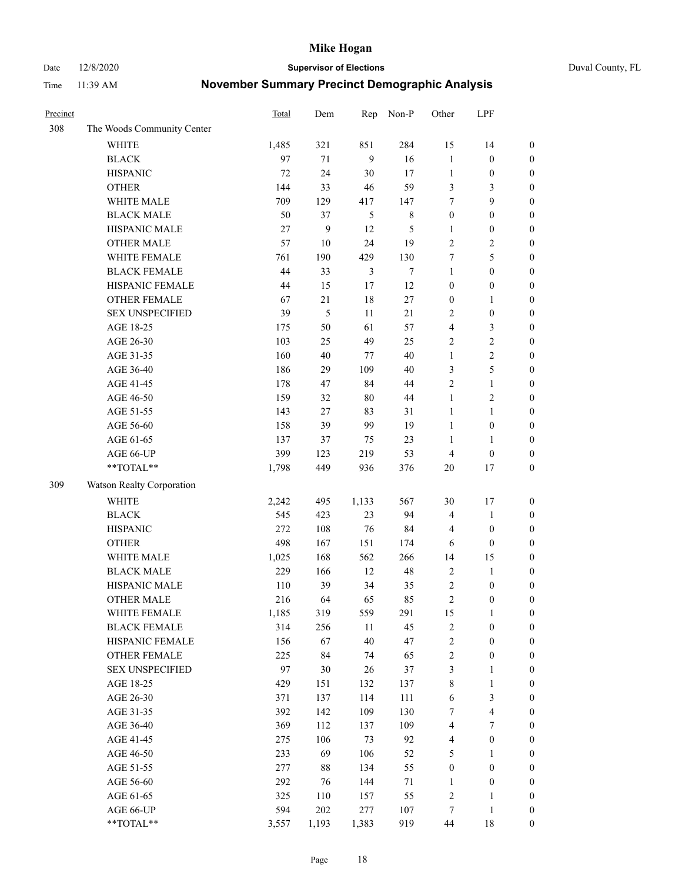# Mike Hogan

Date 12/8/2020 **Supervisor of Elections** Duval County, FL

Time 11:39 AM **November Summary Precinct Demographic Analysis**

| Precinct | | Total | Dem | Rep | Non-P | Other | LPF | |
|---|---|---|---|---|---|---|---|---|
| 308 | The Woods Community Center | | | | | | | |
| | WHITE | 1,485 | 321 | 851 | 284 | 15 | 14 | 0 |
| | BLACK | 97 | 71 | 9 | 16 | 1 | 0 | 0 |
| | HISPANIC | 72 | 24 | 30 | 17 | 1 | 0 | 0 |
| | OTHER | 144 | 33 | 46 | 59 | 3 | 3 | 0 |
| | WHITE MALE | 709 | 129 | 417 | 147 | 7 | 9 | 0 |
| | BLACK MALE | 50 | 37 | 5 | 8 | 0 | 0 | 0 |
| | HISPANIC MALE | 27 | 9 | 12 | 5 | 1 | 0 | 0 |
| | OTHER MALE | 57 | 10 | 24 | 19 | 2 | 2 | 0 |
| | WHITE FEMALE | 761 | 190 | 429 | 130 | 7 | 5 | 0 |
| | BLACK FEMALE | 44 | 33 | 3 | 7 | 1 | 0 | 0 |
| | HISPANIC FEMALE | 44 | 15 | 17 | 12 | 0 | 0 | 0 |
| | OTHER FEMALE | 67 | 21 | 18 | 27 | 0 | 1 | 0 |
| | SEX UNSPECIFIED | 39 | 5 | 11 | 21 | 2 | 0 | 0 |
| | AGE 18-25 | 175 | 50 | 61 | 57 | 4 | 3 | 0 |
| | AGE 26-30 | 103 | 25 | 49 | 25 | 2 | 2 | 0 |
| | AGE 31-35 | 160 | 40 | 77 | 40 | 1 | 2 | 0 |
| | AGE 36-40 | 186 | 29 | 109 | 40 | 3 | 5 | 0 |
| | AGE 41-45 | 178 | 47 | 84 | 44 | 2 | 1 | 0 |
| | AGE 46-50 | 159 | 32 | 80 | 44 | 1 | 2 | 0 |
| | AGE 51-55 | 143 | 27 | 83 | 31 | 1 | 1 | 0 |
| | AGE 56-60 | 158 | 39 | 99 | 19 | 1 | 0 | 0 |
| | AGE 61-65 | 137 | 37 | 75 | 23 | 1 | 1 | 0 |
| | AGE 66-UP | 399 | 123 | 219 | 53 | 4 | 0 | 0 |
| | **TOTAL** | 1,798 | 449 | 936 | 376 | 20 | 17 | 0 |
| 309 | Watson Realty Corporation | | | | | | | |
| | WHITE | 2,242 | 495 | 1,133 | 567 | 30 | 17 | 0 |
| | BLACK | 545 | 423 | 23 | 94 | 4 | 1 | 0 |
| | HISPANIC | 272 | 108 | 76 | 84 | 4 | 0 | 0 |
| | OTHER | 498 | 167 | 151 | 174 | 6 | 0 | 0 |
| | WHITE MALE | 1,025 | 168 | 562 | 266 | 14 | 15 | 0 |
| | BLACK MALE | 229 | 166 | 12 | 48 | 2 | 1 | 0 |
| | HISPANIC MALE | 110 | 39 | 34 | 35 | 2 | 0 | 0 |
| | OTHER MALE | 216 | 64 | 65 | 85 | 2 | 0 | 0 |
| | WHITE FEMALE | 1,185 | 319 | 559 | 291 | 15 | 1 | 0 |
| | BLACK FEMALE | 314 | 256 | 11 | 45 | 2 | 0 | 0 |
| | HISPANIC FEMALE | 156 | 67 | 40 | 47 | 2 | 0 | 0 |
| | OTHER FEMALE | 225 | 84 | 74 | 65 | 2 | 0 | 0 |
| | SEX UNSPECIFIED | 97 | 30 | 26 | 37 | 3 | 1 | 0 |
| | AGE 18-25 | 429 | 151 | 132 | 137 | 8 | 1 | 0 |
| | AGE 26-30 | 371 | 137 | 114 | 111 | 6 | 3 | 0 |
| | AGE 31-35 | 392 | 142 | 109 | 130 | 7 | 4 | 0 |
| | AGE 36-40 | 369 | 112 | 137 | 109 | 4 | 7 | 0 |
| | AGE 41-45 | 275 | 106 | 73 | 92 | 4 | 0 | 0 |
| | AGE 46-50 | 233 | 69 | 106 | 52 | 5 | 1 | 0 |
| | AGE 51-55 | 277 | 88 | 134 | 55 | 0 | 0 | 0 |
| | AGE 56-60 | 292 | 76 | 144 | 71 | 1 | 0 | 0 |
| | AGE 61-65 | 325 | 110 | 157 | 55 | 2 | 1 | 0 |
| | AGE 66-UP | 594 | 202 | 277 | 107 | 7 | 1 | 0 |
| | **TOTAL** | 3,557 | 1,193 | 1,383 | 919 | 44 | 18 | 0 |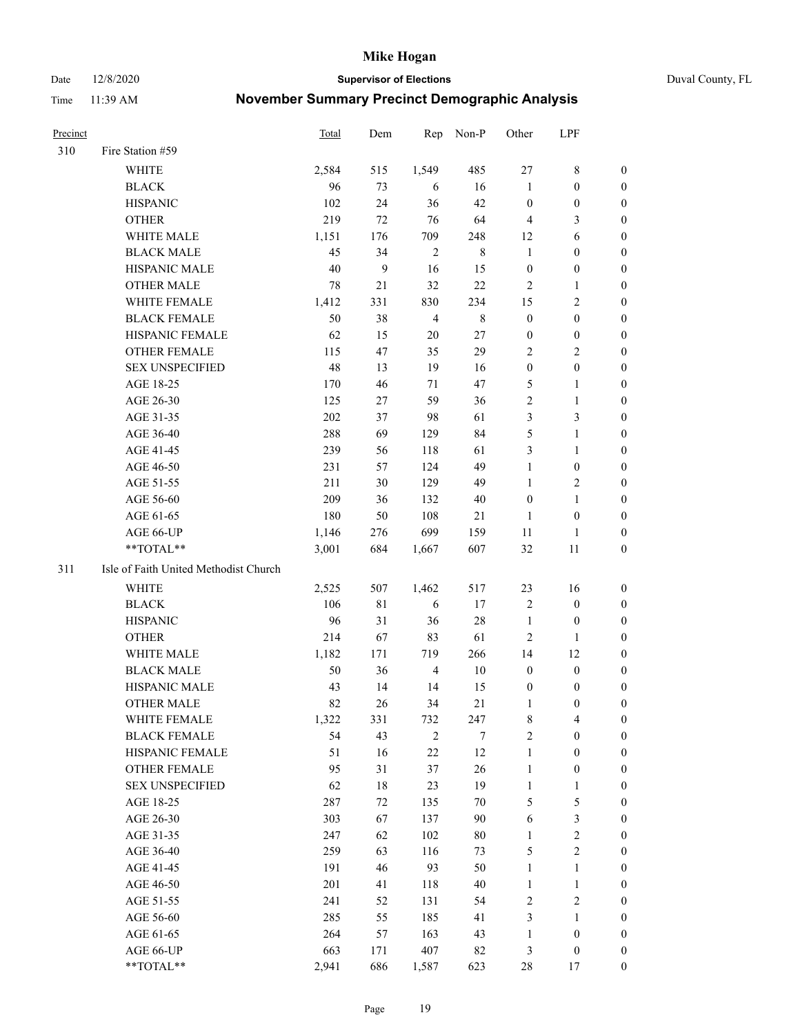# Mike Hogan

Date 12/8/2020 **Supervisor of Elections** Duval County, FL

Time 11:39 AM **November Summary Precinct Demographic Analysis**

| Precinct | | Total | Dem | Rep | Non-P | Other | LPF | |
|---|---|---|---|---|---|---|---|---|
| 310 | Fire Station #59 | | | | | | | |
| | WHITE | 2,584 | 515 | 1,549 | 485 | 27 | 8 | 0 |
| | BLACK | 96 | 73 | 6 | 16 | 1 | 0 | 0 |
| | HISPANIC | 102 | 24 | 36 | 42 | 0 | 0 | 0 |
| | OTHER | 219 | 72 | 76 | 64 | 4 | 3 | 0 |
| | WHITE MALE | 1,151 | 176 | 709 | 248 | 12 | 6 | 0 |
| | BLACK MALE | 45 | 34 | 2 | 8 | 1 | 0 | 0 |
| | HISPANIC MALE | 40 | 9 | 16 | 15 | 0 | 0 | 0 |
| | OTHER MALE | 78 | 21 | 32 | 22 | 2 | 1 | 0 |
| | WHITE FEMALE | 1,412 | 331 | 830 | 234 | 15 | 2 | 0 |
| | BLACK FEMALE | 50 | 38 | 4 | 8 | 0 | 0 | 0 |
| | HISPANIC FEMALE | 62 | 15 | 20 | 27 | 0 | 0 | 0 |
| | OTHER FEMALE | 115 | 47 | 35 | 29 | 2 | 2 | 0 |
| | SEX UNSPECIFIED | 48 | 13 | 19 | 16 | 0 | 0 | 0 |
| | AGE 18-25 | 170 | 46 | 71 | 47 | 5 | 1 | 0 |
| | AGE 26-30 | 125 | 27 | 59 | 36 | 2 | 1 | 0 |
| | AGE 31-35 | 202 | 37 | 98 | 61 | 3 | 3 | 0 |
| | AGE 36-40 | 288 | 69 | 129 | 84 | 5 | 1 | 0 |
| | AGE 41-45 | 239 | 56 | 118 | 61 | 3 | 1 | 0 |
| | AGE 46-50 | 231 | 57 | 124 | 49 | 1 | 0 | 0 |
| | AGE 51-55 | 211 | 30 | 129 | 49 | 1 | 2 | 0 |
| | AGE 56-60 | 209 | 36 | 132 | 40 | 0 | 1 | 0 |
| | AGE 61-65 | 180 | 50 | 108 | 21 | 1 | 0 | 0 |
| | AGE 66-UP | 1,146 | 276 | 699 | 159 | 11 | 1 | 0 |
| | **TOTAL** | 3,001 | 684 | 1,667 | 607 | 32 | 11 | 0 |
| 311 | Isle of Faith United Methodist Church | | | | | | | |
| | WHITE | 2,525 | 507 | 1,462 | 517 | 23 | 16 | 0 |
| | BLACK | 106 | 81 | 6 | 17 | 2 | 0 | 0 |
| | HISPANIC | 96 | 31 | 36 | 28 | 1 | 0 | 0 |
| | OTHER | 214 | 67 | 83 | 61 | 2 | 1 | 0 |
| | WHITE MALE | 1,182 | 171 | 719 | 266 | 14 | 12 | 0 |
| | BLACK MALE | 50 | 36 | 4 | 10 | 0 | 0 | 0 |
| | HISPANIC MALE | 43 | 14 | 14 | 15 | 0 | 0 | 0 |
| | OTHER MALE | 82 | 26 | 34 | 21 | 1 | 0 | 0 |
| | WHITE FEMALE | 1,322 | 331 | 732 | 247 | 8 | 4 | 0 |
| | BLACK FEMALE | 54 | 43 | 2 | 7 | 2 | 0 | 0 |
| | HISPANIC FEMALE | 51 | 16 | 22 | 12 | 1 | 0 | 0 |
| | OTHER FEMALE | 95 | 31 | 37 | 26 | 1 | 0 | 0 |
| | SEX UNSPECIFIED | 62 | 18 | 23 | 19 | 1 | 1 | 0 |
| | AGE 18-25 | 287 | 72 | 135 | 70 | 5 | 5 | 0 |
| | AGE 26-30 | 303 | 67 | 137 | 90 | 6 | 3 | 0 |
| | AGE 31-35 | 247 | 62 | 102 | 80 | 1 | 2 | 0 |
| | AGE 36-40 | 259 | 63 | 116 | 73 | 5 | 2 | 0 |
| | AGE 41-45 | 191 | 46 | 93 | 50 | 1 | 1 | 0 |
| | AGE 46-50 | 201 | 41 | 118 | 40 | 1 | 1 | 0 |
| | AGE 51-55 | 241 | 52 | 131 | 54 | 2 | 2 | 0 |
| | AGE 56-60 | 285 | 55 | 185 | 41 | 3 | 1 | 0 |
| | AGE 61-65 | 264 | 57 | 163 | 43 | 1 | 0 | 0 |
| | AGE 66-UP | 663 | 171 | 407 | 82 | 3 | 0 | 0 |
| | **TOTAL** | 2,941 | 686 | 1,587 | 623 | 28 | 17 | 0 |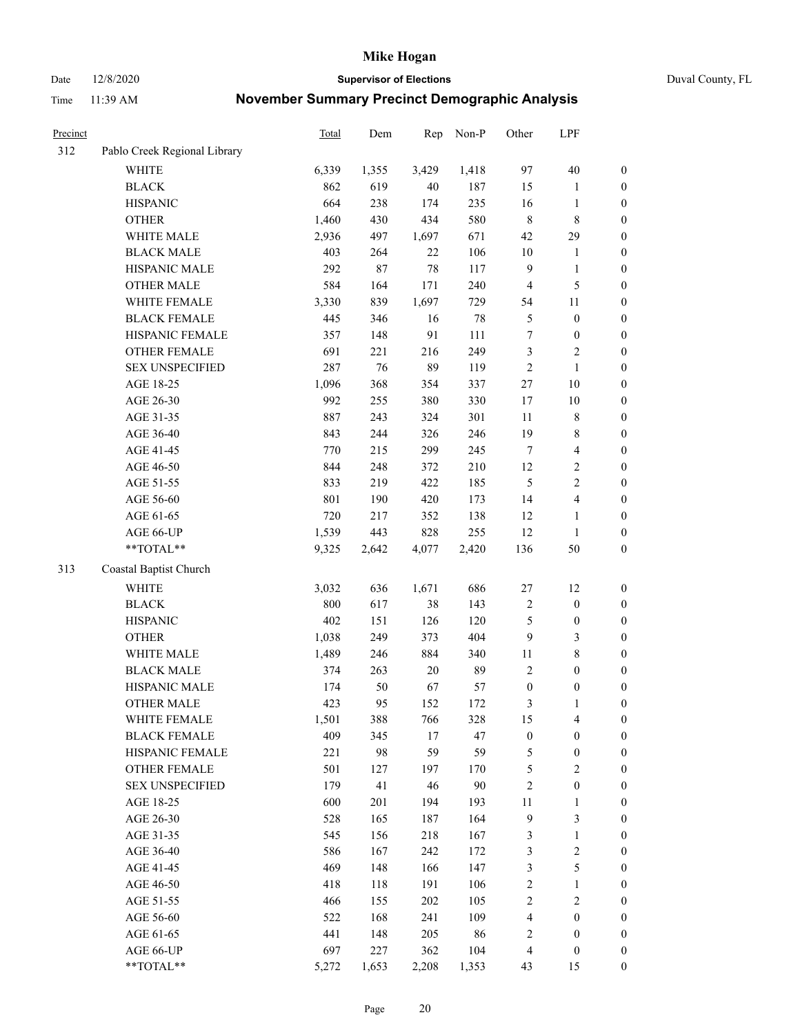# Mike Hogan

Date 12/8/2020 **Supervisor of Elections** Duval County, FL

Time 11:39 AM **November Summary Precinct Demographic Analysis**

| Precinct | | Total | Dem | Rep | Non-P | Other | LPF | |
|---|---|---|---|---|---|---|---|---|
| 312 | Pablo Creek Regional Library | | | | | | | |
| | WHITE | 6,339 | 1,355 | 3,429 | 1,418 | 97 | 40 | 0 |
| | BLACK | 862 | 619 | 40 | 187 | 15 | 1 | 0 |
| | HISPANIC | 664 | 238 | 174 | 235 | 16 | 1 | 0 |
| | OTHER | 1,460 | 430 | 434 | 580 | 8 | 8 | 0 |
| | WHITE MALE | 2,936 | 497 | 1,697 | 671 | 42 | 29 | 0 |
| | BLACK MALE | 403 | 264 | 22 | 106 | 10 | 1 | 0 |
| | HISPANIC MALE | 292 | 87 | 78 | 117 | 9 | 1 | 0 |
| | OTHER MALE | 584 | 164 | 171 | 240 | 4 | 5 | 0 |
| | WHITE FEMALE | 3,330 | 839 | 1,697 | 729 | 54 | 11 | 0 |
| | BLACK FEMALE | 445 | 346 | 16 | 78 | 5 | 0 | 0 |
| | HISPANIC FEMALE | 357 | 148 | 91 | 111 | 7 | 0 | 0 |
| | OTHER FEMALE | 691 | 221 | 216 | 249 | 3 | 2 | 0 |
| | SEX UNSPECIFIED | 287 | 76 | 89 | 119 | 2 | 1 | 0 |
| | AGE 18-25 | 1,096 | 368 | 354 | 337 | 27 | 10 | 0 |
| | AGE 26-30 | 992 | 255 | 380 | 330 | 17 | 10 | 0 |
| | AGE 31-35 | 887 | 243 | 324 | 301 | 11 | 8 | 0 |
| | AGE 36-40 | 843 | 244 | 326 | 246 | 19 | 8 | 0 |
| | AGE 41-45 | 770 | 215 | 299 | 245 | 7 | 4 | 0 |
| | AGE 46-50 | 844 | 248 | 372 | 210 | 12 | 2 | 0 |
| | AGE 51-55 | 833 | 219 | 422 | 185 | 5 | 2 | 0 |
| | AGE 56-60 | 801 | 190 | 420 | 173 | 14 | 4 | 0 |
| | AGE 61-65 | 720 | 217 | 352 | 138 | 12 | 1 | 0 |
| | AGE 66-UP | 1,539 | 443 | 828 | 255 | 12 | 1 | 0 |
| | **TOTAL** | 9,325 | 2,642 | 4,077 | 2,420 | 136 | 50 | 0 |
| 313 | Coastal Baptist Church | | | | | | | |
| | WHITE | 3,032 | 636 | 1,671 | 686 | 27 | 12 | 0 |
| | BLACK | 800 | 617 | 38 | 143 | 2 | 0 | 0 |
| | HISPANIC | 402 | 151 | 126 | 120 | 5 | 0 | 0 |
| | OTHER | 1,038 | 249 | 373 | 404 | 9 | 3 | 0 |
| | WHITE MALE | 1,489 | 246 | 884 | 340 | 11 | 8 | 0 |
| | BLACK MALE | 374 | 263 | 20 | 89 | 2 | 0 | 0 |
| | HISPANIC MALE | 174 | 50 | 67 | 57 | 0 | 0 | 0 |
| | OTHER MALE | 423 | 95 | 152 | 172 | 3 | 1 | 0 |
| | WHITE FEMALE | 1,501 | 388 | 766 | 328 | 15 | 4 | 0 |
| | BLACK FEMALE | 409 | 345 | 17 | 47 | 0 | 0 | 0 |
| | HISPANIC FEMALE | 221 | 98 | 59 | 59 | 5 | 0 | 0 |
| | OTHER FEMALE | 501 | 127 | 197 | 170 | 5 | 2 | 0 |
| | SEX UNSPECIFIED | 179 | 41 | 46 | 90 | 2 | 0 | 0 |
| | AGE 18-25 | 600 | 201 | 194 | 193 | 11 | 1 | 0 |
| | AGE 26-30 | 528 | 165 | 187 | 164 | 9 | 3 | 0 |
| | AGE 31-35 | 545 | 156 | 218 | 167 | 3 | 1 | 0 |
| | AGE 36-40 | 586 | 167 | 242 | 172 | 3 | 2 | 0 |
| | AGE 41-45 | 469 | 148 | 166 | 147 | 3 | 5 | 0 |
| | AGE 46-50 | 418 | 118 | 191 | 106 | 2 | 1 | 0 |
| | AGE 51-55 | 466 | 155 | 202 | 105 | 2 | 2 | 0 |
| | AGE 56-60 | 522 | 168 | 241 | 109 | 4 | 0 | 0 |
| | AGE 61-65 | 441 | 148 | 205 | 86 | 2 | 0 | 0 |
| | AGE 66-UP | 697 | 227 | 362 | 104 | 4 | 0 | 0 |
| | **TOTAL** | 5,272 | 1,653 | 2,208 | 1,353 | 43 | 15 | 0 |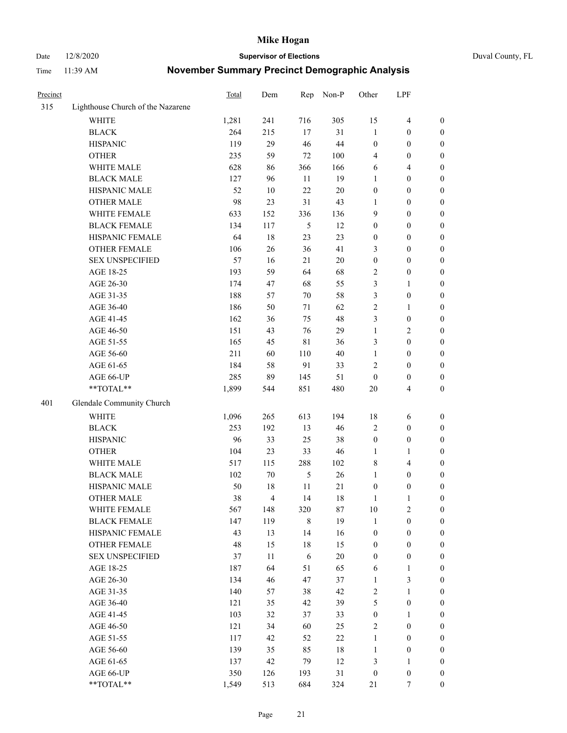# Mike Hogan

**Supervisor of Elections**

Date 12/8/2020 — Duval County, FL

Time 11:39 AM

## November Summary Precinct Demographic Analysis

| Precinct | | Total | Dem | Rep | Non-P | Other | LPF | |
|---|---|---|---|---|---|---|---|---|
| 315 | Lighthouse Church of the Nazarene | | | | | | | |
| | WHITE | 1,281 | 241 | 716 | 305 | 15 | 4 | 0 |
| | BLACK | 264 | 215 | 17 | 31 | 1 | 0 | 0 |
| | HISPANIC | 119 | 29 | 46 | 44 | 0 | 0 | 0 |
| | OTHER | 235 | 59 | 72 | 100 | 4 | 0 | 0 |
| | WHITE MALE | 628 | 86 | 366 | 166 | 6 | 4 | 0 |
| | BLACK MALE | 127 | 96 | 11 | 19 | 1 | 0 | 0 |
| | HISPANIC MALE | 52 | 10 | 22 | 20 | 0 | 0 | 0 |
| | OTHER MALE | 98 | 23 | 31 | 43 | 1 | 0 | 0 |
| | WHITE FEMALE | 633 | 152 | 336 | 136 | 9 | 0 | 0 |
| | BLACK FEMALE | 134 | 117 | 5 | 12 | 0 | 0 | 0 |
| | HISPANIC FEMALE | 64 | 18 | 23 | 23 | 0 | 0 | 0 |
| | OTHER FEMALE | 106 | 26 | 36 | 41 | 3 | 0 | 0 |
| | SEX UNSPECIFIED | 57 | 16 | 21 | 20 | 0 | 0 | 0 |
| | AGE 18-25 | 193 | 59 | 64 | 68 | 2 | 0 | 0 |
| | AGE 26-30 | 174 | 47 | 68 | 55 | 3 | 1 | 0 |
| | AGE 31-35 | 188 | 57 | 70 | 58 | 3 | 0 | 0 |
| | AGE 36-40 | 186 | 50 | 71 | 62 | 2 | 1 | 0 |
| | AGE 41-45 | 162 | 36 | 75 | 48 | 3 | 0 | 0 |
| | AGE 46-50 | 151 | 43 | 76 | 29 | 1 | 2 | 0 |
| | AGE 51-55 | 165 | 45 | 81 | 36 | 3 | 0 | 0 |
| | AGE 56-60 | 211 | 60 | 110 | 40 | 1 | 0 | 0 |
| | AGE 61-65 | 184 | 58 | 91 | 33 | 2 | 0 | 0 |
| | AGE 66-UP | 285 | 89 | 145 | 51 | 0 | 0 | 0 |
| | **TOTAL** | 1,899 | 544 | 851 | 480 | 20 | 4 | 0 |
| 401 | Glendale Community Church | | | | | | | |
| | WHITE | 1,096 | 265 | 613 | 194 | 18 | 6 | 0 |
| | BLACK | 253 | 192 | 13 | 46 | 2 | 0 | 0 |
| | HISPANIC | 96 | 33 | 25 | 38 | 0 | 0 | 0 |
| | OTHER | 104 | 23 | 33 | 46 | 1 | 1 | 0 |
| | WHITE MALE | 517 | 115 | 288 | 102 | 8 | 4 | 0 |
| | BLACK MALE | 102 | 70 | 5 | 26 | 1 | 0 | 0 |
| | HISPANIC MALE | 50 | 18 | 11 | 21 | 0 | 0 | 0 |
| | OTHER MALE | 38 | 4 | 14 | 18 | 1 | 1 | 0 |
| | WHITE FEMALE | 567 | 148 | 320 | 87 | 10 | 2 | 0 |
| | BLACK FEMALE | 147 | 119 | 8 | 19 | 1 | 0 | 0 |
| | HISPANIC FEMALE | 43 | 13 | 14 | 16 | 0 | 0 | 0 |
| | OTHER FEMALE | 48 | 15 | 18 | 15 | 0 | 0 | 0 |
| | SEX UNSPECIFIED | 37 | 11 | 6 | 20 | 0 | 0 | 0 |
| | AGE 18-25 | 187 | 64 | 51 | 65 | 6 | 1 | 0 |
| | AGE 26-30 | 134 | 46 | 47 | 37 | 1 | 3 | 0 |
| | AGE 31-35 | 140 | 57 | 38 | 42 | 2 | 1 | 0 |
| | AGE 36-40 | 121 | 35 | 42 | 39 | 5 | 0 | 0 |
| | AGE 41-45 | 103 | 32 | 37 | 33 | 0 | 1 | 0 |
| | AGE 46-50 | 121 | 34 | 60 | 25 | 2 | 0 | 0 |
| | AGE 51-55 | 117 | 42 | 52 | 22 | 1 | 0 | 0 |
| | AGE 56-60 | 139 | 35 | 85 | 18 | 1 | 0 | 0 |
| | AGE 61-65 | 137 | 42 | 79 | 12 | 3 | 1 | 0 |
| | AGE 66-UP | 350 | 126 | 193 | 31 | 0 | 0 | 0 |
| | **TOTAL** | 1,549 | 513 | 684 | 324 | 21 | 7 | 0 |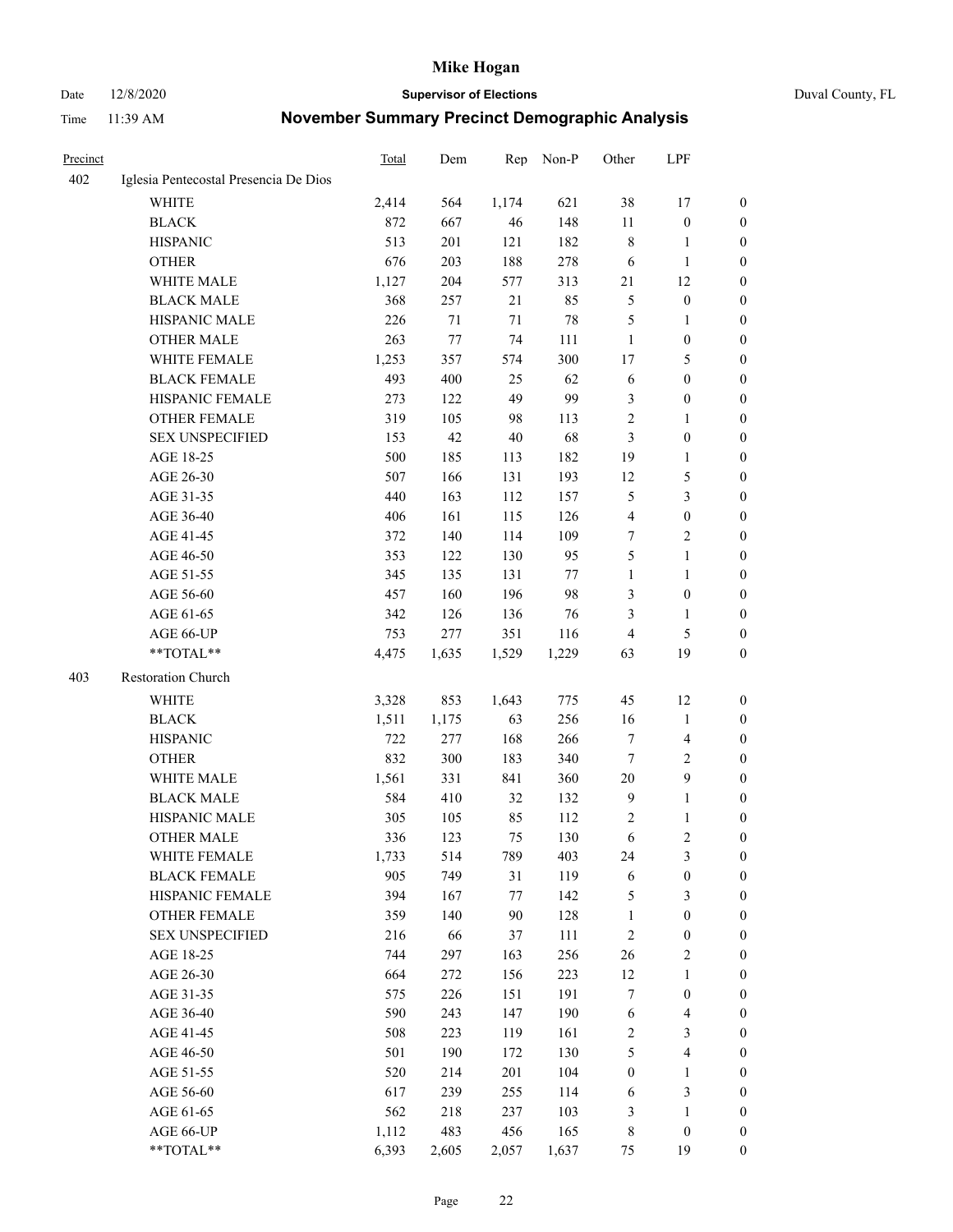# Mike Hogan

Date 12/8/2020 **Supervisor of Elections** Duval County, FL

Time 11:39 AM **November Summary Precinct Demographic Analysis**

| Precinct | | Total | Dem | Rep | Non-P | Other | LPF | |
|---|---|---|---|---|---|---|---|---|
| 402 | Iglesia Pentecostal Presencia De Dios | | | | | | | |
| | WHITE | 2,414 | 564 | 1,174 | 621 | 38 | 17 | 0 |
| | BLACK | 872 | 667 | 46 | 148 | 11 | 0 | 0 |
| | HISPANIC | 513 | 201 | 121 | 182 | 8 | 1 | 0 |
| | OTHER | 676 | 203 | 188 | 278 | 6 | 1 | 0 |
| | WHITE MALE | 1,127 | 204 | 577 | 313 | 21 | 12 | 0 |
| | BLACK MALE | 368 | 257 | 21 | 85 | 5 | 0 | 0 |
| | HISPANIC MALE | 226 | 71 | 71 | 78 | 5 | 1 | 0 |
| | OTHER MALE | 263 | 77 | 74 | 111 | 1 | 0 | 0 |
| | WHITE FEMALE | 1,253 | 357 | 574 | 300 | 17 | 5 | 0 |
| | BLACK FEMALE | 493 | 400 | 25 | 62 | 6 | 0 | 0 |
| | HISPANIC FEMALE | 273 | 122 | 49 | 99 | 3 | 0 | 0 |
| | OTHER FEMALE | 319 | 105 | 98 | 113 | 2 | 1 | 0 |
| | SEX UNSPECIFIED | 153 | 42 | 40 | 68 | 3 | 0 | 0 |
| | AGE 18-25 | 500 | 185 | 113 | 182 | 19 | 1 | 0 |
| | AGE 26-30 | 507 | 166 | 131 | 193 | 12 | 5 | 0 |
| | AGE 31-35 | 440 | 163 | 112 | 157 | 5 | 3 | 0 |
| | AGE 36-40 | 406 | 161 | 115 | 126 | 4 | 0 | 0 |
| | AGE 41-45 | 372 | 140 | 114 | 109 | 7 | 2 | 0 |
| | AGE 46-50 | 353 | 122 | 130 | 95 | 5 | 1 | 0 |
| | AGE 51-55 | 345 | 135 | 131 | 77 | 1 | 1 | 0 |
| | AGE 56-60 | 457 | 160 | 196 | 98 | 3 | 0 | 0 |
| | AGE 61-65 | 342 | 126 | 136 | 76 | 3 | 1 | 0 |
| | AGE 66-UP | 753 | 277 | 351 | 116 | 4 | 5 | 0 |
| | **TOTAL** | 4,475 | 1,635 | 1,529 | 1,229 | 63 | 19 | 0 |
| 403 | Restoration Church | | | | | | | |
| | WHITE | 3,328 | 853 | 1,643 | 775 | 45 | 12 | 0 |
| | BLACK | 1,511 | 1,175 | 63 | 256 | 16 | 1 | 0 |
| | HISPANIC | 722 | 277 | 168 | 266 | 7 | 4 | 0 |
| | OTHER | 832 | 300 | 183 | 340 | 7 | 2 | 0 |
| | WHITE MALE | 1,561 | 331 | 841 | 360 | 20 | 9 | 0 |
| | BLACK MALE | 584 | 410 | 32 | 132 | 9 | 1 | 0 |
| | HISPANIC MALE | 305 | 105 | 85 | 112 | 2 | 1 | 0 |
| | OTHER MALE | 336 | 123 | 75 | 130 | 6 | 2 | 0 |
| | WHITE FEMALE | 1,733 | 514 | 789 | 403 | 24 | 3 | 0 |
| | BLACK FEMALE | 905 | 749 | 31 | 119 | 6 | 0 | 0 |
| | HISPANIC FEMALE | 394 | 167 | 77 | 142 | 5 | 3 | 0 |
| | OTHER FEMALE | 359 | 140 | 90 | 128 | 1 | 0 | 0 |
| | SEX UNSPECIFIED | 216 | 66 | 37 | 111 | 2 | 0 | 0 |
| | AGE 18-25 | 744 | 297 | 163 | 256 | 26 | 2 | 0 |
| | AGE 26-30 | 664 | 272 | 156 | 223 | 12 | 1 | 0 |
| | AGE 31-35 | 575 | 226 | 151 | 191 | 7 | 0 | 0 |
| | AGE 36-40 | 590 | 243 | 147 | 190 | 6 | 4 | 0 |
| | AGE 41-45 | 508 | 223 | 119 | 161 | 2 | 3 | 0 |
| | AGE 46-50 | 501 | 190 | 172 | 130 | 5 | 4 | 0 |
| | AGE 51-55 | 520 | 214 | 201 | 104 | 0 | 1 | 0 |
| | AGE 56-60 | 617 | 239 | 255 | 114 | 6 | 3 | 0 |
| | AGE 61-65 | 562 | 218 | 237 | 103 | 3 | 1 | 0 |
| | AGE 66-UP | 1,112 | 483 | 456 | 165 | 8 | 0 | 0 |
| | **TOTAL** | 6,393 | 2,605 | 2,057 | 1,637 | 75 | 19 | 0 |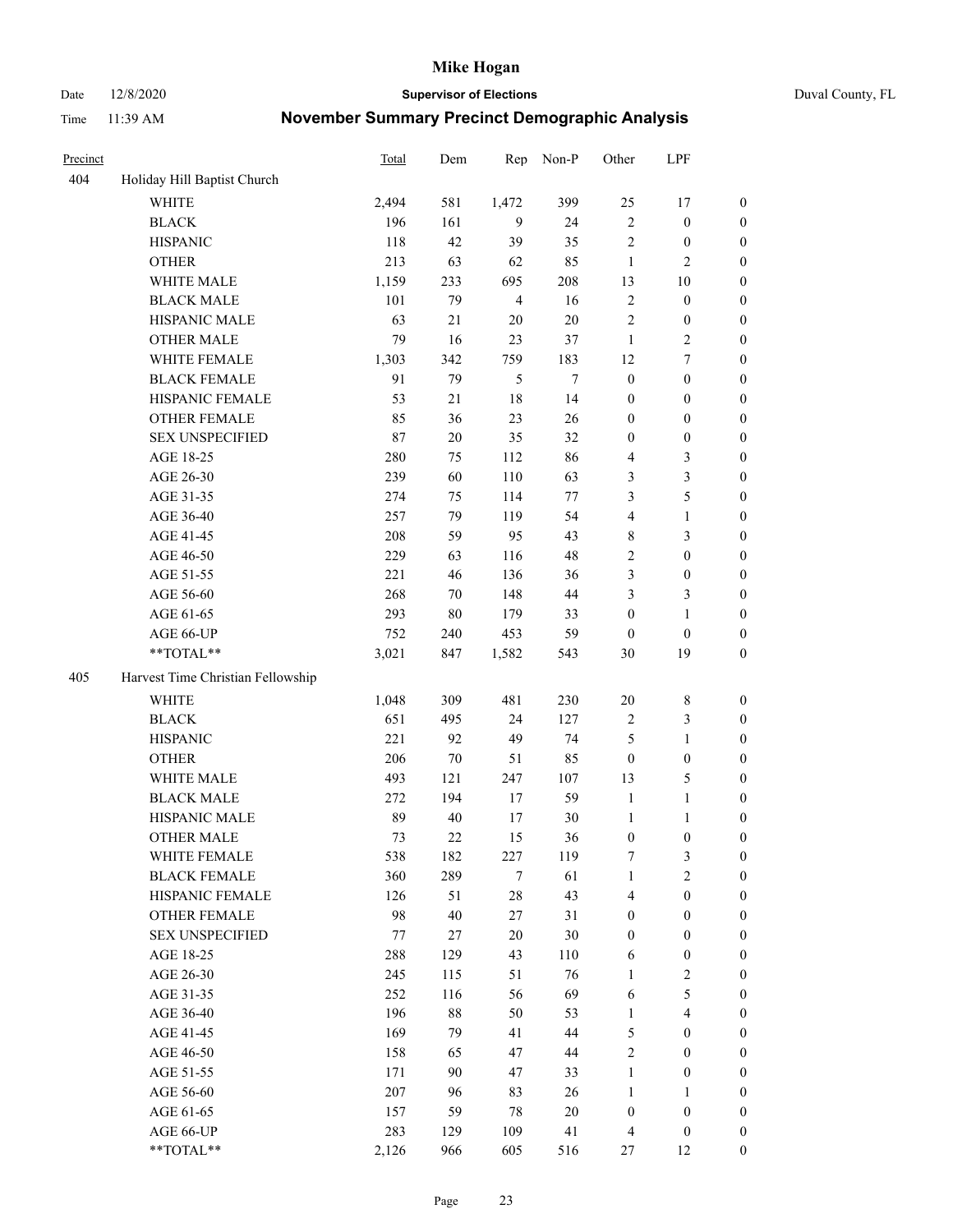| Precinct | | Total | Dem | Rep | Non-P | Other | LPF | |
|---|---|---|---|---|---|---|---|---|
| 404 | Holiday Hill Baptist Church | | | | | | | |
| | WHITE | 2,494 | 581 | 1,472 | 399 | 25 | 17 | 0 |
| | BLACK | 196 | 161 | 9 | 24 | 2 | 0 | 0 |
| | HISPANIC | 118 | 42 | 39 | 35 | 2 | 0 | 0 |
| | OTHER | 213 | 63 | 62 | 85 | 1 | 2 | 0 |
| | WHITE MALE | 1,159 | 233 | 695 | 208 | 13 | 10 | 0 |
| | BLACK MALE | 101 | 79 | 4 | 16 | 2 | 0 | 0 |
| | HISPANIC MALE | 63 | 21 | 20 | 20 | 2 | 0 | 0 |
| | OTHER MALE | 79 | 16 | 23 | 37 | 1 | 2 | 0 |
| | WHITE FEMALE | 1,303 | 342 | 759 | 183 | 12 | 7 | 0 |
| | BLACK FEMALE | 91 | 79 | 5 | 7 | 0 | 0 | 0 |
| | HISPANIC FEMALE | 53 | 21 | 18 | 14 | 0 | 0 | 0 |
| | OTHER FEMALE | 85 | 36 | 23 | 26 | 0 | 0 | 0 |
| | SEX UNSPECIFIED | 87 | 20 | 35 | 32 | 0 | 0 | 0 |
| | AGE 18-25 | 280 | 75 | 112 | 86 | 4 | 3 | 0 |
| | AGE 26-30 | 239 | 60 | 110 | 63 | 3 | 3 | 0 |
| | AGE 31-35 | 274 | 75 | 114 | 77 | 3 | 5 | 0 |
| | AGE 36-40 | 257 | 79 | 119 | 54 | 4 | 1 | 0 |
| | AGE 41-45 | 208 | 59 | 95 | 43 | 8 | 3 | 0 |
| | AGE 46-50 | 229 | 63 | 116 | 48 | 2 | 0 | 0 |
| | AGE 51-55 | 221 | 46 | 136 | 36 | 3 | 0 | 0 |
| | AGE 56-60 | 268 | 70 | 148 | 44 | 3 | 3 | 0 |
| | AGE 61-65 | 293 | 80 | 179 | 33 | 0 | 1 | 0 |
| | AGE 66-UP | 752 | 240 | 453 | 59 | 0 | 0 | 0 |
| | **TOTAL** | 3,021 | 847 | 1,582 | 543 | 30 | 19 | 0 |
| 405 | Harvest Time Christian Fellowship | | | | | | | |
| | WHITE | 1,048 | 309 | 481 | 230 | 20 | 8 | 0 |
| | BLACK | 651 | 495 | 24 | 127 | 2 | 3 | 0 |
| | HISPANIC | 221 | 92 | 49 | 74 | 5 | 1 | 0 |
| | OTHER | 206 | 70 | 51 | 85 | 0 | 0 | 0 |
| | WHITE MALE | 493 | 121 | 247 | 107 | 13 | 5 | 0 |
| | BLACK MALE | 272 | 194 | 17 | 59 | 1 | 1 | 0 |
| | HISPANIC MALE | 89 | 40 | 17 | 30 | 1 | 1 | 0 |
| | OTHER MALE | 73 | 22 | 15 | 36 | 0 | 0 | 0 |
| | WHITE FEMALE | 538 | 182 | 227 | 119 | 7 | 3 | 0 |
| | BLACK FEMALE | 360 | 289 | 7 | 61 | 1 | 2 | 0 |
| | HISPANIC FEMALE | 126 | 51 | 28 | 43 | 4 | 0 | 0 |
| | OTHER FEMALE | 98 | 40 | 27 | 31 | 0 | 0 | 0 |
| | SEX UNSPECIFIED | 77 | 27 | 20 | 30 | 0 | 0 | 0 |
| | AGE 18-25 | 288 | 129 | 43 | 110 | 6 | 0 | 0 |
| | AGE 26-30 | 245 | 115 | 51 | 76 | 1 | 2 | 0 |
| | AGE 31-35 | 252 | 116 | 56 | 69 | 6 | 5 | 0 |
| | AGE 36-40 | 196 | 88 | 50 | 53 | 1 | 4 | 0 |
| | AGE 41-45 | 169 | 79 | 41 | 44 | 5 | 0 | 0 |
| | AGE 46-50 | 158 | 65 | 47 | 44 | 2 | 0 | 0 |
| | AGE 51-55 | 171 | 90 | 47 | 33 | 1 | 0 | 0 |
| | AGE 56-60 | 207 | 96 | 83 | 26 | 1 | 1 | 0 |
| | AGE 61-65 | 157 | 59 | 78 | 20 | 0 | 0 | 0 |
| | AGE 66-UP | 283 | 129 | 109 | 41 | 4 | 0 | 0 |
| | **TOTAL** | 2,126 | 966 | 605 | 516 | 27 | 12 | 0 |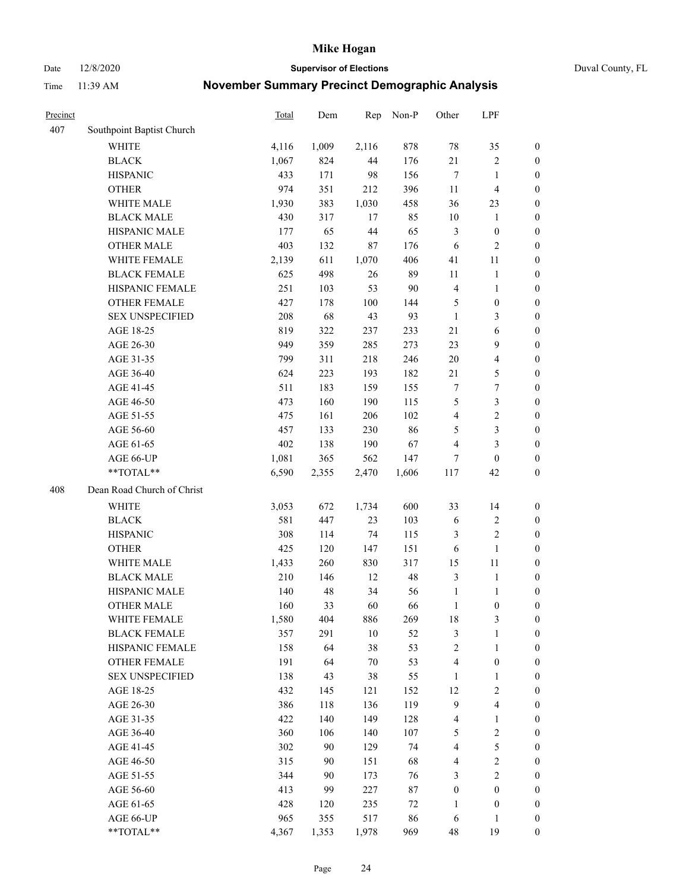# Mike Hogan

Date 12/8/2020 **Supervisor of Elections** Duval County, FL

Time 11:39 AM **November Summary Precinct Demographic Analysis**

| Precinct | | Total | Dem | Rep | Non-P | Other | LPF | |
|---|---|---|---|---|---|---|---|---|
| 407 | Southpoint Baptist Church | | | | | | | |
| | WHITE | 4,116 | 1,009 | 2,116 | 878 | 78 | 35 | 0 |
| | BLACK | 1,067 | 824 | 44 | 176 | 21 | 2 | 0 |
| | HISPANIC | 433 | 171 | 98 | 156 | 7 | 1 | 0 |
| | OTHER | 974 | 351 | 212 | 396 | 11 | 4 | 0 |
| | WHITE MALE | 1,930 | 383 | 1,030 | 458 | 36 | 23 | 0 |
| | BLACK MALE | 430 | 317 | 17 | 85 | 10 | 1 | 0 |
| | HISPANIC MALE | 177 | 65 | 44 | 65 | 3 | 0 | 0 |
| | OTHER MALE | 403 | 132 | 87 | 176 | 6 | 2 | 0 |
| | WHITE FEMALE | 2,139 | 611 | 1,070 | 406 | 41 | 11 | 0 |
| | BLACK FEMALE | 625 | 498 | 26 | 89 | 11 | 1 | 0 |
| | HISPANIC FEMALE | 251 | 103 | 53 | 90 | 4 | 1 | 0 |
| | OTHER FEMALE | 427 | 178 | 100 | 144 | 5 | 0 | 0 |
| | SEX UNSPECIFIED | 208 | 68 | 43 | 93 | 1 | 3 | 0 |
| | AGE 18-25 | 819 | 322 | 237 | 233 | 21 | 6 | 0 |
| | AGE 26-30 | 949 | 359 | 285 | 273 | 23 | 9 | 0 |
| | AGE 31-35 | 799 | 311 | 218 | 246 | 20 | 4 | 0 |
| | AGE 36-40 | 624 | 223 | 193 | 182 | 21 | 5 | 0 |
| | AGE 41-45 | 511 | 183 | 159 | 155 | 7 | 7 | 0 |
| | AGE 46-50 | 473 | 160 | 190 | 115 | 5 | 3 | 0 |
| | AGE 51-55 | 475 | 161 | 206 | 102 | 4 | 2 | 0 |
| | AGE 56-60 | 457 | 133 | 230 | 86 | 5 | 3 | 0 |
| | AGE 61-65 | 402 | 138 | 190 | 67 | 4 | 3 | 0 |
| | AGE 66-UP | 1,081 | 365 | 562 | 147 | 7 | 0 | 0 |
| | **TOTAL** | 6,590 | 2,355 | 2,470 | 1,606 | 117 | 42 | 0 |
| 408 | Dean Road Church of Christ | | | | | | | |
| | WHITE | 3,053 | 672 | 1,734 | 600 | 33 | 14 | 0 |
| | BLACK | 581 | 447 | 23 | 103 | 6 | 2 | 0 |
| | HISPANIC | 308 | 114 | 74 | 115 | 3 | 2 | 0 |
| | OTHER | 425 | 120 | 147 | 151 | 6 | 1 | 0 |
| | WHITE MALE | 1,433 | 260 | 830 | 317 | 15 | 11 | 0 |
| | BLACK MALE | 210 | 146 | 12 | 48 | 3 | 1 | 0 |
| | HISPANIC MALE | 140 | 48 | 34 | 56 | 1 | 1 | 0 |
| | OTHER MALE | 160 | 33 | 60 | 66 | 1 | 0 | 0 |
| | WHITE FEMALE | 1,580 | 404 | 886 | 269 | 18 | 3 | 0 |
| | BLACK FEMALE | 357 | 291 | 10 | 52 | 3 | 1 | 0 |
| | HISPANIC FEMALE | 158 | 64 | 38 | 53 | 2 | 1 | 0 |
| | OTHER FEMALE | 191 | 64 | 70 | 53 | 4 | 0 | 0 |
| | SEX UNSPECIFIED | 138 | 43 | 38 | 55 | 1 | 1 | 0 |
| | AGE 18-25 | 432 | 145 | 121 | 152 | 12 | 2 | 0 |
| | AGE 26-30 | 386 | 118 | 136 | 119 | 9 | 4 | 0 |
| | AGE 31-35 | 422 | 140 | 149 | 128 | 4 | 1 | 0 |
| | AGE 36-40 | 360 | 106 | 140 | 107 | 5 | 2 | 0 |
| | AGE 41-45 | 302 | 90 | 129 | 74 | 4 | 5 | 0 |
| | AGE 46-50 | 315 | 90 | 151 | 68 | 4 | 2 | 0 |
| | AGE 51-55 | 344 | 90 | 173 | 76 | 3 | 2 | 0 |
| | AGE 56-60 | 413 | 99 | 227 | 87 | 0 | 0 | 0 |
| | AGE 61-65 | 428 | 120 | 235 | 72 | 1 | 0 | 0 |
| | AGE 66-UP | 965 | 355 | 517 | 86 | 6 | 1 | 0 |
| | **TOTAL** | 4,367 | 1,353 | 1,978 | 969 | 48 | 19 | 0 |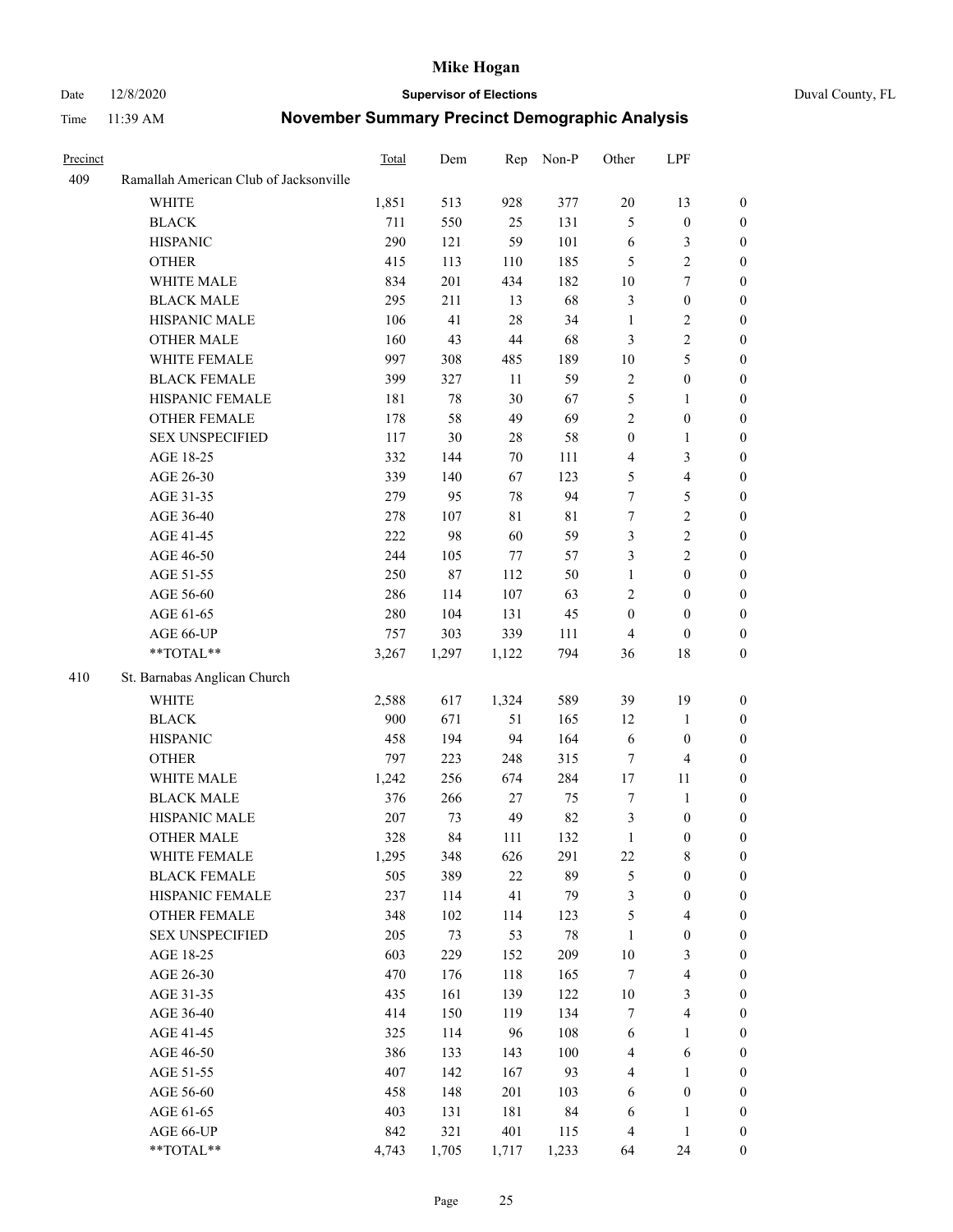# Mike Hogan

**Supervisor of Elections**

Date 12/8/2020 | Duval County, FL

Time 11:39 AM

## November Summary Precinct Demographic Analysis

| Precinct | | Total | Dem | Rep | Non-P | Other | LPF | |
|---|---|---|---|---|---|---|---|---|
| 409 | Ramallah American Club of Jacksonville | | | | | | | |
| | WHITE | 1,851 | 513 | 928 | 377 | 20 | 13 | 0 |
| | BLACK | 711 | 550 | 25 | 131 | 5 | 0 | 0 |
| | HISPANIC | 290 | 121 | 59 | 101 | 6 | 3 | 0 |
| | OTHER | 415 | 113 | 110 | 185 | 5 | 2 | 0 |
| | WHITE MALE | 834 | 201 | 434 | 182 | 10 | 7 | 0 |
| | BLACK MALE | 295 | 211 | 13 | 68 | 3 | 0 | 0 |
| | HISPANIC MALE | 106 | 41 | 28 | 34 | 1 | 2 | 0 |
| | OTHER MALE | 160 | 43 | 44 | 68 | 3 | 2 | 0 |
| | WHITE FEMALE | 997 | 308 | 485 | 189 | 10 | 5 | 0 |
| | BLACK FEMALE | 399 | 327 | 11 | 59 | 2 | 0 | 0 |
| | HISPANIC FEMALE | 181 | 78 | 30 | 67 | 5 | 1 | 0 |
| | OTHER FEMALE | 178 | 58 | 49 | 69 | 2 | 0 | 0 |
| | SEX UNSPECIFIED | 117 | 30 | 28 | 58 | 0 | 1 | 0 |
| | AGE 18-25 | 332 | 144 | 70 | 111 | 4 | 3 | 0 |
| | AGE 26-30 | 339 | 140 | 67 | 123 | 5 | 4 | 0 |
| | AGE 31-35 | 279 | 95 | 78 | 94 | 7 | 5 | 0 |
| | AGE 36-40 | 278 | 107 | 81 | 81 | 7 | 2 | 0 |
| | AGE 41-45 | 222 | 98 | 60 | 59 | 3 | 2 | 0 |
| | AGE 46-50 | 244 | 105 | 77 | 57 | 3 | 2 | 0 |
| | AGE 51-55 | 250 | 87 | 112 | 50 | 1 | 0 | 0 |
| | AGE 56-60 | 286 | 114 | 107 | 63 | 2 | 0 | 0 |
| | AGE 61-65 | 280 | 104 | 131 | 45 | 0 | 0 | 0 |
| | AGE 66-UP | 757 | 303 | 339 | 111 | 4 | 0 | 0 |
| | **TOTAL** | 3,267 | 1,297 | 1,122 | 794 | 36 | 18 | 0 |
| 410 | St. Barnabas Anglican Church | | | | | | | |
| | WHITE | 2,588 | 617 | 1,324 | 589 | 39 | 19 | 0 |
| | BLACK | 900 | 671 | 51 | 165 | 12 | 1 | 0 |
| | HISPANIC | 458 | 194 | 94 | 164 | 6 | 0 | 0 |
| | OTHER | 797 | 223 | 248 | 315 | 7 | 4 | 0 |
| | WHITE MALE | 1,242 | 256 | 674 | 284 | 17 | 11 | 0 |
| | BLACK MALE | 376 | 266 | 27 | 75 | 7 | 1 | 0 |
| | HISPANIC MALE | 207 | 73 | 49 | 82 | 3 | 0 | 0 |
| | OTHER MALE | 328 | 84 | 111 | 132 | 1 | 0 | 0 |
| | WHITE FEMALE | 1,295 | 348 | 626 | 291 | 22 | 8 | 0 |
| | BLACK FEMALE | 505 | 389 | 22 | 89 | 5 | 0 | 0 |
| | HISPANIC FEMALE | 237 | 114 | 41 | 79 | 3 | 0 | 0 |
| | OTHER FEMALE | 348 | 102 | 114 | 123 | 5 | 4 | 0 |
| | SEX UNSPECIFIED | 205 | 73 | 53 | 78 | 1 | 0 | 0 |
| | AGE 18-25 | 603 | 229 | 152 | 209 | 10 | 3 | 0 |
| | AGE 26-30 | 470 | 176 | 118 | 165 | 7 | 4 | 0 |
| | AGE 31-35 | 435 | 161 | 139 | 122 | 10 | 3 | 0 |
| | AGE 36-40 | 414 | 150 | 119 | 134 | 7 | 4 | 0 |
| | AGE 41-45 | 325 | 114 | 96 | 108 | 6 | 1 | 0 |
| | AGE 46-50 | 386 | 133 | 143 | 100 | 4 | 6 | 0 |
| | AGE 51-55 | 407 | 142 | 167 | 93 | 4 | 1 | 0 |
| | AGE 56-60 | 458 | 148 | 201 | 103 | 6 | 0 | 0 |
| | AGE 61-65 | 403 | 131 | 181 | 84 | 6 | 1 | 0 |
| | AGE 66-UP | 842 | 321 | 401 | 115 | 4 | 1 | 0 |
| | **TOTAL** | 4,743 | 1,705 | 1,717 | 1,233 | 64 | 24 | 0 |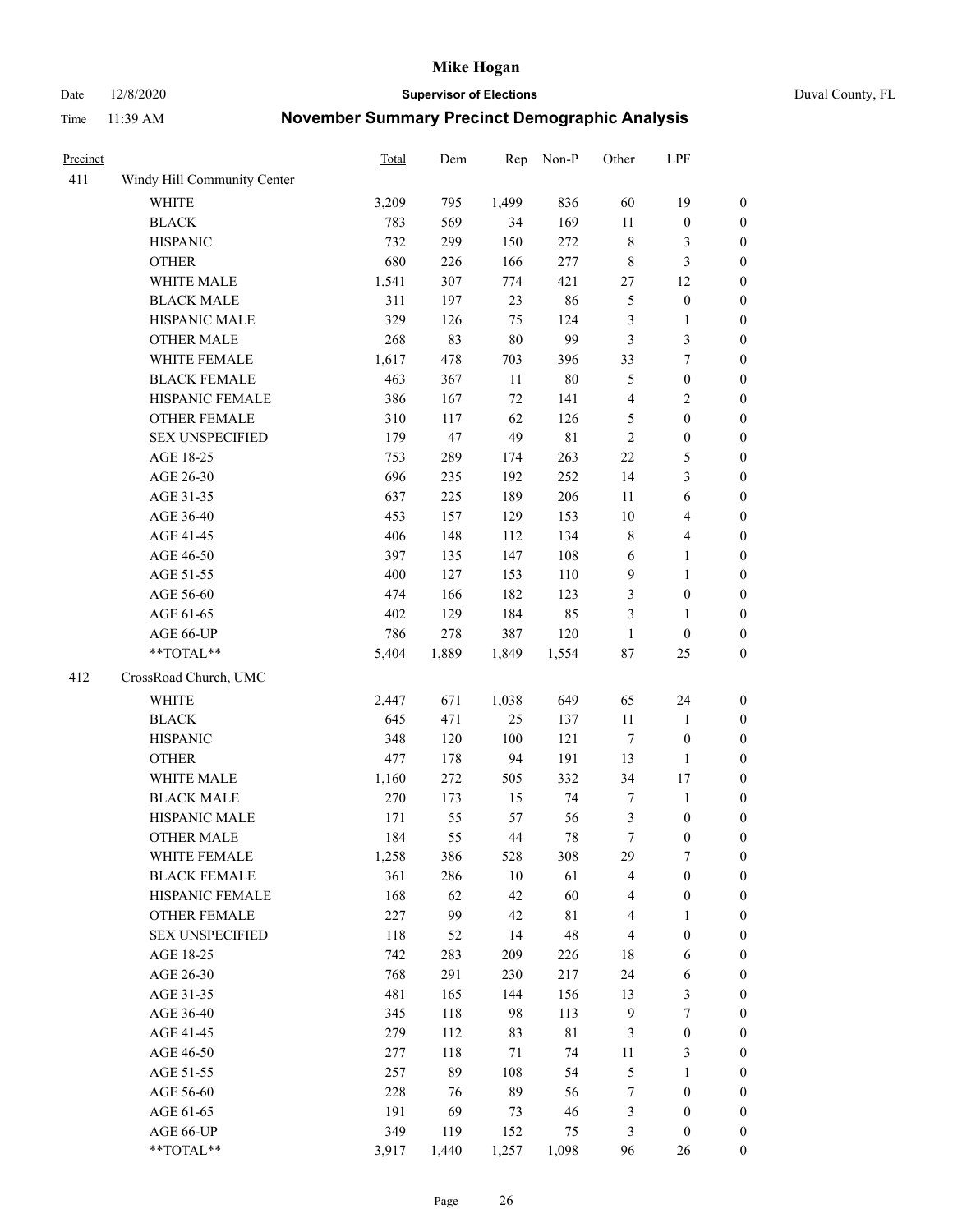# Mike Hogan

Date 12/8/2020 **Supervisor of Elections** Duval County, FL

Time 11:39 AM **November Summary Precinct Demographic Analysis**

| Precinct | | Total | Dem | Rep | Non-P | Other | LPF | |
|---|---|---|---|---|---|---|---|---|
| 411 | Windy Hill Community Center | | | | | | | |
| | WHITE | 3,209 | 795 | 1,499 | 836 | 60 | 19 | 0 |
| | BLACK | 783 | 569 | 34 | 169 | 11 | 0 | 0 |
| | HISPANIC | 732 | 299 | 150 | 272 | 8 | 3 | 0 |
| | OTHER | 680 | 226 | 166 | 277 | 8 | 3 | 0 |
| | WHITE MALE | 1,541 | 307 | 774 | 421 | 27 | 12 | 0 |
| | BLACK MALE | 311 | 197 | 23 | 86 | 5 | 0 | 0 |
| | HISPANIC MALE | 329 | 126 | 75 | 124 | 3 | 1 | 0 |
| | OTHER MALE | 268 | 83 | 80 | 99 | 3 | 3 | 0 |
| | WHITE FEMALE | 1,617 | 478 | 703 | 396 | 33 | 7 | 0 |
| | BLACK FEMALE | 463 | 367 | 11 | 80 | 5 | 0 | 0 |
| | HISPANIC FEMALE | 386 | 167 | 72 | 141 | 4 | 2 | 0 |
| | OTHER FEMALE | 310 | 117 | 62 | 126 | 5 | 0 | 0 |
| | SEX UNSPECIFIED | 179 | 47 | 49 | 81 | 2 | 0 | 0 |
| | AGE 18-25 | 753 | 289 | 174 | 263 | 22 | 5 | 0 |
| | AGE 26-30 | 696 | 235 | 192 | 252 | 14 | 3 | 0 |
| | AGE 31-35 | 637 | 225 | 189 | 206 | 11 | 6 | 0 |
| | AGE 36-40 | 453 | 157 | 129 | 153 | 10 | 4 | 0 |
| | AGE 41-45 | 406 | 148 | 112 | 134 | 8 | 4 | 0 |
| | AGE 46-50 | 397 | 135 | 147 | 108 | 6 | 1 | 0 |
| | AGE 51-55 | 400 | 127 | 153 | 110 | 9 | 1 | 0 |
| | AGE 56-60 | 474 | 166 | 182 | 123 | 3 | 0 | 0 |
| | AGE 61-65 | 402 | 129 | 184 | 85 | 3 | 1 | 0 |
| | AGE 66-UP | 786 | 278 | 387 | 120 | 1 | 0 | 0 |
| | **TOTAL** | 5,404 | 1,889 | 1,849 | 1,554 | 87 | 25 | 0 |
| 412 | CrossRoad Church, UMC | | | | | | | |
| | WHITE | 2,447 | 671 | 1,038 | 649 | 65 | 24 | 0 |
| | BLACK | 645 | 471 | 25 | 137 | 11 | 1 | 0 |
| | HISPANIC | 348 | 120 | 100 | 121 | 7 | 0 | 0 |
| | OTHER | 477 | 178 | 94 | 191 | 13 | 1 | 0 |
| | WHITE MALE | 1,160 | 272 | 505 | 332 | 34 | 17 | 0 |
| | BLACK MALE | 270 | 173 | 15 | 74 | 7 | 1 | 0 |
| | HISPANIC MALE | 171 | 55 | 57 | 56 | 3 | 0 | 0 |
| | OTHER MALE | 184 | 55 | 44 | 78 | 7 | 0 | 0 |
| | WHITE FEMALE | 1,258 | 386 | 528 | 308 | 29 | 7 | 0 |
| | BLACK FEMALE | 361 | 286 | 10 | 61 | 4 | 0 | 0 |
| | HISPANIC FEMALE | 168 | 62 | 42 | 60 | 4 | 0 | 0 |
| | OTHER FEMALE | 227 | 99 | 42 | 81 | 4 | 1 | 0 |
| | SEX UNSPECIFIED | 118 | 52 | 14 | 48 | 4 | 0 | 0 |
| | AGE 18-25 | 742 | 283 | 209 | 226 | 18 | 6 | 0 |
| | AGE 26-30 | 768 | 291 | 230 | 217 | 24 | 6 | 0 |
| | AGE 31-35 | 481 | 165 | 144 | 156 | 13 | 3 | 0 |
| | AGE 36-40 | 345 | 118 | 98 | 113 | 9 | 7 | 0 |
| | AGE 41-45 | 279 | 112 | 83 | 81 | 3 | 0 | 0 |
| | AGE 46-50 | 277 | 118 | 71 | 74 | 11 | 3 | 0 |
| | AGE 51-55 | 257 | 89 | 108 | 54 | 5 | 1 | 0 |
| | AGE 56-60 | 228 | 76 | 89 | 56 | 7 | 0 | 0 |
| | AGE 61-65 | 191 | 69 | 73 | 46 | 3 | 0 | 0 |
| | AGE 66-UP | 349 | 119 | 152 | 75 | 3 | 0 | 0 |
| | **TOTAL** | 3,917 | 1,440 | 1,257 | 1,098 | 96 | 26 | 0 |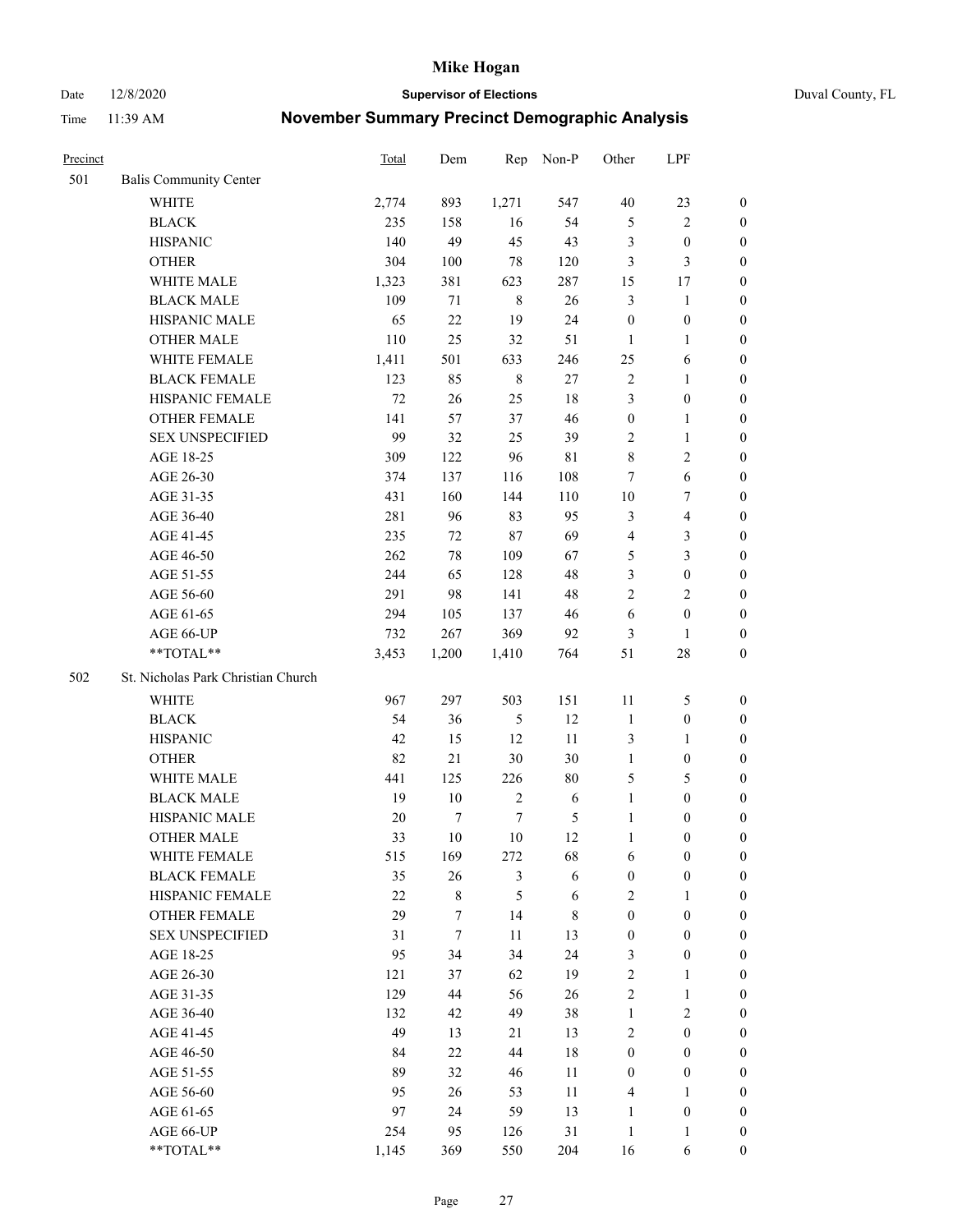# November Summary Precinct Demographic Analysis

| Precinct | | Total | Dem | Rep | Non-P | Other | LPF | |
|---|---|---|---|---|---|---|---|---|
| 501 | Balis Community Center | | | | | | | |
| | WHITE | 2,774 | 893 | 1,271 | 547 | 40 | 23 | 0 |
| | BLACK | 235 | 158 | 16 | 54 | 5 | 2 | 0 |
| | HISPANIC | 140 | 49 | 45 | 43 | 3 | 0 | 0 |
| | OTHER | 304 | 100 | 78 | 120 | 3 | 3 | 0 |
| | WHITE MALE | 1,323 | 381 | 623 | 287 | 15 | 17 | 0 |
| | BLACK MALE | 109 | 71 | 8 | 26 | 3 | 1 | 0 |
| | HISPANIC MALE | 65 | 22 | 19 | 24 | 0 | 0 | 0 |
| | OTHER MALE | 110 | 25 | 32 | 51 | 1 | 1 | 0 |
| | WHITE FEMALE | 1,411 | 501 | 633 | 246 | 25 | 6 | 0 |
| | BLACK FEMALE | 123 | 85 | 8 | 27 | 2 | 1 | 0 |
| | HISPANIC FEMALE | 72 | 26 | 25 | 18 | 3 | 0 | 0 |
| | OTHER FEMALE | 141 | 57 | 37 | 46 | 0 | 1 | 0 |
| | SEX UNSPECIFIED | 99 | 32 | 25 | 39 | 2 | 1 | 0 |
| | AGE 18-25 | 309 | 122 | 96 | 81 | 8 | 2 | 0 |
| | AGE 26-30 | 374 | 137 | 116 | 108 | 7 | 6 | 0 |
| | AGE 31-35 | 431 | 160 | 144 | 110 | 10 | 7 | 0 |
| | AGE 36-40 | 281 | 96 | 83 | 95 | 3 | 4 | 0 |
| | AGE 41-45 | 235 | 72 | 87 | 69 | 4 | 3 | 0 |
| | AGE 46-50 | 262 | 78 | 109 | 67 | 5 | 3 | 0 |
| | AGE 51-55 | 244 | 65 | 128 | 48 | 3 | 0 | 0 |
| | AGE 56-60 | 291 | 98 | 141 | 48 | 2 | 2 | 0 |
| | AGE 61-65 | 294 | 105 | 137 | 46 | 6 | 0 | 0 |
| | AGE 66-UP | 732 | 267 | 369 | 92 | 3 | 1 | 0 |
| | **TOTAL** | 3,453 | 1,200 | 1,410 | 764 | 51 | 28 | 0 |
| 502 | St. Nicholas Park Christian Church | | | | | | | |
| | WHITE | 967 | 297 | 503 | 151 | 11 | 5 | 0 |
| | BLACK | 54 | 36 | 5 | 12 | 1 | 0 | 0 |
| | HISPANIC | 42 | 15 | 12 | 11 | 3 | 1 | 0 |
| | OTHER | 82 | 21 | 30 | 30 | 1 | 0 | 0 |
| | WHITE MALE | 441 | 125 | 226 | 80 | 5 | 5 | 0 |
| | BLACK MALE | 19 | 10 | 2 | 6 | 1 | 0 | 0 |
| | HISPANIC MALE | 20 | 7 | 7 | 5 | 1 | 0 | 0 |
| | OTHER MALE | 33 | 10 | 10 | 12 | 1 | 0 | 0 |
| | WHITE FEMALE | 515 | 169 | 272 | 68 | 6 | 0 | 0 |
| | BLACK FEMALE | 35 | 26 | 3 | 6 | 0 | 0 | 0 |
| | HISPANIC FEMALE | 22 | 8 | 5 | 6 | 2 | 1 | 0 |
| | OTHER FEMALE | 29 | 7 | 14 | 8 | 0 | 0 | 0 |
| | SEX UNSPECIFIED | 31 | 7 | 11 | 13 | 0 | 0 | 0 |
| | AGE 18-25 | 95 | 34 | 34 | 24 | 3 | 0 | 0 |
| | AGE 26-30 | 121 | 37 | 62 | 19 | 2 | 1 | 0 |
| | AGE 31-35 | 129 | 44 | 56 | 26 | 2 | 1 | 0 |
| | AGE 36-40 | 132 | 42 | 49 | 38 | 1 | 2 | 0 |
| | AGE 41-45 | 49 | 13 | 21 | 13 | 2 | 0 | 0 |
| | AGE 46-50 | 84 | 22 | 44 | 18 | 0 | 0 | 0 |
| | AGE 51-55 | 89 | 32 | 46 | 11 | 0 | 0 | 0 |
| | AGE 56-60 | 95 | 26 | 53 | 11 | 4 | 1 | 0 |
| | AGE 61-65 | 97 | 24 | 59 | 13 | 1 | 0 | 0 |
| | AGE 66-UP | 254 | 95 | 126 | 31 | 1 | 1 | 0 |
| | **TOTAL** | 1,145 | 369 | 550 | 204 | 16 | 6 | 0 |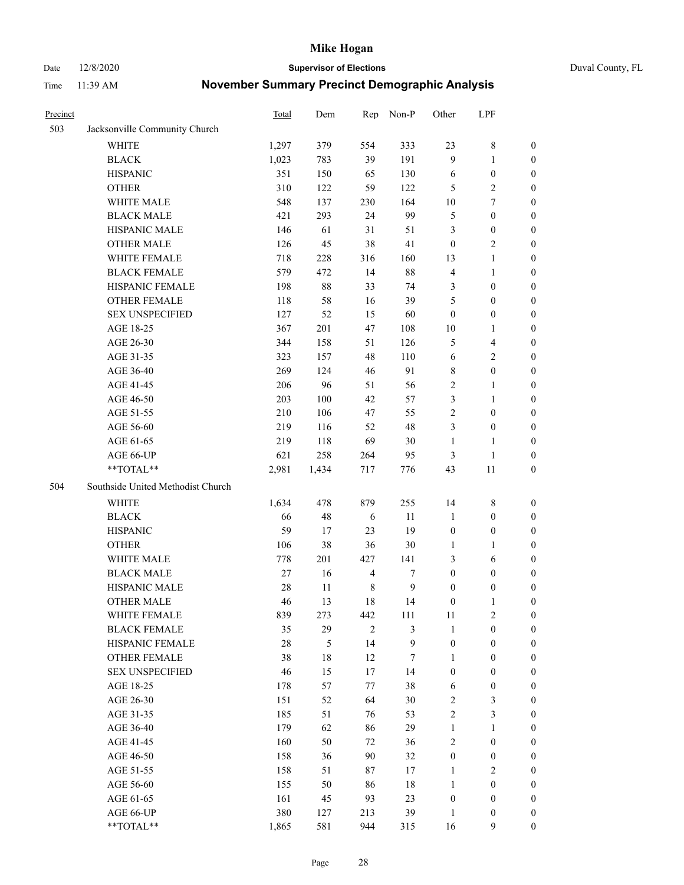# Mike Hogan

Date 12/8/2020 **Supervisor of Elections** Duval County, FL

Time 11:39 AM **November Summary Precinct Demographic Analysis**

| Precinct | | Total | Dem | Rep | Non-P | Other | LPF | |
|---|---|---|---|---|---|---|---|---|
| 503 | Jacksonville Community Church | | | | | | | |
| | WHITE | 1,297 | 379 | 554 | 333 | 23 | 8 | 0 |
| | BLACK | 1,023 | 783 | 39 | 191 | 9 | 1 | 0 |
| | HISPANIC | 351 | 150 | 65 | 130 | 6 | 0 | 0 |
| | OTHER | 310 | 122 | 59 | 122 | 5 | 2 | 0 |
| | WHITE MALE | 548 | 137 | 230 | 164 | 10 | 7 | 0 |
| | BLACK MALE | 421 | 293 | 24 | 99 | 5 | 0 | 0 |
| | HISPANIC MALE | 146 | 61 | 31 | 51 | 3 | 0 | 0 |
| | OTHER MALE | 126 | 45 | 38 | 41 | 0 | 2 | 0 |
| | WHITE FEMALE | 718 | 228 | 316 | 160 | 13 | 1 | 0 |
| | BLACK FEMALE | 579 | 472 | 14 | 88 | 4 | 1 | 0 |
| | HISPANIC FEMALE | 198 | 88 | 33 | 74 | 3 | 0 | 0 |
| | OTHER FEMALE | 118 | 58 | 16 | 39 | 5 | 0 | 0 |
| | SEX UNSPECIFIED | 127 | 52 | 15 | 60 | 0 | 0 | 0 |
| | AGE 18-25 | 367 | 201 | 47 | 108 | 10 | 1 | 0 |
| | AGE 26-30 | 344 | 158 | 51 | 126 | 5 | 4 | 0 |
| | AGE 31-35 | 323 | 157 | 48 | 110 | 6 | 2 | 0 |
| | AGE 36-40 | 269 | 124 | 46 | 91 | 8 | 0 | 0 |
| | AGE 41-45 | 206 | 96 | 51 | 56 | 2 | 1 | 0 |
| | AGE 46-50 | 203 | 100 | 42 | 57 | 3 | 1 | 0 |
| | AGE 51-55 | 210 | 106 | 47 | 55 | 2 | 0 | 0 |
| | AGE 56-60 | 219 | 116 | 52 | 48 | 3 | 0 | 0 |
| | AGE 61-65 | 219 | 118 | 69 | 30 | 1 | 1 | 0 |
| | AGE 66-UP | 621 | 258 | 264 | 95 | 3 | 1 | 0 |
| | **TOTAL** | 2,981 | 1,434 | 717 | 776 | 43 | 11 | 0 |
| 504 | Southside United Methodist Church | | | | | | | |
| | WHITE | 1,634 | 478 | 879 | 255 | 14 | 8 | 0 |
| | BLACK | 66 | 48 | 6 | 11 | 1 | 0 | 0 |
| | HISPANIC | 59 | 17 | 23 | 19 | 0 | 0 | 0 |
| | OTHER | 106 | 38 | 36 | 30 | 1 | 1 | 0 |
| | WHITE MALE | 778 | 201 | 427 | 141 | 3 | 6 | 0 |
| | BLACK MALE | 27 | 16 | 4 | 7 | 0 | 0 | 0 |
| | HISPANIC MALE | 28 | 11 | 8 | 9 | 0 | 0 | 0 |
| | OTHER MALE | 46 | 13 | 18 | 14 | 0 | 1 | 0 |
| | WHITE FEMALE | 839 | 273 | 442 | 111 | 11 | 2 | 0 |
| | BLACK FEMALE | 35 | 29 | 2 | 3 | 1 | 0 | 0 |
| | HISPANIC FEMALE | 28 | 5 | 14 | 9 | 0 | 0 | 0 |
| | OTHER FEMALE | 38 | 18 | 12 | 7 | 1 | 0 | 0 |
| | SEX UNSPECIFIED | 46 | 15 | 17 | 14 | 0 | 0 | 0 |
| | AGE 18-25 | 178 | 57 | 77 | 38 | 6 | 0 | 0 |
| | AGE 26-30 | 151 | 52 | 64 | 30 | 2 | 3 | 0 |
| | AGE 31-35 | 185 | 51 | 76 | 53 | 2 | 3 | 0 |
| | AGE 36-40 | 179 | 62 | 86 | 29 | 1 | 1 | 0 |
| | AGE 41-45 | 160 | 50 | 72 | 36 | 2 | 0 | 0 |
| | AGE 46-50 | 158 | 36 | 90 | 32 | 0 | 0 | 0 |
| | AGE 51-55 | 158 | 51 | 87 | 17 | 1 | 2 | 0 |
| | AGE 56-60 | 155 | 50 | 86 | 18 | 1 | 0 | 0 |
| | AGE 61-65 | 161 | 45 | 93 | 23 | 0 | 0 | 0 |
| | AGE 66-UP | 380 | 127 | 213 | 39 | 1 | 0 | 0 |
| | **TOTAL** | 1,865 | 581 | 944 | 315 | 16 | 9 | 0 |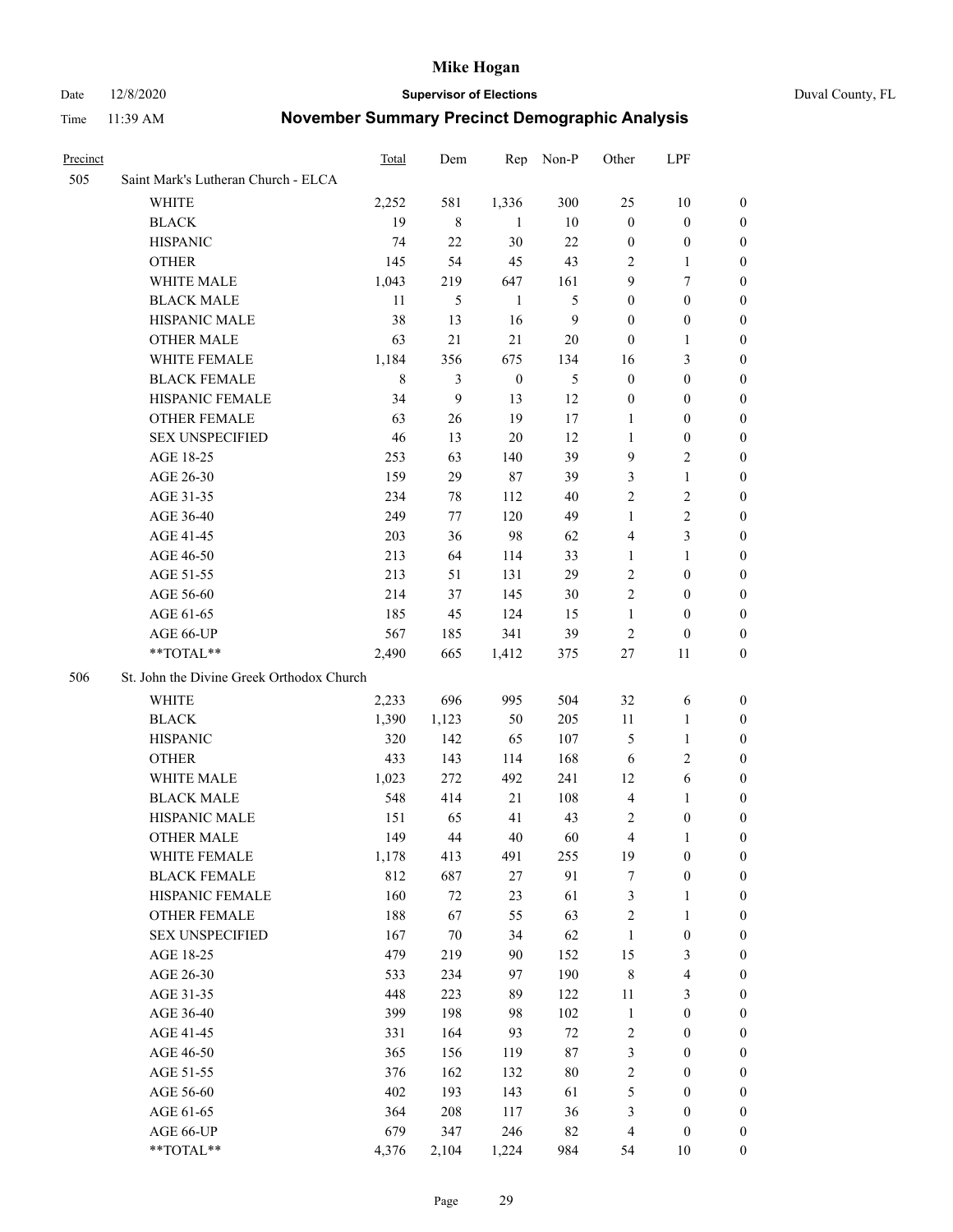# Mike Hogan

Date 12/8/2020 **Supervisor of Elections** Duval County, FL

Time 11:39 AM **November Summary Precinct Demographic Analysis**

| Precinct | | Total | Dem | Rep | Non-P | Other | LPF | |
|---|---|---|---|---|---|---|---|---|
| 505 | Saint Mark's Lutheran Church - ELCA | | | | | | | |
| | WHITE | 2,252 | 581 | 1,336 | 300 | 25 | 10 | 0 |
| | BLACK | 19 | 8 | 1 | 10 | 0 | 0 | 0 |
| | HISPANIC | 74 | 22 | 30 | 22 | 0 | 0 | 0 |
| | OTHER | 145 | 54 | 45 | 43 | 2 | 1 | 0 |
| | WHITE MALE | 1,043 | 219 | 647 | 161 | 9 | 7 | 0 |
| | BLACK MALE | 11 | 5 | 1 | 5 | 0 | 0 | 0 |
| | HISPANIC MALE | 38 | 13 | 16 | 9 | 0 | 0 | 0 |
| | OTHER MALE | 63 | 21 | 21 | 20 | 0 | 1 | 0 |
| | WHITE FEMALE | 1,184 | 356 | 675 | 134 | 16 | 3 | 0 |
| | BLACK FEMALE | 8 | 3 | 0 | 5 | 0 | 0 | 0 |
| | HISPANIC FEMALE | 34 | 9 | 13 | 12 | 0 | 0 | 0 |
| | OTHER FEMALE | 63 | 26 | 19 | 17 | 1 | 0 | 0 |
| | SEX UNSPECIFIED | 46 | 13 | 20 | 12 | 1 | 0 | 0 |
| | AGE 18-25 | 253 | 63 | 140 | 39 | 9 | 2 | 0 |
| | AGE 26-30 | 159 | 29 | 87 | 39 | 3 | 1 | 0 |
| | AGE 31-35 | 234 | 78 | 112 | 40 | 2 | 2 | 0 |
| | AGE 36-40 | 249 | 77 | 120 | 49 | 1 | 2 | 0 |
| | AGE 41-45 | 203 | 36 | 98 | 62 | 4 | 3 | 0 |
| | AGE 46-50 | 213 | 64 | 114 | 33 | 1 | 1 | 0 |
| | AGE 51-55 | 213 | 51 | 131 | 29 | 2 | 0 | 0 |
| | AGE 56-60 | 214 | 37 | 145 | 30 | 2 | 0 | 0 |
| | AGE 61-65 | 185 | 45 | 124 | 15 | 1 | 0 | 0 |
| | AGE 66-UP | 567 | 185 | 341 | 39 | 2 | 0 | 0 |
| | **TOTAL** | 2,490 | 665 | 1,412 | 375 | 27 | 11 | 0 |
| 506 | St. John the Divine Greek Orthodox Church | | | | | | | |
| | WHITE | 2,233 | 696 | 995 | 504 | 32 | 6 | 0 |
| | BLACK | 1,390 | 1,123 | 50 | 205 | 11 | 1 | 0 |
| | HISPANIC | 320 | 142 | 65 | 107 | 5 | 1 | 0 |
| | OTHER | 433 | 143 | 114 | 168 | 6 | 2 | 0 |
| | WHITE MALE | 1,023 | 272 | 492 | 241 | 12 | 6 | 0 |
| | BLACK MALE | 548 | 414 | 21 | 108 | 4 | 1 | 0 |
| | HISPANIC MALE | 151 | 65 | 41 | 43 | 2 | 0 | 0 |
| | OTHER MALE | 149 | 44 | 40 | 60 | 4 | 1 | 0 |
| | WHITE FEMALE | 1,178 | 413 | 491 | 255 | 19 | 0 | 0 |
| | BLACK FEMALE | 812 | 687 | 27 | 91 | 7 | 0 | 0 |
| | HISPANIC FEMALE | 160 | 72 | 23 | 61 | 3 | 1 | 0 |
| | OTHER FEMALE | 188 | 67 | 55 | 63 | 2 | 1 | 0 |
| | SEX UNSPECIFIED | 167 | 70 | 34 | 62 | 1 | 0 | 0 |
| | AGE 18-25 | 479 | 219 | 90 | 152 | 15 | 3 | 0 |
| | AGE 26-30 | 533 | 234 | 97 | 190 | 8 | 4 | 0 |
| | AGE 31-35 | 448 | 223 | 89 | 122 | 11 | 3 | 0 |
| | AGE 36-40 | 399 | 198 | 98 | 102 | 1 | 0 | 0 |
| | AGE 41-45 | 331 | 164 | 93 | 72 | 2 | 0 | 0 |
| | AGE 46-50 | 365 | 156 | 119 | 87 | 3 | 0 | 0 |
| | AGE 51-55 | 376 | 162 | 132 | 80 | 2 | 0 | 0 |
| | AGE 56-60 | 402 | 193 | 143 | 61 | 5 | 0 | 0 |
| | AGE 61-65 | 364 | 208 | 117 | 36 | 3 | 0 | 0 |
| | AGE 66-UP | 679 | 347 | 246 | 82 | 4 | 0 | 0 |
| | **TOTAL** | 4,376 | 2,104 | 1,224 | 984 | 54 | 10 | 0 |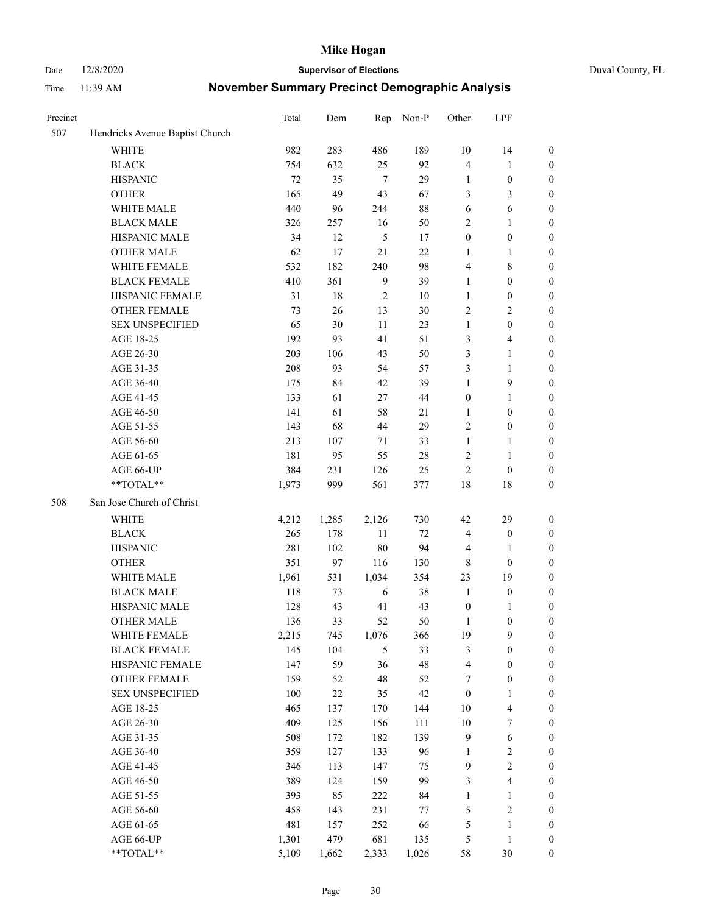# Mike Hogan

Date 12/8/2020 **Supervisor of Elections** Duval County, FL

Time 11:39 AM **November Summary Precinct Demographic Analysis**

| Precinct | | Total | Dem | Rep | Non-P | Other | LPF | |
|---|---|---|---|---|---|---|---|---|
| 507 | Hendricks Avenue Baptist Church | | | | | | | |
| | WHITE | 982 | 283 | 486 | 189 | 10 | 14 | 0 |
| | BLACK | 754 | 632 | 25 | 92 | 4 | 1 | 0 |
| | HISPANIC | 72 | 35 | 7 | 29 | 1 | 0 | 0 |
| | OTHER | 165 | 49 | 43 | 67 | 3 | 3 | 0 |
| | WHITE MALE | 440 | 96 | 244 | 88 | 6 | 6 | 0 |
| | BLACK MALE | 326 | 257 | 16 | 50 | 2 | 1 | 0 |
| | HISPANIC MALE | 34 | 12 | 5 | 17 | 0 | 0 | 0 |
| | OTHER MALE | 62 | 17 | 21 | 22 | 1 | 1 | 0 |
| | WHITE FEMALE | 532 | 182 | 240 | 98 | 4 | 8 | 0 |
| | BLACK FEMALE | 410 | 361 | 9 | 39 | 1 | 0 | 0 |
| | HISPANIC FEMALE | 31 | 18 | 2 | 10 | 1 | 0 | 0 |
| | OTHER FEMALE | 73 | 26 | 13 | 30 | 2 | 2 | 0 |
| | SEX UNSPECIFIED | 65 | 30 | 11 | 23 | 1 | 0 | 0 |
| | AGE 18-25 | 192 | 93 | 41 | 51 | 3 | 4 | 0 |
| | AGE 26-30 | 203 | 106 | 43 | 50 | 3 | 1 | 0 |
| | AGE 31-35 | 208 | 93 | 54 | 57 | 3 | 1 | 0 |
| | AGE 36-40 | 175 | 84 | 42 | 39 | 1 | 9 | 0 |
| | AGE 41-45 | 133 | 61 | 27 | 44 | 0 | 1 | 0 |
| | AGE 46-50 | 141 | 61 | 58 | 21 | 1 | 0 | 0 |
| | AGE 51-55 | 143 | 68 | 44 | 29 | 2 | 0 | 0 |
| | AGE 56-60 | 213 | 107 | 71 | 33 | 1 | 1 | 0 |
| | AGE 61-65 | 181 | 95 | 55 | 28 | 2 | 1 | 0 |
| | AGE 66-UP | 384 | 231 | 126 | 25 | 2 | 0 | 0 |
| | **TOTAL** | 1,973 | 999 | 561 | 377 | 18 | 18 | 0 |
| 508 | San Jose Church of Christ | | | | | | | |
| | WHITE | 4,212 | 1,285 | 2,126 | 730 | 42 | 29 | 0 |
| | BLACK | 265 | 178 | 11 | 72 | 4 | 0 | 0 |
| | HISPANIC | 281 | 102 | 80 | 94 | 4 | 1 | 0 |
| | OTHER | 351 | 97 | 116 | 130 | 8 | 0 | 0 |
| | WHITE MALE | 1,961 | 531 | 1,034 | 354 | 23 | 19 | 0 |
| | BLACK MALE | 118 | 73 | 6 | 38 | 1 | 0 | 0 |
| | HISPANIC MALE | 128 | 43 | 41 | 43 | 0 | 1 | 0 |
| | OTHER MALE | 136 | 33 | 52 | 50 | 1 | 0 | 0 |
| | WHITE FEMALE | 2,215 | 745 | 1,076 | 366 | 19 | 9 | 0 |
| | BLACK FEMALE | 145 | 104 | 5 | 33 | 3 | 0 | 0 |
| | HISPANIC FEMALE | 147 | 59 | 36 | 48 | 4 | 0 | 0 |
| | OTHER FEMALE | 159 | 52 | 48 | 52 | 7 | 0 | 0 |
| | SEX UNSPECIFIED | 100 | 22 | 35 | 42 | 0 | 1 | 0 |
| | AGE 18-25 | 465 | 137 | 170 | 144 | 10 | 4 | 0 |
| | AGE 26-30 | 409 | 125 | 156 | 111 | 10 | 7 | 0 |
| | AGE 31-35 | 508 | 172 | 182 | 139 | 9 | 6 | 0 |
| | AGE 36-40 | 359 | 127 | 133 | 96 | 1 | 2 | 0 |
| | AGE 41-45 | 346 | 113 | 147 | 75 | 9 | 2 | 0 |
| | AGE 46-50 | 389 | 124 | 159 | 99 | 3 | 4 | 0 |
| | AGE 51-55 | 393 | 85 | 222 | 84 | 1 | 1 | 0 |
| | AGE 56-60 | 458 | 143 | 231 | 77 | 5 | 2 | 0 |
| | AGE 61-65 | 481 | 157 | 252 | 66 | 5 | 1 | 0 |
| | AGE 66-UP | 1,301 | 479 | 681 | 135 | 5 | 1 | 0 |
| | **TOTAL** | 5,109 | 1,662 | 2,333 | 1,026 | 58 | 30 | 0 |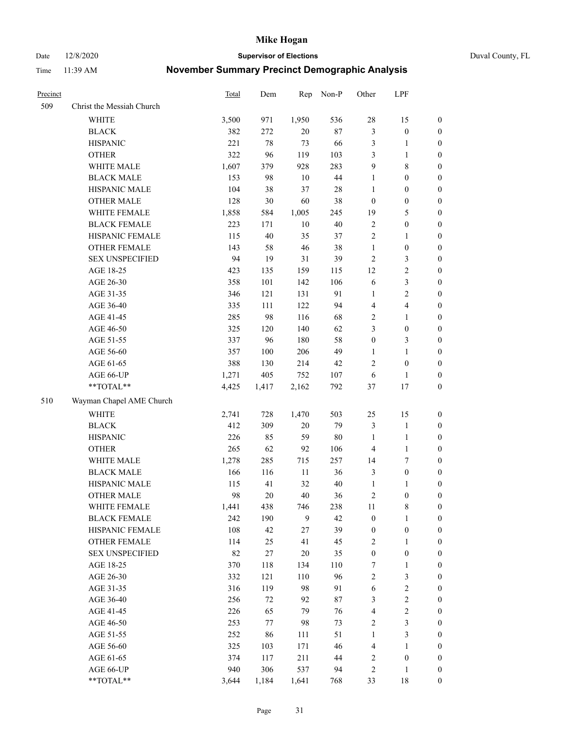# November Summary Precinct Demographic Analysis

| Precinct | | Total | Dem | Rep | Non-P | Other | LPF | |
|---|---|---|---|---|---|---|---|---|
| 509 | Christ the Messiah Church | | | | | | | |
| | WHITE | 3,500 | 971 | 1,950 | 536 | 28 | 15 | 0 |
| | BLACK | 382 | 272 | 20 | 87 | 3 | 0 | 0 |
| | HISPANIC | 221 | 78 | 73 | 66 | 3 | 1 | 0 |
| | OTHER | 322 | 96 | 119 | 103 | 3 | 1 | 0 |
| | WHITE MALE | 1,607 | 379 | 928 | 283 | 9 | 8 | 0 |
| | BLACK MALE | 153 | 98 | 10 | 44 | 1 | 0 | 0 |
| | HISPANIC MALE | 104 | 38 | 37 | 28 | 1 | 0 | 0 |
| | OTHER MALE | 128 | 30 | 60 | 38 | 0 | 0 | 0 |
| | WHITE FEMALE | 1,858 | 584 | 1,005 | 245 | 19 | 5 | 0 |
| | BLACK FEMALE | 223 | 171 | 10 | 40 | 2 | 0 | 0 |
| | HISPANIC FEMALE | 115 | 40 | 35 | 37 | 2 | 1 | 0 |
| | OTHER FEMALE | 143 | 58 | 46 | 38 | 1 | 0 | 0 |
| | SEX UNSPECIFIED | 94 | 19 | 31 | 39 | 2 | 3 | 0 |
| | AGE 18-25 | 423 | 135 | 159 | 115 | 12 | 2 | 0 |
| | AGE 26-30 | 358 | 101 | 142 | 106 | 6 | 3 | 0 |
| | AGE 31-35 | 346 | 121 | 131 | 91 | 1 | 2 | 0 |
| | AGE 36-40 | 335 | 111 | 122 | 94 | 4 | 4 | 0 |
| | AGE 41-45 | 285 | 98 | 116 | 68 | 2 | 1 | 0 |
| | AGE 46-50 | 325 | 120 | 140 | 62 | 3 | 0 | 0 |
| | AGE 51-55 | 337 | 96 | 180 | 58 | 0 | 3 | 0 |
| | AGE 56-60 | 357 | 100 | 206 | 49 | 1 | 1 | 0 |
| | AGE 61-65 | 388 | 130 | 214 | 42 | 2 | 0 | 0 |
| | AGE 66-UP | 1,271 | 405 | 752 | 107 | 6 | 1 | 0 |
| | **TOTAL** | 4,425 | 1,417 | 2,162 | 792 | 37 | 17 | 0 |
| 510 | Wayman Chapel AME Church | | | | | | | |
| | WHITE | 2,741 | 728 | 1,470 | 503 | 25 | 15 | 0 |
| | BLACK | 412 | 309 | 20 | 79 | 3 | 1 | 0 |
| | HISPANIC | 226 | 85 | 59 | 80 | 1 | 1 | 0 |
| | OTHER | 265 | 62 | 92 | 106 | 4 | 1 | 0 |
| | WHITE MALE | 1,278 | 285 | 715 | 257 | 14 | 7 | 0 |
| | BLACK MALE | 166 | 116 | 11 | 36 | 3 | 0 | 0 |
| | HISPANIC MALE | 115 | 41 | 32 | 40 | 1 | 1 | 0 |
| | OTHER MALE | 98 | 20 | 40 | 36 | 2 | 0 | 0 |
| | WHITE FEMALE | 1,441 | 438 | 746 | 238 | 11 | 8 | 0 |
| | BLACK FEMALE | 242 | 190 | 9 | 42 | 0 | 1 | 0 |
| | HISPANIC FEMALE | 108 | 42 | 27 | 39 | 0 | 0 | 0 |
| | OTHER FEMALE | 114 | 25 | 41 | 45 | 2 | 1 | 0 |
| | SEX UNSPECIFIED | 82 | 27 | 20 | 35 | 0 | 0 | 0 |
| | AGE 18-25 | 370 | 118 | 134 | 110 | 7 | 1 | 0 |
| | AGE 26-30 | 332 | 121 | 110 | 96 | 2 | 3 | 0 |
| | AGE 31-35 | 316 | 119 | 98 | 91 | 6 | 2 | 0 |
| | AGE 36-40 | 256 | 72 | 92 | 87 | 3 | 2 | 0 |
| | AGE 41-45 | 226 | 65 | 79 | 76 | 4 | 2 | 0 |
| | AGE 46-50 | 253 | 77 | 98 | 73 | 2 | 3 | 0 |
| | AGE 51-55 | 252 | 86 | 111 | 51 | 1 | 3 | 0 |
| | AGE 56-60 | 325 | 103 | 171 | 46 | 4 | 1 | 0 |
| | AGE 61-65 | 374 | 117 | 211 | 44 | 2 | 0 | 0 |
| | AGE 66-UP | 940 | 306 | 537 | 94 | 2 | 1 | 0 |
| | **TOTAL** | 3,644 | 1,184 | 1,641 | 768 | 33 | 18 | 0 |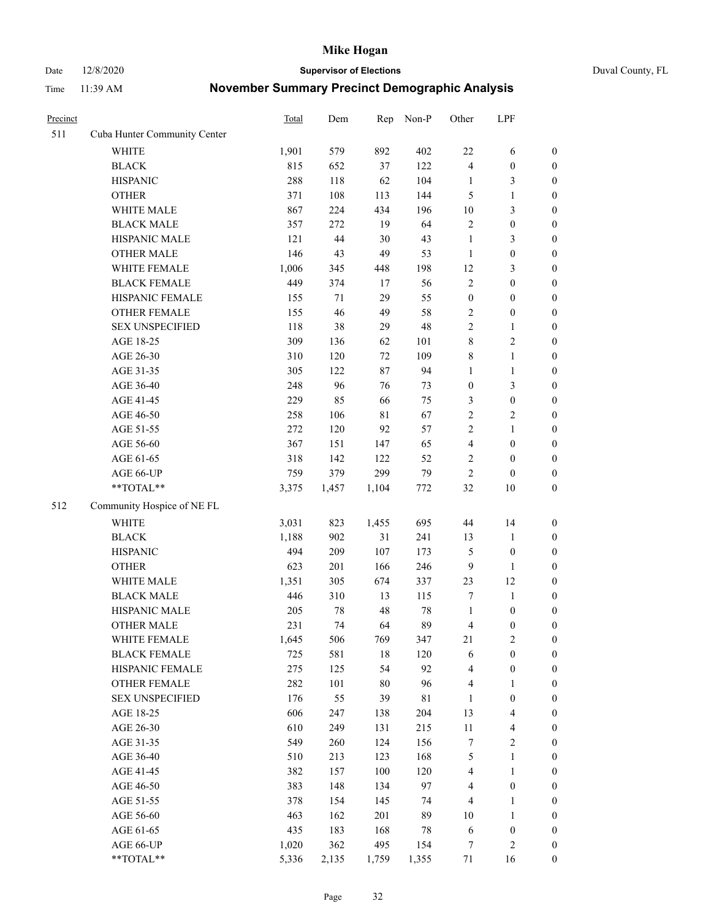| Precinct | | Total | Dem | Rep | Non-P | Other | LPF | |
|---|---|---|---|---|---|---|---|---|
| 511 | Cuba Hunter Community Center | | | | | | | |
| | WHITE | 1,901 | 579 | 892 | 402 | 22 | 6 | 0 |
| | BLACK | 815 | 652 | 37 | 122 | 4 | 0 | 0 |
| | HISPANIC | 288 | 118 | 62 | 104 | 1 | 3 | 0 |
| | OTHER | 371 | 108 | 113 | 144 | 5 | 1 | 0 |
| | WHITE MALE | 867 | 224 | 434 | 196 | 10 | 3 | 0 |
| | BLACK MALE | 357 | 272 | 19 | 64 | 2 | 0 | 0 |
| | HISPANIC MALE | 121 | 44 | 30 | 43 | 1 | 3 | 0 |
| | OTHER MALE | 146 | 43 | 49 | 53 | 1 | 0 | 0 |
| | WHITE FEMALE | 1,006 | 345 | 448 | 198 | 12 | 3 | 0 |
| | BLACK FEMALE | 449 | 374 | 17 | 56 | 2 | 0 | 0 |
| | HISPANIC FEMALE | 155 | 71 | 29 | 55 | 0 | 0 | 0 |
| | OTHER FEMALE | 155 | 46 | 49 | 58 | 2 | 0 | 0 |
| | SEX UNSPECIFIED | 118 | 38 | 29 | 48 | 2 | 1 | 0 |
| | AGE 18-25 | 309 | 136 | 62 | 101 | 8 | 2 | 0 |
| | AGE 26-30 | 310 | 120 | 72 | 109 | 8 | 1 | 0 |
| | AGE 31-35 | 305 | 122 | 87 | 94 | 1 | 1 | 0 |
| | AGE 36-40 | 248 | 96 | 76 | 73 | 0 | 3 | 0 |
| | AGE 41-45 | 229 | 85 | 66 | 75 | 3 | 0 | 0 |
| | AGE 46-50 | 258 | 106 | 81 | 67 | 2 | 2 | 0 |
| | AGE 51-55 | 272 | 120 | 92 | 57 | 2 | 1 | 0 |
| | AGE 56-60 | 367 | 151 | 147 | 65 | 4 | 0 | 0 |
| | AGE 61-65 | 318 | 142 | 122 | 52 | 2 | 0 | 0 |
| | AGE 66-UP | 759 | 379 | 299 | 79 | 2 | 0 | 0 |
| | **TOTAL** | 3,375 | 1,457 | 1,104 | 772 | 32 | 10 | 0 |
| 512 | Community Hospice of NE FL | | | | | | | |
| | WHITE | 3,031 | 823 | 1,455 | 695 | 44 | 14 | 0 |
| | BLACK | 1,188 | 902 | 31 | 241 | 13 | 1 | 0 |
| | HISPANIC | 494 | 209 | 107 | 173 | 5 | 0 | 0 |
| | OTHER | 623 | 201 | 166 | 246 | 9 | 1 | 0 |
| | WHITE MALE | 1,351 | 305 | 674 | 337 | 23 | 12 | 0 |
| | BLACK MALE | 446 | 310 | 13 | 115 | 7 | 1 | 0 |
| | HISPANIC MALE | 205 | 78 | 48 | 78 | 1 | 0 | 0 |
| | OTHER MALE | 231 | 74 | 64 | 89 | 4 | 0 | 0 |
| | WHITE FEMALE | 1,645 | 506 | 769 | 347 | 21 | 2 | 0 |
| | BLACK FEMALE | 725 | 581 | 18 | 120 | 6 | 0 | 0 |
| | HISPANIC FEMALE | 275 | 125 | 54 | 92 | 4 | 0 | 0 |
| | OTHER FEMALE | 282 | 101 | 80 | 96 | 4 | 1 | 0 |
| | SEX UNSPECIFIED | 176 | 55 | 39 | 81 | 1 | 0 | 0 |
| | AGE 18-25 | 606 | 247 | 138 | 204 | 13 | 4 | 0 |
| | AGE 26-30 | 610 | 249 | 131 | 215 | 11 | 4 | 0 |
| | AGE 31-35 | 549 | 260 | 124 | 156 | 7 | 2 | 0 |
| | AGE 36-40 | 510 | 213 | 123 | 168 | 5 | 1 | 0 |
| | AGE 41-45 | 382 | 157 | 100 | 120 | 4 | 1 | 0 |
| | AGE 46-50 | 383 | 148 | 134 | 97 | 4 | 0 | 0 |
| | AGE 51-55 | 378 | 154 | 145 | 74 | 4 | 1 | 0 |
| | AGE 56-60 | 463 | 162 | 201 | 89 | 10 | 1 | 0 |
| | AGE 61-65 | 435 | 183 | 168 | 78 | 6 | 0 | 0 |
| | AGE 66-UP | 1,020 | 362 | 495 | 154 | 7 | 2 | 0 |
| | **TOTAL** | 5,336 | 2,135 | 1,759 | 1,355 | 71 | 16 | 0 |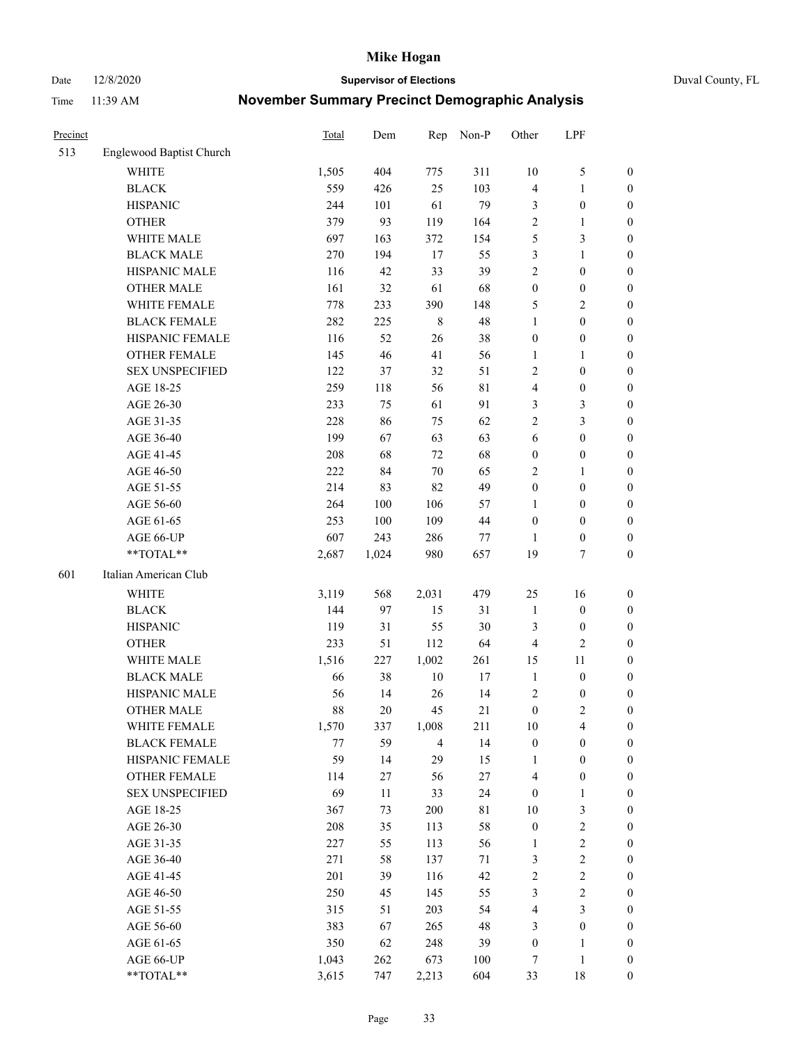# Mike Hogan

Date 12/8/2020 **Supervisor of Elections** Duval County, FL

Time 11:39 AM **November Summary Precinct Demographic Analysis**

| Precinct | | Total | Dem | Rep | Non-P | Other | LPF | |
|---|---|---|---|---|---|---|---|---|
| 513 | Englewood Baptist Church | | | | | | | |
| | WHITE | 1,505 | 404 | 775 | 311 | 10 | 5 | 0 |
| | BLACK | 559 | 426 | 25 | 103 | 4 | 1 | 0 |
| | HISPANIC | 244 | 101 | 61 | 79 | 3 | 0 | 0 |
| | OTHER | 379 | 93 | 119 | 164 | 2 | 1 | 0 |
| | WHITE MALE | 697 | 163 | 372 | 154 | 5 | 3 | 0 |
| | BLACK MALE | 270 | 194 | 17 | 55 | 3 | 1 | 0 |
| | HISPANIC MALE | 116 | 42 | 33 | 39 | 2 | 0 | 0 |
| | OTHER MALE | 161 | 32 | 61 | 68 | 0 | 0 | 0 |
| | WHITE FEMALE | 778 | 233 | 390 | 148 | 5 | 2 | 0 |
| | BLACK FEMALE | 282 | 225 | 8 | 48 | 1 | 0 | 0 |
| | HISPANIC FEMALE | 116 | 52 | 26 | 38 | 0 | 0 | 0 |
| | OTHER FEMALE | 145 | 46 | 41 | 56 | 1 | 1 | 0 |
| | SEX UNSPECIFIED | 122 | 37 | 32 | 51 | 2 | 0 | 0 |
| | AGE 18-25 | 259 | 118 | 56 | 81 | 4 | 0 | 0 |
| | AGE 26-30 | 233 | 75 | 61 | 91 | 3 | 3 | 0 |
| | AGE 31-35 | 228 | 86 | 75 | 62 | 2 | 3 | 0 |
| | AGE 36-40 | 199 | 67 | 63 | 63 | 6 | 0 | 0 |
| | AGE 41-45 | 208 | 68 | 72 | 68 | 0 | 0 | 0 |
| | AGE 46-50 | 222 | 84 | 70 | 65 | 2 | 1 | 0 |
| | AGE 51-55 | 214 | 83 | 82 | 49 | 0 | 0 | 0 |
| | AGE 56-60 | 264 | 100 | 106 | 57 | 1 | 0 | 0 |
| | AGE 61-65 | 253 | 100 | 109 | 44 | 0 | 0 | 0 |
| | AGE 66-UP | 607 | 243 | 286 | 77 | 1 | 0 | 0 |
| | **TOTAL** | 2,687 | 1,024 | 980 | 657 | 19 | 7 | 0 |
| 601 | Italian American Club | | | | | | | |
| | WHITE | 3,119 | 568 | 2,031 | 479 | 25 | 16 | 0 |
| | BLACK | 144 | 97 | 15 | 31 | 1 | 0 | 0 |
| | HISPANIC | 119 | 31 | 55 | 30 | 3 | 0 | 0 |
| | OTHER | 233 | 51 | 112 | 64 | 4 | 2 | 0 |
| | WHITE MALE | 1,516 | 227 | 1,002 | 261 | 15 | 11 | 0 |
| | BLACK MALE | 66 | 38 | 10 | 17 | 1 | 0 | 0 |
| | HISPANIC MALE | 56 | 14 | 26 | 14 | 2 | 0 | 0 |
| | OTHER MALE | 88 | 20 | 45 | 21 | 0 | 2 | 0 |
| | WHITE FEMALE | 1,570 | 337 | 1,008 | 211 | 10 | 4 | 0 |
| | BLACK FEMALE | 77 | 59 | 4 | 14 | 0 | 0 | 0 |
| | HISPANIC FEMALE | 59 | 14 | 29 | 15 | 1 | 0 | 0 |
| | OTHER FEMALE | 114 | 27 | 56 | 27 | 4 | 0 | 0 |
| | SEX UNSPECIFIED | 69 | 11 | 33 | 24 | 0 | 1 | 0 |
| | AGE 18-25 | 367 | 73 | 200 | 81 | 10 | 3 | 0 |
| | AGE 26-30 | 208 | 35 | 113 | 58 | 0 | 2 | 0 |
| | AGE 31-35 | 227 | 55 | 113 | 56 | 1 | 2 | 0 |
| | AGE 36-40 | 271 | 58 | 137 | 71 | 3 | 2 | 0 |
| | AGE 41-45 | 201 | 39 | 116 | 42 | 2 | 2 | 0 |
| | AGE 46-50 | 250 | 45 | 145 | 55 | 3 | 2 | 0 |
| | AGE 51-55 | 315 | 51 | 203 | 54 | 4 | 3 | 0 |
| | AGE 56-60 | 383 | 67 | 265 | 48 | 3 | 0 | 0 |
| | AGE 61-65 | 350 | 62 | 248 | 39 | 0 | 1 | 0 |
| | AGE 66-UP | 1,043 | 262 | 673 | 100 | 7 | 1 | 0 |
| | **TOTAL** | 3,615 | 747 | 2,213 | 604 | 33 | 18 | 0 |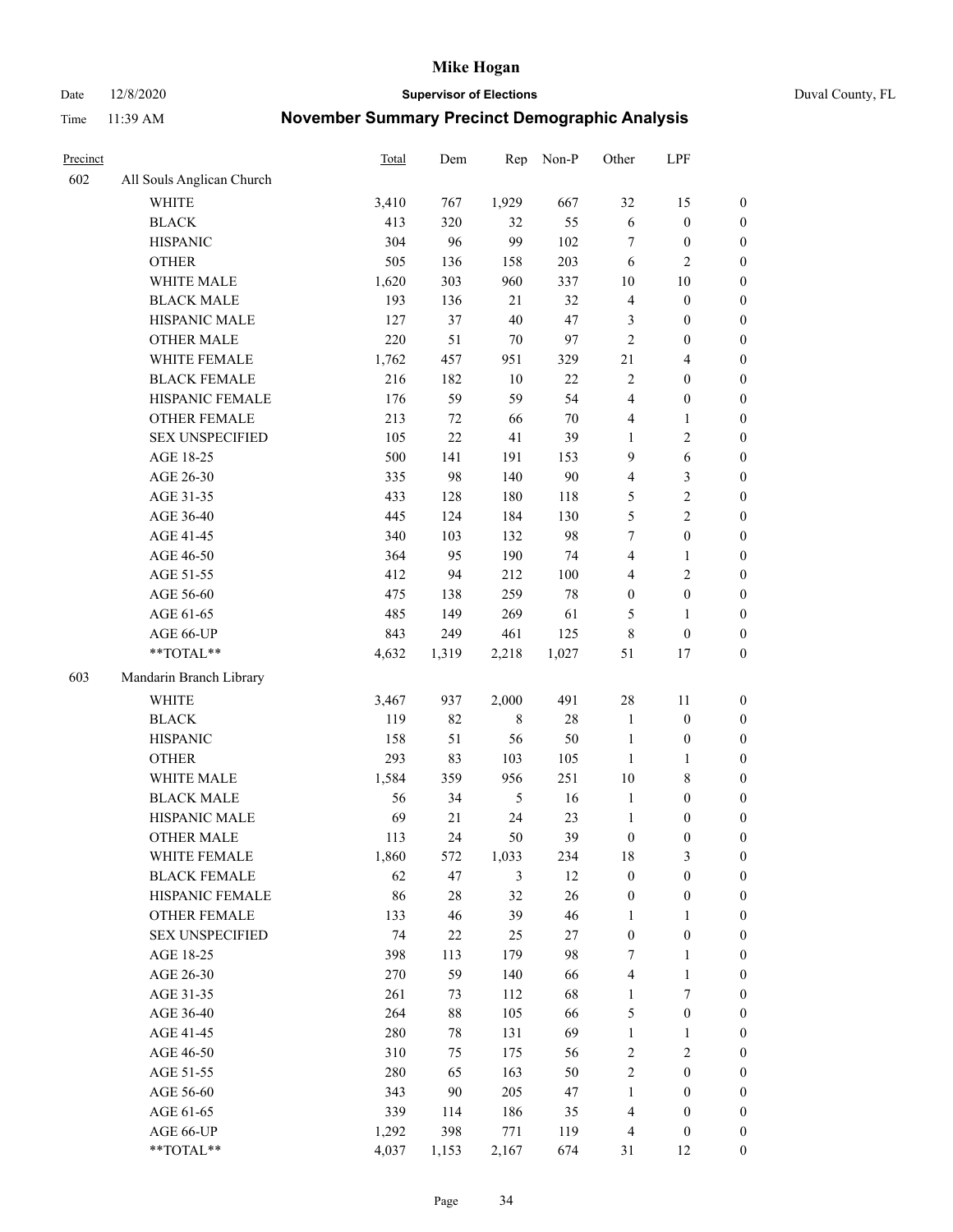# Mike Hogan

Date 12/8/2020 **Supervisor of Elections** Duval County, FL

Time 11:39 AM **November Summary Precinct Demographic Analysis**

| Precinct | | Total | Dem | Rep | Non-P | Other | LPF | |
|---|---|---|---|---|---|---|---|---|
| 602 | All Souls Anglican Church | | | | | | | |
| | WHITE | 3,410 | 767 | 1,929 | 667 | 32 | 15 | 0 |
| | BLACK | 413 | 320 | 32 | 55 | 6 | 0 | 0 |
| | HISPANIC | 304 | 96 | 99 | 102 | 7 | 0 | 0 |
| | OTHER | 505 | 136 | 158 | 203 | 6 | 2 | 0 |
| | WHITE MALE | 1,620 | 303 | 960 | 337 | 10 | 10 | 0 |
| | BLACK MALE | 193 | 136 | 21 | 32 | 4 | 0 | 0 |
| | HISPANIC MALE | 127 | 37 | 40 | 47 | 3 | 0 | 0 |
| | OTHER MALE | 220 | 51 | 70 | 97 | 2 | 0 | 0 |
| | WHITE FEMALE | 1,762 | 457 | 951 | 329 | 21 | 4 | 0 |
| | BLACK FEMALE | 216 | 182 | 10 | 22 | 2 | 0 | 0 |
| | HISPANIC FEMALE | 176 | 59 | 59 | 54 | 4 | 0 | 0 |
| | OTHER FEMALE | 213 | 72 | 66 | 70 | 4 | 1 | 0 |
| | SEX UNSPECIFIED | 105 | 22 | 41 | 39 | 1 | 2 | 0 |
| | AGE 18-25 | 500 | 141 | 191 | 153 | 9 | 6 | 0 |
| | AGE 26-30 | 335 | 98 | 140 | 90 | 4 | 3 | 0 |
| | AGE 31-35 | 433 | 128 | 180 | 118 | 5 | 2 | 0 |
| | AGE 36-40 | 445 | 124 | 184 | 130 | 5 | 2 | 0 |
| | AGE 41-45 | 340 | 103 | 132 | 98 | 7 | 0 | 0 |
| | AGE 46-50 | 364 | 95 | 190 | 74 | 4 | 1 | 0 |
| | AGE 51-55 | 412 | 94 | 212 | 100 | 4 | 2 | 0 |
| | AGE 56-60 | 475 | 138 | 259 | 78 | 0 | 0 | 0 |
| | AGE 61-65 | 485 | 149 | 269 | 61 | 5 | 1 | 0 |
| | AGE 66-UP | 843 | 249 | 461 | 125 | 8 | 0 | 0 |
| | **TOTAL** | 4,632 | 1,319 | 2,218 | 1,027 | 51 | 17 | 0 |
| 603 | Mandarin Branch Library | | | | | | | |
| | WHITE | 3,467 | 937 | 2,000 | 491 | 28 | 11 | 0 |
| | BLACK | 119 | 82 | 8 | 28 | 1 | 0 | 0 |
| | HISPANIC | 158 | 51 | 56 | 50 | 1 | 0 | 0 |
| | OTHER | 293 | 83 | 103 | 105 | 1 | 1 | 0 |
| | WHITE MALE | 1,584 | 359 | 956 | 251 | 10 | 8 | 0 |
| | BLACK MALE | 56 | 34 | 5 | 16 | 1 | 0 | 0 |
| | HISPANIC MALE | 69 | 21 | 24 | 23 | 1 | 0 | 0 |
| | OTHER MALE | 113 | 24 | 50 | 39 | 0 | 0 | 0 |
| | WHITE FEMALE | 1,860 | 572 | 1,033 | 234 | 18 | 3 | 0 |
| | BLACK FEMALE | 62 | 47 | 3 | 12 | 0 | 0 | 0 |
| | HISPANIC FEMALE | 86 | 28 | 32 | 26 | 0 | 0 | 0 |
| | OTHER FEMALE | 133 | 46 | 39 | 46 | 1 | 1 | 0 |
| | SEX UNSPECIFIED | 74 | 22 | 25 | 27 | 0 | 0 | 0 |
| | AGE 18-25 | 398 | 113 | 179 | 98 | 7 | 1 | 0 |
| | AGE 26-30 | 270 | 59 | 140 | 66 | 4 | 1 | 0 |
| | AGE 31-35 | 261 | 73 | 112 | 68 | 1 | 7 | 0 |
| | AGE 36-40 | 264 | 88 | 105 | 66 | 5 | 0 | 0 |
| | AGE 41-45 | 280 | 78 | 131 | 69 | 1 | 1 | 0 |
| | AGE 46-50 | 310 | 75 | 175 | 56 | 2 | 2 | 0 |
| | AGE 51-55 | 280 | 65 | 163 | 50 | 2 | 0 | 0 |
| | AGE 56-60 | 343 | 90 | 205 | 47 | 1 | 0 | 0 |
| | AGE 61-65 | 339 | 114 | 186 | 35 | 4 | 0 | 0 |
| | AGE 66-UP | 1,292 | 398 | 771 | 119 | 4 | 0 | 0 |
| | **TOTAL** | 4,037 | 1,153 | 2,167 | 674 | 31 | 12 | 0 |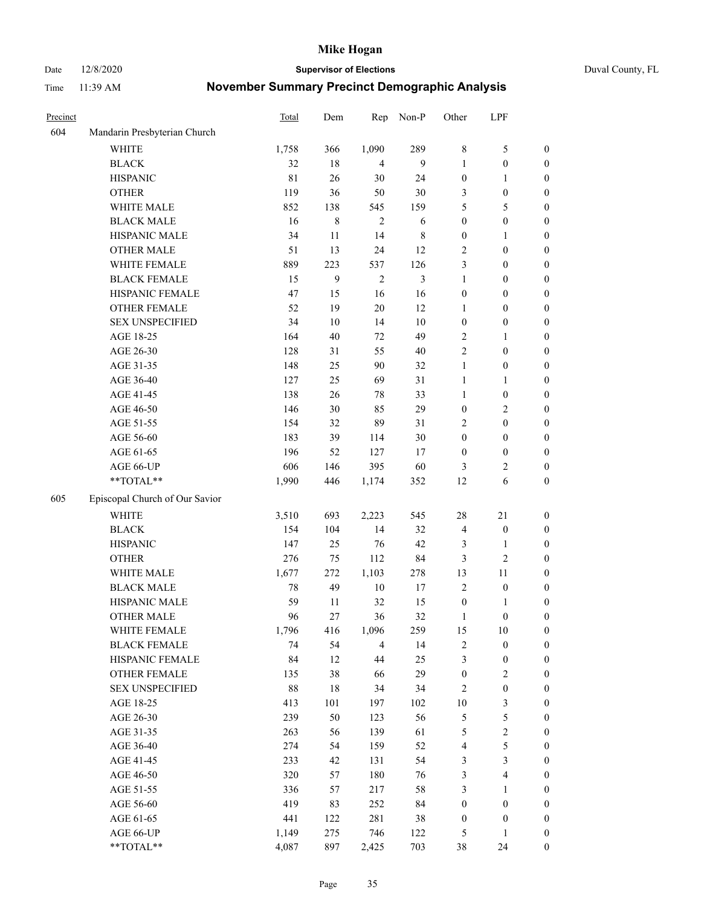# Mike Hogan

Date 12/8/2020 **Supervisor of Elections** Duval County, FL

Time 11:39 AM **November Summary Precinct Demographic Analysis**

| Precinct | | Total | Dem | Rep | Non-P | Other | LPF | |
|---|---|---|---|---|---|---|---|---|
| 604 | Mandarin Presbyterian Church | | | | | | | |
| | WHITE | 1,758 | 366 | 1,090 | 289 | 8 | 5 | 0 |
| | BLACK | 32 | 18 | 4 | 9 | 1 | 0 | 0 |
| | HISPANIC | 81 | 26 | 30 | 24 | 0 | 1 | 0 |
| | OTHER | 119 | 36 | 50 | 30 | 3 | 0 | 0 |
| | WHITE MALE | 852 | 138 | 545 | 159 | 5 | 5 | 0 |
| | BLACK MALE | 16 | 8 | 2 | 6 | 0 | 0 | 0 |
| | HISPANIC MALE | 34 | 11 | 14 | 8 | 0 | 1 | 0 |
| | OTHER MALE | 51 | 13 | 24 | 12 | 2 | 0 | 0 |
| | WHITE FEMALE | 889 | 223 | 537 | 126 | 3 | 0 | 0 |
| | BLACK FEMALE | 15 | 9 | 2 | 3 | 1 | 0 | 0 |
| | HISPANIC FEMALE | 47 | 15 | 16 | 16 | 0 | 0 | 0 |
| | OTHER FEMALE | 52 | 19 | 20 | 12 | 1 | 0 | 0 |
| | SEX UNSPECIFIED | 34 | 10 | 14 | 10 | 0 | 0 | 0 |
| | AGE 18-25 | 164 | 40 | 72 | 49 | 2 | 1 | 0 |
| | AGE 26-30 | 128 | 31 | 55 | 40 | 2 | 0 | 0 |
| | AGE 31-35 | 148 | 25 | 90 | 32 | 1 | 0 | 0 |
| | AGE 36-40 | 127 | 25 | 69 | 31 | 1 | 1 | 0 |
| | AGE 41-45 | 138 | 26 | 78 | 33 | 1 | 0 | 0 |
| | AGE 46-50 | 146 | 30 | 85 | 29 | 0 | 2 | 0 |
| | AGE 51-55 | 154 | 32 | 89 | 31 | 2 | 0 | 0 |
| | AGE 56-60 | 183 | 39 | 114 | 30 | 0 | 0 | 0 |
| | AGE 61-65 | 196 | 52 | 127 | 17 | 0 | 0 | 0 |
| | AGE 66-UP | 606 | 146 | 395 | 60 | 3 | 2 | 0 |
| | **TOTAL** | 1,990 | 446 | 1,174 | 352 | 12 | 6 | 0 |
| 605 | Episcopal Church of Our Savior | | | | | | | |
| | WHITE | 3,510 | 693 | 2,223 | 545 | 28 | 21 | 0 |
| | BLACK | 154 | 104 | 14 | 32 | 4 | 0 | 0 |
| | HISPANIC | 147 | 25 | 76 | 42 | 3 | 1 | 0 |
| | OTHER | 276 | 75 | 112 | 84 | 3 | 2 | 0 |
| | WHITE MALE | 1,677 | 272 | 1,103 | 278 | 13 | 11 | 0 |
| | BLACK MALE | 78 | 49 | 10 | 17 | 2 | 0 | 0 |
| | HISPANIC MALE | 59 | 11 | 32 | 15 | 0 | 1 | 0 |
| | OTHER MALE | 96 | 27 | 36 | 32 | 1 | 0 | 0 |
| | WHITE FEMALE | 1,796 | 416 | 1,096 | 259 | 15 | 10 | 0 |
| | BLACK FEMALE | 74 | 54 | 4 | 14 | 2 | 0 | 0 |
| | HISPANIC FEMALE | 84 | 12 | 44 | 25 | 3 | 0 | 0 |
| | OTHER FEMALE | 135 | 38 | 66 | 29 | 0 | 2 | 0 |
| | SEX UNSPECIFIED | 88 | 18 | 34 | 34 | 2 | 0 | 0 |
| | AGE 18-25 | 413 | 101 | 197 | 102 | 10 | 3 | 0 |
| | AGE 26-30 | 239 | 50 | 123 | 56 | 5 | 5 | 0 |
| | AGE 31-35 | 263 | 56 | 139 | 61 | 5 | 2 | 0 |
| | AGE 36-40 | 274 | 54 | 159 | 52 | 4 | 5 | 0 |
| | AGE 41-45 | 233 | 42 | 131 | 54 | 3 | 3 | 0 |
| | AGE 46-50 | 320 | 57 | 180 | 76 | 3 | 4 | 0 |
| | AGE 51-55 | 336 | 57 | 217 | 58 | 3 | 1 | 0 |
| | AGE 56-60 | 419 | 83 | 252 | 84 | 0 | 0 | 0 |
| | AGE 61-65 | 441 | 122 | 281 | 38 | 0 | 0 | 0 |
| | AGE 66-UP | 1,149 | 275 | 746 | 122 | 5 | 1 | 0 |
| | **TOTAL** | 4,087 | 897 | 2,425 | 703 | 38 | 24 | 0 |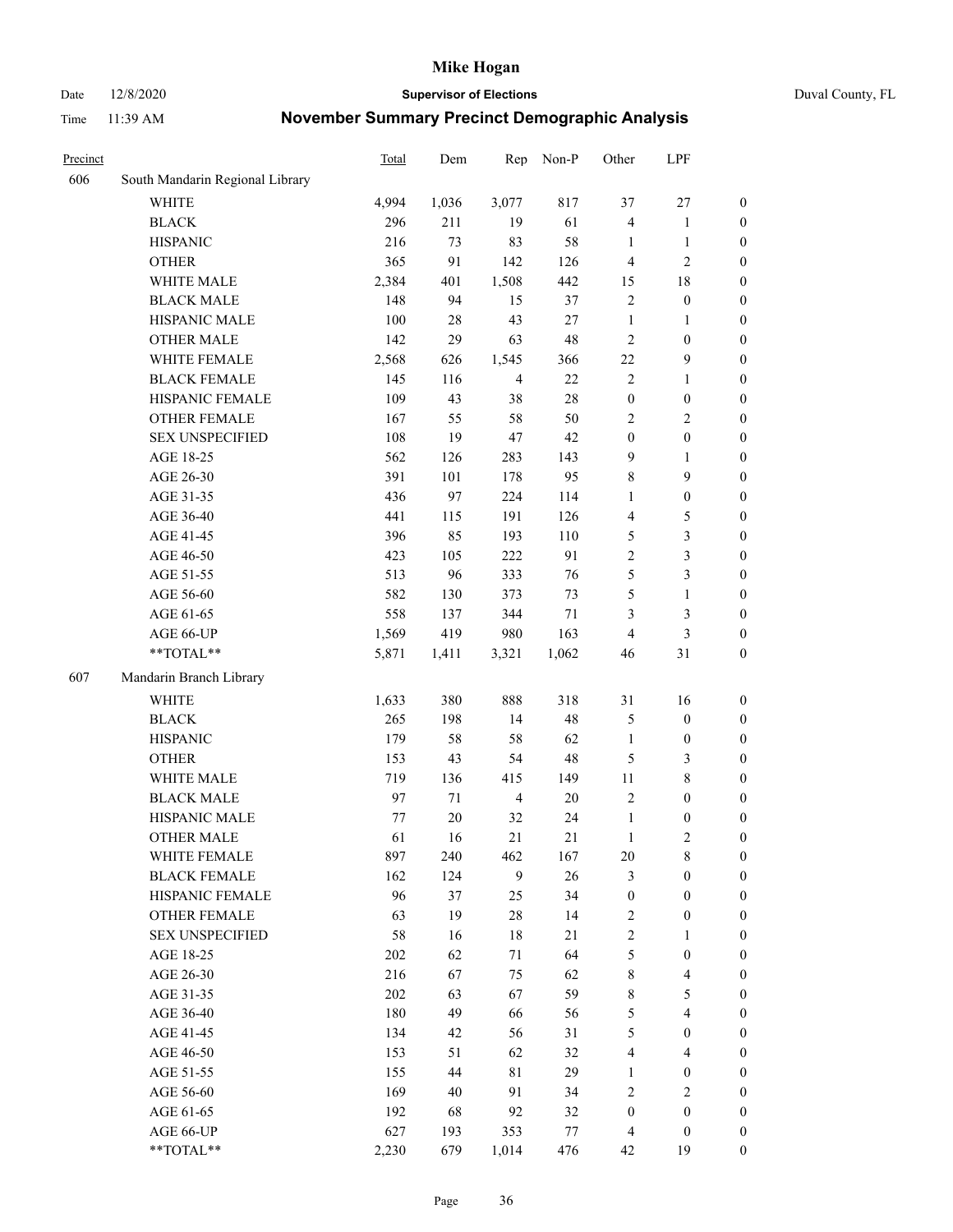# Mike Hogan

Date 12/8/2020 **Supervisor of Elections** Duval County, FL

Time 11:39 AM **November Summary Precinct Demographic Analysis**

| Precinct | | Total | Dem | Rep | Non-P | Other | LPF | |
|---|---|---|---|---|---|---|---|---|
| 606 | South Mandarin Regional Library | | | | | | | |
| | WHITE | 4,994 | 1,036 | 3,077 | 817 | 37 | 27 | 0 |
| | BLACK | 296 | 211 | 19 | 61 | 4 | 1 | 0 |
| | HISPANIC | 216 | 73 | 83 | 58 | 1 | 1 | 0 |
| | OTHER | 365 | 91 | 142 | 126 | 4 | 2 | 0 |
| | WHITE MALE | 2,384 | 401 | 1,508 | 442 | 15 | 18 | 0 |
| | BLACK MALE | 148 | 94 | 15 | 37 | 2 | 0 | 0 |
| | HISPANIC MALE | 100 | 28 | 43 | 27 | 1 | 1 | 0 |
| | OTHER MALE | 142 | 29 | 63 | 48 | 2 | 0 | 0 |
| | WHITE FEMALE | 2,568 | 626 | 1,545 | 366 | 22 | 9 | 0 |
| | BLACK FEMALE | 145 | 116 | 4 | 22 | 2 | 1 | 0 |
| | HISPANIC FEMALE | 109 | 43 | 38 | 28 | 0 | 0 | 0 |
| | OTHER FEMALE | 167 | 55 | 58 | 50 | 2 | 2 | 0 |
| | SEX UNSPECIFIED | 108 | 19 | 47 | 42 | 0 | 0 | 0 |
| | AGE 18-25 | 562 | 126 | 283 | 143 | 9 | 1 | 0 |
| | AGE 26-30 | 391 | 101 | 178 | 95 | 8 | 9 | 0 |
| | AGE 31-35 | 436 | 97 | 224 | 114 | 1 | 0 | 0 |
| | AGE 36-40 | 441 | 115 | 191 | 126 | 4 | 5 | 0 |
| | AGE 41-45 | 396 | 85 | 193 | 110 | 5 | 3 | 0 |
| | AGE 46-50 | 423 | 105 | 222 | 91 | 2 | 3 | 0 |
| | AGE 51-55 | 513 | 96 | 333 | 76 | 5 | 3 | 0 |
| | AGE 56-60 | 582 | 130 | 373 | 73 | 5 | 1 | 0 |
| | AGE 61-65 | 558 | 137 | 344 | 71 | 3 | 3 | 0 |
| | AGE 66-UP | 1,569 | 419 | 980 | 163 | 4 | 3 | 0 |
| | **TOTAL** | 5,871 | 1,411 | 3,321 | 1,062 | 46 | 31 | 0 |
| 607 | Mandarin Branch Library | | | | | | | |
| | WHITE | 1,633 | 380 | 888 | 318 | 31 | 16 | 0 |
| | BLACK | 265 | 198 | 14 | 48 | 5 | 0 | 0 |
| | HISPANIC | 179 | 58 | 58 | 62 | 1 | 0 | 0 |
| | OTHER | 153 | 43 | 54 | 48 | 5 | 3 | 0 |
| | WHITE MALE | 719 | 136 | 415 | 149 | 11 | 8 | 0 |
| | BLACK MALE | 97 | 71 | 4 | 20 | 2 | 0 | 0 |
| | HISPANIC MALE | 77 | 20 | 32 | 24 | 1 | 0 | 0 |
| | OTHER MALE | 61 | 16 | 21 | 21 | 1 | 2 | 0 |
| | WHITE FEMALE | 897 | 240 | 462 | 167 | 20 | 8 | 0 |
| | BLACK FEMALE | 162 | 124 | 9 | 26 | 3 | 0 | 0 |
| | HISPANIC FEMALE | 96 | 37 | 25 | 34 | 0 | 0 | 0 |
| | OTHER FEMALE | 63 | 19 | 28 | 14 | 2 | 0 | 0 |
| | SEX UNSPECIFIED | 58 | 16 | 18 | 21 | 2 | 1 | 0 |
| | AGE 18-25 | 202 | 62 | 71 | 64 | 5 | 0 | 0 |
| | AGE 26-30 | 216 | 67 | 75 | 62 | 8 | 4 | 0 |
| | AGE 31-35 | 202 | 63 | 67 | 59 | 8 | 5 | 0 |
| | AGE 36-40 | 180 | 49 | 66 | 56 | 5 | 4 | 0 |
| | AGE 41-45 | 134 | 42 | 56 | 31 | 5 | 0 | 0 |
| | AGE 46-50 | 153 | 51 | 62 | 32 | 4 | 4 | 0 |
| | AGE 51-55 | 155 | 44 | 81 | 29 | 1 | 0 | 0 |
| | AGE 56-60 | 169 | 40 | 91 | 34 | 2 | 2 | 0 |
| | AGE 61-65 | 192 | 68 | 92 | 32 | 0 | 0 | 0 |
| | AGE 66-UP | 627 | 193 | 353 | 77 | 4 | 0 | 0 |
| | **TOTAL** | 2,230 | 679 | 1,014 | 476 | 42 | 19 | 0 |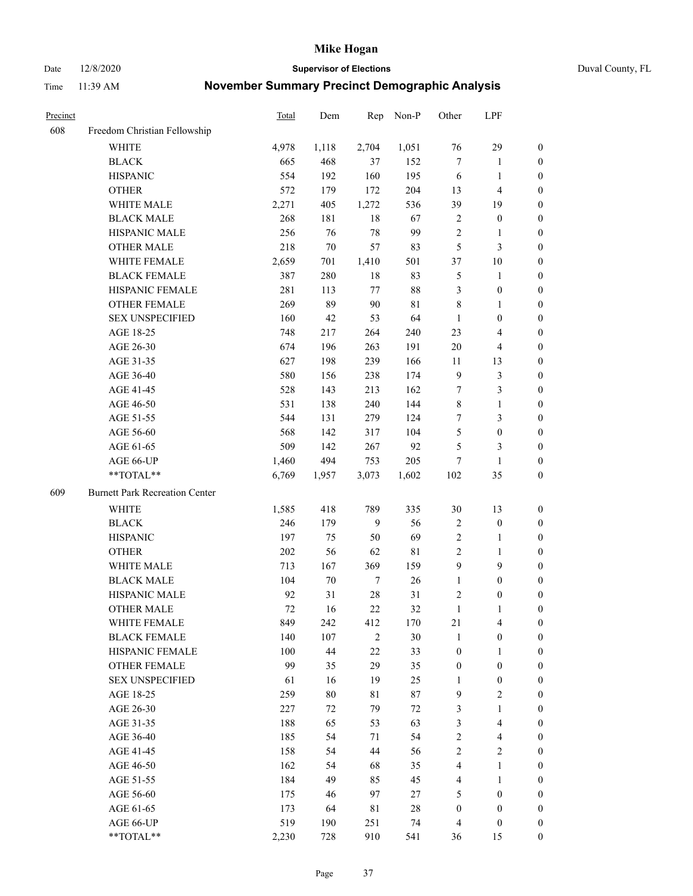# Mike Hogan

Date 12/8/2020 **Supervisor of Elections** Duval County, FL

Time 11:39 AM **November Summary Precinct Demographic Analysis**

| Precinct | | Total | Dem | Rep | Non-P | Other | LPF | |
|---|---|---|---|---|---|---|---|---|
| 608 | Freedom Christian Fellowship | | | | | | | |
| | WHITE | 4,978 | 1,118 | 2,704 | 1,051 | 76 | 29 | 0 |
| | BLACK | 665 | 468 | 37 | 152 | 7 | 1 | 0 |
| | HISPANIC | 554 | 192 | 160 | 195 | 6 | 1 | 0 |
| | OTHER | 572 | 179 | 172 | 204 | 13 | 4 | 0 |
| | WHITE MALE | 2,271 | 405 | 1,272 | 536 | 39 | 19 | 0 |
| | BLACK MALE | 268 | 181 | 18 | 67 | 2 | 0 | 0 |
| | HISPANIC MALE | 256 | 76 | 78 | 99 | 2 | 1 | 0 |
| | OTHER MALE | 218 | 70 | 57 | 83 | 5 | 3 | 0 |
| | WHITE FEMALE | 2,659 | 701 | 1,410 | 501 | 37 | 10 | 0 |
| | BLACK FEMALE | 387 | 280 | 18 | 83 | 5 | 1 | 0 |
| | HISPANIC FEMALE | 281 | 113 | 77 | 88 | 3 | 0 | 0 |
| | OTHER FEMALE | 269 | 89 | 90 | 81 | 8 | 1 | 0 |
| | SEX UNSPECIFIED | 160 | 42 | 53 | 64 | 1 | 0 | 0 |
| | AGE 18-25 | 748 | 217 | 264 | 240 | 23 | 4 | 0 |
| | AGE 26-30 | 674 | 196 | 263 | 191 | 20 | 4 | 0 |
| | AGE 31-35 | 627 | 198 | 239 | 166 | 11 | 13 | 0 |
| | AGE 36-40 | 580 | 156 | 238 | 174 | 9 | 3 | 0 |
| | AGE 41-45 | 528 | 143 | 213 | 162 | 7 | 3 | 0 |
| | AGE 46-50 | 531 | 138 | 240 | 144 | 8 | 1 | 0 |
| | AGE 51-55 | 544 | 131 | 279 | 124 | 7 | 3 | 0 |
| | AGE 56-60 | 568 | 142 | 317 | 104 | 5 | 0 | 0 |
| | AGE 61-65 | 509 | 142 | 267 | 92 | 5 | 3 | 0 |
| | AGE 66-UP | 1,460 | 494 | 753 | 205 | 7 | 1 | 0 |
| | **TOTAL** | 6,769 | 1,957 | 3,073 | 1,602 | 102 | 35 | 0 |
| 609 | Burnett Park Recreation Center | | | | | | | |
| | WHITE | 1,585 | 418 | 789 | 335 | 30 | 13 | 0 |
| | BLACK | 246 | 179 | 9 | 56 | 2 | 0 | 0 |
| | HISPANIC | 197 | 75 | 50 | 69 | 2 | 1 | 0 |
| | OTHER | 202 | 56 | 62 | 81 | 2 | 1 | 0 |
| | WHITE MALE | 713 | 167 | 369 | 159 | 9 | 9 | 0 |
| | BLACK MALE | 104 | 70 | 7 | 26 | 1 | 0 | 0 |
| | HISPANIC MALE | 92 | 31 | 28 | 31 | 2 | 0 | 0 |
| | OTHER MALE | 72 | 16 | 22 | 32 | 1 | 1 | 0 |
| | WHITE FEMALE | 849 | 242 | 412 | 170 | 21 | 4 | 0 |
| | BLACK FEMALE | 140 | 107 | 2 | 30 | 1 | 0 | 0 |
| | HISPANIC FEMALE | 100 | 44 | 22 | 33 | 0 | 1 | 0 |
| | OTHER FEMALE | 99 | 35 | 29 | 35 | 0 | 0 | 0 |
| | SEX UNSPECIFIED | 61 | 16 | 19 | 25 | 1 | 0 | 0 |
| | AGE 18-25 | 259 | 80 | 81 | 87 | 9 | 2 | 0 |
| | AGE 26-30 | 227 | 72 | 79 | 72 | 3 | 1 | 0 |
| | AGE 31-35 | 188 | 65 | 53 | 63 | 3 | 4 | 0 |
| | AGE 36-40 | 185 | 54 | 71 | 54 | 2 | 4 | 0 |
| | AGE 41-45 | 158 | 54 | 44 | 56 | 2 | 2 | 0 |
| | AGE 46-50 | 162 | 54 | 68 | 35 | 4 | 1 | 0 |
| | AGE 51-55 | 184 | 49 | 85 | 45 | 4 | 1 | 0 |
| | AGE 56-60 | 175 | 46 | 97 | 27 | 5 | 0 | 0 |
| | AGE 61-65 | 173 | 64 | 81 | 28 | 0 | 0 | 0 |
| | AGE 66-UP | 519 | 190 | 251 | 74 | 4 | 0 | 0 |
| | **TOTAL** | 2,230 | 728 | 910 | 541 | 36 | 15 | 0 |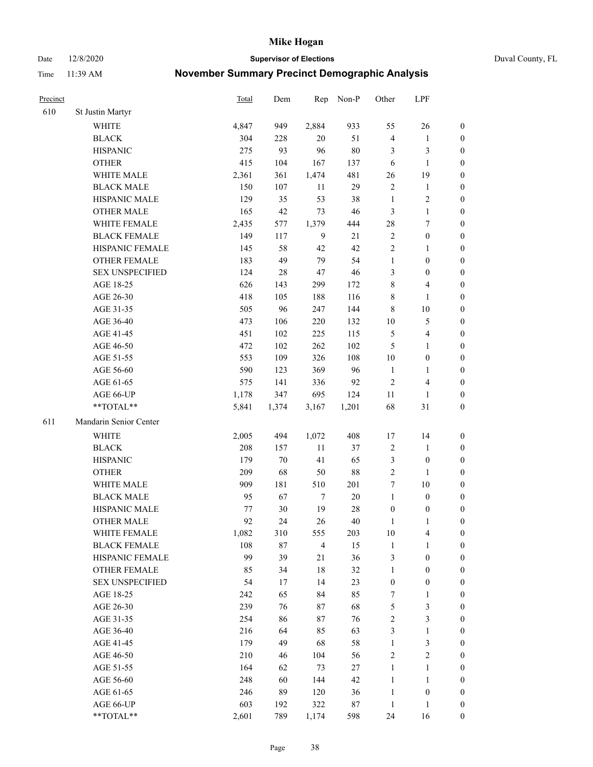# Mike Hogan

Date 12/8/2020 | **Supervisor of Elections** | Duval County, FL

Time 11:39 AM | **November Summary Precinct Demographic Analysis**

| Precinct | | Total | Dem | Rep | Non-P | Other | LPF | |
|---|---|---|---|---|---|---|---|---|
| 610 | St Justin Martyr | | | | | | | |
| | WHITE | 4,847 | 949 | 2,884 | 933 | 55 | 26 | 0 |
| | BLACK | 304 | 228 | 20 | 51 | 4 | 1 | 0 |
| | HISPANIC | 275 | 93 | 96 | 80 | 3 | 3 | 0 |
| | OTHER | 415 | 104 | 167 | 137 | 6 | 1 | 0 |
| | WHITE MALE | 2,361 | 361 | 1,474 | 481 | 26 | 19 | 0 |
| | BLACK MALE | 150 | 107 | 11 | 29 | 2 | 1 | 0 |
| | HISPANIC MALE | 129 | 35 | 53 | 38 | 1 | 2 | 0 |
| | OTHER MALE | 165 | 42 | 73 | 46 | 3 | 1 | 0 |
| | WHITE FEMALE | 2,435 | 577 | 1,379 | 444 | 28 | 7 | 0 |
| | BLACK FEMALE | 149 | 117 | 9 | 21 | 2 | 0 | 0 |
| | HISPANIC FEMALE | 145 | 58 | 42 | 42 | 2 | 1 | 0 |
| | OTHER FEMALE | 183 | 49 | 79 | 54 | 1 | 0 | 0 |
| | SEX UNSPECIFIED | 124 | 28 | 47 | 46 | 3 | 0 | 0 |
| | AGE 18-25 | 626 | 143 | 299 | 172 | 8 | 4 | 0 |
| | AGE 26-30 | 418 | 105 | 188 | 116 | 8 | 1 | 0 |
| | AGE 31-35 | 505 | 96 | 247 | 144 | 8 | 10 | 0 |
| | AGE 36-40 | 473 | 106 | 220 | 132 | 10 | 5 | 0 |
| | AGE 41-45 | 451 | 102 | 225 | 115 | 5 | 4 | 0 |
| | AGE 46-50 | 472 | 102 | 262 | 102 | 5 | 1 | 0 |
| | AGE 51-55 | 553 | 109 | 326 | 108 | 10 | 0 | 0 |
| | AGE 56-60 | 590 | 123 | 369 | 96 | 1 | 1 | 0 |
| | AGE 61-65 | 575 | 141 | 336 | 92 | 2 | 4 | 0 |
| | AGE 66-UP | 1,178 | 347 | 695 | 124 | 11 | 1 | 0 |
| | **TOTAL** | 5,841 | 1,374 | 3,167 | 1,201 | 68 | 31 | 0 |
| 611 | Mandarin Senior Center | | | | | | | |
| | WHITE | 2,005 | 494 | 1,072 | 408 | 17 | 14 | 0 |
| | BLACK | 208 | 157 | 11 | 37 | 2 | 1 | 0 |
| | HISPANIC | 179 | 70 | 41 | 65 | 3 | 0 | 0 |
| | OTHER | 209 | 68 | 50 | 88 | 2 | 1 | 0 |
| | WHITE MALE | 909 | 181 | 510 | 201 | 7 | 10 | 0 |
| | BLACK MALE | 95 | 67 | 7 | 20 | 1 | 0 | 0 |
| | HISPANIC MALE | 77 | 30 | 19 | 28 | 0 | 0 | 0 |
| | OTHER MALE | 92 | 24 | 26 | 40 | 1 | 1 | 0 |
| | WHITE FEMALE | 1,082 | 310 | 555 | 203 | 10 | 4 | 0 |
| | BLACK FEMALE | 108 | 87 | 4 | 15 | 1 | 1 | 0 |
| | HISPANIC FEMALE | 99 | 39 | 21 | 36 | 3 | 0 | 0 |
| | OTHER FEMALE | 85 | 34 | 18 | 32 | 1 | 0 | 0 |
| | SEX UNSPECIFIED | 54 | 17 | 14 | 23 | 0 | 0 | 0 |
| | AGE 18-25 | 242 | 65 | 84 | 85 | 7 | 1 | 0 |
| | AGE 26-30 | 239 | 76 | 87 | 68 | 5 | 3 | 0 |
| | AGE 31-35 | 254 | 86 | 87 | 76 | 2 | 3 | 0 |
| | AGE 36-40 | 216 | 64 | 85 | 63 | 3 | 1 | 0 |
| | AGE 41-45 | 179 | 49 | 68 | 58 | 1 | 3 | 0 |
| | AGE 46-50 | 210 | 46 | 104 | 56 | 2 | 2 | 0 |
| | AGE 51-55 | 164 | 62 | 73 | 27 | 1 | 1 | 0 |
| | AGE 56-60 | 248 | 60 | 144 | 42 | 1 | 1 | 0 |
| | AGE 61-65 | 246 | 89 | 120 | 36 | 1 | 0 | 0 |
| | AGE 66-UP | 603 | 192 | 322 | 87 | 1 | 1 | 0 |
| | **TOTAL** | 2,601 | 789 | 1,174 | 598 | 24 | 16 | 0 |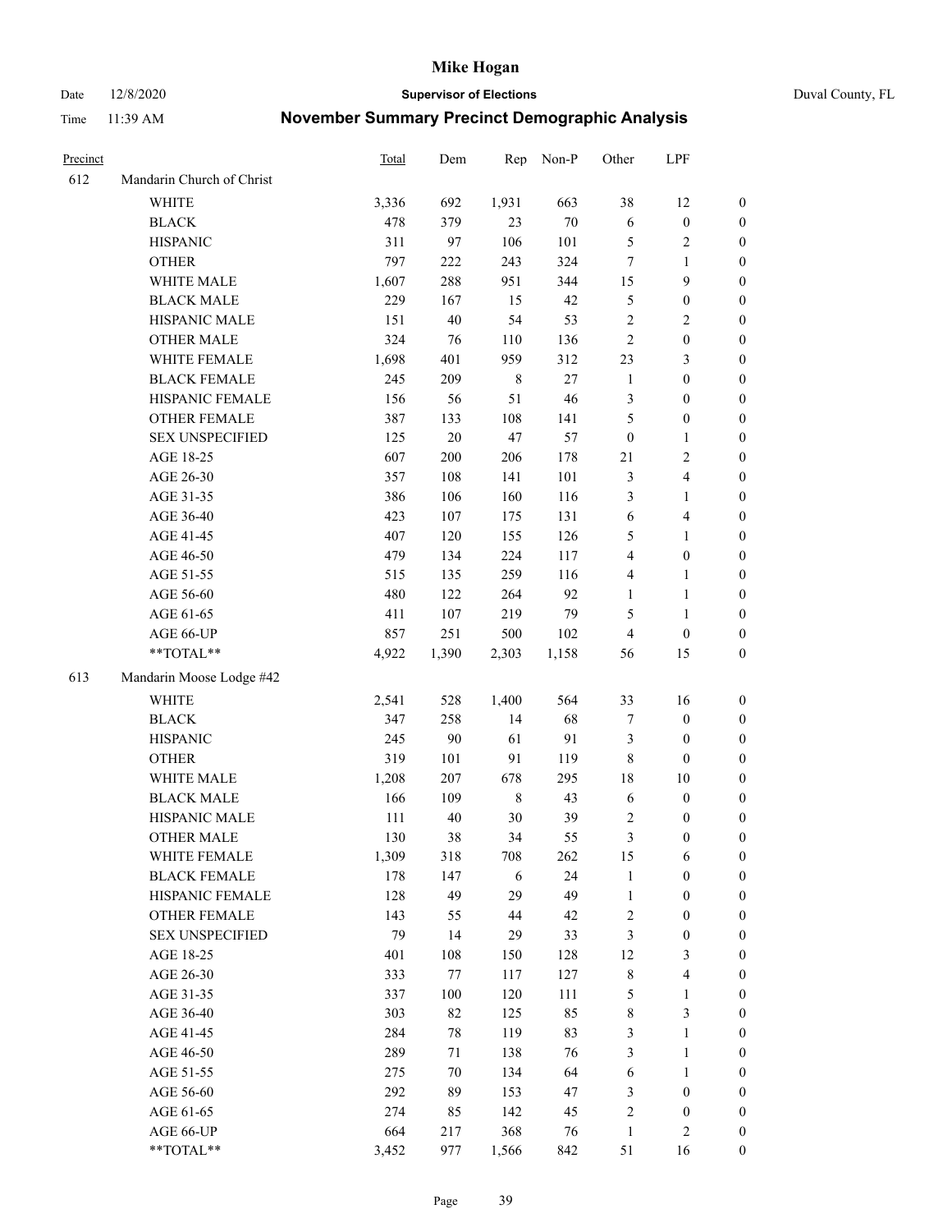# Mike Hogan

Date 12/8/2020 **Supervisor of Elections** Duval County, FL

Time 11:39 AM **November Summary Precinct Demographic Analysis**

| Precinct | | Total | Dem | Rep | Non-P | Other | LPF | |
|---|---|---|---|---|---|---|---|---|
| 612 | Mandarin Church of Christ | | | | | | | |
| | WHITE | 3,336 | 692 | 1,931 | 663 | 38 | 12 | 0 |
| | BLACK | 478 | 379 | 23 | 70 | 6 | 0 | 0 |
| | HISPANIC | 311 | 97 | 106 | 101 | 5 | 2 | 0 |
| | OTHER | 797 | 222 | 243 | 324 | 7 | 1 | 0 |
| | WHITE MALE | 1,607 | 288 | 951 | 344 | 15 | 9 | 0 |
| | BLACK MALE | 229 | 167 | 15 | 42 | 5 | 0 | 0 |
| | HISPANIC MALE | 151 | 40 | 54 | 53 | 2 | 2 | 0 |
| | OTHER MALE | 324 | 76 | 110 | 136 | 2 | 0 | 0 |
| | WHITE FEMALE | 1,698 | 401 | 959 | 312 | 23 | 3 | 0 |
| | BLACK FEMALE | 245 | 209 | 8 | 27 | 1 | 0 | 0 |
| | HISPANIC FEMALE | 156 | 56 | 51 | 46 | 3 | 0 | 0 |
| | OTHER FEMALE | 387 | 133 | 108 | 141 | 5 | 0 | 0 |
| | SEX UNSPECIFIED | 125 | 20 | 47 | 57 | 0 | 1 | 0 |
| | AGE 18-25 | 607 | 200 | 206 | 178 | 21 | 2 | 0 |
| | AGE 26-30 | 357 | 108 | 141 | 101 | 3 | 4 | 0 |
| | AGE 31-35 | 386 | 106 | 160 | 116 | 3 | 1 | 0 |
| | AGE 36-40 | 423 | 107 | 175 | 131 | 6 | 4 | 0 |
| | AGE 41-45 | 407 | 120 | 155 | 126 | 5 | 1 | 0 |
| | AGE 46-50 | 479 | 134 | 224 | 117 | 4 | 0 | 0 |
| | AGE 51-55 | 515 | 135 | 259 | 116 | 4 | 1 | 0 |
| | AGE 56-60 | 480 | 122 | 264 | 92 | 1 | 1 | 0 |
| | AGE 61-65 | 411 | 107 | 219 | 79 | 5 | 1 | 0 |
| | AGE 66-UP | 857 | 251 | 500 | 102 | 4 | 0 | 0 |
| | **TOTAL** | 4,922 | 1,390 | 2,303 | 1,158 | 56 | 15 | 0 |
| 613 | Mandarin Moose Lodge #42 | | | | | | | |
| | WHITE | 2,541 | 528 | 1,400 | 564 | 33 | 16 | 0 |
| | BLACK | 347 | 258 | 14 | 68 | 7 | 0 | 0 |
| | HISPANIC | 245 | 90 | 61 | 91 | 3 | 0 | 0 |
| | OTHER | 319 | 101 | 91 | 119 | 8 | 0 | 0 |
| | WHITE MALE | 1,208 | 207 | 678 | 295 | 18 | 10 | 0 |
| | BLACK MALE | 166 | 109 | 8 | 43 | 6 | 0 | 0 |
| | HISPANIC MALE | 111 | 40 | 30 | 39 | 2 | 0 | 0 |
| | OTHER MALE | 130 | 38 | 34 | 55 | 3 | 0 | 0 |
| | WHITE FEMALE | 1,309 | 318 | 708 | 262 | 15 | 6 | 0 |
| | BLACK FEMALE | 178 | 147 | 6 | 24 | 1 | 0 | 0 |
| | HISPANIC FEMALE | 128 | 49 | 29 | 49 | 1 | 0 | 0 |
| | OTHER FEMALE | 143 | 55 | 44 | 42 | 2 | 0 | 0 |
| | SEX UNSPECIFIED | 79 | 14 | 29 | 33 | 3 | 0 | 0 |
| | AGE 18-25 | 401 | 108 | 150 | 128 | 12 | 3 | 0 |
| | AGE 26-30 | 333 | 77 | 117 | 127 | 8 | 4 | 0 |
| | AGE 31-35 | 337 | 100 | 120 | 111 | 5 | 1 | 0 |
| | AGE 36-40 | 303 | 82 | 125 | 85 | 8 | 3 | 0 |
| | AGE 41-45 | 284 | 78 | 119 | 83 | 3 | 1 | 0 |
| | AGE 46-50 | 289 | 71 | 138 | 76 | 3 | 1 | 0 |
| | AGE 51-55 | 275 | 70 | 134 | 64 | 6 | 1 | 0 |
| | AGE 56-60 | 292 | 89 | 153 | 47 | 3 | 0 | 0 |
| | AGE 61-65 | 274 | 85 | 142 | 45 | 2 | 0 | 0 |
| | AGE 66-UP | 664 | 217 | 368 | 76 | 1 | 2 | 0 |
| | **TOTAL** | 3,452 | 977 | 1,566 | 842 | 51 | 16 | 0 |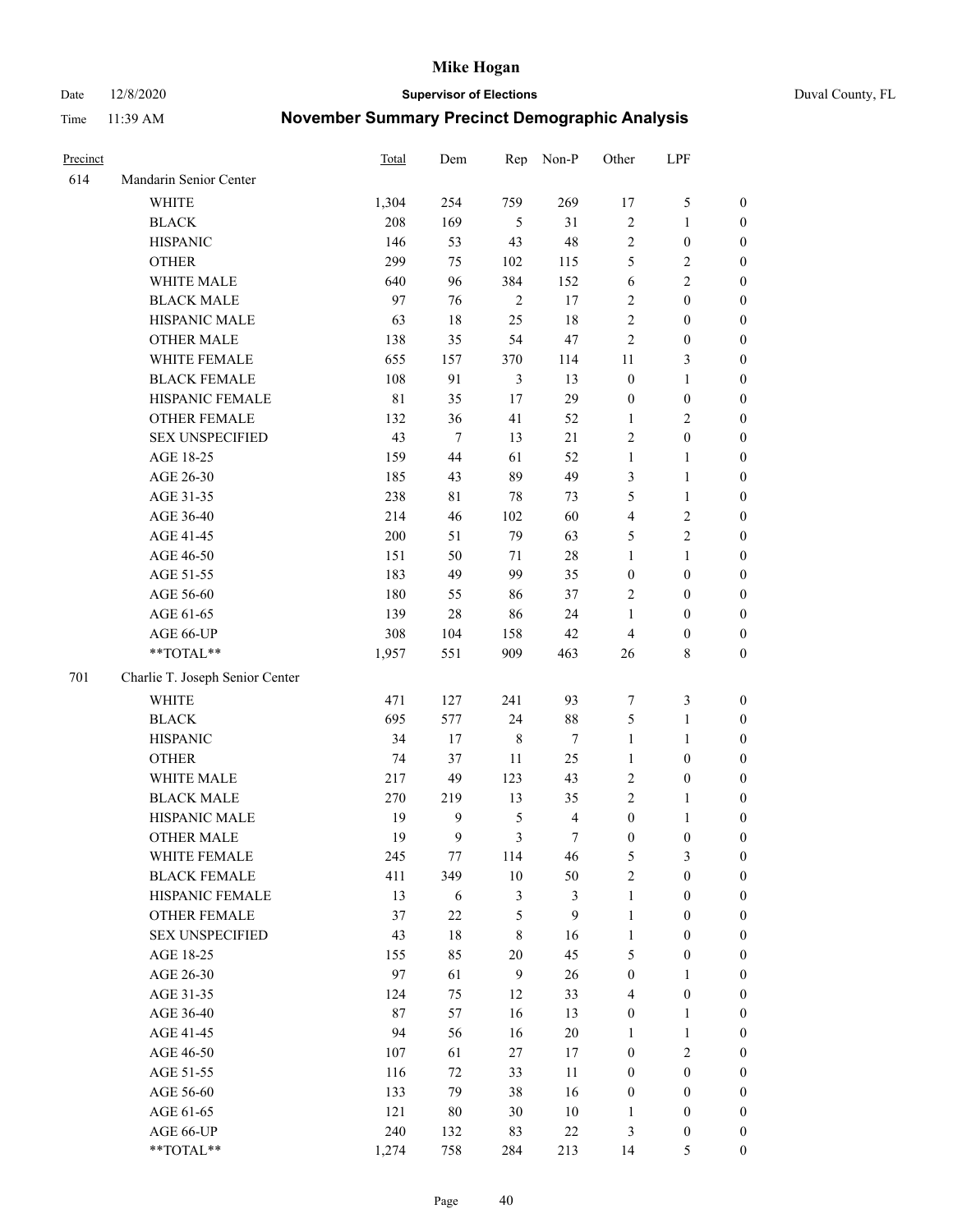# Mike Hogan

Date 12/8/2020 **Supervisor of Elections** Duval County, FL

Time 11:39 AM **November Summary Precinct Demographic Analysis**

| Precinct | | Total | Dem | Rep | Non-P | Other | LPF | |
|---|---|---|---|---|---|---|---|---|
| 614 | Mandarin Senior Center | | | | | | | |
| | WHITE | 1,304 | 254 | 759 | 269 | 17 | 5 | 0 |
| | BLACK | 208 | 169 | 5 | 31 | 2 | 1 | 0 |
| | HISPANIC | 146 | 53 | 43 | 48 | 2 | 0 | 0 |
| | OTHER | 299 | 75 | 102 | 115 | 5 | 2 | 0 |
| | WHITE MALE | 640 | 96 | 384 | 152 | 6 | 2 | 0 |
| | BLACK MALE | 97 | 76 | 2 | 17 | 2 | 0 | 0 |
| | HISPANIC MALE | 63 | 18 | 25 | 18 | 2 | 0 | 0 |
| | OTHER MALE | 138 | 35 | 54 | 47 | 2 | 0 | 0 |
| | WHITE FEMALE | 655 | 157 | 370 | 114 | 11 | 3 | 0 |
| | BLACK FEMALE | 108 | 91 | 3 | 13 | 0 | 1 | 0 |
| | HISPANIC FEMALE | 81 | 35 | 17 | 29 | 0 | 0 | 0 |
| | OTHER FEMALE | 132 | 36 | 41 | 52 | 1 | 2 | 0 |
| | SEX UNSPECIFIED | 43 | 7 | 13 | 21 | 2 | 0 | 0 |
| | AGE 18-25 | 159 | 44 | 61 | 52 | 1 | 1 | 0 |
| | AGE 26-30 | 185 | 43 | 89 | 49 | 3 | 1 | 0 |
| | AGE 31-35 | 238 | 81 | 78 | 73 | 5 | 1 | 0 |
| | AGE 36-40 | 214 | 46 | 102 | 60 | 4 | 2 | 0 |
| | AGE 41-45 | 200 | 51 | 79 | 63 | 5 | 2 | 0 |
| | AGE 46-50 | 151 | 50 | 71 | 28 | 1 | 1 | 0 |
| | AGE 51-55 | 183 | 49 | 99 | 35 | 0 | 0 | 0 |
| | AGE 56-60 | 180 | 55 | 86 | 37 | 2 | 0 | 0 |
| | AGE 61-65 | 139 | 28 | 86 | 24 | 1 | 0 | 0 |
| | AGE 66-UP | 308 | 104 | 158 | 42 | 4 | 0 | 0 |
| | **TOTAL** | 1,957 | 551 | 909 | 463 | 26 | 8 | 0 |
| 701 | Charlie T. Joseph Senior Center | | | | | | | |
| | WHITE | 471 | 127 | 241 | 93 | 7 | 3 | 0 |
| | BLACK | 695 | 577 | 24 | 88 | 5 | 1 | 0 |
| | HISPANIC | 34 | 17 | 8 | 7 | 1 | 1 | 0 |
| | OTHER | 74 | 37 | 11 | 25 | 1 | 0 | 0 |
| | WHITE MALE | 217 | 49 | 123 | 43 | 2 | 0 | 0 |
| | BLACK MALE | 270 | 219 | 13 | 35 | 2 | 1 | 0 |
| | HISPANIC MALE | 19 | 9 | 5 | 4 | 0 | 1 | 0 |
| | OTHER MALE | 19 | 9 | 3 | 7 | 0 | 0 | 0 |
| | WHITE FEMALE | 245 | 77 | 114 | 46 | 5 | 3 | 0 |
| | BLACK FEMALE | 411 | 349 | 10 | 50 | 2 | 0 | 0 |
| | HISPANIC FEMALE | 13 | 6 | 3 | 3 | 1 | 0 | 0 |
| | OTHER FEMALE | 37 | 22 | 5 | 9 | 1 | 0 | 0 |
| | SEX UNSPECIFIED | 43 | 18 | 8 | 16 | 1 | 0 | 0 |
| | AGE 18-25 | 155 | 85 | 20 | 45 | 5 | 0 | 0 |
| | AGE 26-30 | 97 | 61 | 9 | 26 | 0 | 1 | 0 |
| | AGE 31-35 | 124 | 75 | 12 | 33 | 4 | 0 | 0 |
| | AGE 36-40 | 87 | 57 | 16 | 13 | 0 | 1 | 0 |
| | AGE 41-45 | 94 | 56 | 16 | 20 | 1 | 1 | 0 |
| | AGE 46-50 | 107 | 61 | 27 | 17 | 0 | 2 | 0 |
| | AGE 51-55 | 116 | 72 | 33 | 11 | 0 | 0 | 0 |
| | AGE 56-60 | 133 | 79 | 38 | 16 | 0 | 0 | 0 |
| | AGE 61-65 | 121 | 80 | 30 | 10 | 1 | 0 | 0 |
| | AGE 66-UP | 240 | 132 | 83 | 22 | 3 | 0 | 0 |
| | **TOTAL** | 1,274 | 758 | 284 | 213 | 14 | 5 | 0 |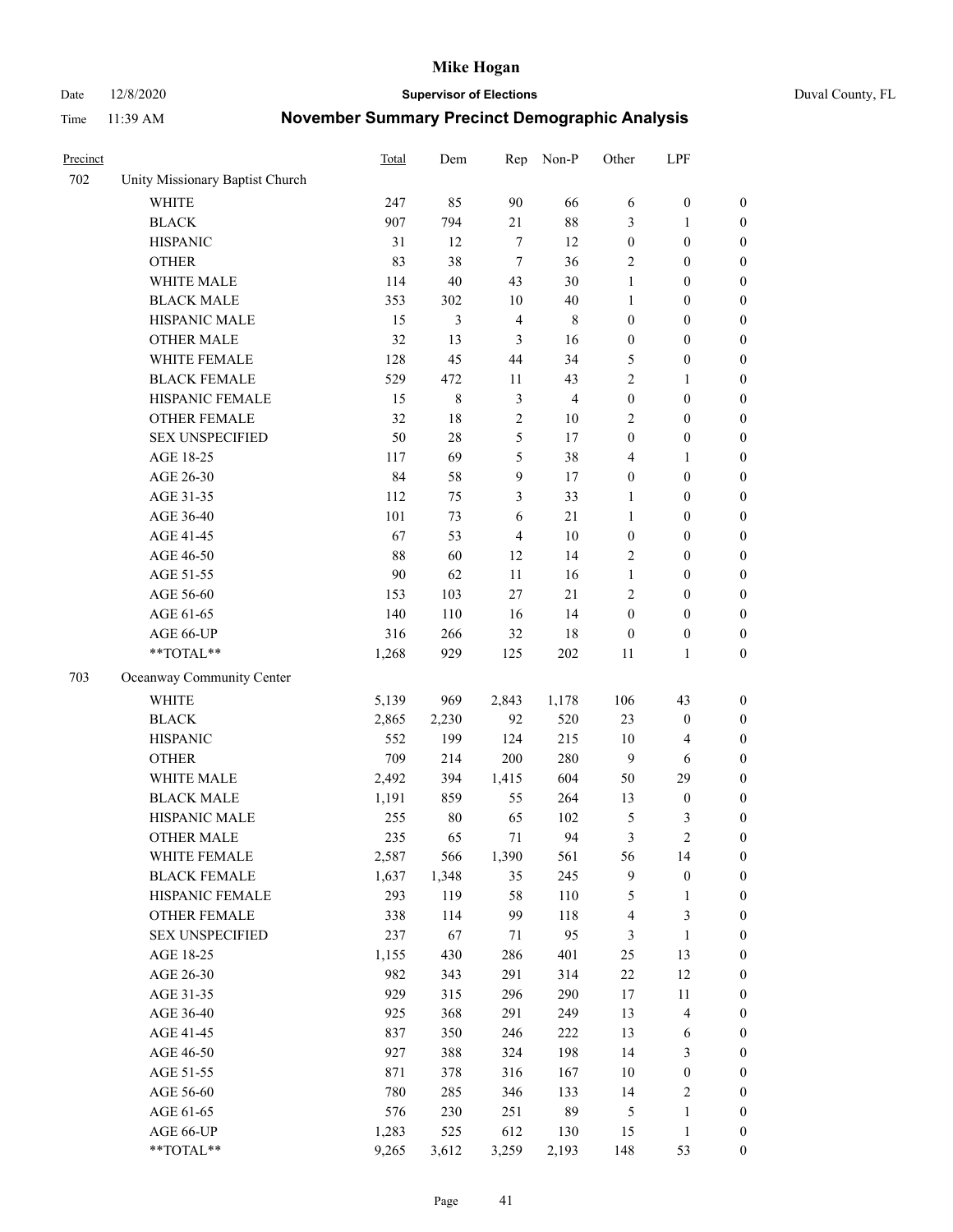# Mike Hogan

Date 12/8/2020 **Supervisor of Elections** Duval County, FL

Time 11:39 AM **November Summary Precinct Demographic Analysis**

| Precinct | | Total | Dem | Rep | Non-P | Other | LPF | |
|---|---|---|---|---|---|---|---|---|
| 702 | Unity Missionary Baptist Church | | | | | | | |
| | WHITE | 247 | 85 | 90 | 66 | 6 | 0 | 0 |
| | BLACK | 907 | 794 | 21 | 88 | 3 | 1 | 0 |
| | HISPANIC | 31 | 12 | 7 | 12 | 0 | 0 | 0 |
| | OTHER | 83 | 38 | 7 | 36 | 2 | 0 | 0 |
| | WHITE MALE | 114 | 40 | 43 | 30 | 1 | 0 | 0 |
| | BLACK MALE | 353 | 302 | 10 | 40 | 1 | 0 | 0 |
| | HISPANIC MALE | 15 | 3 | 4 | 8 | 0 | 0 | 0 |
| | OTHER MALE | 32 | 13 | 3 | 16 | 0 | 0 | 0 |
| | WHITE FEMALE | 128 | 45 | 44 | 34 | 5 | 0 | 0 |
| | BLACK FEMALE | 529 | 472 | 11 | 43 | 2 | 1 | 0 |
| | HISPANIC FEMALE | 15 | 8 | 3 | 4 | 0 | 0 | 0 |
| | OTHER FEMALE | 32 | 18 | 2 | 10 | 2 | 0 | 0 |
| | SEX UNSPECIFIED | 50 | 28 | 5 | 17 | 0 | 0 | 0 |
| | AGE 18-25 | 117 | 69 | 5 | 38 | 4 | 1 | 0 |
| | AGE 26-30 | 84 | 58 | 9 | 17 | 0 | 0 | 0 |
| | AGE 31-35 | 112 | 75 | 3 | 33 | 1 | 0 | 0 |
| | AGE 36-40 | 101 | 73 | 6 | 21 | 1 | 0 | 0 |
| | AGE 41-45 | 67 | 53 | 4 | 10 | 0 | 0 | 0 |
| | AGE 46-50 | 88 | 60 | 12 | 14 | 2 | 0 | 0 |
| | AGE 51-55 | 90 | 62 | 11 | 16 | 1 | 0 | 0 |
| | AGE 56-60 | 153 | 103 | 27 | 21 | 2 | 0 | 0 |
| | AGE 61-65 | 140 | 110 | 16 | 14 | 0 | 0 | 0 |
| | AGE 66-UP | 316 | 266 | 32 | 18 | 0 | 0 | 0 |
| | **TOTAL** | 1,268 | 929 | 125 | 202 | 11 | 1 | 0 |
| 703 | Oceanway Community Center | | | | | | | |
| | WHITE | 5,139 | 969 | 2,843 | 1,178 | 106 | 43 | 0 |
| | BLACK | 2,865 | 2,230 | 92 | 520 | 23 | 0 | 0 |
| | HISPANIC | 552 | 199 | 124 | 215 | 10 | 4 | 0 |
| | OTHER | 709 | 214 | 200 | 280 | 9 | 6 | 0 |
| | WHITE MALE | 2,492 | 394 | 1,415 | 604 | 50 | 29 | 0 |
| | BLACK MALE | 1,191 | 859 | 55 | 264 | 13 | 0 | 0 |
| | HISPANIC MALE | 255 | 80 | 65 | 102 | 5 | 3 | 0 |
| | OTHER MALE | 235 | 65 | 71 | 94 | 3 | 2 | 0 |
| | WHITE FEMALE | 2,587 | 566 | 1,390 | 561 | 56 | 14 | 0 |
| | BLACK FEMALE | 1,637 | 1,348 | 35 | 245 | 9 | 0 | 0 |
| | HISPANIC FEMALE | 293 | 119 | 58 | 110 | 5 | 1 | 0 |
| | OTHER FEMALE | 338 | 114 | 99 | 118 | 4 | 3 | 0 |
| | SEX UNSPECIFIED | 237 | 67 | 71 | 95 | 3 | 1 | 0 |
| | AGE 18-25 | 1,155 | 430 | 286 | 401 | 25 | 13 | 0 |
| | AGE 26-30 | 982 | 343 | 291 | 314 | 22 | 12 | 0 |
| | AGE 31-35 | 929 | 315 | 296 | 290 | 17 | 11 | 0 |
| | AGE 36-40 | 925 | 368 | 291 | 249 | 13 | 4 | 0 |
| | AGE 41-45 | 837 | 350 | 246 | 222 | 13 | 6 | 0 |
| | AGE 46-50 | 927 | 388 | 324 | 198 | 14 | 3 | 0 |
| | AGE 51-55 | 871 | 378 | 316 | 167 | 10 | 0 | 0 |
| | AGE 56-60 | 780 | 285 | 346 | 133 | 14 | 2 | 0 |
| | AGE 61-65 | 576 | 230 | 251 | 89 | 5 | 1 | 0 |
| | AGE 66-UP | 1,283 | 525 | 612 | 130 | 15 | 1 | 0 |
| | **TOTAL** | 9,265 | 3,612 | 3,259 | 2,193 | 148 | 53 | 0 |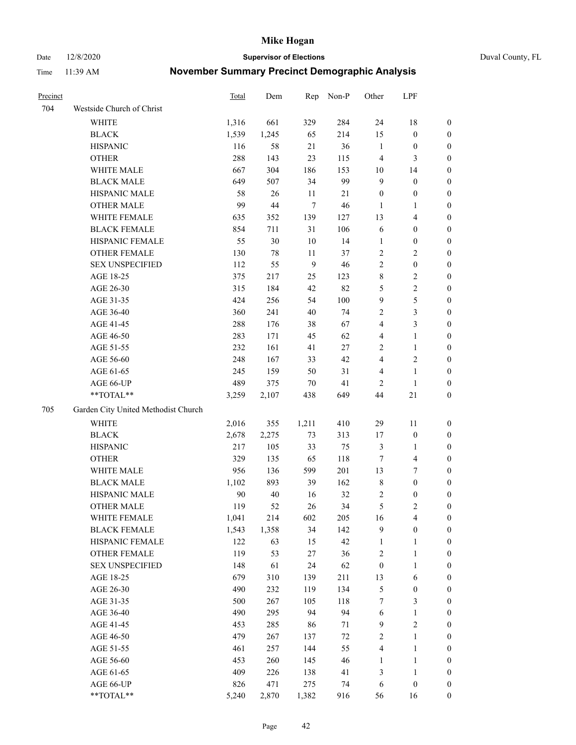# Mike Hogan

Date 12/8/2020 **Supervisor of Elections** Duval County, FL

Time 11:39 AM **November Summary Precinct Demographic Analysis**

| Precinct | | Total | Dem | Rep | Non-P | Other | LPF | |
|---|---|---|---|---|---|---|---|---|
| 704 | Westside Church of Christ | | | | | | | |
| | WHITE | 1,316 | 661 | 329 | 284 | 24 | 18 | 0 |
| | BLACK | 1,539 | 1,245 | 65 | 214 | 15 | 0 | 0 |
| | HISPANIC | 116 | 58 | 21 | 36 | 1 | 0 | 0 |
| | OTHER | 288 | 143 | 23 | 115 | 4 | 3 | 0 |
| | WHITE MALE | 667 | 304 | 186 | 153 | 10 | 14 | 0 |
| | BLACK MALE | 649 | 507 | 34 | 99 | 9 | 0 | 0 |
| | HISPANIC MALE | 58 | 26 | 11 | 21 | 0 | 0 | 0 |
| | OTHER MALE | 99 | 44 | 7 | 46 | 1 | 1 | 0 |
| | WHITE FEMALE | 635 | 352 | 139 | 127 | 13 | 4 | 0 |
| | BLACK FEMALE | 854 | 711 | 31 | 106 | 6 | 0 | 0 |
| | HISPANIC FEMALE | 55 | 30 | 10 | 14 | 1 | 0 | 0 |
| | OTHER FEMALE | 130 | 78 | 11 | 37 | 2 | 2 | 0 |
| | SEX UNSPECIFIED | 112 | 55 | 9 | 46 | 2 | 0 | 0 |
| | AGE 18-25 | 375 | 217 | 25 | 123 | 8 | 2 | 0 |
| | AGE 26-30 | 315 | 184 | 42 | 82 | 5 | 2 | 0 |
| | AGE 31-35 | 424 | 256 | 54 | 100 | 9 | 5 | 0 |
| | AGE 36-40 | 360 | 241 | 40 | 74 | 2 | 3 | 0 |
| | AGE 41-45 | 288 | 176 | 38 | 67 | 4 | 3 | 0 |
| | AGE 46-50 | 283 | 171 | 45 | 62 | 4 | 1 | 0 |
| | AGE 51-55 | 232 | 161 | 41 | 27 | 2 | 1 | 0 |
| | AGE 56-60 | 248 | 167 | 33 | 42 | 4 | 2 | 0 |
| | AGE 61-65 | 245 | 159 | 50 | 31 | 4 | 1 | 0 |
| | AGE 66-UP | 489 | 375 | 70 | 41 | 2 | 1 | 0 |
| | **TOTAL** | 3,259 | 2,107 | 438 | 649 | 44 | 21 | 0 |
| 705 | Garden City United Methodist Church | | | | | | | |
| | WHITE | 2,016 | 355 | 1,211 | 410 | 29 | 11 | 0 |
| | BLACK | 2,678 | 2,275 | 73 | 313 | 17 | 0 | 0 |
| | HISPANIC | 217 | 105 | 33 | 75 | 3 | 1 | 0 |
| | OTHER | 329 | 135 | 65 | 118 | 7 | 4 | 0 |
| | WHITE MALE | 956 | 136 | 599 | 201 | 13 | 7 | 0 |
| | BLACK MALE | 1,102 | 893 | 39 | 162 | 8 | 0 | 0 |
| | HISPANIC MALE | 90 | 40 | 16 | 32 | 2 | 0 | 0 |
| | OTHER MALE | 119 | 52 | 26 | 34 | 5 | 2 | 0 |
| | WHITE FEMALE | 1,041 | 214 | 602 | 205 | 16 | 4 | 0 |
| | BLACK FEMALE | 1,543 | 1,358 | 34 | 142 | 9 | 0 | 0 |
| | HISPANIC FEMALE | 122 | 63 | 15 | 42 | 1 | 1 | 0 |
| | OTHER FEMALE | 119 | 53 | 27 | 36 | 2 | 1 | 0 |
| | SEX UNSPECIFIED | 148 | 61 | 24 | 62 | 0 | 1 | 0 |
| | AGE 18-25 | 679 | 310 | 139 | 211 | 13 | 6 | 0 |
| | AGE 26-30 | 490 | 232 | 119 | 134 | 5 | 0 | 0 |
| | AGE 31-35 | 500 | 267 | 105 | 118 | 7 | 3 | 0 |
| | AGE 36-40 | 490 | 295 | 94 | 94 | 6 | 1 | 0 |
| | AGE 41-45 | 453 | 285 | 86 | 71 | 9 | 2 | 0 |
| | AGE 46-50 | 479 | 267 | 137 | 72 | 2 | 1 | 0 |
| | AGE 51-55 | 461 | 257 | 144 | 55 | 4 | 1 | 0 |
| | AGE 56-60 | 453 | 260 | 145 | 46 | 1 | 1 | 0 |
| | AGE 61-65 | 409 | 226 | 138 | 41 | 3 | 1 | 0 |
| | AGE 66-UP | 826 | 471 | 275 | 74 | 6 | 0 | 0 |
| | **TOTAL** | 5,240 | 2,870 | 1,382 | 916 | 56 | 16 | 0 |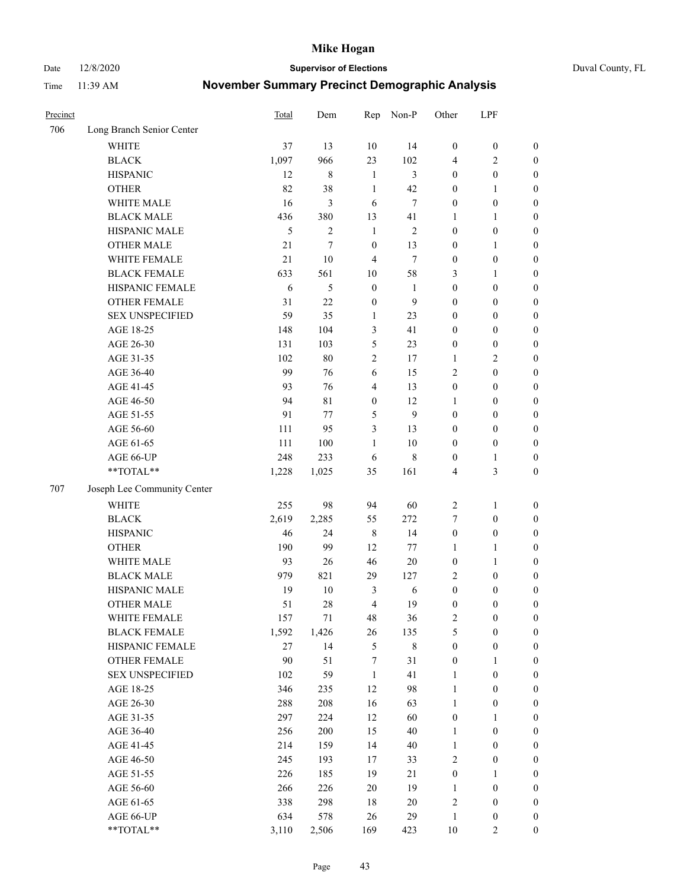# Mike Hogan

Date 12/8/2020 | **Supervisor of Elections** | Duval County, FL

Time 11:39 AM | **November Summary Precinct Demographic Analysis**

| Precinct | | Total | Dem | Rep | Non-P | Other | LPF | |
|---|---|---|---|---|---|---|---|---|
| 706 | Long Branch Senior Center | | | | | | | |
| | WHITE | 37 | 13 | 10 | 14 | 0 | 0 | 0 |
| | BLACK | 1,097 | 966 | 23 | 102 | 4 | 2 | 0 |
| | HISPANIC | 12 | 8 | 1 | 3 | 0 | 0 | 0 |
| | OTHER | 82 | 38 | 1 | 42 | 0 | 1 | 0 |
| | WHITE MALE | 16 | 3 | 6 | 7 | 0 | 0 | 0 |
| | BLACK MALE | 436 | 380 | 13 | 41 | 1 | 1 | 0 |
| | HISPANIC MALE | 5 | 2 | 1 | 2 | 0 | 0 | 0 |
| | OTHER MALE | 21 | 7 | 0 | 13 | 0 | 1 | 0 |
| | WHITE FEMALE | 21 | 10 | 4 | 7 | 0 | 0 | 0 |
| | BLACK FEMALE | 633 | 561 | 10 | 58 | 3 | 1 | 0 |
| | HISPANIC FEMALE | 6 | 5 | 0 | 1 | 0 | 0 | 0 |
| | OTHER FEMALE | 31 | 22 | 0 | 9 | 0 | 0 | 0 |
| | SEX UNSPECIFIED | 59 | 35 | 1 | 23 | 0 | 0 | 0 |
| | AGE 18-25 | 148 | 104 | 3 | 41 | 0 | 0 | 0 |
| | AGE 26-30 | 131 | 103 | 5 | 23 | 0 | 0 | 0 |
| | AGE 31-35 | 102 | 80 | 2 | 17 | 1 | 2 | 0 |
| | AGE 36-40 | 99 | 76 | 6 | 15 | 2 | 0 | 0 |
| | AGE 41-45 | 93 | 76 | 4 | 13 | 0 | 0 | 0 |
| | AGE 46-50 | 94 | 81 | 0 | 12 | 1 | 0 | 0 |
| | AGE 51-55 | 91 | 77 | 5 | 9 | 0 | 0 | 0 |
| | AGE 56-60 | 111 | 95 | 3 | 13 | 0 | 0 | 0 |
| | AGE 61-65 | 111 | 100 | 1 | 10 | 0 | 0 | 0 |
| | AGE 66-UP | 248 | 233 | 6 | 8 | 0 | 1 | 0 |
| | **TOTAL** | 1,228 | 1,025 | 35 | 161 | 4 | 3 | 0 |
| 707 | Joseph Lee Community Center | | | | | | | |
| | WHITE | 255 | 98 | 94 | 60 | 2 | 1 | 0 |
| | BLACK | 2,619 | 2,285 | 55 | 272 | 7 | 0 | 0 |
| | HISPANIC | 46 | 24 | 8 | 14 | 0 | 0 | 0 |
| | OTHER | 190 | 99 | 12 | 77 | 1 | 1 | 0 |
| | WHITE MALE | 93 | 26 | 46 | 20 | 0 | 1 | 0 |
| | BLACK MALE | 979 | 821 | 29 | 127 | 2 | 0 | 0 |
| | HISPANIC MALE | 19 | 10 | 3 | 6 | 0 | 0 | 0 |
| | OTHER MALE | 51 | 28 | 4 | 19 | 0 | 0 | 0 |
| | WHITE FEMALE | 157 | 71 | 48 | 36 | 2 | 0 | 0 |
| | BLACK FEMALE | 1,592 | 1,426 | 26 | 135 | 5 | 0 | 0 |
| | HISPANIC FEMALE | 27 | 14 | 5 | 8 | 0 | 0 | 0 |
| | OTHER FEMALE | 90 | 51 | 7 | 31 | 0 | 1 | 0 |
| | SEX UNSPECIFIED | 102 | 59 | 1 | 41 | 1 | 0 | 0 |
| | AGE 18-25 | 346 | 235 | 12 | 98 | 1 | 0 | 0 |
| | AGE 26-30 | 288 | 208 | 16 | 63 | 1 | 0 | 0 |
| | AGE 31-35 | 297 | 224 | 12 | 60 | 0 | 1 | 0 |
| | AGE 36-40 | 256 | 200 | 15 | 40 | 1 | 0 | 0 |
| | AGE 41-45 | 214 | 159 | 14 | 40 | 1 | 0 | 0 |
| | AGE 46-50 | 245 | 193 | 17 | 33 | 2 | 0 | 0 |
| | AGE 51-55 | 226 | 185 | 19 | 21 | 0 | 1 | 0 |
| | AGE 56-60 | 266 | 226 | 20 | 19 | 1 | 0 | 0 |
| | AGE 61-65 | 338 | 298 | 18 | 20 | 2 | 0 | 0 |
| | AGE 66-UP | 634 | 578 | 26 | 29 | 1 | 0 | 0 |
| | **TOTAL** | 3,110 | 2,506 | 169 | 423 | 10 | 2 | 0 |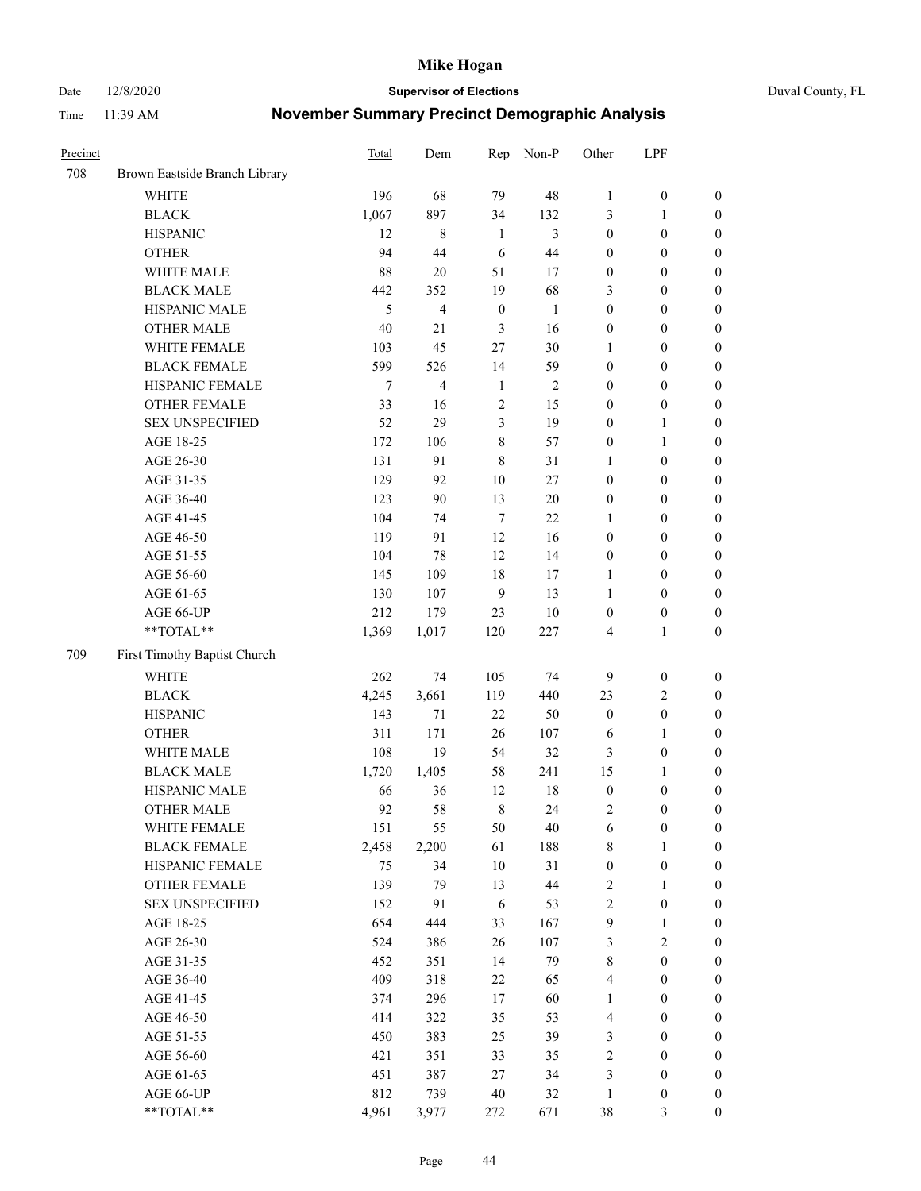# Mike Hogan

Date 12/8/2020 **Supervisor of Elections** Duval County, FL

Time 11:39 AM **November Summary Precinct Demographic Analysis**

| Precinct | | Total | Dem | Rep | Non-P | Other | LPF | |
|---|---|---|---|---|---|---|---|---|
| 708 | Brown Eastside Branch Library | | | | | | | |
| | WHITE | 196 | 68 | 79 | 48 | 1 | 0 | 0 |
| | BLACK | 1,067 | 897 | 34 | 132 | 3 | 1 | 0 |
| | HISPANIC | 12 | 8 | 1 | 3 | 0 | 0 | 0 |
| | OTHER | 94 | 44 | 6 | 44 | 0 | 0 | 0 |
| | WHITE MALE | 88 | 20 | 51 | 17 | 0 | 0 | 0 |
| | BLACK MALE | 442 | 352 | 19 | 68 | 3 | 0 | 0 |
| | HISPANIC MALE | 5 | 4 | 0 | 1 | 0 | 0 | 0 |
| | OTHER MALE | 40 | 21 | 3 | 16 | 0 | 0 | 0 |
| | WHITE FEMALE | 103 | 45 | 27 | 30 | 1 | 0 | 0 |
| | BLACK FEMALE | 599 | 526 | 14 | 59 | 0 | 0 | 0 |
| | HISPANIC FEMALE | 7 | 4 | 1 | 2 | 0 | 0 | 0 |
| | OTHER FEMALE | 33 | 16 | 2 | 15 | 0 | 0 | 0 |
| | SEX UNSPECIFIED | 52 | 29 | 3 | 19 | 0 | 1 | 0 |
| | AGE 18-25 | 172 | 106 | 8 | 57 | 0 | 1 | 0 |
| | AGE 26-30 | 131 | 91 | 8 | 31 | 1 | 0 | 0 |
| | AGE 31-35 | 129 | 92 | 10 | 27 | 0 | 0 | 0 |
| | AGE 36-40 | 123 | 90 | 13 | 20 | 0 | 0 | 0 |
| | AGE 41-45 | 104 | 74 | 7 | 22 | 1 | 0 | 0 |
| | AGE 46-50 | 119 | 91 | 12 | 16 | 0 | 0 | 0 |
| | AGE 51-55 | 104 | 78 | 12 | 14 | 0 | 0 | 0 |
| | AGE 56-60 | 145 | 109 | 18 | 17 | 1 | 0 | 0 |
| | AGE 61-65 | 130 | 107 | 9 | 13 | 1 | 0 | 0 |
| | AGE 66-UP | 212 | 179 | 23 | 10 | 0 | 0 | 0 |
| | **TOTAL** | 1,369 | 1,017 | 120 | 227 | 4 | 1 | 0 |
| 709 | First Timothy Baptist Church | | | | | | | |
| | WHITE | 262 | 74 | 105 | 74 | 9 | 0 | 0 |
| | BLACK | 4,245 | 3,661 | 119 | 440 | 23 | 2 | 0 |
| | HISPANIC | 143 | 71 | 22 | 50 | 0 | 0 | 0 |
| | OTHER | 311 | 171 | 26 | 107 | 6 | 1 | 0 |
| | WHITE MALE | 108 | 19 | 54 | 32 | 3 | 0 | 0 |
| | BLACK MALE | 1,720 | 1,405 | 58 | 241 | 15 | 1 | 0 |
| | HISPANIC MALE | 66 | 36 | 12 | 18 | 0 | 0 | 0 |
| | OTHER MALE | 92 | 58 | 8 | 24 | 2 | 0 | 0 |
| | WHITE FEMALE | 151 | 55 | 50 | 40 | 6 | 0 | 0 |
| | BLACK FEMALE | 2,458 | 2,200 | 61 | 188 | 8 | 1 | 0 |
| | HISPANIC FEMALE | 75 | 34 | 10 | 31 | 0 | 0 | 0 |
| | OTHER FEMALE | 139 | 79 | 13 | 44 | 2 | 1 | 0 |
| | SEX UNSPECIFIED | 152 | 91 | 6 | 53 | 2 | 0 | 0 |
| | AGE 18-25 | 654 | 444 | 33 | 167 | 9 | 1 | 0 |
| | AGE 26-30 | 524 | 386 | 26 | 107 | 3 | 2 | 0 |
| | AGE 31-35 | 452 | 351 | 14 | 79 | 8 | 0 | 0 |
| | AGE 36-40 | 409 | 318 | 22 | 65 | 4 | 0 | 0 |
| | AGE 41-45 | 374 | 296 | 17 | 60 | 1 | 0 | 0 |
| | AGE 46-50 | 414 | 322 | 35 | 53 | 4 | 0 | 0 |
| | AGE 51-55 | 450 | 383 | 25 | 39 | 3 | 0 | 0 |
| | AGE 56-60 | 421 | 351 | 33 | 35 | 2 | 0 | 0 |
| | AGE 61-65 | 451 | 387 | 27 | 34 | 3 | 0 | 0 |
| | AGE 66-UP | 812 | 739 | 40 | 32 | 1 | 0 | 0 |
| | **TOTAL** | 4,961 | 3,977 | 272 | 671 | 38 | 3 | 0 |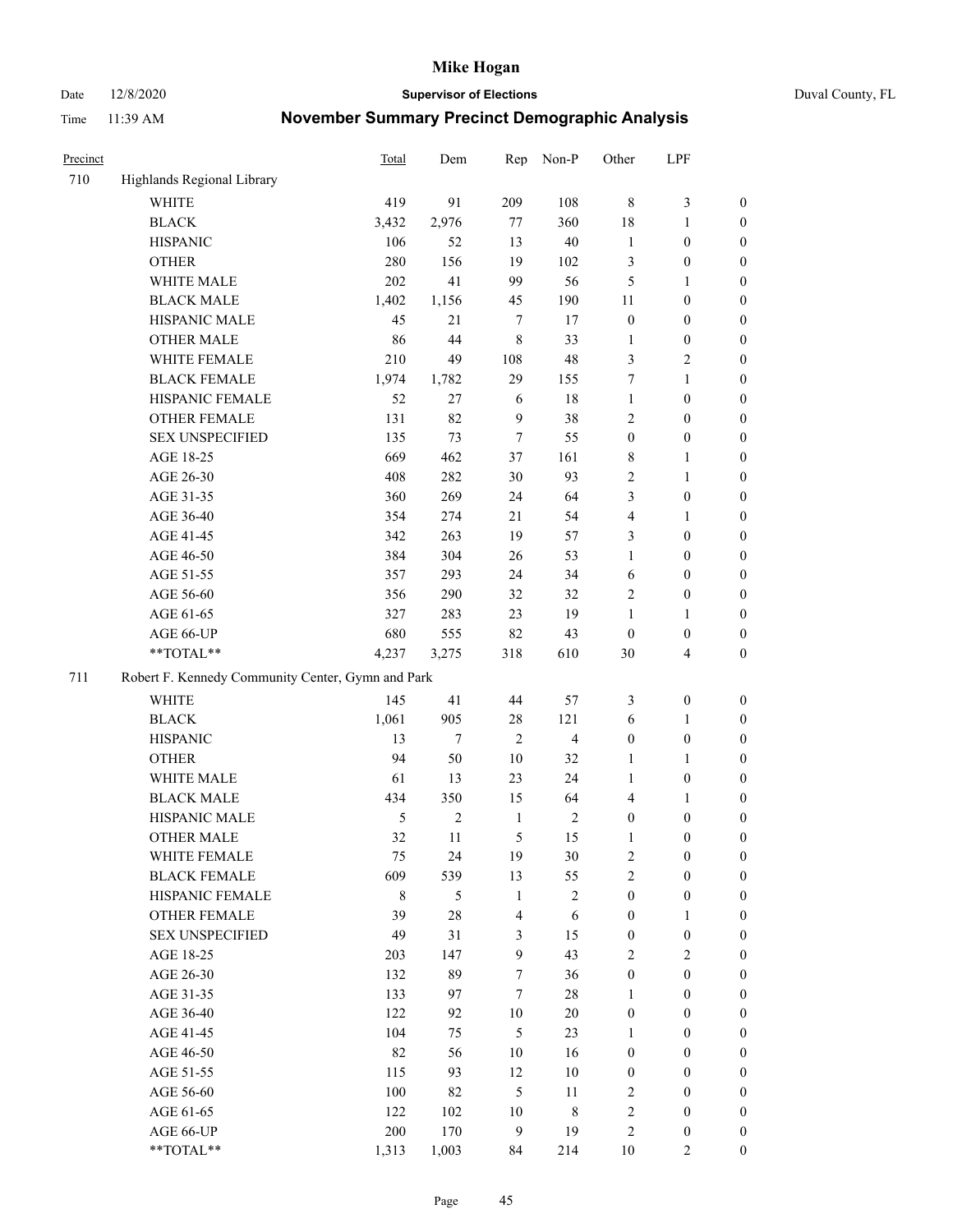| Precinct | | Total | Dem | Rep | Non-P | Other | LPF | |
|---|---|---|---|---|---|---|---|---|
| 710 | Highlands Regional Library | | | | | | | |
| | WHITE | 419 | 91 | 209 | 108 | 8 | 3 | 0 |
| | BLACK | 3,432 | 2,976 | 77 | 360 | 18 | 1 | 0 |
| | HISPANIC | 106 | 52 | 13 | 40 | 1 | 0 | 0 |
| | OTHER | 280 | 156 | 19 | 102 | 3 | 0 | 0 |
| | WHITE MALE | 202 | 41 | 99 | 56 | 5 | 1 | 0 |
| | BLACK MALE | 1,402 | 1,156 | 45 | 190 | 11 | 0 | 0 |
| | HISPANIC MALE | 45 | 21 | 7 | 17 | 0 | 0 | 0 |
| | OTHER MALE | 86 | 44 | 8 | 33 | 1 | 0 | 0 |
| | WHITE FEMALE | 210 | 49 | 108 | 48 | 3 | 2 | 0 |
| | BLACK FEMALE | 1,974 | 1,782 | 29 | 155 | 7 | 1 | 0 |
| | HISPANIC FEMALE | 52 | 27 | 6 | 18 | 1 | 0 | 0 |
| | OTHER FEMALE | 131 | 82 | 9 | 38 | 2 | 0 | 0 |
| | SEX UNSPECIFIED | 135 | 73 | 7 | 55 | 0 | 0 | 0 |
| | AGE 18-25 | 669 | 462 | 37 | 161 | 8 | 1 | 0 |
| | AGE 26-30 | 408 | 282 | 30 | 93 | 2 | 1 | 0 |
| | AGE 31-35 | 360 | 269 | 24 | 64 | 3 | 0 | 0 |
| | AGE 36-40 | 354 | 274 | 21 | 54 | 4 | 1 | 0 |
| | AGE 41-45 | 342 | 263 | 19 | 57 | 3 | 0 | 0 |
| | AGE 46-50 | 384 | 304 | 26 | 53 | 1 | 0 | 0 |
| | AGE 51-55 | 357 | 293 | 24 | 34 | 6 | 0 | 0 |
| | AGE 56-60 | 356 | 290 | 32 | 32 | 2 | 0 | 0 |
| | AGE 61-65 | 327 | 283 | 23 | 19 | 1 | 1 | 0 |
| | AGE 66-UP | 680 | 555 | 82 | 43 | 0 | 0 | 0 |
| | **TOTAL** | 4,237 | 3,275 | 318 | 610 | 30 | 4 | 0 |
| 711 | Robert F. Kennedy Community Center, Gymn and Park | | | | | | | |
| | WHITE | 145 | 41 | 44 | 57 | 3 | 0 | 0 |
| | BLACK | 1,061 | 905 | 28 | 121 | 6 | 1 | 0 |
| | HISPANIC | 13 | 7 | 2 | 4 | 0 | 0 | 0 |
| | OTHER | 94 | 50 | 10 | 32 | 1 | 1 | 0 |
| | WHITE MALE | 61 | 13 | 23 | 24 | 1 | 0 | 0 |
| | BLACK MALE | 434 | 350 | 15 | 64 | 4 | 1 | 0 |
| | HISPANIC MALE | 5 | 2 | 1 | 2 | 0 | 0 | 0 |
| | OTHER MALE | 32 | 11 | 5 | 15 | 1 | 0 | 0 |
| | WHITE FEMALE | 75 | 24 | 19 | 30 | 2 | 0 | 0 |
| | BLACK FEMALE | 609 | 539 | 13 | 55 | 2 | 0 | 0 |
| | HISPANIC FEMALE | 8 | 5 | 1 | 2 | 0 | 0 | 0 |
| | OTHER FEMALE | 39 | 28 | 4 | 6 | 0 | 1 | 0 |
| | SEX UNSPECIFIED | 49 | 31 | 3 | 15 | 0 | 0 | 0 |
| | AGE 18-25 | 203 | 147 | 9 | 43 | 2 | 2 | 0 |
| | AGE 26-30 | 132 | 89 | 7 | 36 | 0 | 0 | 0 |
| | AGE 31-35 | 133 | 97 | 7 | 28 | 1 | 0 | 0 |
| | AGE 36-40 | 122 | 92 | 10 | 20 | 0 | 0 | 0 |
| | AGE 41-45 | 104 | 75 | 5 | 23 | 1 | 0 | 0 |
| | AGE 46-50 | 82 | 56 | 10 | 16 | 0 | 0 | 0 |
| | AGE 51-55 | 115 | 93 | 12 | 10 | 0 | 0 | 0 |
| | AGE 56-60 | 100 | 82 | 5 | 11 | 2 | 0 | 0 |
| | AGE 61-65 | 122 | 102 | 10 | 8 | 2 | 0 | 0 |
| | AGE 66-UP | 200 | 170 | 9 | 19 | 2 | 0 | 0 |
| | **TOTAL** | 1,313 | 1,003 | 84 | 214 | 10 | 2 | 0 |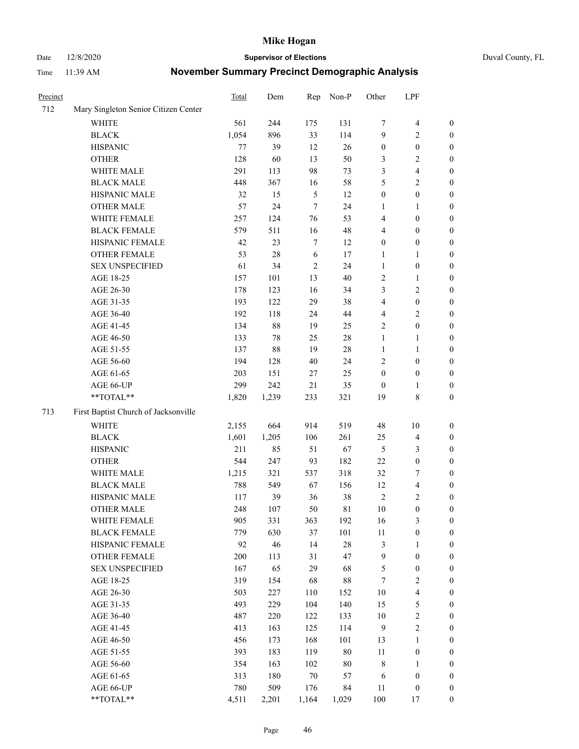# Mike Hogan

Date 12/8/2020 **Supervisor of Elections** Duval County, FL

Time 11:39 AM **November Summary Precinct Demographic Analysis**

| Precinct | | Total | Dem | Rep | Non-P | Other | LPF | |
|---|---|---|---|---|---|---|---|---|
| 712 | Mary Singleton Senior Citizen Center | | | | | | | |
| | WHITE | 561 | 244 | 175 | 131 | 7 | 4 | 0 |
| | BLACK | 1,054 | 896 | 33 | 114 | 9 | 2 | 0 |
| | HISPANIC | 77 | 39 | 12 | 26 | 0 | 0 | 0 |
| | OTHER | 128 | 60 | 13 | 50 | 3 | 2 | 0 |
| | WHITE MALE | 291 | 113 | 98 | 73 | 3 | 4 | 0 |
| | BLACK MALE | 448 | 367 | 16 | 58 | 5 | 2 | 0 |
| | HISPANIC MALE | 32 | 15 | 5 | 12 | 0 | 0 | 0 |
| | OTHER MALE | 57 | 24 | 7 | 24 | 1 | 1 | 0 |
| | WHITE FEMALE | 257 | 124 | 76 | 53 | 4 | 0 | 0 |
| | BLACK FEMALE | 579 | 511 | 16 | 48 | 4 | 0 | 0 |
| | HISPANIC FEMALE | 42 | 23 | 7 | 12 | 0 | 0 | 0 |
| | OTHER FEMALE | 53 | 28 | 6 | 17 | 1 | 1 | 0 |
| | SEX UNSPECIFIED | 61 | 34 | 2 | 24 | 1 | 0 | 0 |
| | AGE 18-25 | 157 | 101 | 13 | 40 | 2 | 1 | 0 |
| | AGE 26-30 | 178 | 123 | 16 | 34 | 3 | 2 | 0 |
| | AGE 31-35 | 193 | 122 | 29 | 38 | 4 | 0 | 0 |
| | AGE 36-40 | 192 | 118 | 24 | 44 | 4 | 2 | 0 |
| | AGE 41-45 | 134 | 88 | 19 | 25 | 2 | 0 | 0 |
| | AGE 46-50 | 133 | 78 | 25 | 28 | 1 | 1 | 0 |
| | AGE 51-55 | 137 | 88 | 19 | 28 | 1 | 1 | 0 |
| | AGE 56-60 | 194 | 128 | 40 | 24 | 2 | 0 | 0 |
| | AGE 61-65 | 203 | 151 | 27 | 25 | 0 | 0 | 0 |
| | AGE 66-UP | 299 | 242 | 21 | 35 | 0 | 1 | 0 |
| | **TOTAL** | 1,820 | 1,239 | 233 | 321 | 19 | 8 | 0 |
| 713 | First Baptist Church of Jacksonville | | | | | | | |
| | WHITE | 2,155 | 664 | 914 | 519 | 48 | 10 | 0 |
| | BLACK | 1,601 | 1,205 | 106 | 261 | 25 | 4 | 0 |
| | HISPANIC | 211 | 85 | 51 | 67 | 5 | 3 | 0 |
| | OTHER | 544 | 247 | 93 | 182 | 22 | 0 | 0 |
| | WHITE MALE | 1,215 | 321 | 537 | 318 | 32 | 7 | 0 |
| | BLACK MALE | 788 | 549 | 67 | 156 | 12 | 4 | 0 |
| | HISPANIC MALE | 117 | 39 | 36 | 38 | 2 | 2 | 0 |
| | OTHER MALE | 248 | 107 | 50 | 81 | 10 | 0 | 0 |
| | WHITE FEMALE | 905 | 331 | 363 | 192 | 16 | 3 | 0 |
| | BLACK FEMALE | 779 | 630 | 37 | 101 | 11 | 0 | 0 |
| | HISPANIC FEMALE | 92 | 46 | 14 | 28 | 3 | 1 | 0 |
| | OTHER FEMALE | 200 | 113 | 31 | 47 | 9 | 0 | 0 |
| | SEX UNSPECIFIED | 167 | 65 | 29 | 68 | 5 | 0 | 0 |
| | AGE 18-25 | 319 | 154 | 68 | 88 | 7 | 2 | 0 |
| | AGE 26-30 | 503 | 227 | 110 | 152 | 10 | 4 | 0 |
| | AGE 31-35 | 493 | 229 | 104 | 140 | 15 | 5 | 0 |
| | AGE 36-40 | 487 | 220 | 122 | 133 | 10 | 2 | 0 |
| | AGE 41-45 | 413 | 163 | 125 | 114 | 9 | 2 | 0 |
| | AGE 46-50 | 456 | 173 | 168 | 101 | 13 | 1 | 0 |
| | AGE 51-55 | 393 | 183 | 119 | 80 | 11 | 0 | 0 |
| | AGE 56-60 | 354 | 163 | 102 | 80 | 8 | 1 | 0 |
| | AGE 61-65 | 313 | 180 | 70 | 57 | 6 | 0 | 0 |
| | AGE 66-UP | 780 | 509 | 176 | 84 | 11 | 0 | 0 |
| | **TOTAL** | 4,511 | 2,201 | 1,164 | 1,029 | 100 | 17 | 0 |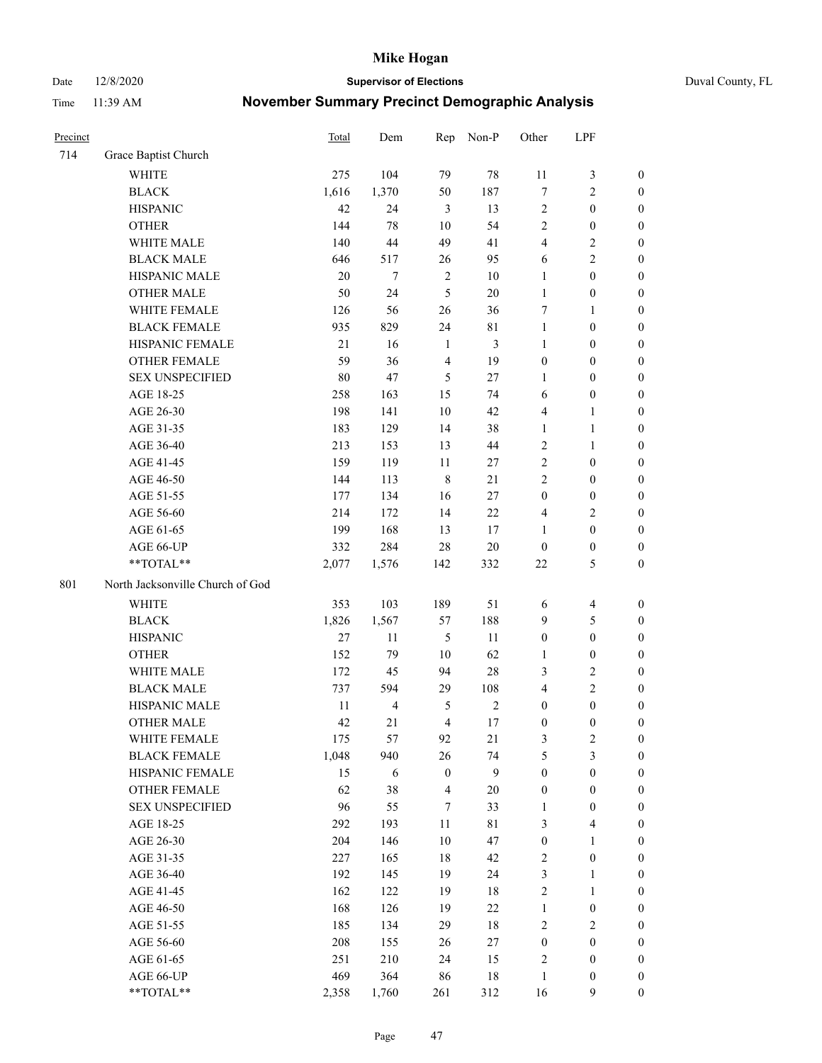# Mike Hogan

Date 12/8/2020 **Supervisor of Elections** Duval County, FL

Time 11:39 AM **November Summary Precinct Demographic Analysis**

| Precinct | | Total | Dem | Rep | Non-P | Other | LPF | |
|---|---|---|---|---|---|---|---|---|
| 714 | Grace Baptist Church | | | | | | | |
| | WHITE | 275 | 104 | 79 | 78 | 11 | 3 | 0 |
| | BLACK | 1,616 | 1,370 | 50 | 187 | 7 | 2 | 0 |
| | HISPANIC | 42 | 24 | 3 | 13 | 2 | 0 | 0 |
| | OTHER | 144 | 78 | 10 | 54 | 2 | 0 | 0 |
| | WHITE MALE | 140 | 44 | 49 | 41 | 4 | 2 | 0 |
| | BLACK MALE | 646 | 517 | 26 | 95 | 6 | 2 | 0 |
| | HISPANIC MALE | 20 | 7 | 2 | 10 | 1 | 0 | 0 |
| | OTHER MALE | 50 | 24 | 5 | 20 | 1 | 0 | 0 |
| | WHITE FEMALE | 126 | 56 | 26 | 36 | 7 | 1 | 0 |
| | BLACK FEMALE | 935 | 829 | 24 | 81 | 1 | 0 | 0 |
| | HISPANIC FEMALE | 21 | 16 | 1 | 3 | 1 | 0 | 0 |
| | OTHER FEMALE | 59 | 36 | 4 | 19 | 0 | 0 | 0 |
| | SEX UNSPECIFIED | 80 | 47 | 5 | 27 | 1 | 0 | 0 |
| | AGE 18-25 | 258 | 163 | 15 | 74 | 6 | 0 | 0 |
| | AGE 26-30 | 198 | 141 | 10 | 42 | 4 | 1 | 0 |
| | AGE 31-35 | 183 | 129 | 14 | 38 | 1 | 1 | 0 |
| | AGE 36-40 | 213 | 153 | 13 | 44 | 2 | 1 | 0 |
| | AGE 41-45 | 159 | 119 | 11 | 27 | 2 | 0 | 0 |
| | AGE 46-50 | 144 | 113 | 8 | 21 | 2 | 0 | 0 |
| | AGE 51-55 | 177 | 134 | 16 | 27 | 0 | 0 | 0 |
| | AGE 56-60 | 214 | 172 | 14 | 22 | 4 | 2 | 0 |
| | AGE 61-65 | 199 | 168 | 13 | 17 | 1 | 0 | 0 |
| | AGE 66-UP | 332 | 284 | 28 | 20 | 0 | 0 | 0 |
| | **TOTAL** | 2,077 | 1,576 | 142 | 332 | 22 | 5 | 0 |
| 801 | North Jacksonville Church of God | | | | | | | |
| | WHITE | 353 | 103 | 189 | 51 | 6 | 4 | 0 |
| | BLACK | 1,826 | 1,567 | 57 | 188 | 9 | 5 | 0 |
| | HISPANIC | 27 | 11 | 5 | 11 | 0 | 0 | 0 |
| | OTHER | 152 | 79 | 10 | 62 | 1 | 0 | 0 |
| | WHITE MALE | 172 | 45 | 94 | 28 | 3 | 2 | 0 |
| | BLACK MALE | 737 | 594 | 29 | 108 | 4 | 2 | 0 |
| | HISPANIC MALE | 11 | 4 | 5 | 2 | 0 | 0 | 0 |
| | OTHER MALE | 42 | 21 | 4 | 17 | 0 | 0 | 0 |
| | WHITE FEMALE | 175 | 57 | 92 | 21 | 3 | 2 | 0 |
| | BLACK FEMALE | 1,048 | 940 | 26 | 74 | 5 | 3 | 0 |
| | HISPANIC FEMALE | 15 | 6 | 0 | 9 | 0 | 0 | 0 |
| | OTHER FEMALE | 62 | 38 | 4 | 20 | 0 | 0 | 0 |
| | SEX UNSPECIFIED | 96 | 55 | 7 | 33 | 1 | 0 | 0 |
| | AGE 18-25 | 292 | 193 | 11 | 81 | 3 | 4 | 0 |
| | AGE 26-30 | 204 | 146 | 10 | 47 | 0 | 1 | 0 |
| | AGE 31-35 | 227 | 165 | 18 | 42 | 2 | 0 | 0 |
| | AGE 36-40 | 192 | 145 | 19 | 24 | 3 | 1 | 0 |
| | AGE 41-45 | 162 | 122 | 19 | 18 | 2 | 1 | 0 |
| | AGE 46-50 | 168 | 126 | 19 | 22 | 1 | 0 | 0 |
| | AGE 51-55 | 185 | 134 | 29 | 18 | 2 | 2 | 0 |
| | AGE 56-60 | 208 | 155 | 26 | 27 | 0 | 0 | 0 |
| | AGE 61-65 | 251 | 210 | 24 | 15 | 2 | 0 | 0 |
| | AGE 66-UP | 469 | 364 | 86 | 18 | 1 | 0 | 0 |
| | **TOTAL** | 2,358 | 1,760 | 261 | 312 | 16 | 9 | 0 |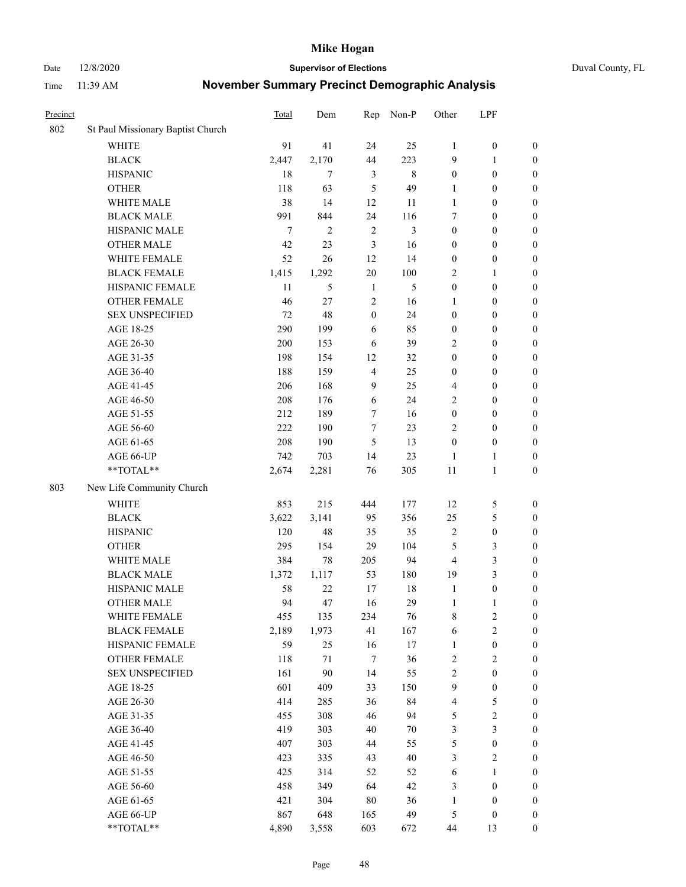# November Summary Precinct Demographic Analysis

| Precinct | | Total | Dem | Rep | Non-P | Other | LPF | |
|---|---|---|---|---|---|---|---|---|
| 802 | St Paul Missionary Baptist Church | | | | | | | |
| | WHITE | 91 | 41 | 24 | 25 | 1 | 0 | 0 |
| | BLACK | 2,447 | 2,170 | 44 | 223 | 9 | 1 | 0 |
| | HISPANIC | 18 | 7 | 3 | 8 | 0 | 0 | 0 |
| | OTHER | 118 | 63 | 5 | 49 | 1 | 0 | 0 |
| | WHITE MALE | 38 | 14 | 12 | 11 | 1 | 0 | 0 |
| | BLACK MALE | 991 | 844 | 24 | 116 | 7 | 0 | 0 |
| | HISPANIC MALE | 7 | 2 | 2 | 3 | 0 | 0 | 0 |
| | OTHER MALE | 42 | 23 | 3 | 16 | 0 | 0 | 0 |
| | WHITE FEMALE | 52 | 26 | 12 | 14 | 0 | 0 | 0 |
| | BLACK FEMALE | 1,415 | 1,292 | 20 | 100 | 2 | 1 | 0 |
| | HISPANIC FEMALE | 11 | 5 | 1 | 5 | 0 | 0 | 0 |
| | OTHER FEMALE | 46 | 27 | 2 | 16 | 1 | 0 | 0 |
| | SEX UNSPECIFIED | 72 | 48 | 0 | 24 | 0 | 0 | 0 |
| | AGE 18-25 | 290 | 199 | 6 | 85 | 0 | 0 | 0 |
| | AGE 26-30 | 200 | 153 | 6 | 39 | 2 | 0 | 0 |
| | AGE 31-35 | 198 | 154 | 12 | 32 | 0 | 0 | 0 |
| | AGE 36-40 | 188 | 159 | 4 | 25 | 0 | 0 | 0 |
| | AGE 41-45 | 206 | 168 | 9 | 25 | 4 | 0 | 0 |
| | AGE 46-50 | 208 | 176 | 6 | 24 | 2 | 0 | 0 |
| | AGE 51-55 | 212 | 189 | 7 | 16 | 0 | 0 | 0 |
| | AGE 56-60 | 222 | 190 | 7 | 23 | 2 | 0 | 0 |
| | AGE 61-65 | 208 | 190 | 5 | 13 | 0 | 0 | 0 |
| | AGE 66-UP | 742 | 703 | 14 | 23 | 1 | 1 | 0 |
| | **TOTAL** | 2,674 | 2,281 | 76 | 305 | 11 | 1 | 0 |
| 803 | New Life Community Church | | | | | | | |
| | WHITE | 853 | 215 | 444 | 177 | 12 | 5 | 0 |
| | BLACK | 3,622 | 3,141 | 95 | 356 | 25 | 5 | 0 |
| | HISPANIC | 120 | 48 | 35 | 35 | 2 | 0 | 0 |
| | OTHER | 295 | 154 | 29 | 104 | 5 | 3 | 0 |
| | WHITE MALE | 384 | 78 | 205 | 94 | 4 | 3 | 0 |
| | BLACK MALE | 1,372 | 1,117 | 53 | 180 | 19 | 3 | 0 |
| | HISPANIC MALE | 58 | 22 | 17 | 18 | 1 | 0 | 0 |
| | OTHER MALE | 94 | 47 | 16 | 29 | 1 | 1 | 0 |
| | WHITE FEMALE | 455 | 135 | 234 | 76 | 8 | 2 | 0 |
| | BLACK FEMALE | 2,189 | 1,973 | 41 | 167 | 6 | 2 | 0 |
| | HISPANIC FEMALE | 59 | 25 | 16 | 17 | 1 | 0 | 0 |
| | OTHER FEMALE | 118 | 71 | 7 | 36 | 2 | 2 | 0 |
| | SEX UNSPECIFIED | 161 | 90 | 14 | 55 | 2 | 0 | 0 |
| | AGE 18-25 | 601 | 409 | 33 | 150 | 9 | 0 | 0 |
| | AGE 26-30 | 414 | 285 | 36 | 84 | 4 | 5 | 0 |
| | AGE 31-35 | 455 | 308 | 46 | 94 | 5 | 2 | 0 |
| | AGE 36-40 | 419 | 303 | 40 | 70 | 3 | 3 | 0 |
| | AGE 41-45 | 407 | 303 | 44 | 55 | 5 | 0 | 0 |
| | AGE 46-50 | 423 | 335 | 43 | 40 | 3 | 2 | 0 |
| | AGE 51-55 | 425 | 314 | 52 | 52 | 6 | 1 | 0 |
| | AGE 56-60 | 458 | 349 | 64 | 42 | 3 | 0 | 0 |
| | AGE 61-65 | 421 | 304 | 80 | 36 | 1 | 0 | 0 |
| | AGE 66-UP | 867 | 648 | 165 | 49 | 5 | 0 | 0 |
| | **TOTAL** | 4,890 | 3,558 | 603 | 672 | 44 | 13 | 0 |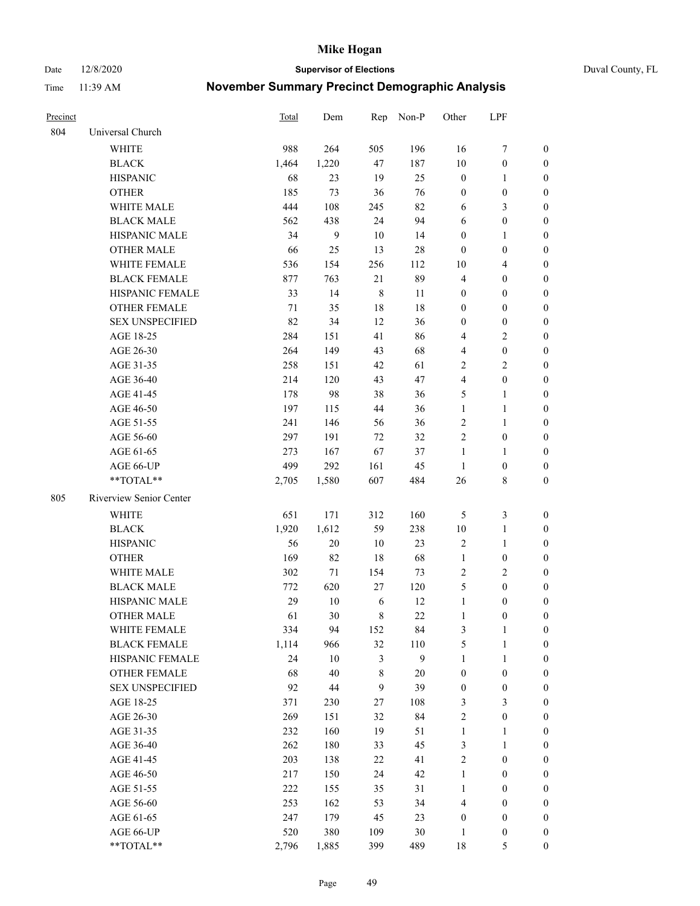# Mike Hogan

Date 12/8/2020 **Supervisor of Elections** Duval County, FL

Time 11:39 AM **November Summary Precinct Demographic Analysis**

| Precinct | | Total | Dem | Rep | Non-P | Other | LPF | |
|---|---|---|---|---|---|---|---|---|
| 804 | Universal Church | | | | | | | |
| | WHITE | 988 | 264 | 505 | 196 | 16 | 7 | 0 |
| | BLACK | 1,464 | 1,220 | 47 | 187 | 10 | 0 | 0 |
| | HISPANIC | 68 | 23 | 19 | 25 | 0 | 1 | 0 |
| | OTHER | 185 | 73 | 36 | 76 | 0 | 0 | 0 |
| | WHITE MALE | 444 | 108 | 245 | 82 | 6 | 3 | 0 |
| | BLACK MALE | 562 | 438 | 24 | 94 | 6 | 0 | 0 |
| | HISPANIC MALE | 34 | 9 | 10 | 14 | 0 | 1 | 0 |
| | OTHER MALE | 66 | 25 | 13 | 28 | 0 | 0 | 0 |
| | WHITE FEMALE | 536 | 154 | 256 | 112 | 10 | 4 | 0 |
| | BLACK FEMALE | 877 | 763 | 21 | 89 | 4 | 0 | 0 |
| | HISPANIC FEMALE | 33 | 14 | 8 | 11 | 0 | 0 | 0 |
| | OTHER FEMALE | 71 | 35 | 18 | 18 | 0 | 0 | 0 |
| | SEX UNSPECIFIED | 82 | 34 | 12 | 36 | 0 | 0 | 0 |
| | AGE 18-25 | 284 | 151 | 41 | 86 | 4 | 2 | 0 |
| | AGE 26-30 | 264 | 149 | 43 | 68 | 4 | 0 | 0 |
| | AGE 31-35 | 258 | 151 | 42 | 61 | 2 | 2 | 0 |
| | AGE 36-40 | 214 | 120 | 43 | 47 | 4 | 0 | 0 |
| | AGE 41-45 | 178 | 98 | 38 | 36 | 5 | 1 | 0 |
| | AGE 46-50 | 197 | 115 | 44 | 36 | 1 | 1 | 0 |
| | AGE 51-55 | 241 | 146 | 56 | 36 | 2 | 1 | 0 |
| | AGE 56-60 | 297 | 191 | 72 | 32 | 2 | 0 | 0 |
| | AGE 61-65 | 273 | 167 | 67 | 37 | 1 | 1 | 0 |
| | AGE 66-UP | 499 | 292 | 161 | 45 | 1 | 0 | 0 |
| | **TOTAL** | 2,705 | 1,580 | 607 | 484 | 26 | 8 | 0 |
| 805 | Riverview Senior Center | | | | | | | |
| | WHITE | 651 | 171 | 312 | 160 | 5 | 3 | 0 |
| | BLACK | 1,920 | 1,612 | 59 | 238 | 10 | 1 | 0 |
| | HISPANIC | 56 | 20 | 10 | 23 | 2 | 1 | 0 |
| | OTHER | 169 | 82 | 18 | 68 | 1 | 0 | 0 |
| | WHITE MALE | 302 | 71 | 154 | 73 | 2 | 2 | 0 |
| | BLACK MALE | 772 | 620 | 27 | 120 | 5 | 0 | 0 |
| | HISPANIC MALE | 29 | 10 | 6 | 12 | 1 | 0 | 0 |
| | OTHER MALE | 61 | 30 | 8 | 22 | 1 | 0 | 0 |
| | WHITE FEMALE | 334 | 94 | 152 | 84 | 3 | 1 | 0 |
| | BLACK FEMALE | 1,114 | 966 | 32 | 110 | 5 | 1 | 0 |
| | HISPANIC FEMALE | 24 | 10 | 3 | 9 | 1 | 1 | 0 |
| | OTHER FEMALE | 68 | 40 | 8 | 20 | 0 | 0 | 0 |
| | SEX UNSPECIFIED | 92 | 44 | 9 | 39 | 0 | 0 | 0 |
| | AGE 18-25 | 371 | 230 | 27 | 108 | 3 | 3 | 0 |
| | AGE 26-30 | 269 | 151 | 32 | 84 | 2 | 0 | 0 |
| | AGE 31-35 | 232 | 160 | 19 | 51 | 1 | 1 | 0 |
| | AGE 36-40 | 262 | 180 | 33 | 45 | 3 | 1 | 0 |
| | AGE 41-45 | 203 | 138 | 22 | 41 | 2 | 0 | 0 |
| | AGE 46-50 | 217 | 150 | 24 | 42 | 1 | 0 | 0 |
| | AGE 51-55 | 222 | 155 | 35 | 31 | 1 | 0 | 0 |
| | AGE 56-60 | 253 | 162 | 53 | 34 | 4 | 0 | 0 |
| | AGE 61-65 | 247 | 179 | 45 | 23 | 0 | 0 | 0 |
| | AGE 66-UP | 520 | 380 | 109 | 30 | 1 | 0 | 0 |
| | **TOTAL** | 2,796 | 1,885 | 399 | 489 | 18 | 5 | 0 |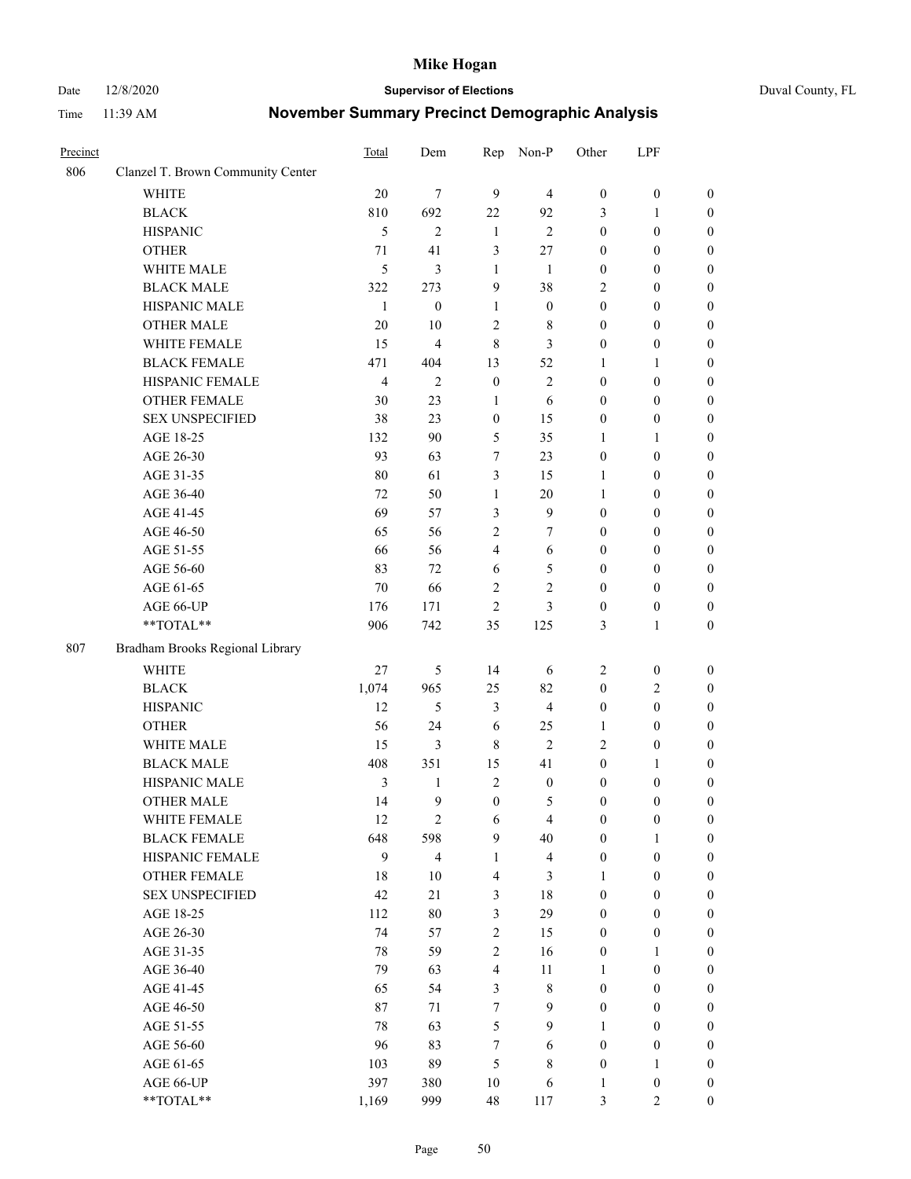# Mike Hogan

**Supervisor of Elections**

Duval County, FL

Date 12/8/2020

Time 11:39 AM

## November Summary Precinct Demographic Analysis

| Precinct | | Total | Dem | Rep | Non-P | Other | LPF | |
|---|---|---|---|---|---|---|---|---|
| 806 | Clanzel T. Brown Community Center | | | | | | | |
| | WHITE | 20 | 7 | 9 | 4 | 0 | 0 | 0 |
| | BLACK | 810 | 692 | 22 | 92 | 3 | 1 | 0 |
| | HISPANIC | 5 | 2 | 1 | 2 | 0 | 0 | 0 |
| | OTHER | 71 | 41 | 3 | 27 | 0 | 0 | 0 |
| | WHITE MALE | 5 | 3 | 1 | 1 | 0 | 0 | 0 |
| | BLACK MALE | 322 | 273 | 9 | 38 | 2 | 0 | 0 |
| | HISPANIC MALE | 1 | 0 | 1 | 0 | 0 | 0 | 0 |
| | OTHER MALE | 20 | 10 | 2 | 8 | 0 | 0 | 0 |
| | WHITE FEMALE | 15 | 4 | 8 | 3 | 0 | 0 | 0 |
| | BLACK FEMALE | 471 | 404 | 13 | 52 | 1 | 1 | 0 |
| | HISPANIC FEMALE | 4 | 2 | 0 | 2 | 0 | 0 | 0 |
| | OTHER FEMALE | 30 | 23 | 1 | 6 | 0 | 0 | 0 |
| | SEX UNSPECIFIED | 38 | 23 | 0 | 15 | 0 | 0 | 0 |
| | AGE 18-25 | 132 | 90 | 5 | 35 | 1 | 1 | 0 |
| | AGE 26-30 | 93 | 63 | 7 | 23 | 0 | 0 | 0 |
| | AGE 31-35 | 80 | 61 | 3 | 15 | 1 | 0 | 0 |
| | AGE 36-40 | 72 | 50 | 1 | 20 | 1 | 0 | 0 |
| | AGE 41-45 | 69 | 57 | 3 | 9 | 0 | 0 | 0 |
| | AGE 46-50 | 65 | 56 | 2 | 7 | 0 | 0 | 0 |
| | AGE 51-55 | 66 | 56 | 4 | 6 | 0 | 0 | 0 |
| | AGE 56-60 | 83 | 72 | 6 | 5 | 0 | 0 | 0 |
| | AGE 61-65 | 70 | 66 | 2 | 2 | 0 | 0 | 0 |
| | AGE 66-UP | 176 | 171 | 2 | 3 | 0 | 0 | 0 |
| | **TOTAL** | 906 | 742 | 35 | 125 | 3 | 1 | 0 |
| 807 | Bradham Brooks Regional Library | | | | | | | |
| | WHITE | 27 | 5 | 14 | 6 | 2 | 0 | 0 |
| | BLACK | 1,074 | 965 | 25 | 82 | 0 | 2 | 0 |
| | HISPANIC | 12 | 5 | 3 | 4 | 0 | 0 | 0 |
| | OTHER | 56 | 24 | 6 | 25 | 1 | 0 | 0 |
| | WHITE MALE | 15 | 3 | 8 | 2 | 2 | 0 | 0 |
| | BLACK MALE | 408 | 351 | 15 | 41 | 0 | 1 | 0 |
| | HISPANIC MALE | 3 | 1 | 2 | 0 | 0 | 0 | 0 |
| | OTHER MALE | 14 | 9 | 0 | 5 | 0 | 0 | 0 |
| | WHITE FEMALE | 12 | 2 | 6 | 4 | 0 | 0 | 0 |
| | BLACK FEMALE | 648 | 598 | 9 | 40 | 0 | 1 | 0 |
| | HISPANIC FEMALE | 9 | 4 | 1 | 4 | 0 | 0 | 0 |
| | OTHER FEMALE | 18 | 10 | 4 | 3 | 1 | 0 | 0 |
| | SEX UNSPECIFIED | 42 | 21 | 3 | 18 | 0 | 0 | 0 |
| | AGE 18-25 | 112 | 80 | 3 | 29 | 0 | 0 | 0 |
| | AGE 26-30 | 74 | 57 | 2 | 15 | 0 | 0 | 0 |
| | AGE 31-35 | 78 | 59 | 2 | 16 | 0 | 1 | 0 |
| | AGE 36-40 | 79 | 63 | 4 | 11 | 1 | 0 | 0 |
| | AGE 41-45 | 65 | 54 | 3 | 8 | 0 | 0 | 0 |
| | AGE 46-50 | 87 | 71 | 7 | 9 | 0 | 0 | 0 |
| | AGE 51-55 | 78 | 63 | 5 | 9 | 1 | 0 | 0 |
| | AGE 56-60 | 96 | 83 | 7 | 6 | 0 | 0 | 0 |
| | AGE 61-65 | 103 | 89 | 5 | 8 | 0 | 1 | 0 |
| | AGE 66-UP | 397 | 380 | 10 | 6 | 1 | 0 | 0 |
| | **TOTAL** | 1,169 | 999 | 48 | 117 | 3 | 2 | 0 |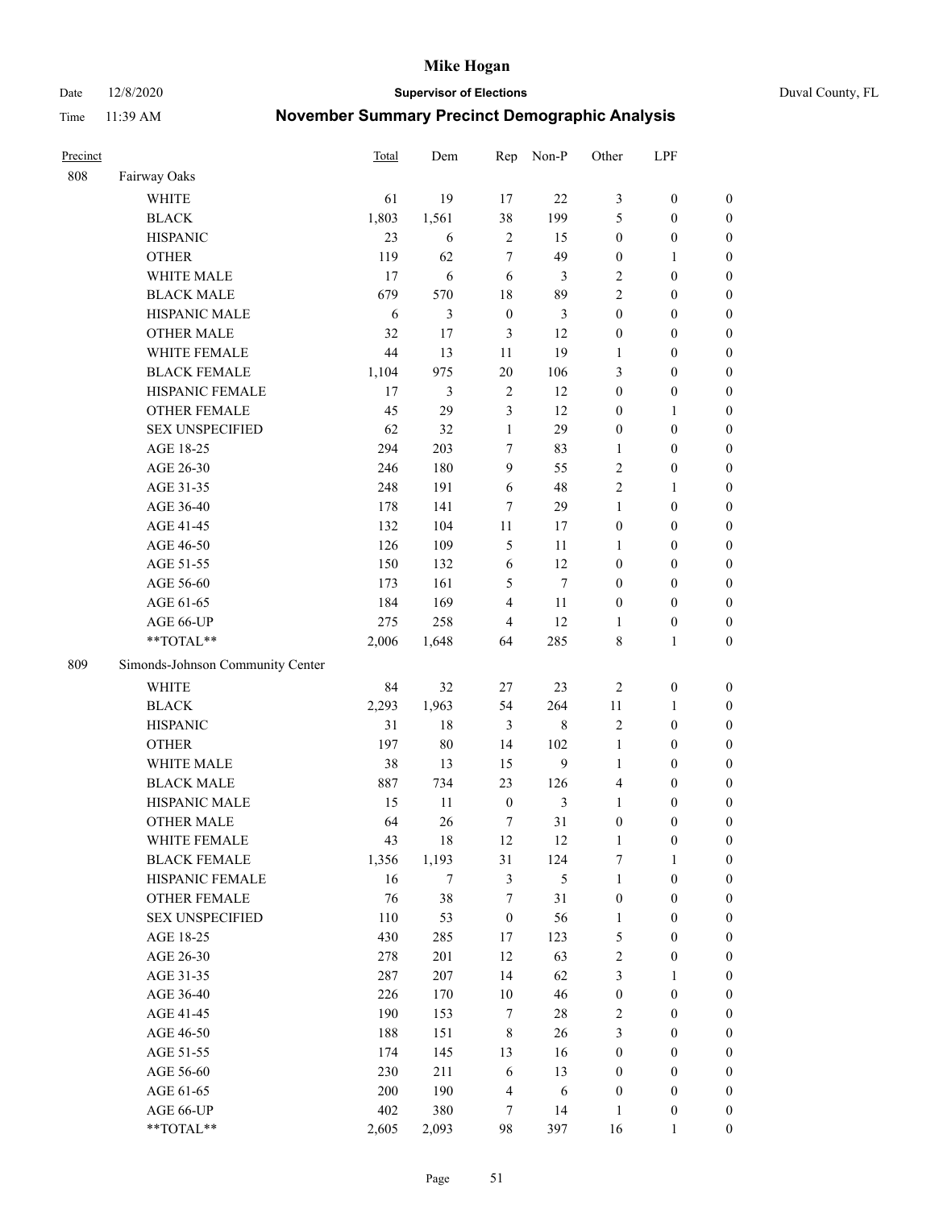# Mike Hogan

Date 12/8/2020 **Supervisor of Elections** Duval County, FL

Time 11:39 AM **November Summary Precinct Demographic Analysis**

| Precinct | | Total | Dem | Rep | Non-P | Other | LPF | |
|---|---|---|---|---|---|---|---|---|
| 808 | Fairway Oaks | | | | | | | |
| | WHITE | 61 | 19 | 17 | 22 | 3 | 0 | 0 |
| | BLACK | 1,803 | 1,561 | 38 | 199 | 5 | 0 | 0 |
| | HISPANIC | 23 | 6 | 2 | 15 | 0 | 0 | 0 |
| | OTHER | 119 | 62 | 7 | 49 | 0 | 1 | 0 |
| | WHITE MALE | 17 | 6 | 6 | 3 | 2 | 0 | 0 |
| | BLACK MALE | 679 | 570 | 18 | 89 | 2 | 0 | 0 |
| | HISPANIC MALE | 6 | 3 | 0 | 3 | 0 | 0 | 0 |
| | OTHER MALE | 32 | 17 | 3 | 12 | 0 | 0 | 0 |
| | WHITE FEMALE | 44 | 13 | 11 | 19 | 1 | 0 | 0 |
| | BLACK FEMALE | 1,104 | 975 | 20 | 106 | 3 | 0 | 0 |
| | HISPANIC FEMALE | 17 | 3 | 2 | 12 | 0 | 0 | 0 |
| | OTHER FEMALE | 45 | 29 | 3 | 12 | 0 | 1 | 0 |
| | SEX UNSPECIFIED | 62 | 32 | 1 | 29 | 0 | 0 | 0 |
| | AGE 18-25 | 294 | 203 | 7 | 83 | 1 | 0 | 0 |
| | AGE 26-30 | 246 | 180 | 9 | 55 | 2 | 0 | 0 |
| | AGE 31-35 | 248 | 191 | 6 | 48 | 2 | 1 | 0 |
| | AGE 36-40 | 178 | 141 | 7 | 29 | 1 | 0 | 0 |
| | AGE 41-45 | 132 | 104 | 11 | 17 | 0 | 0 | 0 |
| | AGE 46-50 | 126 | 109 | 5 | 11 | 1 | 0 | 0 |
| | AGE 51-55 | 150 | 132 | 6 | 12 | 0 | 0 | 0 |
| | AGE 56-60 | 173 | 161 | 5 | 7 | 0 | 0 | 0 |
| | AGE 61-65 | 184 | 169 | 4 | 11 | 0 | 0 | 0 |
| | AGE 66-UP | 275 | 258 | 4 | 12 | 1 | 0 | 0 |
| | **TOTAL** | 2,006 | 1,648 | 64 | 285 | 8 | 1 | 0 |
| 809 | Simonds-Johnson Community Center | | | | | | | |
| | WHITE | 84 | 32 | 27 | 23 | 2 | 0 | 0 |
| | BLACK | 2,293 | 1,963 | 54 | 264 | 11 | 1 | 0 |
| | HISPANIC | 31 | 18 | 3 | 8 | 2 | 0 | 0 |
| | OTHER | 197 | 80 | 14 | 102 | 1 | 0 | 0 |
| | WHITE MALE | 38 | 13 | 15 | 9 | 1 | 0 | 0 |
| | BLACK MALE | 887 | 734 | 23 | 126 | 4 | 0 | 0 |
| | HISPANIC MALE | 15 | 11 | 0 | 3 | 1 | 0 | 0 |
| | OTHER MALE | 64 | 26 | 7 | 31 | 0 | 0 | 0 |
| | WHITE FEMALE | 43 | 18 | 12 | 12 | 1 | 0 | 0 |
| | BLACK FEMALE | 1,356 | 1,193 | 31 | 124 | 7 | 1 | 0 |
| | HISPANIC FEMALE | 16 | 7 | 3 | 5 | 1 | 0 | 0 |
| | OTHER FEMALE | 76 | 38 | 7 | 31 | 0 | 0 | 0 |
| | SEX UNSPECIFIED | 110 | 53 | 0 | 56 | 1 | 0 | 0 |
| | AGE 18-25 | 430 | 285 | 17 | 123 | 5 | 0 | 0 |
| | AGE 26-30 | 278 | 201 | 12 | 63 | 2 | 0 | 0 |
| | AGE 31-35 | 287 | 207 | 14 | 62 | 3 | 1 | 0 |
| | AGE 36-40 | 226 | 170 | 10 | 46 | 0 | 0 | 0 |
| | AGE 41-45 | 190 | 153 | 7 | 28 | 2 | 0 | 0 |
| | AGE 46-50 | 188 | 151 | 8 | 26 | 3 | 0 | 0 |
| | AGE 51-55 | 174 | 145 | 13 | 16 | 0 | 0 | 0 |
| | AGE 56-60 | 230 | 211 | 6 | 13 | 0 | 0 | 0 |
| | AGE 61-65 | 200 | 190 | 4 | 6 | 0 | 0 | 0 |
| | AGE 66-UP | 402 | 380 | 7 | 14 | 1 | 0 | 0 |
| | **TOTAL** | 2,605 | 2,093 | 98 | 397 | 16 | 1 | 0 |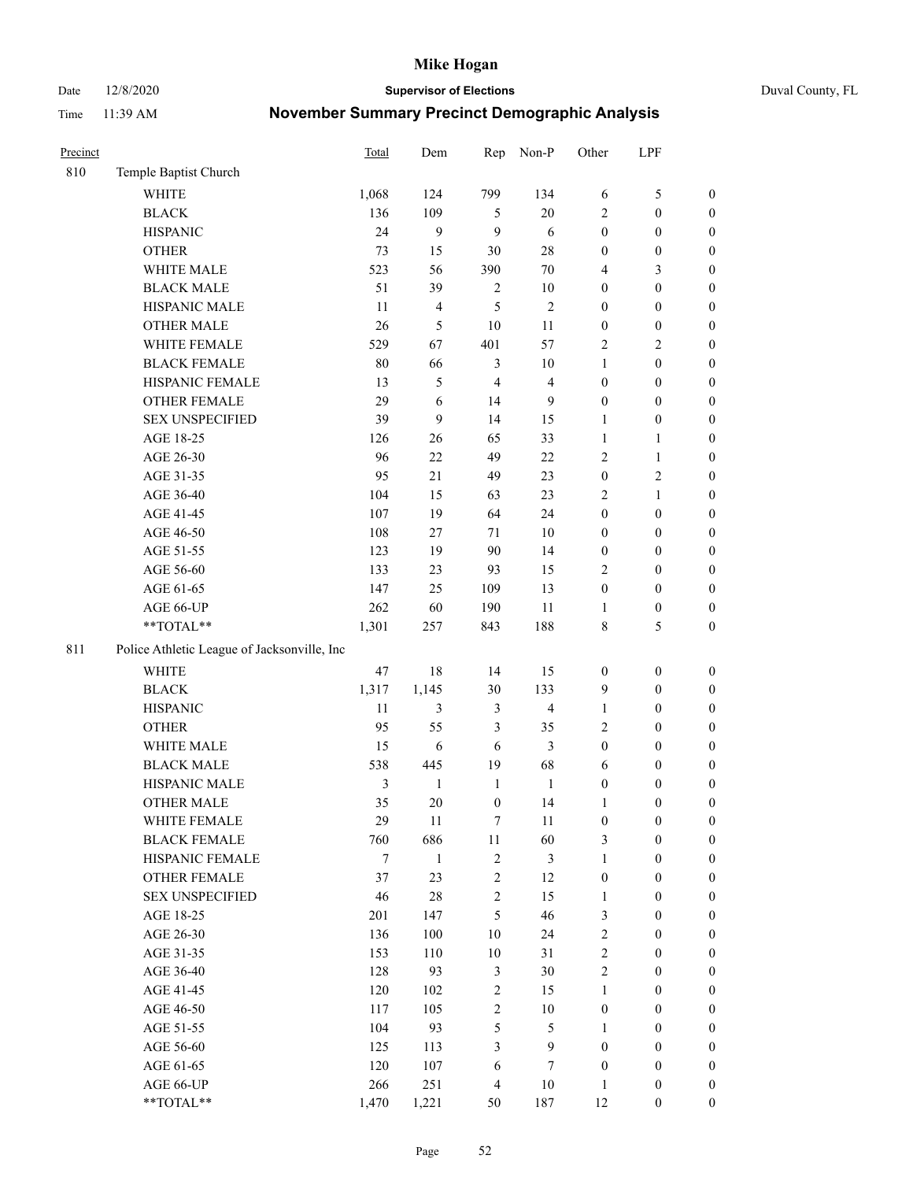# Mike Hogan

Date 12/8/2020 **Supervisor of Elections** Duval County, FL

Time 11:39 AM **November Summary Precinct Demographic Analysis**

| Precinct | | Total | Dem | Rep | Non-P | Other | LPF | |
|---|---|---|---|---|---|---|---|---|
| 810 | Temple Baptist Church | | | | | | | |
| | WHITE | 1,068 | 124 | 799 | 134 | 6 | 5 | 0 |
| | BLACK | 136 | 109 | 5 | 20 | 2 | 0 | 0 |
| | HISPANIC | 24 | 9 | 9 | 6 | 0 | 0 | 0 |
| | OTHER | 73 | 15 | 30 | 28 | 0 | 0 | 0 |
| | WHITE MALE | 523 | 56 | 390 | 70 | 4 | 3 | 0 |
| | BLACK MALE | 51 | 39 | 2 | 10 | 0 | 0 | 0 |
| | HISPANIC MALE | 11 | 4 | 5 | 2 | 0 | 0 | 0 |
| | OTHER MALE | 26 | 5 | 10 | 11 | 0 | 0 | 0 |
| | WHITE FEMALE | 529 | 67 | 401 | 57 | 2 | 2 | 0 |
| | BLACK FEMALE | 80 | 66 | 3 | 10 | 1 | 0 | 0 |
| | HISPANIC FEMALE | 13 | 5 | 4 | 4 | 0 | 0 | 0 |
| | OTHER FEMALE | 29 | 6 | 14 | 9 | 0 | 0 | 0 |
| | SEX UNSPECIFIED | 39 | 9 | 14 | 15 | 1 | 0 | 0 |
| | AGE 18-25 | 126 | 26 | 65 | 33 | 1 | 1 | 0 |
| | AGE 26-30 | 96 | 22 | 49 | 22 | 2 | 1 | 0 |
| | AGE 31-35 | 95 | 21 | 49 | 23 | 0 | 2 | 0 |
| | AGE 36-40 | 104 | 15 | 63 | 23 | 2 | 1 | 0 |
| | AGE 41-45 | 107 | 19 | 64 | 24 | 0 | 0 | 0 |
| | AGE 46-50 | 108 | 27 | 71 | 10 | 0 | 0 | 0 |
| | AGE 51-55 | 123 | 19 | 90 | 14 | 0 | 0 | 0 |
| | AGE 56-60 | 133 | 23 | 93 | 15 | 2 | 0 | 0 |
| | AGE 61-65 | 147 | 25 | 109 | 13 | 0 | 0 | 0 |
| | AGE 66-UP | 262 | 60 | 190 | 11 | 1 | 0 | 0 |
| | **TOTAL** | 1,301 | 257 | 843 | 188 | 8 | 5 | 0 |
| 811 | Police Athletic League of Jacksonville, Inc | | | | | | | |
| | WHITE | 47 | 18 | 14 | 15 | 0 | 0 | 0 |
| | BLACK | 1,317 | 1,145 | 30 | 133 | 9 | 0 | 0 |
| | HISPANIC | 11 | 3 | 3 | 4 | 1 | 0 | 0 |
| | OTHER | 95 | 55 | 3 | 35 | 2 | 0 | 0 |
| | WHITE MALE | 15 | 6 | 6 | 3 | 0 | 0 | 0 |
| | BLACK MALE | 538 | 445 | 19 | 68 | 6 | 0 | 0 |
| | HISPANIC MALE | 3 | 1 | 1 | 1 | 0 | 0 | 0 |
| | OTHER MALE | 35 | 20 | 0 | 14 | 1 | 0 | 0 |
| | WHITE FEMALE | 29 | 11 | 7 | 11 | 0 | 0 | 0 |
| | BLACK FEMALE | 760 | 686 | 11 | 60 | 3 | 0 | 0 |
| | HISPANIC FEMALE | 7 | 1 | 2 | 3 | 1 | 0 | 0 |
| | OTHER FEMALE | 37 | 23 | 2 | 12 | 0 | 0 | 0 |
| | SEX UNSPECIFIED | 46 | 28 | 2 | 15 | 1 | 0 | 0 |
| | AGE 18-25 | 201 | 147 | 5 | 46 | 3 | 0 | 0 |
| | AGE 26-30 | 136 | 100 | 10 | 24 | 2 | 0 | 0 |
| | AGE 31-35 | 153 | 110 | 10 | 31 | 2 | 0 | 0 |
| | AGE 36-40 | 128 | 93 | 3 | 30 | 2 | 0 | 0 |
| | AGE 41-45 | 120 | 102 | 2 | 15 | 1 | 0 | 0 |
| | AGE 46-50 | 117 | 105 | 2 | 10 | 0 | 0 | 0 |
| | AGE 51-55 | 104 | 93 | 5 | 5 | 1 | 0 | 0 |
| | AGE 56-60 | 125 | 113 | 3 | 9 | 0 | 0 | 0 |
| | AGE 61-65 | 120 | 107 | 6 | 7 | 0 | 0 | 0 |
| | AGE 66-UP | 266 | 251 | 4 | 10 | 1 | 0 | 0 |
| | **TOTAL** | 1,470 | 1,221 | 50 | 187 | 12 | 0 | 0 |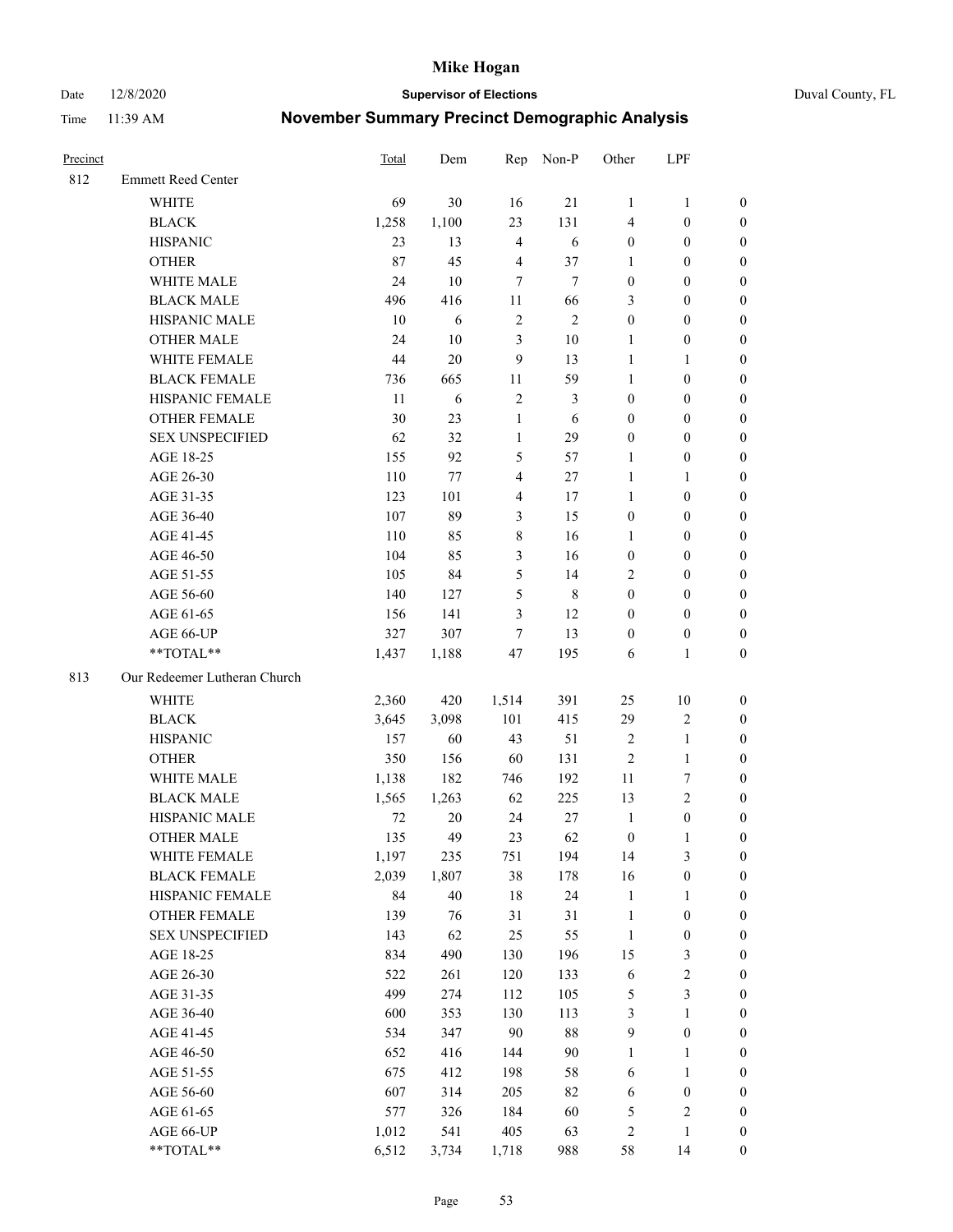# Mike Hogan

**Supervisor of Elections**

Date 12/8/2020 — Duval County, FL

Time 11:39 AM

## November Summary Precinct Demographic Analysis

| Precinct | | Total | Dem | Rep | Non-P | Other | LPF | |
|---|---|---|---|---|---|---|---|---|
| 812 | Emmett Reed Center | | | | | | | |
| | WHITE | 69 | 30 | 16 | 21 | 1 | 1 | 0 |
| | BLACK | 1,258 | 1,100 | 23 | 131 | 4 | 0 | 0 |
| | HISPANIC | 23 | 13 | 4 | 6 | 0 | 0 | 0 |
| | OTHER | 87 | 45 | 4 | 37 | 1 | 0 | 0 |
| | WHITE MALE | 24 | 10 | 7 | 7 | 0 | 0 | 0 |
| | BLACK MALE | 496 | 416 | 11 | 66 | 3 | 0 | 0 |
| | HISPANIC MALE | 10 | 6 | 2 | 2 | 0 | 0 | 0 |
| | OTHER MALE | 24 | 10 | 3 | 10 | 1 | 0 | 0 |
| | WHITE FEMALE | 44 | 20 | 9 | 13 | 1 | 1 | 0 |
| | BLACK FEMALE | 736 | 665 | 11 | 59 | 1 | 0 | 0 |
| | HISPANIC FEMALE | 11 | 6 | 2 | 3 | 0 | 0 | 0 |
| | OTHER FEMALE | 30 | 23 | 1 | 6 | 0 | 0 | 0 |
| | SEX UNSPECIFIED | 62 | 32 | 1 | 29 | 0 | 0 | 0 |
| | AGE 18-25 | 155 | 92 | 5 | 57 | 1 | 0 | 0 |
| | AGE 26-30 | 110 | 77 | 4 | 27 | 1 | 1 | 0 |
| | AGE 31-35 | 123 | 101 | 4 | 17 | 1 | 0 | 0 |
| | AGE 36-40 | 107 | 89 | 3 | 15 | 0 | 0 | 0 |
| | AGE 41-45 | 110 | 85 | 8 | 16 | 1 | 0 | 0 |
| | AGE 46-50 | 104 | 85 | 3 | 16 | 0 | 0 | 0 |
| | AGE 51-55 | 105 | 84 | 5 | 14 | 2 | 0 | 0 |
| | AGE 56-60 | 140 | 127 | 5 | 8 | 0 | 0 | 0 |
| | AGE 61-65 | 156 | 141 | 3 | 12 | 0 | 0 | 0 |
| | AGE 66-UP | 327 | 307 | 7 | 13 | 0 | 0 | 0 |
| | **TOTAL** | 1,437 | 1,188 | 47 | 195 | 6 | 1 | 0 |
| 813 | Our Redeemer Lutheran Church | | | | | | | |
| | WHITE | 2,360 | 420 | 1,514 | 391 | 25 | 10 | 0 |
| | BLACK | 3,645 | 3,098 | 101 | 415 | 29 | 2 | 0 |
| | HISPANIC | 157 | 60 | 43 | 51 | 2 | 1 | 0 |
| | OTHER | 350 | 156 | 60 | 131 | 2 | 1 | 0 |
| | WHITE MALE | 1,138 | 182 | 746 | 192 | 11 | 7 | 0 |
| | BLACK MALE | 1,565 | 1,263 | 62 | 225 | 13 | 2 | 0 |
| | HISPANIC MALE | 72 | 20 | 24 | 27 | 1 | 0 | 0 |
| | OTHER MALE | 135 | 49 | 23 | 62 | 0 | 1 | 0 |
| | WHITE FEMALE | 1,197 | 235 | 751 | 194 | 14 | 3 | 0 |
| | BLACK FEMALE | 2,039 | 1,807 | 38 | 178 | 16 | 0 | 0 |
| | HISPANIC FEMALE | 84 | 40 | 18 | 24 | 1 | 1 | 0 |
| | OTHER FEMALE | 139 | 76 | 31 | 31 | 1 | 0 | 0 |
| | SEX UNSPECIFIED | 143 | 62 | 25 | 55 | 1 | 0 | 0 |
| | AGE 18-25 | 834 | 490 | 130 | 196 | 15 | 3 | 0 |
| | AGE 26-30 | 522 | 261 | 120 | 133 | 6 | 2 | 0 |
| | AGE 31-35 | 499 | 274 | 112 | 105 | 5 | 3 | 0 |
| | AGE 36-40 | 600 | 353 | 130 | 113 | 3 | 1 | 0 |
| | AGE 41-45 | 534 | 347 | 90 | 88 | 9 | 0 | 0 |
| | AGE 46-50 | 652 | 416 | 144 | 90 | 1 | 1 | 0 |
| | AGE 51-55 | 675 | 412 | 198 | 58 | 6 | 1 | 0 |
| | AGE 56-60 | 607 | 314 | 205 | 82 | 6 | 0 | 0 |
| | AGE 61-65 | 577 | 326 | 184 | 60 | 5 | 2 | 0 |
| | AGE 66-UP | 1,012 | 541 | 405 | 63 | 2 | 1 | 0 |
| | **TOTAL** | 6,512 | 3,734 | 1,718 | 988 | 58 | 14 | 0 |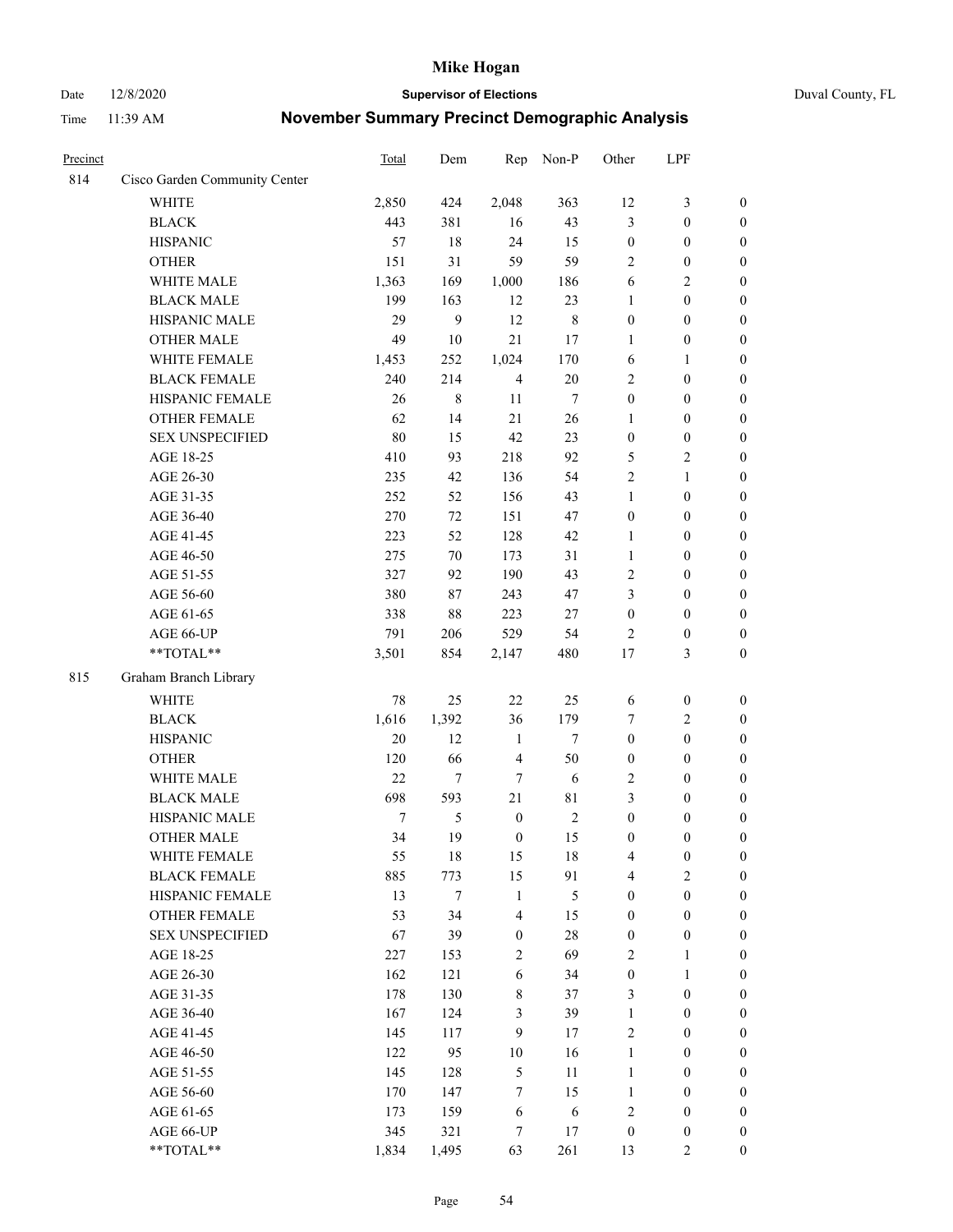# Mike Hogan

Date 12/8/2020 **Supervisor of Elections** Duval County, FL

Time 11:39 AM **November Summary Precinct Demographic Analysis**

| Precinct | | Total | Dem | Rep | Non-P | Other | LPF | |
|---|---|---|---|---|---|---|---|---|
| 814 | Cisco Garden Community Center | | | | | | | |
| | WHITE | 2,850 | 424 | 2,048 | 363 | 12 | 3 | 0 |
| | BLACK | 443 | 381 | 16 | 43 | 3 | 0 | 0 |
| | HISPANIC | 57 | 18 | 24 | 15 | 0 | 0 | 0 |
| | OTHER | 151 | 31 | 59 | 59 | 2 | 0 | 0 |
| | WHITE MALE | 1,363 | 169 | 1,000 | 186 | 6 | 2 | 0 |
| | BLACK MALE | 199 | 163 | 12 | 23 | 1 | 0 | 0 |
| | HISPANIC MALE | 29 | 9 | 12 | 8 | 0 | 0 | 0 |
| | OTHER MALE | 49 | 10 | 21 | 17 | 1 | 0 | 0 |
| | WHITE FEMALE | 1,453 | 252 | 1,024 | 170 | 6 | 1 | 0 |
| | BLACK FEMALE | 240 | 214 | 4 | 20 | 2 | 0 | 0 |
| | HISPANIC FEMALE | 26 | 8 | 11 | 7 | 0 | 0 | 0 |
| | OTHER FEMALE | 62 | 14 | 21 | 26 | 1 | 0 | 0 |
| | SEX UNSPECIFIED | 80 | 15 | 42 | 23 | 0 | 0 | 0 |
| | AGE 18-25 | 410 | 93 | 218 | 92 | 5 | 2 | 0 |
| | AGE 26-30 | 235 | 42 | 136 | 54 | 2 | 1 | 0 |
| | AGE 31-35 | 252 | 52 | 156 | 43 | 1 | 0 | 0 |
| | AGE 36-40 | 270 | 72 | 151 | 47 | 0 | 0 | 0 |
| | AGE 41-45 | 223 | 52 | 128 | 42 | 1 | 0 | 0 |
| | AGE 46-50 | 275 | 70 | 173 | 31 | 1 | 0 | 0 |
| | AGE 51-55 | 327 | 92 | 190 | 43 | 2 | 0 | 0 |
| | AGE 56-60 | 380 | 87 | 243 | 47 | 3 | 0 | 0 |
| | AGE 61-65 | 338 | 88 | 223 | 27 | 0 | 0 | 0 |
| | AGE 66-UP | 791 | 206 | 529 | 54 | 2 | 0 | 0 |
| | **TOTAL** | 3,501 | 854 | 2,147 | 480 | 17 | 3 | 0 |
| 815 | Graham Branch Library | | | | | | | |
| | WHITE | 78 | 25 | 22 | 25 | 6 | 0 | 0 |
| | BLACK | 1,616 | 1,392 | 36 | 179 | 7 | 2 | 0 |
| | HISPANIC | 20 | 12 | 1 | 7 | 0 | 0 | 0 |
| | OTHER | 120 | 66 | 4 | 50 | 0 | 0 | 0 |
| | WHITE MALE | 22 | 7 | 7 | 6 | 2 | 0 | 0 |
| | BLACK MALE | 698 | 593 | 21 | 81 | 3 | 0 | 0 |
| | HISPANIC MALE | 7 | 5 | 0 | 2 | 0 | 0 | 0 |
| | OTHER MALE | 34 | 19 | 0 | 15 | 0 | 0 | 0 |
| | WHITE FEMALE | 55 | 18 | 15 | 18 | 4 | 0 | 0 |
| | BLACK FEMALE | 885 | 773 | 15 | 91 | 4 | 2 | 0 |
| | HISPANIC FEMALE | 13 | 7 | 1 | 5 | 0 | 0 | 0 |
| | OTHER FEMALE | 53 | 34 | 4 | 15 | 0 | 0 | 0 |
| | SEX UNSPECIFIED | 67 | 39 | 0 | 28 | 0 | 0 | 0 |
| | AGE 18-25 | 227 | 153 | 2 | 69 | 2 | 1 | 0 |
| | AGE 26-30 | 162 | 121 | 6 | 34 | 0 | 1 | 0 |
| | AGE 31-35 | 178 | 130 | 8 | 37 | 3 | 0 | 0 |
| | AGE 36-40 | 167 | 124 | 3 | 39 | 1 | 0 | 0 |
| | AGE 41-45 | 145 | 117 | 9 | 17 | 2 | 0 | 0 |
| | AGE 46-50 | 122 | 95 | 10 | 16 | 1 | 0 | 0 |
| | AGE 51-55 | 145 | 128 | 5 | 11 | 1 | 0 | 0 |
| | AGE 56-60 | 170 | 147 | 7 | 15 | 1 | 0 | 0 |
| | AGE 61-65 | 173 | 159 | 6 | 6 | 2 | 0 | 0 |
| | AGE 66-UP | 345 | 321 | 7 | 17 | 0 | 0 | 0 |
| | **TOTAL** | 1,834 | 1,495 | 63 | 261 | 13 | 2 | 0 |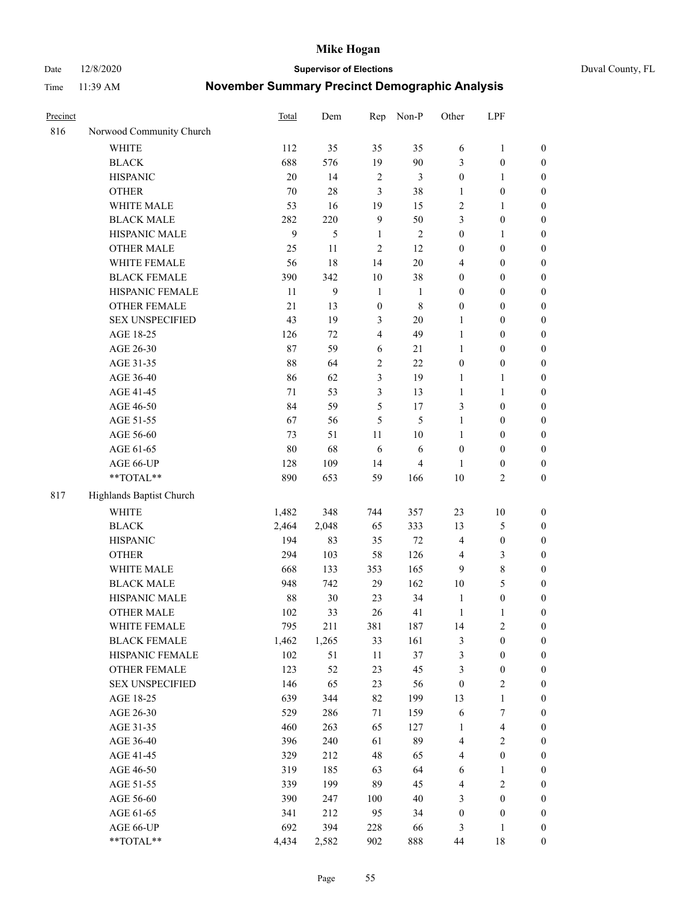# November Summary Precinct Demographic Analysis

| Precinct | | Total | Dem | Rep | Non-P | Other | LPF | |
|---|---|---|---|---|---|---|---|---|
| 816 | Norwood Community Church | | | | | | | |
| | WHITE | 112 | 35 | 35 | 35 | 6 | 1 | 0 |
| | BLACK | 688 | 576 | 19 | 90 | 3 | 0 | 0 |
| | HISPANIC | 20 | 14 | 2 | 3 | 0 | 1 | 0 |
| | OTHER | 70 | 28 | 3 | 38 | 1 | 0 | 0 |
| | WHITE MALE | 53 | 16 | 19 | 15 | 2 | 1 | 0 |
| | BLACK MALE | 282 | 220 | 9 | 50 | 3 | 0 | 0 |
| | HISPANIC MALE | 9 | 5 | 1 | 2 | 0 | 1 | 0 |
| | OTHER MALE | 25 | 11 | 2 | 12 | 0 | 0 | 0 |
| | WHITE FEMALE | 56 | 18 | 14 | 20 | 4 | 0 | 0 |
| | BLACK FEMALE | 390 | 342 | 10 | 38 | 0 | 0 | 0 |
| | HISPANIC FEMALE | 11 | 9 | 1 | 1 | 0 | 0 | 0 |
| | OTHER FEMALE | 21 | 13 | 0 | 8 | 0 | 0 | 0 |
| | SEX UNSPECIFIED | 43 | 19 | 3 | 20 | 1 | 0 | 0 |
| | AGE 18-25 | 126 | 72 | 4 | 49 | 1 | 0 | 0 |
| | AGE 26-30 | 87 | 59 | 6 | 21 | 1 | 0 | 0 |
| | AGE 31-35 | 88 | 64 | 2 | 22 | 0 | 0 | 0 |
| | AGE 36-40 | 86 | 62 | 3 | 19 | 1 | 1 | 0 |
| | AGE 41-45 | 71 | 53 | 3 | 13 | 1 | 1 | 0 |
| | AGE 46-50 | 84 | 59 | 5 | 17 | 3 | 0 | 0 |
| | AGE 51-55 | 67 | 56 | 5 | 5 | 1 | 0 | 0 |
| | AGE 56-60 | 73 | 51 | 11 | 10 | 1 | 0 | 0 |
| | AGE 61-65 | 80 | 68 | 6 | 6 | 0 | 0 | 0 |
| | AGE 66-UP | 128 | 109 | 14 | 4 | 1 | 0 | 0 |
| | **TOTAL** | 890 | 653 | 59 | 166 | 10 | 2 | 0 |
| 817 | Highlands Baptist Church | | | | | | | |
| | WHITE | 1,482 | 348 | 744 | 357 | 23 | 10 | 0 |
| | BLACK | 2,464 | 2,048 | 65 | 333 | 13 | 5 | 0 |
| | HISPANIC | 194 | 83 | 35 | 72 | 4 | 0 | 0 |
| | OTHER | 294 | 103 | 58 | 126 | 4 | 3 | 0 |
| | WHITE MALE | 668 | 133 | 353 | 165 | 9 | 8 | 0 |
| | BLACK MALE | 948 | 742 | 29 | 162 | 10 | 5 | 0 |
| | HISPANIC MALE | 88 | 30 | 23 | 34 | 1 | 0 | 0 |
| | OTHER MALE | 102 | 33 | 26 | 41 | 1 | 1 | 0 |
| | WHITE FEMALE | 795 | 211 | 381 | 187 | 14 | 2 | 0 |
| | BLACK FEMALE | 1,462 | 1,265 | 33 | 161 | 3 | 0 | 0 |
| | HISPANIC FEMALE | 102 | 51 | 11 | 37 | 3 | 0 | 0 |
| | OTHER FEMALE | 123 | 52 | 23 | 45 | 3 | 0 | 0 |
| | SEX UNSPECIFIED | 146 | 65 | 23 | 56 | 0 | 2 | 0 |
| | AGE 18-25 | 639 | 344 | 82 | 199 | 13 | 1 | 0 |
| | AGE 26-30 | 529 | 286 | 71 | 159 | 6 | 7 | 0 |
| | AGE 31-35 | 460 | 263 | 65 | 127 | 1 | 4 | 0 |
| | AGE 36-40 | 396 | 240 | 61 | 89 | 4 | 2 | 0 |
| | AGE 41-45 | 329 | 212 | 48 | 65 | 4 | 0 | 0 |
| | AGE 46-50 | 319 | 185 | 63 | 64 | 6 | 1 | 0 |
| | AGE 51-55 | 339 | 199 | 89 | 45 | 4 | 2 | 0 |
| | AGE 56-60 | 390 | 247 | 100 | 40 | 3 | 0 | 0 |
| | AGE 61-65 | 341 | 212 | 95 | 34 | 0 | 0 | 0 |
| | AGE 66-UP | 692 | 394 | 228 | 66 | 3 | 1 | 0 |
| | **TOTAL** | 4,434 | 2,582 | 902 | 888 | 44 | 18 | 0 |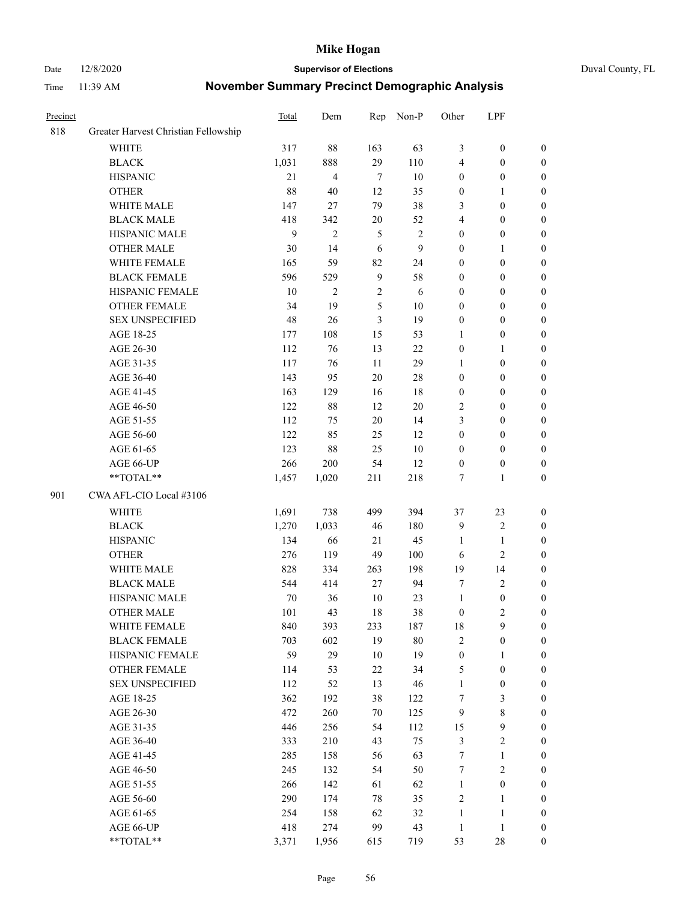# Mike Hogan

**Supervisor of Elections**

Date 12/8/2020 — Duval County, FL

Time 11:39 AM

## November Summary Precinct Demographic Analysis

| Precinct | | Total | Dem | Rep | Non-P | Other | LPF | |
|---|---|---|---|---|---|---|---|---|
| 818 | Greater Harvest Christian Fellowship | | | | | | | |
| | WHITE | 317 | 88 | 163 | 63 | 3 | 0 | 0 |
| | BLACK | 1,031 | 888 | 29 | 110 | 4 | 0 | 0 |
| | HISPANIC | 21 | 4 | 7 | 10 | 0 | 0 | 0 |
| | OTHER | 88 | 40 | 12 | 35 | 0 | 1 | 0 |
| | WHITE MALE | 147 | 27 | 79 | 38 | 3 | 0 | 0 |
| | BLACK MALE | 418 | 342 | 20 | 52 | 4 | 0 | 0 |
| | HISPANIC MALE | 9 | 2 | 5 | 2 | 0 | 0 | 0 |
| | OTHER MALE | 30 | 14 | 6 | 9 | 0 | 1 | 0 |
| | WHITE FEMALE | 165 | 59 | 82 | 24 | 0 | 0 | 0 |
| | BLACK FEMALE | 596 | 529 | 9 | 58 | 0 | 0 | 0 |
| | HISPANIC FEMALE | 10 | 2 | 2 | 6 | 0 | 0 | 0 |
| | OTHER FEMALE | 34 | 19 | 5 | 10 | 0 | 0 | 0 |
| | SEX UNSPECIFIED | 48 | 26 | 3 | 19 | 0 | 0 | 0 |
| | AGE 18-25 | 177 | 108 | 15 | 53 | 1 | 0 | 0 |
| | AGE 26-30 | 112 | 76 | 13 | 22 | 0 | 1 | 0 |
| | AGE 31-35 | 117 | 76 | 11 | 29 | 1 | 0 | 0 |
| | AGE 36-40 | 143 | 95 | 20 | 28 | 0 | 0 | 0 |
| | AGE 41-45 | 163 | 129 | 16 | 18 | 0 | 0 | 0 |
| | AGE 46-50 | 122 | 88 | 12 | 20 | 2 | 0 | 0 |
| | AGE 51-55 | 112 | 75 | 20 | 14 | 3 | 0 | 0 |
| | AGE 56-60 | 122 | 85 | 25 | 12 | 0 | 0 | 0 |
| | AGE 61-65 | 123 | 88 | 25 | 10 | 0 | 0 | 0 |
| | AGE 66-UP | 266 | 200 | 54 | 12 | 0 | 0 | 0 |
| | **TOTAL** | 1,457 | 1,020 | 211 | 218 | 7 | 1 | 0 |
| 901 | CWA AFL-CIO Local #3106 | | | | | | | |
| | WHITE | 1,691 | 738 | 499 | 394 | 37 | 23 | 0 |
| | BLACK | 1,270 | 1,033 | 46 | 180 | 9 | 2 | 0 |
| | HISPANIC | 134 | 66 | 21 | 45 | 1 | 1 | 0 |
| | OTHER | 276 | 119 | 49 | 100 | 6 | 2 | 0 |
| | WHITE MALE | 828 | 334 | 263 | 198 | 19 | 14 | 0 |
| | BLACK MALE | 544 | 414 | 27 | 94 | 7 | 2 | 0 |
| | HISPANIC MALE | 70 | 36 | 10 | 23 | 1 | 0 | 0 |
| | OTHER MALE | 101 | 43 | 18 | 38 | 0 | 2 | 0 |
| | WHITE FEMALE | 840 | 393 | 233 | 187 | 18 | 9 | 0 |
| | BLACK FEMALE | 703 | 602 | 19 | 80 | 2 | 0 | 0 |
| | HISPANIC FEMALE | 59 | 29 | 10 | 19 | 0 | 1 | 0 |
| | OTHER FEMALE | 114 | 53 | 22 | 34 | 5 | 0 | 0 |
| | SEX UNSPECIFIED | 112 | 52 | 13 | 46 | 1 | 0 | 0 |
| | AGE 18-25 | 362 | 192 | 38 | 122 | 7 | 3 | 0 |
| | AGE 26-30 | 472 | 260 | 70 | 125 | 9 | 8 | 0 |
| | AGE 31-35 | 446 | 256 | 54 | 112 | 15 | 9 | 0 |
| | AGE 36-40 | 333 | 210 | 43 | 75 | 3 | 2 | 0 |
| | AGE 41-45 | 285 | 158 | 56 | 63 | 7 | 1 | 0 |
| | AGE 46-50 | 245 | 132 | 54 | 50 | 7 | 2 | 0 |
| | AGE 51-55 | 266 | 142 | 61 | 62 | 1 | 0 | 0 |
| | AGE 56-60 | 290 | 174 | 78 | 35 | 2 | 1 | 0 |
| | AGE 61-65 | 254 | 158 | 62 | 32 | 1 | 1 | 0 |
| | AGE 66-UP | 418 | 274 | 99 | 43 | 1 | 1 | 0 |
| | **TOTAL** | 3,371 | 1,956 | 615 | 719 | 53 | 28 | 0 |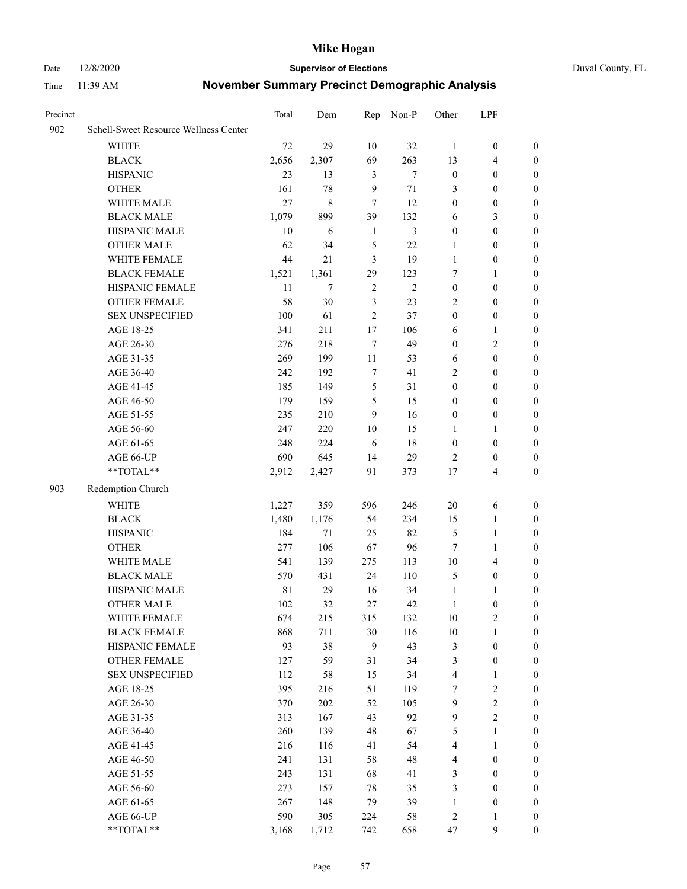# Mike Hogan

Date 12/8/2020 **Supervisor of Elections** Duval County, FL

Time 11:39 AM **November Summary Precinct Demographic Analysis**

| Precinct | | Total | Dem | Rep | Non-P | Other | LPF | |
|---|---|---|---|---|---|---|---|---|
| 902 | Schell-Sweet Resource Wellness Center | | | | | | | |
| | WHITE | 72 | 29 | 10 | 32 | 1 | 0 | 0 |
| | BLACK | 2,656 | 2,307 | 69 | 263 | 13 | 4 | 0 |
| | HISPANIC | 23 | 13 | 3 | 7 | 0 | 0 | 0 |
| | OTHER | 161 | 78 | 9 | 71 | 3 | 0 | 0 |
| | WHITE MALE | 27 | 8 | 7 | 12 | 0 | 0 | 0 |
| | BLACK MALE | 1,079 | 899 | 39 | 132 | 6 | 3 | 0 |
| | HISPANIC MALE | 10 | 6 | 1 | 3 | 0 | 0 | 0 |
| | OTHER MALE | 62 | 34 | 5 | 22 | 1 | 0 | 0 |
| | WHITE FEMALE | 44 | 21 | 3 | 19 | 1 | 0 | 0 |
| | BLACK FEMALE | 1,521 | 1,361 | 29 | 123 | 7 | 1 | 0 |
| | HISPANIC FEMALE | 11 | 7 | 2 | 2 | 0 | 0 | 0 |
| | OTHER FEMALE | 58 | 30 | 3 | 23 | 2 | 0 | 0 |
| | SEX UNSPECIFIED | 100 | 61 | 2 | 37 | 0 | 0 | 0 |
| | AGE 18-25 | 341 | 211 | 17 | 106 | 6 | 1 | 0 |
| | AGE 26-30 | 276 | 218 | 7 | 49 | 0 | 2 | 0 |
| | AGE 31-35 | 269 | 199 | 11 | 53 | 6 | 0 | 0 |
| | AGE 36-40 | 242 | 192 | 7 | 41 | 2 | 0 | 0 |
| | AGE 41-45 | 185 | 149 | 5 | 31 | 0 | 0 | 0 |
| | AGE 46-50 | 179 | 159 | 5 | 15 | 0 | 0 | 0 |
| | AGE 51-55 | 235 | 210 | 9 | 16 | 0 | 0 | 0 |
| | AGE 56-60 | 247 | 220 | 10 | 15 | 1 | 1 | 0 |
| | AGE 61-65 | 248 | 224 | 6 | 18 | 0 | 0 | 0 |
| | AGE 66-UP | 690 | 645 | 14 | 29 | 2 | 0 | 0 |
| | **TOTAL** | 2,912 | 2,427 | 91 | 373 | 17 | 4 | 0 |
| 903 | Redemption Church | | | | | | | |
| | WHITE | 1,227 | 359 | 596 | 246 | 20 | 6 | 0 |
| | BLACK | 1,480 | 1,176 | 54 | 234 | 15 | 1 | 0 |
| | HISPANIC | 184 | 71 | 25 | 82 | 5 | 1 | 0 |
| | OTHER | 277 | 106 | 67 | 96 | 7 | 1 | 0 |
| | WHITE MALE | 541 | 139 | 275 | 113 | 10 | 4 | 0 |
| | BLACK MALE | 570 | 431 | 24 | 110 | 5 | 0 | 0 |
| | HISPANIC MALE | 81 | 29 | 16 | 34 | 1 | 1 | 0 |
| | OTHER MALE | 102 | 32 | 27 | 42 | 1 | 0 | 0 |
| | WHITE FEMALE | 674 | 215 | 315 | 132 | 10 | 2 | 0 |
| | BLACK FEMALE | 868 | 711 | 30 | 116 | 10 | 1 | 0 |
| | HISPANIC FEMALE | 93 | 38 | 9 | 43 | 3 | 0 | 0 |
| | OTHER FEMALE | 127 | 59 | 31 | 34 | 3 | 0 | 0 |
| | SEX UNSPECIFIED | 112 | 58 | 15 | 34 | 4 | 1 | 0 |
| | AGE 18-25 | 395 | 216 | 51 | 119 | 7 | 2 | 0 |
| | AGE 26-30 | 370 | 202 | 52 | 105 | 9 | 2 | 0 |
| | AGE 31-35 | 313 | 167 | 43 | 92 | 9 | 2 | 0 |
| | AGE 36-40 | 260 | 139 | 48 | 67 | 5 | 1 | 0 |
| | AGE 41-45 | 216 | 116 | 41 | 54 | 4 | 1 | 0 |
| | AGE 46-50 | 241 | 131 | 58 | 48 | 4 | 0 | 0 |
| | AGE 51-55 | 243 | 131 | 68 | 41 | 3 | 0 | 0 |
| | AGE 56-60 | 273 | 157 | 78 | 35 | 3 | 0 | 0 |
| | AGE 61-65 | 267 | 148 | 79 | 39 | 1 | 0 | 0 |
| | AGE 66-UP | 590 | 305 | 224 | 58 | 2 | 1 | 0 |
| | **TOTAL** | 3,168 | 1,712 | 742 | 658 | 47 | 9 | 0 |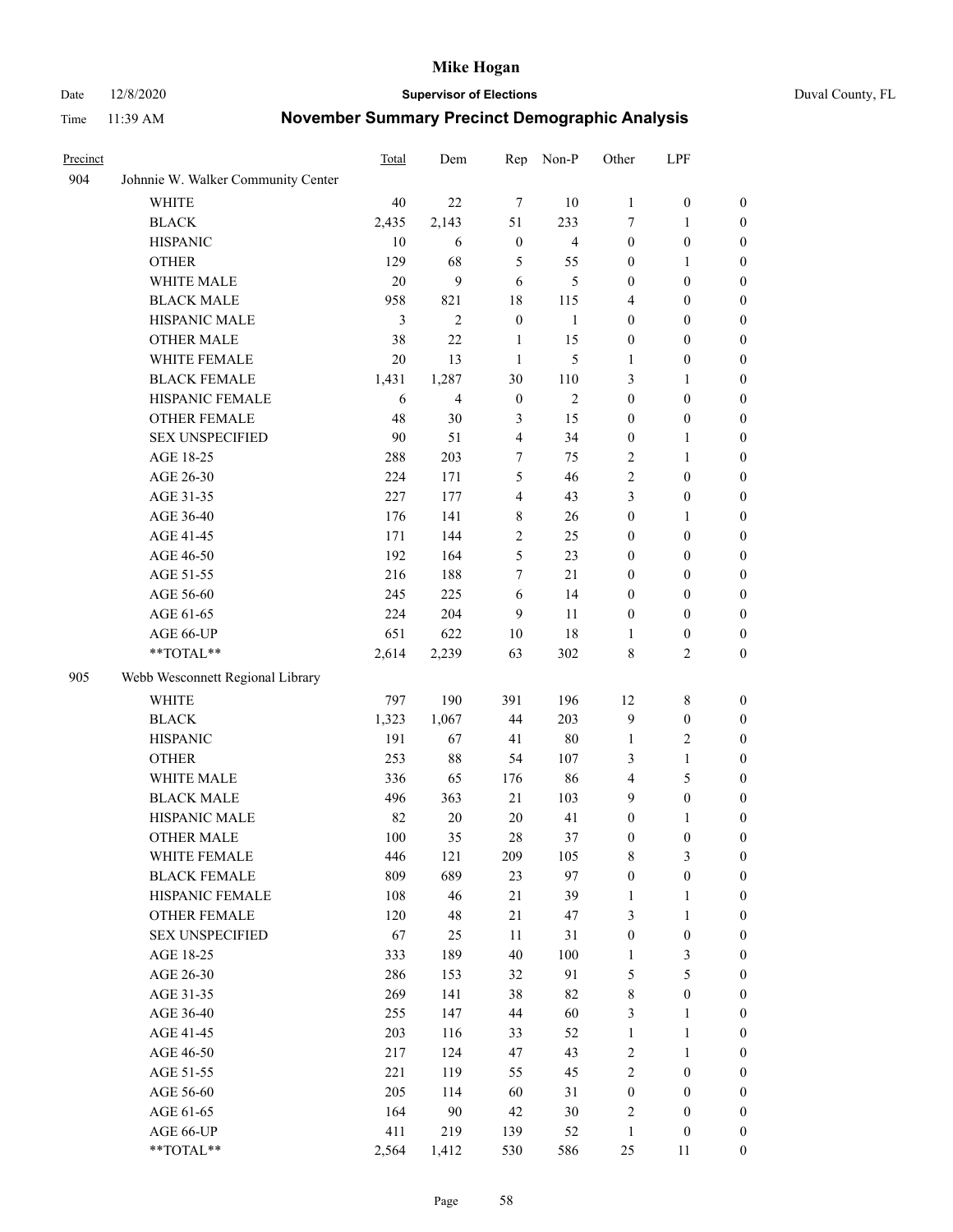# November Summary Precinct Demographic Analysis

| Precinct | | Total | Dem | Rep | Non-P | Other | LPF | |
|---|---|---|---|---|---|---|---|---|
| 904 | Johnnie W. Walker Community Center | | | | | | | |
| | WHITE | 40 | 22 | 7 | 10 | 1 | 0 | 0 |
| | BLACK | 2,435 | 2,143 | 51 | 233 | 7 | 1 | 0 |
| | HISPANIC | 10 | 6 | 0 | 4 | 0 | 0 | 0 |
| | OTHER | 129 | 68 | 5 | 55 | 0 | 1 | 0 |
| | WHITE MALE | 20 | 9 | 6 | 5 | 0 | 0 | 0 |
| | BLACK MALE | 958 | 821 | 18 | 115 | 4 | 0 | 0 |
| | HISPANIC MALE | 3 | 2 | 0 | 1 | 0 | 0 | 0 |
| | OTHER MALE | 38 | 22 | 1 | 15 | 0 | 0 | 0 |
| | WHITE FEMALE | 20 | 13 | 1 | 5 | 1 | 0 | 0 |
| | BLACK FEMALE | 1,431 | 1,287 | 30 | 110 | 3 | 1 | 0 |
| | HISPANIC FEMALE | 6 | 4 | 0 | 2 | 0 | 0 | 0 |
| | OTHER FEMALE | 48 | 30 | 3 | 15 | 0 | 0 | 0 |
| | SEX UNSPECIFIED | 90 | 51 | 4 | 34 | 0 | 1 | 0 |
| | AGE 18-25 | 288 | 203 | 7 | 75 | 2 | 1 | 0 |
| | AGE 26-30 | 224 | 171 | 5 | 46 | 2 | 0 | 0 |
| | AGE 31-35 | 227 | 177 | 4 | 43 | 3 | 0 | 0 |
| | AGE 36-40 | 176 | 141 | 8 | 26 | 0 | 1 | 0 |
| | AGE 41-45 | 171 | 144 | 2 | 25 | 0 | 0 | 0 |
| | AGE 46-50 | 192 | 164 | 5 | 23 | 0 | 0 | 0 |
| | AGE 51-55 | 216 | 188 | 7 | 21 | 0 | 0 | 0 |
| | AGE 56-60 | 245 | 225 | 6 | 14 | 0 | 0 | 0 |
| | AGE 61-65 | 224 | 204 | 9 | 11 | 0 | 0 | 0 |
| | AGE 66-UP | 651 | 622 | 10 | 18 | 1 | 0 | 0 |
| | **TOTAL** | 2,614 | 2,239 | 63 | 302 | 8 | 2 | 0 |
| 905 | Webb Wesconnett Regional Library | | | | | | | |
| | WHITE | 797 | 190 | 391 | 196 | 12 | 8 | 0 |
| | BLACK | 1,323 | 1,067 | 44 | 203 | 9 | 0 | 0 |
| | HISPANIC | 191 | 67 | 41 | 80 | 1 | 2 | 0 |
| | OTHER | 253 | 88 | 54 | 107 | 3 | 1 | 0 |
| | WHITE MALE | 336 | 65 | 176 | 86 | 4 | 5 | 0 |
| | BLACK MALE | 496 | 363 | 21 | 103 | 9 | 0 | 0 |
| | HISPANIC MALE | 82 | 20 | 20 | 41 | 0 | 1 | 0 |
| | OTHER MALE | 100 | 35 | 28 | 37 | 0 | 0 | 0 |
| | WHITE FEMALE | 446 | 121 | 209 | 105 | 8 | 3 | 0 |
| | BLACK FEMALE | 809 | 689 | 23 | 97 | 0 | 0 | 0 |
| | HISPANIC FEMALE | 108 | 46 | 21 | 39 | 1 | 1 | 0 |
| | OTHER FEMALE | 120 | 48 | 21 | 47 | 3 | 1 | 0 |
| | SEX UNSPECIFIED | 67 | 25 | 11 | 31 | 0 | 0 | 0 |
| | AGE 18-25 | 333 | 189 | 40 | 100 | 1 | 3 | 0 |
| | AGE 26-30 | 286 | 153 | 32 | 91 | 5 | 5 | 0 |
| | AGE 31-35 | 269 | 141 | 38 | 82 | 8 | 0 | 0 |
| | AGE 36-40 | 255 | 147 | 44 | 60 | 3 | 1 | 0 |
| | AGE 41-45 | 203 | 116 | 33 | 52 | 1 | 1 | 0 |
| | AGE 46-50 | 217 | 124 | 47 | 43 | 2 | 1 | 0 |
| | AGE 51-55 | 221 | 119 | 55 | 45 | 2 | 0 | 0 |
| | AGE 56-60 | 205 | 114 | 60 | 31 | 0 | 0 | 0 |
| | AGE 61-65 | 164 | 90 | 42 | 30 | 2 | 0 | 0 |
| | AGE 66-UP | 411 | 219 | 139 | 52 | 1 | 0 | 0 |
| | **TOTAL** | 2,564 | 1,412 | 530 | 586 | 25 | 11 | 0 |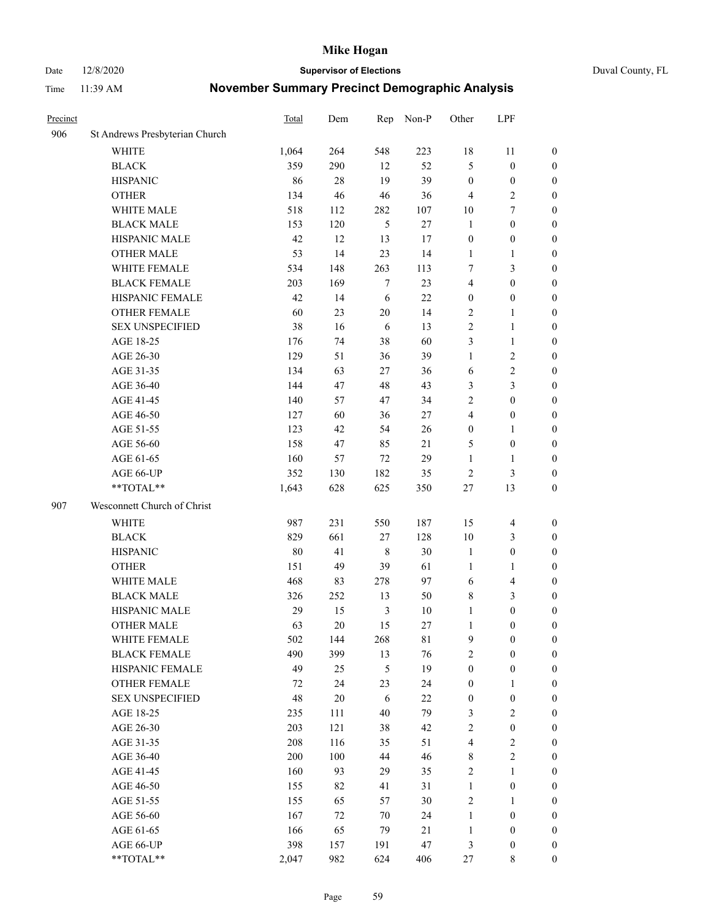# Mike Hogan

Date 12/8/2020 **Supervisor of Elections** Duval County, FL

Time 11:39 AM **November Summary Precinct Demographic Analysis**

| Precinct | | Total | Dem | Rep | Non-P | Other | LPF | |
|---|---|---|---|---|---|---|---|---|
| 906 | St Andrews Presbyterian Church | | | | | | | |
| | WHITE | 1,064 | 264 | 548 | 223 | 18 | 11 | 0 |
| | BLACK | 359 | 290 | 12 | 52 | 5 | 0 | 0 |
| | HISPANIC | 86 | 28 | 19 | 39 | 0 | 0 | 0 |
| | OTHER | 134 | 46 | 46 | 36 | 4 | 2 | 0 |
| | WHITE MALE | 518 | 112 | 282 | 107 | 10 | 7 | 0 |
| | BLACK MALE | 153 | 120 | 5 | 27 | 1 | 0 | 0 |
| | HISPANIC MALE | 42 | 12 | 13 | 17 | 0 | 0 | 0 |
| | OTHER MALE | 53 | 14 | 23 | 14 | 1 | 1 | 0 |
| | WHITE FEMALE | 534 | 148 | 263 | 113 | 7 | 3 | 0 |
| | BLACK FEMALE | 203 | 169 | 7 | 23 | 4 | 0 | 0 |
| | HISPANIC FEMALE | 42 | 14 | 6 | 22 | 0 | 0 | 0 |
| | OTHER FEMALE | 60 | 23 | 20 | 14 | 2 | 1 | 0 |
| | SEX UNSPECIFIED | 38 | 16 | 6 | 13 | 2 | 1 | 0 |
| | AGE 18-25 | 176 | 74 | 38 | 60 | 3 | 1 | 0 |
| | AGE 26-30 | 129 | 51 | 36 | 39 | 1 | 2 | 0 |
| | AGE 31-35 | 134 | 63 | 27 | 36 | 6 | 2 | 0 |
| | AGE 36-40 | 144 | 47 | 48 | 43 | 3 | 3 | 0 |
| | AGE 41-45 | 140 | 57 | 47 | 34 | 2 | 0 | 0 |
| | AGE 46-50 | 127 | 60 | 36 | 27 | 4 | 0 | 0 |
| | AGE 51-55 | 123 | 42 | 54 | 26 | 0 | 1 | 0 |
| | AGE 56-60 | 158 | 47 | 85 | 21 | 5 | 0 | 0 |
| | AGE 61-65 | 160 | 57 | 72 | 29 | 1 | 1 | 0 |
| | AGE 66-UP | 352 | 130 | 182 | 35 | 2 | 3 | 0 |
| | **TOTAL** | 1,643 | 628 | 625 | 350 | 27 | 13 | 0 |
| 907 | Wesconnett Church of Christ | | | | | | | |
| | WHITE | 987 | 231 | 550 | 187 | 15 | 4 | 0 |
| | BLACK | 829 | 661 | 27 | 128 | 10 | 3 | 0 |
| | HISPANIC | 80 | 41 | 8 | 30 | 1 | 0 | 0 |
| | OTHER | 151 | 49 | 39 | 61 | 1 | 1 | 0 |
| | WHITE MALE | 468 | 83 | 278 | 97 | 6 | 4 | 0 |
| | BLACK MALE | 326 | 252 | 13 | 50 | 8 | 3 | 0 |
| | HISPANIC MALE | 29 | 15 | 3 | 10 | 1 | 0 | 0 |
| | OTHER MALE | 63 | 20 | 15 | 27 | 1 | 0 | 0 |
| | WHITE FEMALE | 502 | 144 | 268 | 81 | 9 | 0 | 0 |
| | BLACK FEMALE | 490 | 399 | 13 | 76 | 2 | 0 | 0 |
| | HISPANIC FEMALE | 49 | 25 | 5 | 19 | 0 | 0 | 0 |
| | OTHER FEMALE | 72 | 24 | 23 | 24 | 0 | 1 | 0 |
| | SEX UNSPECIFIED | 48 | 20 | 6 | 22 | 0 | 0 | 0 |
| | AGE 18-25 | 235 | 111 | 40 | 79 | 3 | 2 | 0 |
| | AGE 26-30 | 203 | 121 | 38 | 42 | 2 | 0 | 0 |
| | AGE 31-35 | 208 | 116 | 35 | 51 | 4 | 2 | 0 |
| | AGE 36-40 | 200 | 100 | 44 | 46 | 8 | 2 | 0 |
| | AGE 41-45 | 160 | 93 | 29 | 35 | 2 | 1 | 0 |
| | AGE 46-50 | 155 | 82 | 41 | 31 | 1 | 0 | 0 |
| | AGE 51-55 | 155 | 65 | 57 | 30 | 2 | 1 | 0 |
| | AGE 56-60 | 167 | 72 | 70 | 24 | 1 | 0 | 0 |
| | AGE 61-65 | 166 | 65 | 79 | 21 | 1 | 0 | 0 |
| | AGE 66-UP | 398 | 157 | 191 | 47 | 3 | 0 | 0 |
| | **TOTAL** | 2,047 | 982 | 624 | 406 | 27 | 8 | 0 |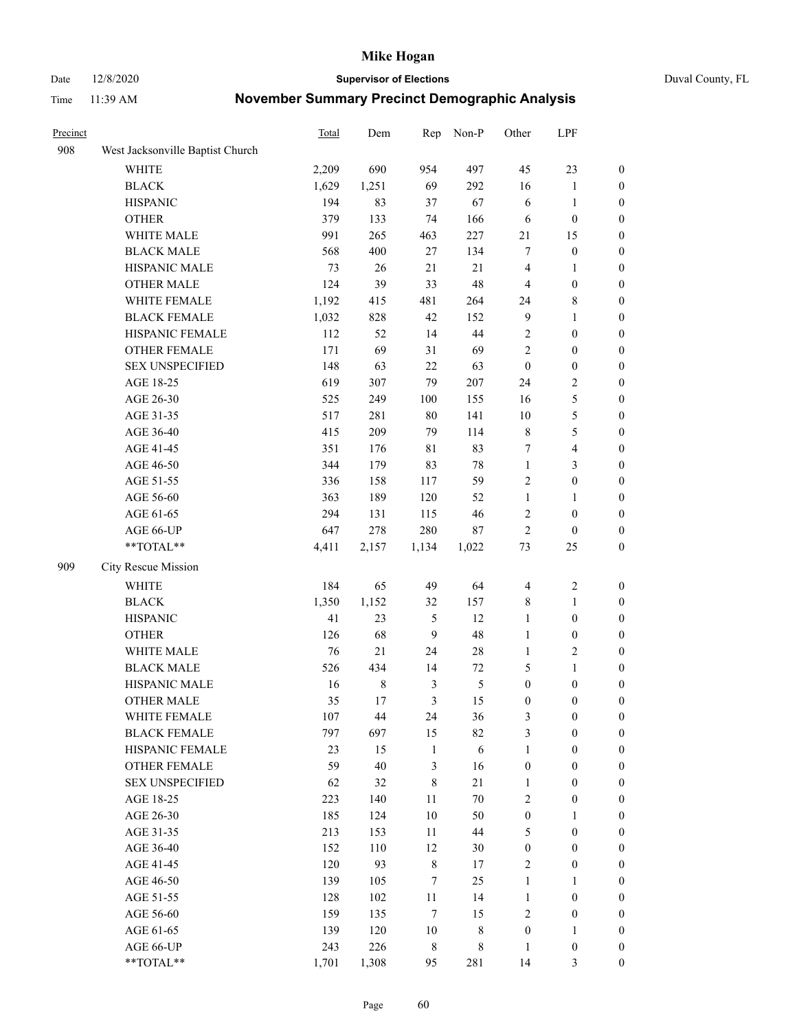# Mike Hogan

Date 12/8/2020 | **Supervisor of Elections** | Duval County, FL

Time 11:39 AM

## November Summary Precinct Demographic Analysis

| Precinct | | Total | Dem | Rep | Non-P | Other | LPF | |
|---|---|---|---|---|---|---|---|---|
| 908 | West Jacksonville Baptist Church | | | | | | | |
| | WHITE | 2,209 | 690 | 954 | 497 | 45 | 23 | 0 |
| | BLACK | 1,629 | 1,251 | 69 | 292 | 16 | 1 | 0 |
| | HISPANIC | 194 | 83 | 37 | 67 | 6 | 1 | 0 |
| | OTHER | 379 | 133 | 74 | 166 | 6 | 0 | 0 |
| | WHITE MALE | 991 | 265 | 463 | 227 | 21 | 15 | 0 |
| | BLACK MALE | 568 | 400 | 27 | 134 | 7 | 0 | 0 |
| | HISPANIC MALE | 73 | 26 | 21 | 21 | 4 | 1 | 0 |
| | OTHER MALE | 124 | 39 | 33 | 48 | 4 | 0 | 0 |
| | WHITE FEMALE | 1,192 | 415 | 481 | 264 | 24 | 8 | 0 |
| | BLACK FEMALE | 1,032 | 828 | 42 | 152 | 9 | 1 | 0 |
| | HISPANIC FEMALE | 112 | 52 | 14 | 44 | 2 | 0 | 0 |
| | OTHER FEMALE | 171 | 69 | 31 | 69 | 2 | 0 | 0 |
| | SEX UNSPECIFIED | 148 | 63 | 22 | 63 | 0 | 0 | 0 |
| | AGE 18-25 | 619 | 307 | 79 | 207 | 24 | 2 | 0 |
| | AGE 26-30 | 525 | 249 | 100 | 155 | 16 | 5 | 0 |
| | AGE 31-35 | 517 | 281 | 80 | 141 | 10 | 5 | 0 |
| | AGE 36-40 | 415 | 209 | 79 | 114 | 8 | 5 | 0 |
| | AGE 41-45 | 351 | 176 | 81 | 83 | 7 | 4 | 0 |
| | AGE 46-50 | 344 | 179 | 83 | 78 | 1 | 3 | 0 |
| | AGE 51-55 | 336 | 158 | 117 | 59 | 2 | 0 | 0 |
| | AGE 56-60 | 363 | 189 | 120 | 52 | 1 | 1 | 0 |
| | AGE 61-65 | 294 | 131 | 115 | 46 | 2 | 0 | 0 |
| | AGE 66-UP | 647 | 278 | 280 | 87 | 2 | 0 | 0 |
| | **TOTAL** | 4,411 | 2,157 | 1,134 | 1,022 | 73 | 25 | 0 |
| 909 | City Rescue Mission | | | | | | | |
| | WHITE | 184 | 65 | 49 | 64 | 4 | 2 | 0 |
| | BLACK | 1,350 | 1,152 | 32 | 157 | 8 | 1 | 0 |
| | HISPANIC | 41 | 23 | 5 | 12 | 1 | 0 | 0 |
| | OTHER | 126 | 68 | 9 | 48 | 1 | 0 | 0 |
| | WHITE MALE | 76 | 21 | 24 | 28 | 1 | 2 | 0 |
| | BLACK MALE | 526 | 434 | 14 | 72 | 5 | 1 | 0 |
| | HISPANIC MALE | 16 | 8 | 3 | 5 | 0 | 0 | 0 |
| | OTHER MALE | 35 | 17 | 3 | 15 | 0 | 0 | 0 |
| | WHITE FEMALE | 107 | 44 | 24 | 36 | 3 | 0 | 0 |
| | BLACK FEMALE | 797 | 697 | 15 | 82 | 3 | 0 | 0 |
| | HISPANIC FEMALE | 23 | 15 | 1 | 6 | 1 | 0 | 0 |
| | OTHER FEMALE | 59 | 40 | 3 | 16 | 0 | 0 | 0 |
| | SEX UNSPECIFIED | 62 | 32 | 8 | 21 | 1 | 0 | 0 |
| | AGE 18-25 | 223 | 140 | 11 | 70 | 2 | 0 | 0 |
| | AGE 26-30 | 185 | 124 | 10 | 50 | 0 | 1 | 0 |
| | AGE 31-35 | 213 | 153 | 11 | 44 | 5 | 0 | 0 |
| | AGE 36-40 | 152 | 110 | 12 | 30 | 0 | 0 | 0 |
| | AGE 41-45 | 120 | 93 | 8 | 17 | 2 | 0 | 0 |
| | AGE 46-50 | 139 | 105 | 7 | 25 | 1 | 1 | 0 |
| | AGE 51-55 | 128 | 102 | 11 | 14 | 1 | 0 | 0 |
| | AGE 56-60 | 159 | 135 | 7 | 15 | 2 | 0 | 0 |
| | AGE 61-65 | 139 | 120 | 10 | 8 | 0 | 1 | 0 |
| | AGE 66-UP | 243 | 226 | 8 | 8 | 1 | 0 | 0 |
| | **TOTAL** | 1,701 | 1,308 | 95 | 281 | 14 | 3 | 0 |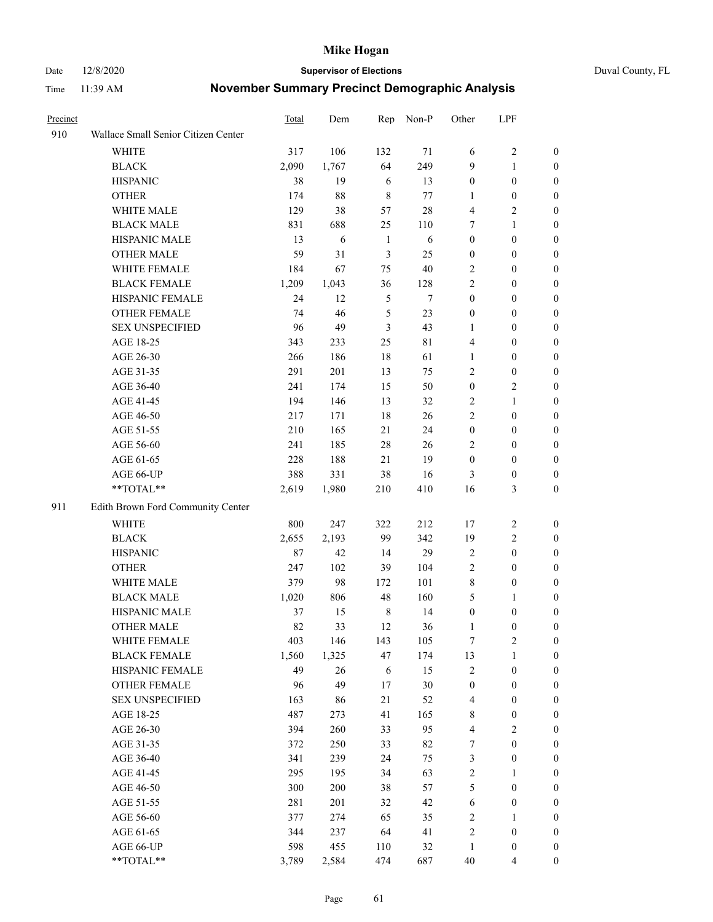# Mike Hogan

Date 12/8/2020 **Supervisor of Elections** Duval County, FL

Time 11:39 AM **November Summary Precinct Demographic Analysis**

| Precinct | | Total | Dem | Rep | Non-P | Other | LPF | |
|---|---|---|---|---|---|---|---|---|
| 910 | Wallace Small Senior Citizen Center | | | | | | | |
| | WHITE | 317 | 106 | 132 | 71 | 6 | 2 | 0 |
| | BLACK | 2,090 | 1,767 | 64 | 249 | 9 | 1 | 0 |
| | HISPANIC | 38 | 19 | 6 | 13 | 0 | 0 | 0 |
| | OTHER | 174 | 88 | 8 | 77 | 1 | 0 | 0 |
| | WHITE MALE | 129 | 38 | 57 | 28 | 4 | 2 | 0 |
| | BLACK MALE | 831 | 688 | 25 | 110 | 7 | 1 | 0 |
| | HISPANIC MALE | 13 | 6 | 1 | 6 | 0 | 0 | 0 |
| | OTHER MALE | 59 | 31 | 3 | 25 | 0 | 0 | 0 |
| | WHITE FEMALE | 184 | 67 | 75 | 40 | 2 | 0 | 0 |
| | BLACK FEMALE | 1,209 | 1,043 | 36 | 128 | 2 | 0 | 0 |
| | HISPANIC FEMALE | 24 | 12 | 5 | 7 | 0 | 0 | 0 |
| | OTHER FEMALE | 74 | 46 | 5 | 23 | 0 | 0 | 0 |
| | SEX UNSPECIFIED | 96 | 49 | 3 | 43 | 1 | 0 | 0 |
| | AGE 18-25 | 343 | 233 | 25 | 81 | 4 | 0 | 0 |
| | AGE 26-30 | 266 | 186 | 18 | 61 | 1 | 0 | 0 |
| | AGE 31-35 | 291 | 201 | 13 | 75 | 2 | 0 | 0 |
| | AGE 36-40 | 241 | 174 | 15 | 50 | 0 | 2 | 0 |
| | AGE 41-45 | 194 | 146 | 13 | 32 | 2 | 1 | 0 |
| | AGE 46-50 | 217 | 171 | 18 | 26 | 2 | 0 | 0 |
| | AGE 51-55 | 210 | 165 | 21 | 24 | 0 | 0 | 0 |
| | AGE 56-60 | 241 | 185 | 28 | 26 | 2 | 0 | 0 |
| | AGE 61-65 | 228 | 188 | 21 | 19 | 0 | 0 | 0 |
| | AGE 66-UP | 388 | 331 | 38 | 16 | 3 | 0 | 0 |
| | **TOTAL** | 2,619 | 1,980 | 210 | 410 | 16 | 3 | 0 |
| 911 | Edith Brown Ford Community Center | | | | | | | |
| | WHITE | 800 | 247 | 322 | 212 | 17 | 2 | 0 |
| | BLACK | 2,655 | 2,193 | 99 | 342 | 19 | 2 | 0 |
| | HISPANIC | 87 | 42 | 14 | 29 | 2 | 0 | 0 |
| | OTHER | 247 | 102 | 39 | 104 | 2 | 0 | 0 |
| | WHITE MALE | 379 | 98 | 172 | 101 | 8 | 0 | 0 |
| | BLACK MALE | 1,020 | 806 | 48 | 160 | 5 | 1 | 0 |
| | HISPANIC MALE | 37 | 15 | 8 | 14 | 0 | 0 | 0 |
| | OTHER MALE | 82 | 33 | 12 | 36 | 1 | 0 | 0 |
| | WHITE FEMALE | 403 | 146 | 143 | 105 | 7 | 2 | 0 |
| | BLACK FEMALE | 1,560 | 1,325 | 47 | 174 | 13 | 1 | 0 |
| | HISPANIC FEMALE | 49 | 26 | 6 | 15 | 2 | 0 | 0 |
| | OTHER FEMALE | 96 | 49 | 17 | 30 | 0 | 0 | 0 |
| | SEX UNSPECIFIED | 163 | 86 | 21 | 52 | 4 | 0 | 0 |
| | AGE 18-25 | 487 | 273 | 41 | 165 | 8 | 0 | 0 |
| | AGE 26-30 | 394 | 260 | 33 | 95 | 4 | 2 | 0 |
| | AGE 31-35 | 372 | 250 | 33 | 82 | 7 | 0 | 0 |
| | AGE 36-40 | 341 | 239 | 24 | 75 | 3 | 0 | 0 |
| | AGE 41-45 | 295 | 195 | 34 | 63 | 2 | 1 | 0 |
| | AGE 46-50 | 300 | 200 | 38 | 57 | 5 | 0 | 0 |
| | AGE 51-55 | 281 | 201 | 32 | 42 | 6 | 0 | 0 |
| | AGE 56-60 | 377 | 274 | 65 | 35 | 2 | 1 | 0 |
| | AGE 61-65 | 344 | 237 | 64 | 41 | 2 | 0 | 0 |
| | AGE 66-UP | 598 | 455 | 110 | 32 | 1 | 0 | 0 |
| | **TOTAL** | 3,789 | 2,584 | 474 | 687 | 40 | 4 | 0 |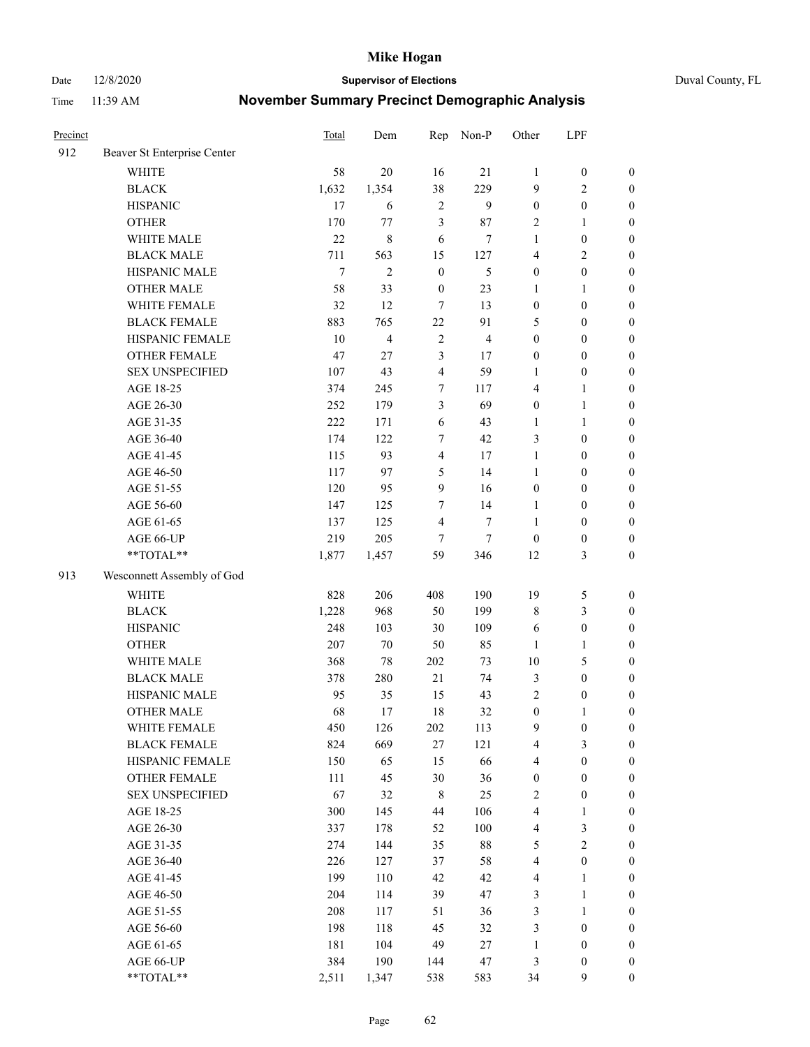# Mike Hogan

Date 12/8/2020 | **Supervisor of Elections** | Duval County, FL

Time 11:39 AM | **November Summary Precinct Demographic Analysis**

| Precinct | | Total | Dem | Rep | Non-P | Other | LPF | |
|---|---|---|---|---|---|---|---|---|
| 912 | Beaver St Enterprise Center | | | | | | | |
| | WHITE | 58 | 20 | 16 | 21 | 1 | 0 | 0 |
| | BLACK | 1,632 | 1,354 | 38 | 229 | 9 | 2 | 0 |
| | HISPANIC | 17 | 6 | 2 | 9 | 0 | 0 | 0 |
| | OTHER | 170 | 77 | 3 | 87 | 2 | 1 | 0 |
| | WHITE MALE | 22 | 8 | 6 | 7 | 1 | 0 | 0 |
| | BLACK MALE | 711 | 563 | 15 | 127 | 4 | 2 | 0 |
| | HISPANIC MALE | 7 | 2 | 0 | 5 | 0 | 0 | 0 |
| | OTHER MALE | 58 | 33 | 0 | 23 | 1 | 1 | 0 |
| | WHITE FEMALE | 32 | 12 | 7 | 13 | 0 | 0 | 0 |
| | BLACK FEMALE | 883 | 765 | 22 | 91 | 5 | 0 | 0 |
| | HISPANIC FEMALE | 10 | 4 | 2 | 4 | 0 | 0 | 0 |
| | OTHER FEMALE | 47 | 27 | 3 | 17 | 0 | 0 | 0 |
| | SEX UNSPECIFIED | 107 | 43 | 4 | 59 | 1 | 0 | 0 |
| | AGE 18-25 | 374 | 245 | 7 | 117 | 4 | 1 | 0 |
| | AGE 26-30 | 252 | 179 | 3 | 69 | 0 | 1 | 0 |
| | AGE 31-35 | 222 | 171 | 6 | 43 | 1 | 1 | 0 |
| | AGE 36-40 | 174 | 122 | 7 | 42 | 3 | 0 | 0 |
| | AGE 41-45 | 115 | 93 | 4 | 17 | 1 | 0 | 0 |
| | AGE 46-50 | 117 | 97 | 5 | 14 | 1 | 0 | 0 |
| | AGE 51-55 | 120 | 95 | 9 | 16 | 0 | 0 | 0 |
| | AGE 56-60 | 147 | 125 | 7 | 14 | 1 | 0 | 0 |
| | AGE 61-65 | 137 | 125 | 4 | 7 | 1 | 0 | 0 |
| | AGE 66-UP | 219 | 205 | 7 | 7 | 0 | 0 | 0 |
| | **TOTAL** | 1,877 | 1,457 | 59 | 346 | 12 | 3 | 0 |
| 913 | Wesconnett Assembly of God | | | | | | | |
| | WHITE | 828 | 206 | 408 | 190 | 19 | 5 | 0 |
| | BLACK | 1,228 | 968 | 50 | 199 | 8 | 3 | 0 |
| | HISPANIC | 248 | 103 | 30 | 109 | 6 | 0 | 0 |
| | OTHER | 207 | 70 | 50 | 85 | 1 | 1 | 0 |
| | WHITE MALE | 368 | 78 | 202 | 73 | 10 | 5 | 0 |
| | BLACK MALE | 378 | 280 | 21 | 74 | 3 | 0 | 0 |
| | HISPANIC MALE | 95 | 35 | 15 | 43 | 2 | 0 | 0 |
| | OTHER MALE | 68 | 17 | 18 | 32 | 0 | 1 | 0 |
| | WHITE FEMALE | 450 | 126 | 202 | 113 | 9 | 0 | 0 |
| | BLACK FEMALE | 824 | 669 | 27 | 121 | 4 | 3 | 0 |
| | HISPANIC FEMALE | 150 | 65 | 15 | 66 | 4 | 0 | 0 |
| | OTHER FEMALE | 111 | 45 | 30 | 36 | 0 | 0 | 0 |
| | SEX UNSPECIFIED | 67 | 32 | 8 | 25 | 2 | 0 | 0 |
| | AGE 18-25 | 300 | 145 | 44 | 106 | 4 | 1 | 0 |
| | AGE 26-30 | 337 | 178 | 52 | 100 | 4 | 3 | 0 |
| | AGE 31-35 | 274 | 144 | 35 | 88 | 5 | 2 | 0 |
| | AGE 36-40 | 226 | 127 | 37 | 58 | 4 | 0 | 0 |
| | AGE 41-45 | 199 | 110 | 42 | 42 | 4 | 1 | 0 |
| | AGE 46-50 | 204 | 114 | 39 | 47 | 3 | 1 | 0 |
| | AGE 51-55 | 208 | 117 | 51 | 36 | 3 | 1 | 0 |
| | AGE 56-60 | 198 | 118 | 45 | 32 | 3 | 0 | 0 |
| | AGE 61-65 | 181 | 104 | 49 | 27 | 1 | 0 | 0 |
| | AGE 66-UP | 384 | 190 | 144 | 47 | 3 | 0 | 0 |
| | **TOTAL** | 2,511 | 1,347 | 538 | 583 | 34 | 9 | 0 |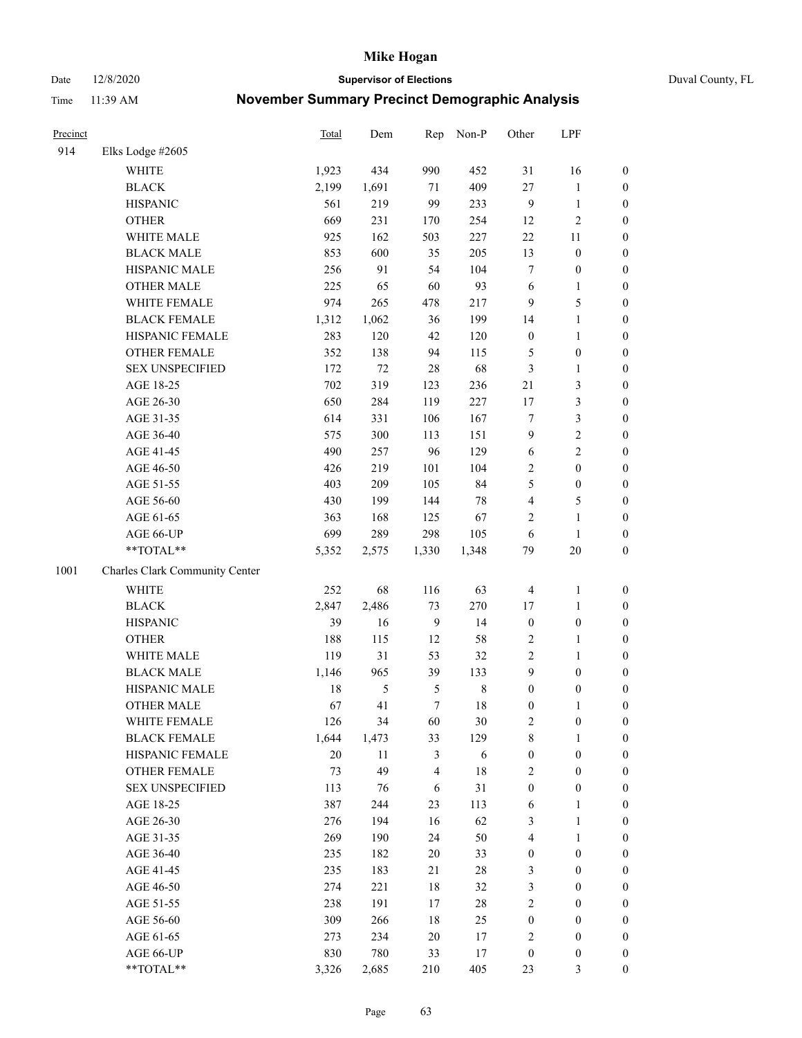# Mike Hogan

Date 12/8/2020 **Supervisor of Elections** Duval County, FL

Time 11:39 AM **November Summary Precinct Demographic Analysis**

| Precinct | | Total | Dem | Rep | Non-P | Other | LPF | |
|---|---|---|---|---|---|---|---|---|
| 914 | Elks Lodge #2605 | | | | | | | |
| | WHITE | 1,923 | 434 | 990 | 452 | 31 | 16 | 0 |
| | BLACK | 2,199 | 1,691 | 71 | 409 | 27 | 1 | 0 |
| | HISPANIC | 561 | 219 | 99 | 233 | 9 | 1 | 0 |
| | OTHER | 669 | 231 | 170 | 254 | 12 | 2 | 0 |
| | WHITE MALE | 925 | 162 | 503 | 227 | 22 | 11 | 0 |
| | BLACK MALE | 853 | 600 | 35 | 205 | 13 | 0 | 0 |
| | HISPANIC MALE | 256 | 91 | 54 | 104 | 7 | 0 | 0 |
| | OTHER MALE | 225 | 65 | 60 | 93 | 6 | 1 | 0 |
| | WHITE FEMALE | 974 | 265 | 478 | 217 | 9 | 5 | 0 |
| | BLACK FEMALE | 1,312 | 1,062 | 36 | 199 | 14 | 1 | 0 |
| | HISPANIC FEMALE | 283 | 120 | 42 | 120 | 0 | 1 | 0 |
| | OTHER FEMALE | 352 | 138 | 94 | 115 | 5 | 0 | 0 |
| | SEX UNSPECIFIED | 172 | 72 | 28 | 68 | 3 | 1 | 0 |
| | AGE 18-25 | 702 | 319 | 123 | 236 | 21 | 3 | 0 |
| | AGE 26-30 | 650 | 284 | 119 | 227 | 17 | 3 | 0 |
| | AGE 31-35 | 614 | 331 | 106 | 167 | 7 | 3 | 0 |
| | AGE 36-40 | 575 | 300 | 113 | 151 | 9 | 2 | 0 |
| | AGE 41-45 | 490 | 257 | 96 | 129 | 6 | 2 | 0 |
| | AGE 46-50 | 426 | 219 | 101 | 104 | 2 | 0 | 0 |
| | AGE 51-55 | 403 | 209 | 105 | 84 | 5 | 0 | 0 |
| | AGE 56-60 | 430 | 199 | 144 | 78 | 4 | 5 | 0 |
| | AGE 61-65 | 363 | 168 | 125 | 67 | 2 | 1 | 0 |
| | AGE 66-UP | 699 | 289 | 298 | 105 | 6 | 1 | 0 |
| | **TOTAL** | 5,352 | 2,575 | 1,330 | 1,348 | 79 | 20 | 0 |
| 1001 | Charles Clark Community Center | | | | | | | |
| | WHITE | 252 | 68 | 116 | 63 | 4 | 1 | 0 |
| | BLACK | 2,847 | 2,486 | 73 | 270 | 17 | 1 | 0 |
| | HISPANIC | 39 | 16 | 9 | 14 | 0 | 0 | 0 |
| | OTHER | 188 | 115 | 12 | 58 | 2 | 1 | 0 |
| | WHITE MALE | 119 | 31 | 53 | 32 | 2 | 1 | 0 |
| | BLACK MALE | 1,146 | 965 | 39 | 133 | 9 | 0 | 0 |
| | HISPANIC MALE | 18 | 5 | 5 | 8 | 0 | 0 | 0 |
| | OTHER MALE | 67 | 41 | 7 | 18 | 0 | 1 | 0 |
| | WHITE FEMALE | 126 | 34 | 60 | 30 | 2 | 0 | 0 |
| | BLACK FEMALE | 1,644 | 1,473 | 33 | 129 | 8 | 1 | 0 |
| | HISPANIC FEMALE | 20 | 11 | 3 | 6 | 0 | 0 | 0 |
| | OTHER FEMALE | 73 | 49 | 4 | 18 | 2 | 0 | 0 |
| | SEX UNSPECIFIED | 113 | 76 | 6 | 31 | 0 | 0 | 0 |
| | AGE 18-25 | 387 | 244 | 23 | 113 | 6 | 1 | 0 |
| | AGE 26-30 | 276 | 194 | 16 | 62 | 3 | 1 | 0 |
| | AGE 31-35 | 269 | 190 | 24 | 50 | 4 | 1 | 0 |
| | AGE 36-40 | 235 | 182 | 20 | 33 | 0 | 0 | 0 |
| | AGE 41-45 | 235 | 183 | 21 | 28 | 3 | 0 | 0 |
| | AGE 46-50 | 274 | 221 | 18 | 32 | 3 | 0 | 0 |
| | AGE 51-55 | 238 | 191 | 17 | 28 | 2 | 0 | 0 |
| | AGE 56-60 | 309 | 266 | 18 | 25 | 0 | 0 | 0 |
| | AGE 61-65 | 273 | 234 | 20 | 17 | 2 | 0 | 0 |
| | AGE 66-UP | 830 | 780 | 33 | 17 | 0 | 0 | 0 |
| | **TOTAL** | 3,326 | 2,685 | 210 | 405 | 23 | 3 | 0 |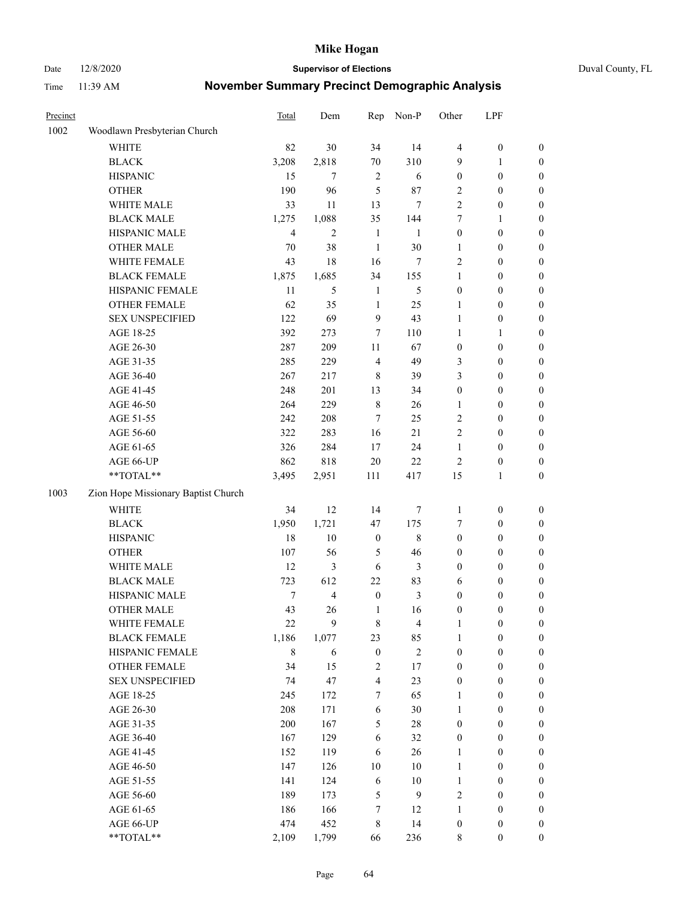# Mike Hogan

Date 12/8/2020 **Supervisor of Elections** Duval County, FL

Time 11:39 AM **November Summary Precinct Demographic Analysis**

| Precinct | | Total | Dem | Rep | Non-P | Other | LPF | |
|---|---|---|---|---|---|---|---|---|
| 1002 | Woodlawn Presbyterian Church | | | | | | | |
| | WHITE | 82 | 30 | 34 | 14 | 4 | 0 | 0 |
| | BLACK | 3,208 | 2,818 | 70 | 310 | 9 | 1 | 0 |
| | HISPANIC | 15 | 7 | 2 | 6 | 0 | 0 | 0 |
| | OTHER | 190 | 96 | 5 | 87 | 2 | 0 | 0 |
| | WHITE MALE | 33 | 11 | 13 | 7 | 2 | 0 | 0 |
| | BLACK MALE | 1,275 | 1,088 | 35 | 144 | 7 | 1 | 0 |
| | HISPANIC MALE | 4 | 2 | 1 | 1 | 0 | 0 | 0 |
| | OTHER MALE | 70 | 38 | 1 | 30 | 1 | 0 | 0 |
| | WHITE FEMALE | 43 | 18 | 16 | 7 | 2 | 0 | 0 |
| | BLACK FEMALE | 1,875 | 1,685 | 34 | 155 | 1 | 0 | 0 |
| | HISPANIC FEMALE | 11 | 5 | 1 | 5 | 0 | 0 | 0 |
| | OTHER FEMALE | 62 | 35 | 1 | 25 | 1 | 0 | 0 |
| | SEX UNSPECIFIED | 122 | 69 | 9 | 43 | 1 | 0 | 0 |
| | AGE 18-25 | 392 | 273 | 7 | 110 | 1 | 1 | 0 |
| | AGE 26-30 | 287 | 209 | 11 | 67 | 0 | 0 | 0 |
| | AGE 31-35 | 285 | 229 | 4 | 49 | 3 | 0 | 0 |
| | AGE 36-40 | 267 | 217 | 8 | 39 | 3 | 0 | 0 |
| | AGE 41-45 | 248 | 201 | 13 | 34 | 0 | 0 | 0 |
| | AGE 46-50 | 264 | 229 | 8 | 26 | 1 | 0 | 0 |
| | AGE 51-55 | 242 | 208 | 7 | 25 | 2 | 0 | 0 |
| | AGE 56-60 | 322 | 283 | 16 | 21 | 2 | 0 | 0 |
| | AGE 61-65 | 326 | 284 | 17 | 24 | 1 | 0 | 0 |
| | AGE 66-UP | 862 | 818 | 20 | 22 | 2 | 0 | 0 |
| | **TOTAL** | 3,495 | 2,951 | 111 | 417 | 15 | 1 | 0 |
| 1003 | Zion Hope Missionary Baptist Church | | | | | | | |
| | WHITE | 34 | 12 | 14 | 7 | 1 | 0 | 0 |
| | BLACK | 1,950 | 1,721 | 47 | 175 | 7 | 0 | 0 |
| | HISPANIC | 18 | 10 | 0 | 8 | 0 | 0 | 0 |
| | OTHER | 107 | 56 | 5 | 46 | 0 | 0 | 0 |
| | WHITE MALE | 12 | 3 | 6 | 3 | 0 | 0 | 0 |
| | BLACK MALE | 723 | 612 | 22 | 83 | 6 | 0 | 0 |
| | HISPANIC MALE | 7 | 4 | 0 | 3 | 0 | 0 | 0 |
| | OTHER MALE | 43 | 26 | 1 | 16 | 0 | 0 | 0 |
| | WHITE FEMALE | 22 | 9 | 8 | 4 | 1 | 0 | 0 |
| | BLACK FEMALE | 1,186 | 1,077 | 23 | 85 | 1 | 0 | 0 |
| | HISPANIC FEMALE | 8 | 6 | 0 | 2 | 0 | 0 | 0 |
| | OTHER FEMALE | 34 | 15 | 2 | 17 | 0 | 0 | 0 |
| | SEX UNSPECIFIED | 74 | 47 | 4 | 23 | 0 | 0 | 0 |
| | AGE 18-25 | 245 | 172 | 7 | 65 | 1 | 0 | 0 |
| | AGE 26-30 | 208 | 171 | 6 | 30 | 1 | 0 | 0 |
| | AGE 31-35 | 200 | 167 | 5 | 28 | 0 | 0 | 0 |
| | AGE 36-40 | 167 | 129 | 6 | 32 | 0 | 0 | 0 |
| | AGE 41-45 | 152 | 119 | 6 | 26 | 1 | 0 | 0 |
| | AGE 46-50 | 147 | 126 | 10 | 10 | 1 | 0 | 0 |
| | AGE 51-55 | 141 | 124 | 6 | 10 | 1 | 0 | 0 |
| | AGE 56-60 | 189 | 173 | 5 | 9 | 2 | 0 | 0 |
| | AGE 61-65 | 186 | 166 | 7 | 12 | 1 | 0 | 0 |
| | AGE 66-UP | 474 | 452 | 8 | 14 | 0 | 0 | 0 |
| | **TOTAL** | 2,109 | 1,799 | 66 | 236 | 8 | 0 | 0 |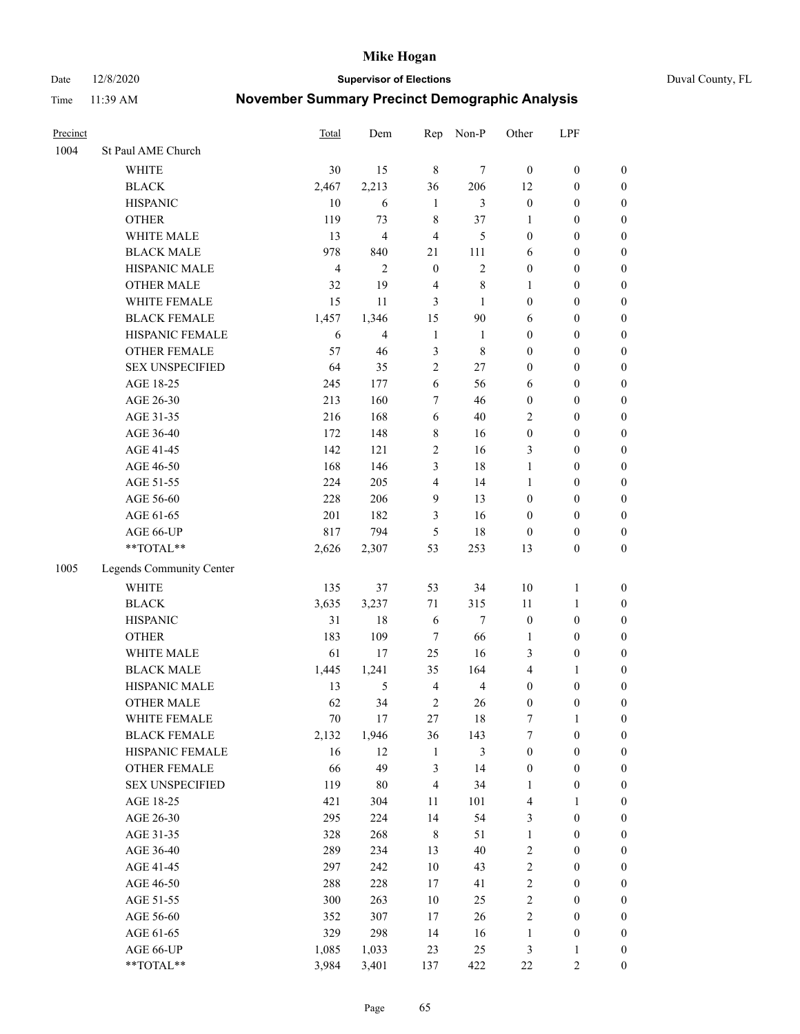| Precinct | | Total | Dem | Rep | Non-P | Other | LPF | |
|---|---|---|---|---|---|---|---|---|
| 1004 | St Paul AME Church | | | | | | | |
| | WHITE | 30 | 15 | 8 | 7 | 0 | 0 | 0 |
| | BLACK | 2,467 | 2,213 | 36 | 206 | 12 | 0 | 0 |
| | HISPANIC | 10 | 6 | 1 | 3 | 0 | 0 | 0 |
| | OTHER | 119 | 73 | 8 | 37 | 1 | 0 | 0 |
| | WHITE MALE | 13 | 4 | 4 | 5 | 0 | 0 | 0 |
| | BLACK MALE | 978 | 840 | 21 | 111 | 6 | 0 | 0 |
| | HISPANIC MALE | 4 | 2 | 0 | 2 | 0 | 0 | 0 |
| | OTHER MALE | 32 | 19 | 4 | 8 | 1 | 0 | 0 |
| | WHITE FEMALE | 15 | 11 | 3 | 1 | 0 | 0 | 0 |
| | BLACK FEMALE | 1,457 | 1,346 | 15 | 90 | 6 | 0 | 0 |
| | HISPANIC FEMALE | 6 | 4 | 1 | 1 | 0 | 0 | 0 |
| | OTHER FEMALE | 57 | 46 | 3 | 8 | 0 | 0 | 0 |
| | SEX UNSPECIFIED | 64 | 35 | 2 | 27 | 0 | 0 | 0 |
| | AGE 18-25 | 245 | 177 | 6 | 56 | 6 | 0 | 0 |
| | AGE 26-30 | 213 | 160 | 7 | 46 | 0 | 0 | 0 |
| | AGE 31-35 | 216 | 168 | 6 | 40 | 2 | 0 | 0 |
| | AGE 36-40 | 172 | 148 | 8 | 16 | 0 | 0 | 0 |
| | AGE 41-45 | 142 | 121 | 2 | 16 | 3 | 0 | 0 |
| | AGE 46-50 | 168 | 146 | 3 | 18 | 1 | 0 | 0 |
| | AGE 51-55 | 224 | 205 | 4 | 14 | 1 | 0 | 0 |
| | AGE 56-60 | 228 | 206 | 9 | 13 | 0 | 0 | 0 |
| | AGE 61-65 | 201 | 182 | 3 | 16 | 0 | 0 | 0 |
| | AGE 66-UP | 817 | 794 | 5 | 18 | 0 | 0 | 0 |
| | **TOTAL** | 2,626 | 2,307 | 53 | 253 | 13 | 0 | 0 |
| 1005 | Legends Community Center | | | | | | | |
| | WHITE | 135 | 37 | 53 | 34 | 10 | 1 | 0 |
| | BLACK | 3,635 | 3,237 | 71 | 315 | 11 | 1 | 0 |
| | HISPANIC | 31 | 18 | 6 | 7 | 0 | 0 | 0 |
| | OTHER | 183 | 109 | 7 | 66 | 1 | 0 | 0 |
| | WHITE MALE | 61 | 17 | 25 | 16 | 3 | 0 | 0 |
| | BLACK MALE | 1,445 | 1,241 | 35 | 164 | 4 | 1 | 0 |
| | HISPANIC MALE | 13 | 5 | 4 | 4 | 0 | 0 | 0 |
| | OTHER MALE | 62 | 34 | 2 | 26 | 0 | 0 | 0 |
| | WHITE FEMALE | 70 | 17 | 27 | 18 | 7 | 1 | 0 |
| | BLACK FEMALE | 2,132 | 1,946 | 36 | 143 | 7 | 0 | 0 |
| | HISPANIC FEMALE | 16 | 12 | 1 | 3 | 0 | 0 | 0 |
| | OTHER FEMALE | 66 | 49 | 3 | 14 | 0 | 0 | 0 |
| | SEX UNSPECIFIED | 119 | 80 | 4 | 34 | 1 | 0 | 0 |
| | AGE 18-25 | 421 | 304 | 11 | 101 | 4 | 1 | 0 |
| | AGE 26-30 | 295 | 224 | 14 | 54 | 3 | 0 | 0 |
| | AGE 31-35 | 328 | 268 | 8 | 51 | 1 | 0 | 0 |
| | AGE 36-40 | 289 | 234 | 13 | 40 | 2 | 0 | 0 |
| | AGE 41-45 | 297 | 242 | 10 | 43 | 2 | 0 | 0 |
| | AGE 46-50 | 288 | 228 | 17 | 41 | 2 | 0 | 0 |
| | AGE 51-55 | 300 | 263 | 10 | 25 | 2 | 0 | 0 |
| | AGE 56-60 | 352 | 307 | 17 | 26 | 2 | 0 | 0 |
| | AGE 61-65 | 329 | 298 | 14 | 16 | 1 | 0 | 0 |
| | AGE 66-UP | 1,085 | 1,033 | 23 | 25 | 3 | 1 | 0 |
| | **TOTAL** | 3,984 | 3,401 | 137 | 422 | 22 | 2 | 0 |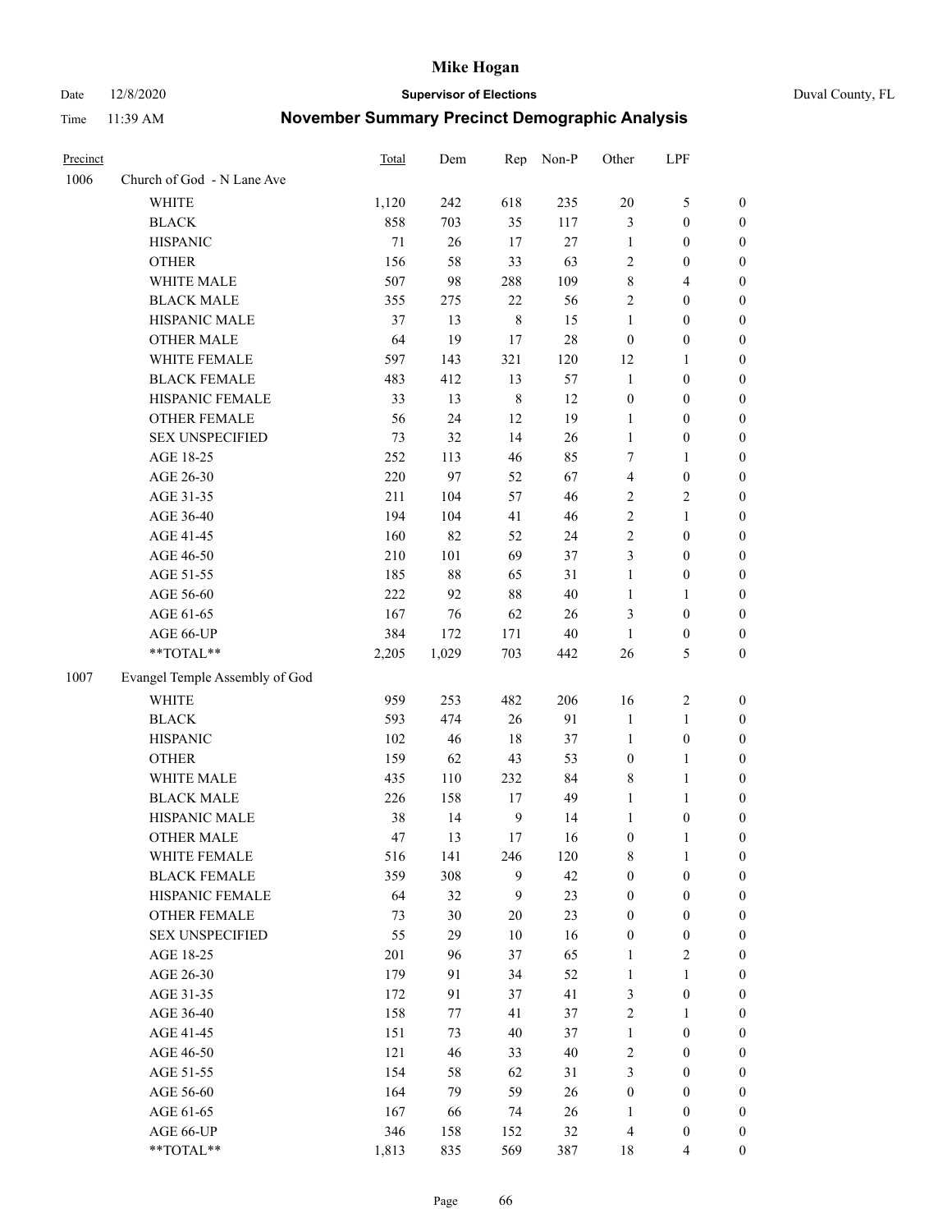# Mike Hogan

Date 12/8/2020 **Supervisor of Elections** Duval County, FL

Time 11:39 AM **November Summary Precinct Demographic Analysis**

| Precinct | | Total | Dem | Rep | Non-P | Other | LPF | |
|---|---|---|---|---|---|---|---|---|
| 1006 | Church of God - N Lane Ave | | | | | | | |
| | WHITE | 1,120 | 242 | 618 | 235 | 20 | 5 | 0 |
| | BLACK | 858 | 703 | 35 | 117 | 3 | 0 | 0 |
| | HISPANIC | 71 | 26 | 17 | 27 | 1 | 0 | 0 |
| | OTHER | 156 | 58 | 33 | 63 | 2 | 0 | 0 |
| | WHITE MALE | 507 | 98 | 288 | 109 | 8 | 4 | 0 |
| | BLACK MALE | 355 | 275 | 22 | 56 | 2 | 0 | 0 |
| | HISPANIC MALE | 37 | 13 | 8 | 15 | 1 | 0 | 0 |
| | OTHER MALE | 64 | 19 | 17 | 28 | 0 | 0 | 0 |
| | WHITE FEMALE | 597 | 143 | 321 | 120 | 12 | 1 | 0 |
| | BLACK FEMALE | 483 | 412 | 13 | 57 | 1 | 0 | 0 |
| | HISPANIC FEMALE | 33 | 13 | 8 | 12 | 0 | 0 | 0 |
| | OTHER FEMALE | 56 | 24 | 12 | 19 | 1 | 0 | 0 |
| | SEX UNSPECIFIED | 73 | 32 | 14 | 26 | 1 | 0 | 0 |
| | AGE 18-25 | 252 | 113 | 46 | 85 | 7 | 1 | 0 |
| | AGE 26-30 | 220 | 97 | 52 | 67 | 4 | 0 | 0 |
| | AGE 31-35 | 211 | 104 | 57 | 46 | 2 | 2 | 0 |
| | AGE 36-40 | 194 | 104 | 41 | 46 | 2 | 1 | 0 |
| | AGE 41-45 | 160 | 82 | 52 | 24 | 2 | 0 | 0 |
| | AGE 46-50 | 210 | 101 | 69 | 37 | 3 | 0 | 0 |
| | AGE 51-55 | 185 | 88 | 65 | 31 | 1 | 0 | 0 |
| | AGE 56-60 | 222 | 92 | 88 | 40 | 1 | 1 | 0 |
| | AGE 61-65 | 167 | 76 | 62 | 26 | 3 | 0 | 0 |
| | AGE 66-UP | 384 | 172 | 171 | 40 | 1 | 0 | 0 |
| | **TOTAL** | 2,205 | 1,029 | 703 | 442 | 26 | 5 | 0 |
| 1007 | Evangel Temple Assembly of God | | | | | | | |
| | WHITE | 959 | 253 | 482 | 206 | 16 | 2 | 0 |
| | BLACK | 593 | 474 | 26 | 91 | 1 | 1 | 0 |
| | HISPANIC | 102 | 46 | 18 | 37 | 1 | 0 | 0 |
| | OTHER | 159 | 62 | 43 | 53 | 0 | 1 | 0 |
| | WHITE MALE | 435 | 110 | 232 | 84 | 8 | 1 | 0 |
| | BLACK MALE | 226 | 158 | 17 | 49 | 1 | 1 | 0 |
| | HISPANIC MALE | 38 | 14 | 9 | 14 | 1 | 0 | 0 |
| | OTHER MALE | 47 | 13 | 17 | 16 | 0 | 1 | 0 |
| | WHITE FEMALE | 516 | 141 | 246 | 120 | 8 | 1 | 0 |
| | BLACK FEMALE | 359 | 308 | 9 | 42 | 0 | 0 | 0 |
| | HISPANIC FEMALE | 64 | 32 | 9 | 23 | 0 | 0 | 0 |
| | OTHER FEMALE | 73 | 30 | 20 | 23 | 0 | 0 | 0 |
| | SEX UNSPECIFIED | 55 | 29 | 10 | 16 | 0 | 0 | 0 |
| | AGE 18-25 | 201 | 96 | 37 | 65 | 1 | 2 | 0 |
| | AGE 26-30 | 179 | 91 | 34 | 52 | 1 | 1 | 0 |
| | AGE 31-35 | 172 | 91 | 37 | 41 | 3 | 0 | 0 |
| | AGE 36-40 | 158 | 77 | 41 | 37 | 2 | 1 | 0 |
| | AGE 41-45 | 151 | 73 | 40 | 37 | 1 | 0 | 0 |
| | AGE 46-50 | 121 | 46 | 33 | 40 | 2 | 0 | 0 |
| | AGE 51-55 | 154 | 58 | 62 | 31 | 3 | 0 | 0 |
| | AGE 56-60 | 164 | 79 | 59 | 26 | 0 | 0 | 0 |
| | AGE 61-65 | 167 | 66 | 74 | 26 | 1 | 0 | 0 |
| | AGE 66-UP | 346 | 158 | 152 | 32 | 4 | 0 | 0 |
| | **TOTAL** | 1,813 | 835 | 569 | 387 | 18 | 4 | 0 |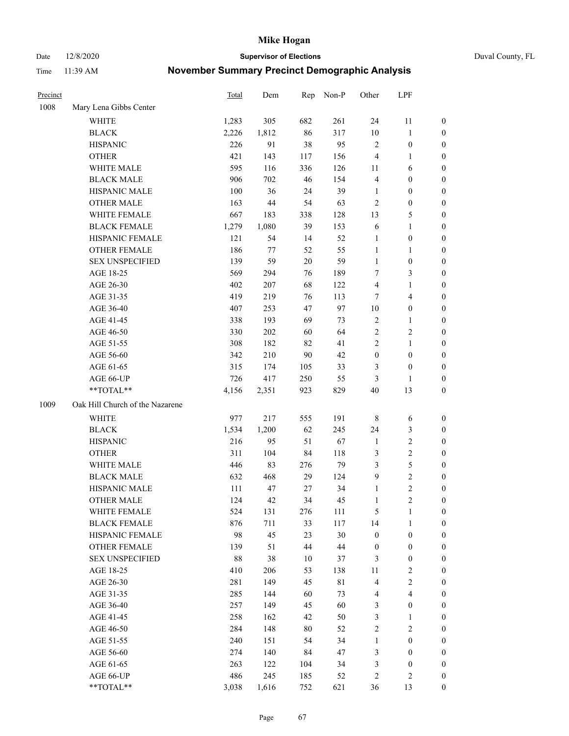# Mike Hogan

Date 12/8/2020 | **Supervisor of Elections** | Duval County, FL

Time 11:39 AM | **November Summary Precinct Demographic Analysis**

| Precinct | | Total | Dem | Rep | Non-P | Other | LPF | |
|---|---|---|---|---|---|---|---|---|
| 1008 | Mary Lena Gibbs Center | | | | | | | |
| | WHITE | 1,283 | 305 | 682 | 261 | 24 | 11 | 0 |
| | BLACK | 2,226 | 1,812 | 86 | 317 | 10 | 1 | 0 |
| | HISPANIC | 226 | 91 | 38 | 95 | 2 | 0 | 0 |
| | OTHER | 421 | 143 | 117 | 156 | 4 | 1 | 0 |
| | WHITE MALE | 595 | 116 | 336 | 126 | 11 | 6 | 0 |
| | BLACK MALE | 906 | 702 | 46 | 154 | 4 | 0 | 0 |
| | HISPANIC MALE | 100 | 36 | 24 | 39 | 1 | 0 | 0 |
| | OTHER MALE | 163 | 44 | 54 | 63 | 2 | 0 | 0 |
| | WHITE FEMALE | 667 | 183 | 338 | 128 | 13 | 5 | 0 |
| | BLACK FEMALE | 1,279 | 1,080 | 39 | 153 | 6 | 1 | 0 |
| | HISPANIC FEMALE | 121 | 54 | 14 | 52 | 1 | 0 | 0 |
| | OTHER FEMALE | 186 | 77 | 52 | 55 | 1 | 1 | 0 |
| | SEX UNSPECIFIED | 139 | 59 | 20 | 59 | 1 | 0 | 0 |
| | AGE 18-25 | 569 | 294 | 76 | 189 | 7 | 3 | 0 |
| | AGE 26-30 | 402 | 207 | 68 | 122 | 4 | 1 | 0 |
| | AGE 31-35 | 419 | 219 | 76 | 113 | 7 | 4 | 0 |
| | AGE 36-40 | 407 | 253 | 47 | 97 | 10 | 0 | 0 |
| | AGE 41-45 | 338 | 193 | 69 | 73 | 2 | 1 | 0 |
| | AGE 46-50 | 330 | 202 | 60 | 64 | 2 | 2 | 0 |
| | AGE 51-55 | 308 | 182 | 82 | 41 | 2 | 1 | 0 |
| | AGE 56-60 | 342 | 210 | 90 | 42 | 0 | 0 | 0 |
| | AGE 61-65 | 315 | 174 | 105 | 33 | 3 | 0 | 0 |
| | AGE 66-UP | 726 | 417 | 250 | 55 | 3 | 1 | 0 |
| | **TOTAL** | 4,156 | 2,351 | 923 | 829 | 40 | 13 | 0 |
| 1009 | Oak Hill Church of the Nazarene | | | | | | | |
| | WHITE | 977 | 217 | 555 | 191 | 8 | 6 | 0 |
| | BLACK | 1,534 | 1,200 | 62 | 245 | 24 | 3 | 0 |
| | HISPANIC | 216 | 95 | 51 | 67 | 1 | 2 | 0 |
| | OTHER | 311 | 104 | 84 | 118 | 3 | 2 | 0 |
| | WHITE MALE | 446 | 83 | 276 | 79 | 3 | 5 | 0 |
| | BLACK MALE | 632 | 468 | 29 | 124 | 9 | 2 | 0 |
| | HISPANIC MALE | 111 | 47 | 27 | 34 | 1 | 2 | 0 |
| | OTHER MALE | 124 | 42 | 34 | 45 | 1 | 2 | 0 |
| | WHITE FEMALE | 524 | 131 | 276 | 111 | 5 | 1 | 0 |
| | BLACK FEMALE | 876 | 711 | 33 | 117 | 14 | 1 | 0 |
| | HISPANIC FEMALE | 98 | 45 | 23 | 30 | 0 | 0 | 0 |
| | OTHER FEMALE | 139 | 51 | 44 | 44 | 0 | 0 | 0 |
| | SEX UNSPECIFIED | 88 | 38 | 10 | 37 | 3 | 0 | 0 |
| | AGE 18-25 | 410 | 206 | 53 | 138 | 11 | 2 | 0 |
| | AGE 26-30 | 281 | 149 | 45 | 81 | 4 | 2 | 0 |
| | AGE 31-35 | 285 | 144 | 60 | 73 | 4 | 4 | 0 |
| | AGE 36-40 | 257 | 149 | 45 | 60 | 3 | 0 | 0 |
| | AGE 41-45 | 258 | 162 | 42 | 50 | 3 | 1 | 0 |
| | AGE 46-50 | 284 | 148 | 80 | 52 | 2 | 2 | 0 |
| | AGE 51-55 | 240 | 151 | 54 | 34 | 1 | 0 | 0 |
| | AGE 56-60 | 274 | 140 | 84 | 47 | 3 | 0 | 0 |
| | AGE 61-65 | 263 | 122 | 104 | 34 | 3 | 0 | 0 |
| | AGE 66-UP | 486 | 245 | 185 | 52 | 2 | 2 | 0 |
| | **TOTAL** | 3,038 | 1,616 | 752 | 621 | 36 | 13 | 0 |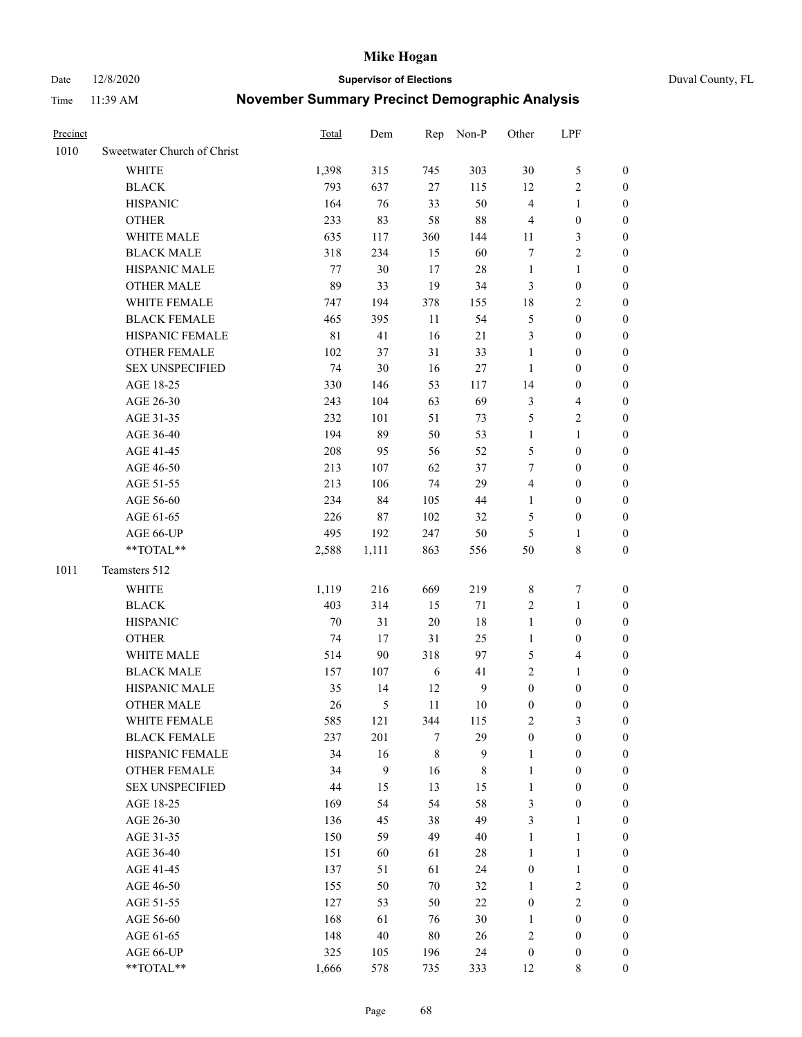# Mike Hogan

Date 12/8/2020 **Supervisor of Elections** Duval County, FL

Time 11:39 AM **November Summary Precinct Demographic Analysis**

| Precinct | | Total | Dem | Rep | Non-P | Other | LPF | |
|---|---|---|---|---|---|---|---|---|
| 1010 | Sweetwater Church of Christ | | | | | | | |
| | WHITE | 1,398 | 315 | 745 | 303 | 30 | 5 | 0 |
| | BLACK | 793 | 637 | 27 | 115 | 12 | 2 | 0 |
| | HISPANIC | 164 | 76 | 33 | 50 | 4 | 1 | 0 |
| | OTHER | 233 | 83 | 58 | 88 | 4 | 0 | 0 |
| | WHITE MALE | 635 | 117 | 360 | 144 | 11 | 3 | 0 |
| | BLACK MALE | 318 | 234 | 15 | 60 | 7 | 2 | 0 |
| | HISPANIC MALE | 77 | 30 | 17 | 28 | 1 | 1 | 0 |
| | OTHER MALE | 89 | 33 | 19 | 34 | 3 | 0 | 0 |
| | WHITE FEMALE | 747 | 194 | 378 | 155 | 18 | 2 | 0 |
| | BLACK FEMALE | 465 | 395 | 11 | 54 | 5 | 0 | 0 |
| | HISPANIC FEMALE | 81 | 41 | 16 | 21 | 3 | 0 | 0 |
| | OTHER FEMALE | 102 | 37 | 31 | 33 | 1 | 0 | 0 |
| | SEX UNSPECIFIED | 74 | 30 | 16 | 27 | 1 | 0 | 0 |
| | AGE 18-25 | 330 | 146 | 53 | 117 | 14 | 0 | 0 |
| | AGE 26-30 | 243 | 104 | 63 | 69 | 3 | 4 | 0 |
| | AGE 31-35 | 232 | 101 | 51 | 73 | 5 | 2 | 0 |
| | AGE 36-40 | 194 | 89 | 50 | 53 | 1 | 1 | 0 |
| | AGE 41-45 | 208 | 95 | 56 | 52 | 5 | 0 | 0 |
| | AGE 46-50 | 213 | 107 | 62 | 37 | 7 | 0 | 0 |
| | AGE 51-55 | 213 | 106 | 74 | 29 | 4 | 0 | 0 |
| | AGE 56-60 | 234 | 84 | 105 | 44 | 1 | 0 | 0 |
| | AGE 61-65 | 226 | 87 | 102 | 32 | 5 | 0 | 0 |
| | AGE 66-UP | 495 | 192 | 247 | 50 | 5 | 1 | 0 |
| | **TOTAL** | 2,588 | 1,111 | 863 | 556 | 50 | 8 | 0 |
| 1011 | Teamsters 512 | | | | | | | |
| | WHITE | 1,119 | 216 | 669 | 219 | 8 | 7 | 0 |
| | BLACK | 403 | 314 | 15 | 71 | 2 | 1 | 0 |
| | HISPANIC | 70 | 31 | 20 | 18 | 1 | 0 | 0 |
| | OTHER | 74 | 17 | 31 | 25 | 1 | 0 | 0 |
| | WHITE MALE | 514 | 90 | 318 | 97 | 5 | 4 | 0 |
| | BLACK MALE | 157 | 107 | 6 | 41 | 2 | 1 | 0 |
| | HISPANIC MALE | 35 | 14 | 12 | 9 | 0 | 0 | 0 |
| | OTHER MALE | 26 | 5 | 11 | 10 | 0 | 0 | 0 |
| | WHITE FEMALE | 585 | 121 | 344 | 115 | 2 | 3 | 0 |
| | BLACK FEMALE | 237 | 201 | 7 | 29 | 0 | 0 | 0 |
| | HISPANIC FEMALE | 34 | 16 | 8 | 9 | 1 | 0 | 0 |
| | OTHER FEMALE | 34 | 9 | 16 | 8 | 1 | 0 | 0 |
| | SEX UNSPECIFIED | 44 | 15 | 13 | 15 | 1 | 0 | 0 |
| | AGE 18-25 | 169 | 54 | 54 | 58 | 3 | 0 | 0 |
| | AGE 26-30 | 136 | 45 | 38 | 49 | 3 | 1 | 0 |
| | AGE 31-35 | 150 | 59 | 49 | 40 | 1 | 1 | 0 |
| | AGE 36-40 | 151 | 60 | 61 | 28 | 1 | 1 | 0 |
| | AGE 41-45 | 137 | 51 | 61 | 24 | 0 | 1 | 0 |
| | AGE 46-50 | 155 | 50 | 70 | 32 | 1 | 2 | 0 |
| | AGE 51-55 | 127 | 53 | 50 | 22 | 0 | 2 | 0 |
| | AGE 56-60 | 168 | 61 | 76 | 30 | 1 | 0 | 0 |
| | AGE 61-65 | 148 | 40 | 80 | 26 | 2 | 0 | 0 |
| | AGE 66-UP | 325 | 105 | 196 | 24 | 0 | 0 | 0 |
| | **TOTAL** | 1,666 | 578 | 735 | 333 | 12 | 8 | 0 |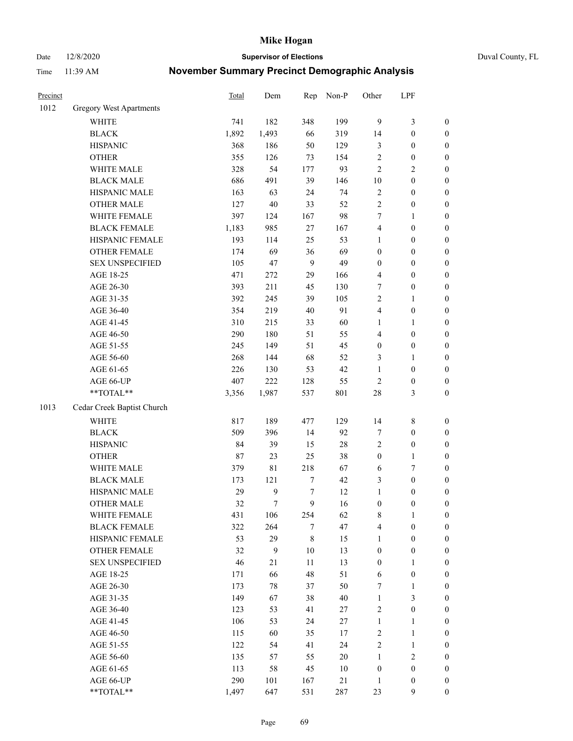# Mike Hogan

Date 12/8/2020 | **Supervisor of Elections** | Duval County, FL

Time 11:39 AM | **November Summary Precinct Demographic Analysis**

| Precinct | | Total | Dem | Rep | Non-P | Other | LPF | |
|---|---|---|---|---|---|---|---|---|
| 1012 | Gregory West Apartments | | | | | | | |
| | WHITE | 741 | 182 | 348 | 199 | 9 | 3 | 0 |
| | BLACK | 1,892 | 1,493 | 66 | 319 | 14 | 0 | 0 |
| | HISPANIC | 368 | 186 | 50 | 129 | 3 | 0 | 0 |
| | OTHER | 355 | 126 | 73 | 154 | 2 | 0 | 0 |
| | WHITE MALE | 328 | 54 | 177 | 93 | 2 | 2 | 0 |
| | BLACK MALE | 686 | 491 | 39 | 146 | 10 | 0 | 0 |
| | HISPANIC MALE | 163 | 63 | 24 | 74 | 2 | 0 | 0 |
| | OTHER MALE | 127 | 40 | 33 | 52 | 2 | 0 | 0 |
| | WHITE FEMALE | 397 | 124 | 167 | 98 | 7 | 1 | 0 |
| | BLACK FEMALE | 1,183 | 985 | 27 | 167 | 4 | 0 | 0 |
| | HISPANIC FEMALE | 193 | 114 | 25 | 53 | 1 | 0 | 0 |
| | OTHER FEMALE | 174 | 69 | 36 | 69 | 0 | 0 | 0 |
| | SEX UNSPECIFIED | 105 | 47 | 9 | 49 | 0 | 0 | 0 |
| | AGE 18-25 | 471 | 272 | 29 | 166 | 4 | 0 | 0 |
| | AGE 26-30 | 393 | 211 | 45 | 130 | 7 | 0 | 0 |
| | AGE 31-35 | 392 | 245 | 39 | 105 | 2 | 1 | 0 |
| | AGE 36-40 | 354 | 219 | 40 | 91 | 4 | 0 | 0 |
| | AGE 41-45 | 310 | 215 | 33 | 60 | 1 | 1 | 0 |
| | AGE 46-50 | 290 | 180 | 51 | 55 | 4 | 0 | 0 |
| | AGE 51-55 | 245 | 149 | 51 | 45 | 0 | 0 | 0 |
| | AGE 56-60 | 268 | 144 | 68 | 52 | 3 | 1 | 0 |
| | AGE 61-65 | 226 | 130 | 53 | 42 | 1 | 0 | 0 |
| | AGE 66-UP | 407 | 222 | 128 | 55 | 2 | 0 | 0 |
| | **TOTAL** | 3,356 | 1,987 | 537 | 801 | 28 | 3 | 0 |
| 1013 | Cedar Creek Baptist Church | | | | | | | |
| | WHITE | 817 | 189 | 477 | 129 | 14 | 8 | 0 |
| | BLACK | 509 | 396 | 14 | 92 | 7 | 0 | 0 |
| | HISPANIC | 84 | 39 | 15 | 28 | 2 | 0 | 0 |
| | OTHER | 87 | 23 | 25 | 38 | 0 | 1 | 0 |
| | WHITE MALE | 379 | 81 | 218 | 67 | 6 | 7 | 0 |
| | BLACK MALE | 173 | 121 | 7 | 42 | 3 | 0 | 0 |
| | HISPANIC MALE | 29 | 9 | 7 | 12 | 1 | 0 | 0 |
| | OTHER MALE | 32 | 7 | 9 | 16 | 0 | 0 | 0 |
| | WHITE FEMALE | 431 | 106 | 254 | 62 | 8 | 1 | 0 |
| | BLACK FEMALE | 322 | 264 | 7 | 47 | 4 | 0 | 0 |
| | HISPANIC FEMALE | 53 | 29 | 8 | 15 | 1 | 0 | 0 |
| | OTHER FEMALE | 32 | 9 | 10 | 13 | 0 | 0 | 0 |
| | SEX UNSPECIFIED | 46 | 21 | 11 | 13 | 0 | 1 | 0 |
| | AGE 18-25 | 171 | 66 | 48 | 51 | 6 | 0 | 0 |
| | AGE 26-30 | 173 | 78 | 37 | 50 | 7 | 1 | 0 |
| | AGE 31-35 | 149 | 67 | 38 | 40 | 1 | 3 | 0 |
| | AGE 36-40 | 123 | 53 | 41 | 27 | 2 | 0 | 0 |
| | AGE 41-45 | 106 | 53 | 24 | 27 | 1 | 1 | 0 |
| | AGE 46-50 | 115 | 60 | 35 | 17 | 2 | 1 | 0 |
| | AGE 51-55 | 122 | 54 | 41 | 24 | 2 | 1 | 0 |
| | AGE 56-60 | 135 | 57 | 55 | 20 | 1 | 2 | 0 |
| | AGE 61-65 | 113 | 58 | 45 | 10 | 0 | 0 | 0 |
| | AGE 66-UP | 290 | 101 | 167 | 21 | 1 | 0 | 0 |
| | **TOTAL** | 1,497 | 647 | 531 | 287 | 23 | 9 | 0 |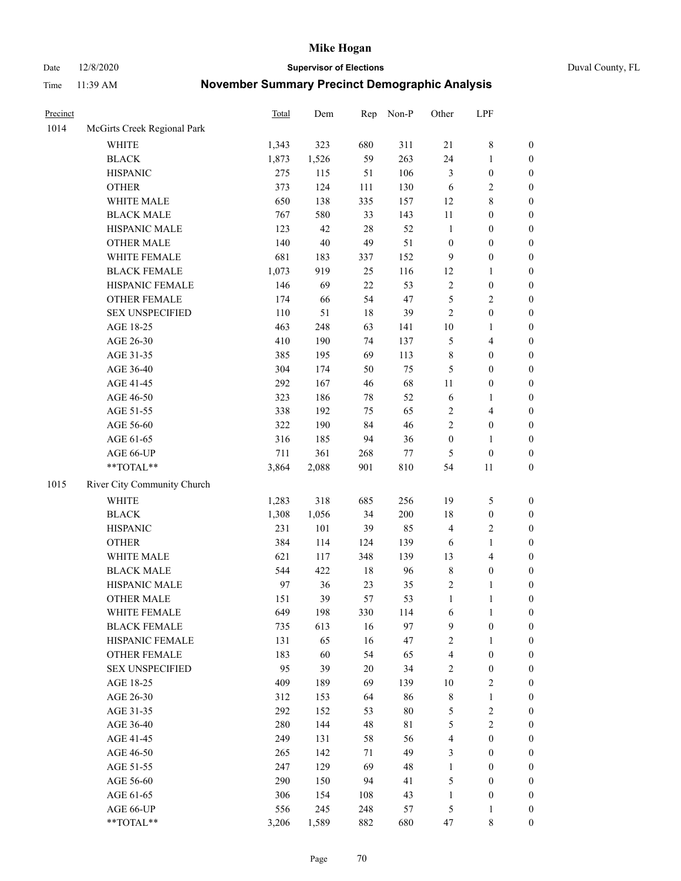| Precinct | | Total | Dem | Rep | Non-P | Other | LPF | |
|---|---|---|---|---|---|---|---|---|
| 1014 | McGirts Creek Regional Park | | | | | | | |
| | WHITE | 1,343 | 323 | 680 | 311 | 21 | 8 | 0 |
| | BLACK | 1,873 | 1,526 | 59 | 263 | 24 | 1 | 0 |
| | HISPANIC | 275 | 115 | 51 | 106 | 3 | 0 | 0 |
| | OTHER | 373 | 124 | 111 | 130 | 6 | 2 | 0 |
| | WHITE MALE | 650 | 138 | 335 | 157 | 12 | 8 | 0 |
| | BLACK MALE | 767 | 580 | 33 | 143 | 11 | 0 | 0 |
| | HISPANIC MALE | 123 | 42 | 28 | 52 | 1 | 0 | 0 |
| | OTHER MALE | 140 | 40 | 49 | 51 | 0 | 0 | 0 |
| | WHITE FEMALE | 681 | 183 | 337 | 152 | 9 | 0 | 0 |
| | BLACK FEMALE | 1,073 | 919 | 25 | 116 | 12 | 1 | 0 |
| | HISPANIC FEMALE | 146 | 69 | 22 | 53 | 2 | 0 | 0 |
| | OTHER FEMALE | 174 | 66 | 54 | 47 | 5 | 2 | 0 |
| | SEX UNSPECIFIED | 110 | 51 | 18 | 39 | 2 | 0 | 0 |
| | AGE 18-25 | 463 | 248 | 63 | 141 | 10 | 1 | 0 |
| | AGE 26-30 | 410 | 190 | 74 | 137 | 5 | 4 | 0 |
| | AGE 31-35 | 385 | 195 | 69 | 113 | 8 | 0 | 0 |
| | AGE 36-40 | 304 | 174 | 50 | 75 | 5 | 0 | 0 |
| | AGE 41-45 | 292 | 167 | 46 | 68 | 11 | 0 | 0 |
| | AGE 46-50 | 323 | 186 | 78 | 52 | 6 | 1 | 0 |
| | AGE 51-55 | 338 | 192 | 75 | 65 | 2 | 4 | 0 |
| | AGE 56-60 | 322 | 190 | 84 | 46 | 2 | 0 | 0 |
| | AGE 61-65 | 316 | 185 | 94 | 36 | 0 | 1 | 0 |
| | AGE 66-UP | 711 | 361 | 268 | 77 | 5 | 0 | 0 |
| | **TOTAL** | 3,864 | 2,088 | 901 | 810 | 54 | 11 | 0 |
| 1015 | River City Community Church | | | | | | | |
| | WHITE | 1,283 | 318 | 685 | 256 | 19 | 5 | 0 |
| | BLACK | 1,308 | 1,056 | 34 | 200 | 18 | 0 | 0 |
| | HISPANIC | 231 | 101 | 39 | 85 | 4 | 2 | 0 |
| | OTHER | 384 | 114 | 124 | 139 | 6 | 1 | 0 |
| | WHITE MALE | 621 | 117 | 348 | 139 | 13 | 4 | 0 |
| | BLACK MALE | 544 | 422 | 18 | 96 | 8 | 0 | 0 |
| | HISPANIC MALE | 97 | 36 | 23 | 35 | 2 | 1 | 0 |
| | OTHER MALE | 151 | 39 | 57 | 53 | 1 | 1 | 0 |
| | WHITE FEMALE | 649 | 198 | 330 | 114 | 6 | 1 | 0 |
| | BLACK FEMALE | 735 | 613 | 16 | 97 | 9 | 0 | 0 |
| | HISPANIC FEMALE | 131 | 65 | 16 | 47 | 2 | 1 | 0 |
| | OTHER FEMALE | 183 | 60 | 54 | 65 | 4 | 0 | 0 |
| | SEX UNSPECIFIED | 95 | 39 | 20 | 34 | 2 | 0 | 0 |
| | AGE 18-25 | 409 | 189 | 69 | 139 | 10 | 2 | 0 |
| | AGE 26-30 | 312 | 153 | 64 | 86 | 8 | 1 | 0 |
| | AGE 31-35 | 292 | 152 | 53 | 80 | 5 | 2 | 0 |
| | AGE 36-40 | 280 | 144 | 48 | 81 | 5 | 2 | 0 |
| | AGE 41-45 | 249 | 131 | 58 | 56 | 4 | 0 | 0 |
| | AGE 46-50 | 265 | 142 | 71 | 49 | 3 | 0 | 0 |
| | AGE 51-55 | 247 | 129 | 69 | 48 | 1 | 0 | 0 |
| | AGE 56-60 | 290 | 150 | 94 | 41 | 5 | 0 | 0 |
| | AGE 61-65 | 306 | 154 | 108 | 43 | 1 | 0 | 0 |
| | AGE 66-UP | 556 | 245 | 248 | 57 | 5 | 1 | 0 |
| | **TOTAL** | 3,206 | 1,589 | 882 | 680 | 47 | 8 | 0 |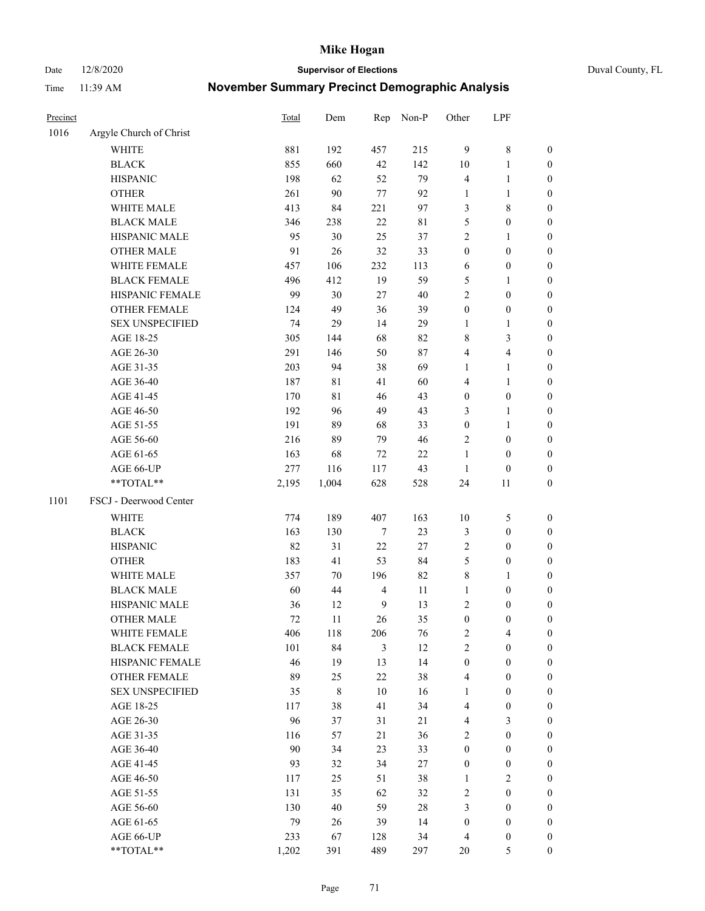# Mike Hogan

Date 12/8/2020 **Supervisor of Elections** Duval County, FL

Time 11:39 AM **November Summary Precinct Demographic Analysis**

| Precinct | | Total | Dem | Rep | Non-P | Other | LPF | |
|---|---|---|---|---|---|---|---|---|
| 1016 | Argyle Church of Christ | | | | | | | |
| | WHITE | 881 | 192 | 457 | 215 | 9 | 8 | 0 |
| | BLACK | 855 | 660 | 42 | 142 | 10 | 1 | 0 |
| | HISPANIC | 198 | 62 | 52 | 79 | 4 | 1 | 0 |
| | OTHER | 261 | 90 | 77 | 92 | 1 | 1 | 0 |
| | WHITE MALE | 413 | 84 | 221 | 97 | 3 | 8 | 0 |
| | BLACK MALE | 346 | 238 | 22 | 81 | 5 | 0 | 0 |
| | HISPANIC MALE | 95 | 30 | 25 | 37 | 2 | 1 | 0 |
| | OTHER MALE | 91 | 26 | 32 | 33 | 0 | 0 | 0 |
| | WHITE FEMALE | 457 | 106 | 232 | 113 | 6 | 0 | 0 |
| | BLACK FEMALE | 496 | 412 | 19 | 59 | 5 | 1 | 0 |
| | HISPANIC FEMALE | 99 | 30 | 27 | 40 | 2 | 0 | 0 |
| | OTHER FEMALE | 124 | 49 | 36 | 39 | 0 | 0 | 0 |
| | SEX UNSPECIFIED | 74 | 29 | 14 | 29 | 1 | 1 | 0 |
| | AGE 18-25 | 305 | 144 | 68 | 82 | 8 | 3 | 0 |
| | AGE 26-30 | 291 | 146 | 50 | 87 | 4 | 4 | 0 |
| | AGE 31-35 | 203 | 94 | 38 | 69 | 1 | 1 | 0 |
| | AGE 36-40 | 187 | 81 | 41 | 60 | 4 | 1 | 0 |
| | AGE 41-45 | 170 | 81 | 46 | 43 | 0 | 0 | 0 |
| | AGE 46-50 | 192 | 96 | 49 | 43 | 3 | 1 | 0 |
| | AGE 51-55 | 191 | 89 | 68 | 33 | 0 | 1 | 0 |
| | AGE 56-60 | 216 | 89 | 79 | 46 | 2 | 0 | 0 |
| | AGE 61-65 | 163 | 68 | 72 | 22 | 1 | 0 | 0 |
| | AGE 66-UP | 277 | 116 | 117 | 43 | 1 | 0 | 0 |
| | **TOTAL** | 2,195 | 1,004 | 628 | 528 | 24 | 11 | 0 |
| 1101 | FSCJ - Deerwood Center | | | | | | | |
| | WHITE | 774 | 189 | 407 | 163 | 10 | 5 | 0 |
| | BLACK | 163 | 130 | 7 | 23 | 3 | 0 | 0 |
| | HISPANIC | 82 | 31 | 22 | 27 | 2 | 0 | 0 |
| | OTHER | 183 | 41 | 53 | 84 | 5 | 0 | 0 |
| | WHITE MALE | 357 | 70 | 196 | 82 | 8 | 1 | 0 |
| | BLACK MALE | 60 | 44 | 4 | 11 | 1 | 0 | 0 |
| | HISPANIC MALE | 36 | 12 | 9 | 13 | 2 | 0 | 0 |
| | OTHER MALE | 72 | 11 | 26 | 35 | 0 | 0 | 0 |
| | WHITE FEMALE | 406 | 118 | 206 | 76 | 2 | 4 | 0 |
| | BLACK FEMALE | 101 | 84 | 3 | 12 | 2 | 0 | 0 |
| | HISPANIC FEMALE | 46 | 19 | 13 | 14 | 0 | 0 | 0 |
| | OTHER FEMALE | 89 | 25 | 22 | 38 | 4 | 0 | 0 |
| | SEX UNSPECIFIED | 35 | 8 | 10 | 16 | 1 | 0 | 0 |
| | AGE 18-25 | 117 | 38 | 41 | 34 | 4 | 0 | 0 |
| | AGE 26-30 | 96 | 37 | 31 | 21 | 4 | 3 | 0 |
| | AGE 31-35 | 116 | 57 | 21 | 36 | 2 | 0 | 0 |
| | AGE 36-40 | 90 | 34 | 23 | 33 | 0 | 0 | 0 |
| | AGE 41-45 | 93 | 32 | 34 | 27 | 0 | 0 | 0 |
| | AGE 46-50 | 117 | 25 | 51 | 38 | 1 | 2 | 0 |
| | AGE 51-55 | 131 | 35 | 62 | 32 | 2 | 0 | 0 |
| | AGE 56-60 | 130 | 40 | 59 | 28 | 3 | 0 | 0 |
| | AGE 61-65 | 79 | 26 | 39 | 14 | 0 | 0 | 0 |
| | AGE 66-UP | 233 | 67 | 128 | 34 | 4 | 0 | 0 |
| | **TOTAL** | 1,202 | 391 | 489 | 297 | 20 | 5 | 0 |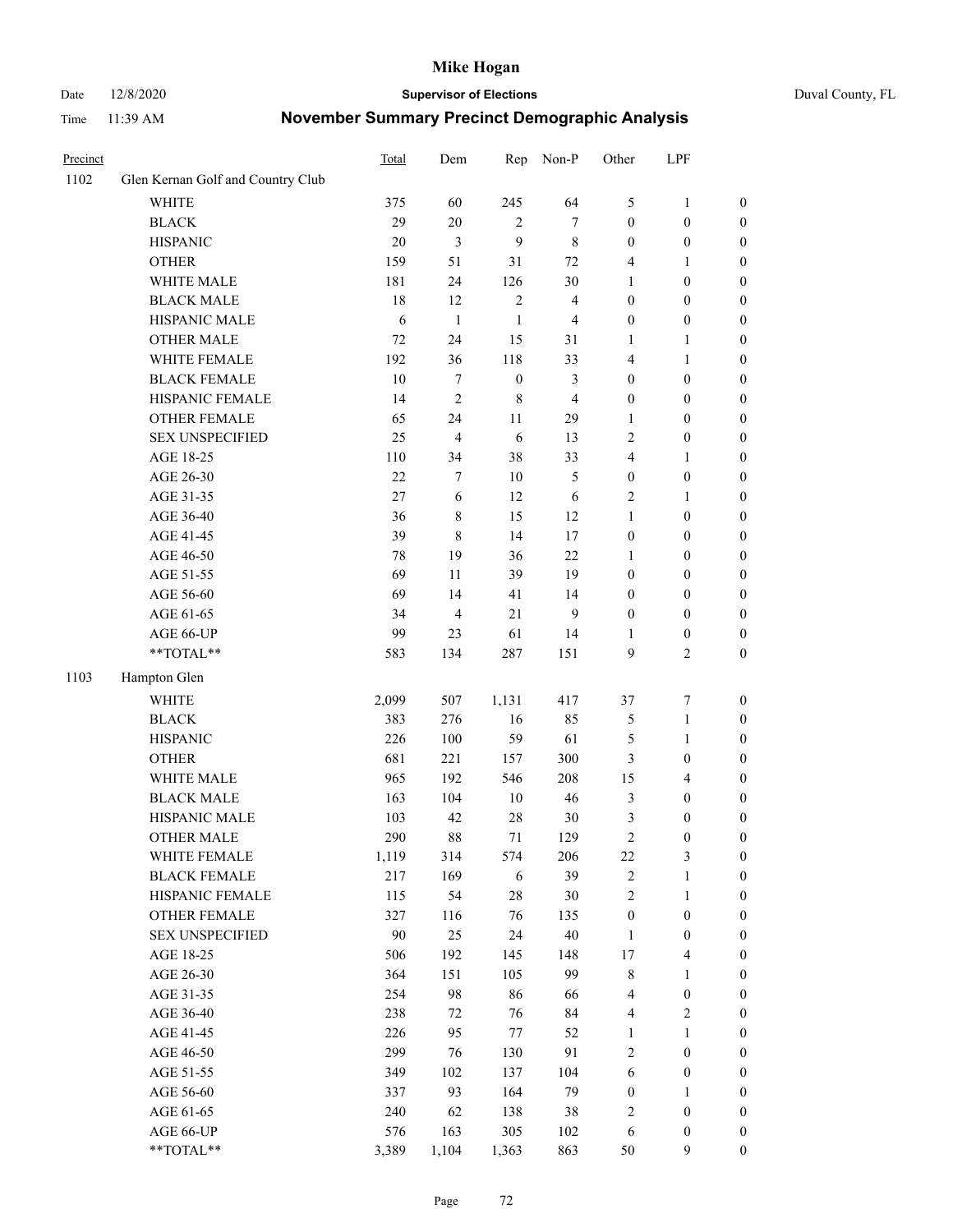| Precinct | | Total | Dem | Rep | Non-P | Other | LPF | |
|---|---|---|---|---|---|---|---|---|
| 1102 | Glen Kernan Golf and Country Club | | | | | | | |
| | WHITE | 375 | 60 | 245 | 64 | 5 | 1 | 0 |
| | BLACK | 29 | 20 | 2 | 7 | 0 | 0 | 0 |
| | HISPANIC | 20 | 3 | 9 | 8 | 0 | 0 | 0 |
| | OTHER | 159 | 51 | 31 | 72 | 4 | 1 | 0 |
| | WHITE MALE | 181 | 24 | 126 | 30 | 1 | 0 | 0 |
| | BLACK MALE | 18 | 12 | 2 | 4 | 0 | 0 | 0 |
| | HISPANIC MALE | 6 | 1 | 1 | 4 | 0 | 0 | 0 |
| | OTHER MALE | 72 | 24 | 15 | 31 | 1 | 1 | 0 |
| | WHITE FEMALE | 192 | 36 | 118 | 33 | 4 | 1 | 0 |
| | BLACK FEMALE | 10 | 7 | 0 | 3 | 0 | 0 | 0 |
| | HISPANIC FEMALE | 14 | 2 | 8 | 4 | 0 | 0 | 0 |
| | OTHER FEMALE | 65 | 24 | 11 | 29 | 1 | 0 | 0 |
| | SEX UNSPECIFIED | 25 | 4 | 6 | 13 | 2 | 0 | 0 |
| | AGE 18-25 | 110 | 34 | 38 | 33 | 4 | 1 | 0 |
| | AGE 26-30 | 22 | 7 | 10 | 5 | 0 | 0 | 0 |
| | AGE 31-35 | 27 | 6 | 12 | 6 | 2 | 1 | 0 |
| | AGE 36-40 | 36 | 8 | 15 | 12 | 1 | 0 | 0 |
| | AGE 41-45 | 39 | 8 | 14 | 17 | 0 | 0 | 0 |
| | AGE 46-50 | 78 | 19 | 36 | 22 | 1 | 0 | 0 |
| | AGE 51-55 | 69 | 11 | 39 | 19 | 0 | 0 | 0 |
| | AGE 56-60 | 69 | 14 | 41 | 14 | 0 | 0 | 0 |
| | AGE 61-65 | 34 | 4 | 21 | 9 | 0 | 0 | 0 |
| | AGE 66-UP | 99 | 23 | 61 | 14 | 1 | 0 | 0 |
| | **TOTAL** | 583 | 134 | 287 | 151 | 9 | 2 | 0 |
| 1103 | Hampton Glen | | | | | | | |
| | WHITE | 2,099 | 507 | 1,131 | 417 | 37 | 7 | 0 |
| | BLACK | 383 | 276 | 16 | 85 | 5 | 1 | 0 |
| | HISPANIC | 226 | 100 | 59 | 61 | 5 | 1 | 0 |
| | OTHER | 681 | 221 | 157 | 300 | 3 | 0 | 0 |
| | WHITE MALE | 965 | 192 | 546 | 208 | 15 | 4 | 0 |
| | BLACK MALE | 163 | 104 | 10 | 46 | 3 | 0 | 0 |
| | HISPANIC MALE | 103 | 42 | 28 | 30 | 3 | 0 | 0 |
| | OTHER MALE | 290 | 88 | 71 | 129 | 2 | 0 | 0 |
| | WHITE FEMALE | 1,119 | 314 | 574 | 206 | 22 | 3 | 0 |
| | BLACK FEMALE | 217 | 169 | 6 | 39 | 2 | 1 | 0 |
| | HISPANIC FEMALE | 115 | 54 | 28 | 30 | 2 | 1 | 0 |
| | OTHER FEMALE | 327 | 116 | 76 | 135 | 0 | 0 | 0 |
| | SEX UNSPECIFIED | 90 | 25 | 24 | 40 | 1 | 0 | 0 |
| | AGE 18-25 | 506 | 192 | 145 | 148 | 17 | 4 | 0 |
| | AGE 26-30 | 364 | 151 | 105 | 99 | 8 | 1 | 0 |
| | AGE 31-35 | 254 | 98 | 86 | 66 | 4 | 0 | 0 |
| | AGE 36-40 | 238 | 72 | 76 | 84 | 4 | 2 | 0 |
| | AGE 41-45 | 226 | 95 | 77 | 52 | 1 | 1 | 0 |
| | AGE 46-50 | 299 | 76 | 130 | 91 | 2 | 0 | 0 |
| | AGE 51-55 | 349 | 102 | 137 | 104 | 6 | 0 | 0 |
| | AGE 56-60 | 337 | 93 | 164 | 79 | 0 | 1 | 0 |
| | AGE 61-65 | 240 | 62 | 138 | 38 | 2 | 0 | 0 |
| | AGE 66-UP | 576 | 163 | 305 | 102 | 6 | 0 | 0 |
| | **TOTAL** | 3,389 | 1,104 | 1,363 | 863 | 50 | 9 | 0 |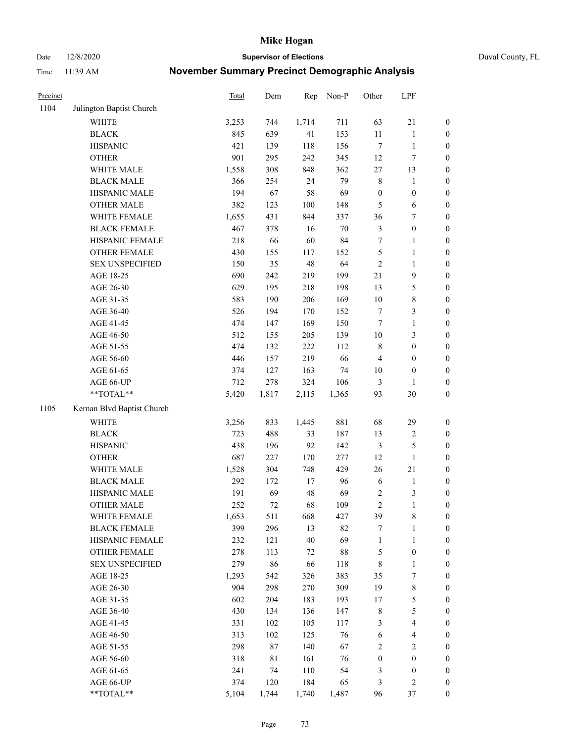# Mike Hogan

Date 12/8/2020 **Supervisor of Elections** Duval County, FL

Time 11:39 AM **November Summary Precinct Demographic Analysis**

| Precinct | | Total | Dem | Rep | Non-P | Other | LPF | |
|---|---|---|---|---|---|---|---|---|
| 1104 | Julington Baptist Church | | | | | | | |
| | WHITE | 3,253 | 744 | 1,714 | 711 | 63 | 21 | 0 |
| | BLACK | 845 | 639 | 41 | 153 | 11 | 1 | 0 |
| | HISPANIC | 421 | 139 | 118 | 156 | 7 | 1 | 0 |
| | OTHER | 901 | 295 | 242 | 345 | 12 | 7 | 0 |
| | WHITE MALE | 1,558 | 308 | 848 | 362 | 27 | 13 | 0 |
| | BLACK MALE | 366 | 254 | 24 | 79 | 8 | 1 | 0 |
| | HISPANIC MALE | 194 | 67 | 58 | 69 | 0 | 0 | 0 |
| | OTHER MALE | 382 | 123 | 100 | 148 | 5 | 6 | 0 |
| | WHITE FEMALE | 1,655 | 431 | 844 | 337 | 36 | 7 | 0 |
| | BLACK FEMALE | 467 | 378 | 16 | 70 | 3 | 0 | 0 |
| | HISPANIC FEMALE | 218 | 66 | 60 | 84 | 7 | 1 | 0 |
| | OTHER FEMALE | 430 | 155 | 117 | 152 | 5 | 1 | 0 |
| | SEX UNSPECIFIED | 150 | 35 | 48 | 64 | 2 | 1 | 0 |
| | AGE 18-25 | 690 | 242 | 219 | 199 | 21 | 9 | 0 |
| | AGE 26-30 | 629 | 195 | 218 | 198 | 13 | 5 | 0 |
| | AGE 31-35 | 583 | 190 | 206 | 169 | 10 | 8 | 0 |
| | AGE 36-40 | 526 | 194 | 170 | 152 | 7 | 3 | 0 |
| | AGE 41-45 | 474 | 147 | 169 | 150 | 7 | 1 | 0 |
| | AGE 46-50 | 512 | 155 | 205 | 139 | 10 | 3 | 0 |
| | AGE 51-55 | 474 | 132 | 222 | 112 | 8 | 0 | 0 |
| | AGE 56-60 | 446 | 157 | 219 | 66 | 4 | 0 | 0 |
| | AGE 61-65 | 374 | 127 | 163 | 74 | 10 | 0 | 0 |
| | AGE 66-UP | 712 | 278 | 324 | 106 | 3 | 1 | 0 |
| | **TOTAL** | 5,420 | 1,817 | 2,115 | 1,365 | 93 | 30 | 0 |
| 1105 | Kernan Blvd Baptist Church | | | | | | | |
| | WHITE | 3,256 | 833 | 1,445 | 881 | 68 | 29 | 0 |
| | BLACK | 723 | 488 | 33 | 187 | 13 | 2 | 0 |
| | HISPANIC | 438 | 196 | 92 | 142 | 3 | 5 | 0 |
| | OTHER | 687 | 227 | 170 | 277 | 12 | 1 | 0 |
| | WHITE MALE | 1,528 | 304 | 748 | 429 | 26 | 21 | 0 |
| | BLACK MALE | 292 | 172 | 17 | 96 | 6 | 1 | 0 |
| | HISPANIC MALE | 191 | 69 | 48 | 69 | 2 | 3 | 0 |
| | OTHER MALE | 252 | 72 | 68 | 109 | 2 | 1 | 0 |
| | WHITE FEMALE | 1,653 | 511 | 668 | 427 | 39 | 8 | 0 |
| | BLACK FEMALE | 399 | 296 | 13 | 82 | 7 | 1 | 0 |
| | HISPANIC FEMALE | 232 | 121 | 40 | 69 | 1 | 1 | 0 |
| | OTHER FEMALE | 278 | 113 | 72 | 88 | 5 | 0 | 0 |
| | SEX UNSPECIFIED | 279 | 86 | 66 | 118 | 8 | 1 | 0 |
| | AGE 18-25 | 1,293 | 542 | 326 | 383 | 35 | 7 | 0 |
| | AGE 26-30 | 904 | 298 | 270 | 309 | 19 | 8 | 0 |
| | AGE 31-35 | 602 | 204 | 183 | 193 | 17 | 5 | 0 |
| | AGE 36-40 | 430 | 134 | 136 | 147 | 8 | 5 | 0 |
| | AGE 41-45 | 331 | 102 | 105 | 117 | 3 | 4 | 0 |
| | AGE 46-50 | 313 | 102 | 125 | 76 | 6 | 4 | 0 |
| | AGE 51-55 | 298 | 87 | 140 | 67 | 2 | 2 | 0 |
| | AGE 56-60 | 318 | 81 | 161 | 76 | 0 | 0 | 0 |
| | AGE 61-65 | 241 | 74 | 110 | 54 | 3 | 0 | 0 |
| | AGE 66-UP | 374 | 120 | 184 | 65 | 3 | 2 | 0 |
| | **TOTAL** | 5,104 | 1,744 | 1,740 | 1,487 | 96 | 37 | 0 |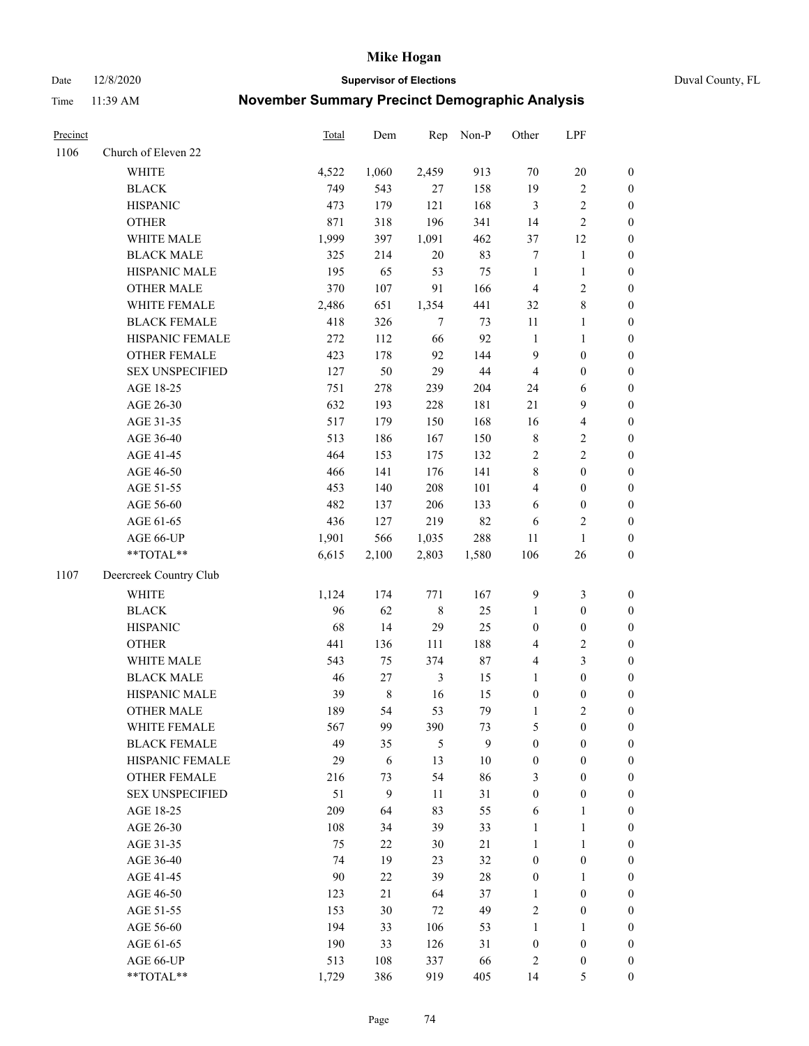| Precinct | | Total | Dem | Rep | Non-P | Other | LPF | |
|---|---|---|---|---|---|---|---|---|
| 1106 | Church of Eleven 22 | | | | | | | |
| | WHITE | 4,522 | 1,060 | 2,459 | 913 | 70 | 20 | 0 |
| | BLACK | 749 | 543 | 27 | 158 | 19 | 2 | 0 |
| | HISPANIC | 473 | 179 | 121 | 168 | 3 | 2 | 0 |
| | OTHER | 871 | 318 | 196 | 341 | 14 | 2 | 0 |
| | WHITE MALE | 1,999 | 397 | 1,091 | 462 | 37 | 12 | 0 |
| | BLACK MALE | 325 | 214 | 20 | 83 | 7 | 1 | 0 |
| | HISPANIC MALE | 195 | 65 | 53 | 75 | 1 | 1 | 0 |
| | OTHER MALE | 370 | 107 | 91 | 166 | 4 | 2 | 0 |
| | WHITE FEMALE | 2,486 | 651 | 1,354 | 441 | 32 | 8 | 0 |
| | BLACK FEMALE | 418 | 326 | 7 | 73 | 11 | 1 | 0 |
| | HISPANIC FEMALE | 272 | 112 | 66 | 92 | 1 | 1 | 0 |
| | OTHER FEMALE | 423 | 178 | 92 | 144 | 9 | 0 | 0 |
| | SEX UNSPECIFIED | 127 | 50 | 29 | 44 | 4 | 0 | 0 |
| | AGE 18-25 | 751 | 278 | 239 | 204 | 24 | 6 | 0 |
| | AGE 26-30 | 632 | 193 | 228 | 181 | 21 | 9 | 0 |
| | AGE 31-35 | 517 | 179 | 150 | 168 | 16 | 4 | 0 |
| | AGE 36-40 | 513 | 186 | 167 | 150 | 8 | 2 | 0 |
| | AGE 41-45 | 464 | 153 | 175 | 132 | 2 | 2 | 0 |
| | AGE 46-50 | 466 | 141 | 176 | 141 | 8 | 0 | 0 |
| | AGE 51-55 | 453 | 140 | 208 | 101 | 4 | 0 | 0 |
| | AGE 56-60 | 482 | 137 | 206 | 133 | 6 | 0 | 0 |
| | AGE 61-65 | 436 | 127 | 219 | 82 | 6 | 2 | 0 |
| | AGE 66-UP | 1,901 | 566 | 1,035 | 288 | 11 | 1 | 0 |
| | **TOTAL** | 6,615 | 2,100 | 2,803 | 1,580 | 106 | 26 | 0 |
| 1107 | Deercreek Country Club | | | | | | | |
| | WHITE | 1,124 | 174 | 771 | 167 | 9 | 3 | 0 |
| | BLACK | 96 | 62 | 8 | 25 | 1 | 0 | 0 |
| | HISPANIC | 68 | 14 | 29 | 25 | 0 | 0 | 0 |
| | OTHER | 441 | 136 | 111 | 188 | 4 | 2 | 0 |
| | WHITE MALE | 543 | 75 | 374 | 87 | 4 | 3 | 0 |
| | BLACK MALE | 46 | 27 | 3 | 15 | 1 | 0 | 0 |
| | HISPANIC MALE | 39 | 8 | 16 | 15 | 0 | 0 | 0 |
| | OTHER MALE | 189 | 54 | 53 | 79 | 1 | 2 | 0 |
| | WHITE FEMALE | 567 | 99 | 390 | 73 | 5 | 0 | 0 |
| | BLACK FEMALE | 49 | 35 | 5 | 9 | 0 | 0 | 0 |
| | HISPANIC FEMALE | 29 | 6 | 13 | 10 | 0 | 0 | 0 |
| | OTHER FEMALE | 216 | 73 | 54 | 86 | 3 | 0 | 0 |
| | SEX UNSPECIFIED | 51 | 9 | 11 | 31 | 0 | 0 | 0 |
| | AGE 18-25 | 209 | 64 | 83 | 55 | 6 | 1 | 0 |
| | AGE 26-30 | 108 | 34 | 39 | 33 | 1 | 1 | 0 |
| | AGE 31-35 | 75 | 22 | 30 | 21 | 1 | 1 | 0 |
| | AGE 36-40 | 74 | 19 | 23 | 32 | 0 | 0 | 0 |
| | AGE 41-45 | 90 | 22 | 39 | 28 | 0 | 1 | 0 |
| | AGE 46-50 | 123 | 21 | 64 | 37 | 1 | 0 | 0 |
| | AGE 51-55 | 153 | 30 | 72 | 49 | 2 | 0 | 0 |
| | AGE 56-60 | 194 | 33 | 106 | 53 | 1 | 1 | 0 |
| | AGE 61-65 | 190 | 33 | 126 | 31 | 0 | 0 | 0 |
| | AGE 66-UP | 513 | 108 | 337 | 66 | 2 | 0 | 0 |
| | **TOTAL** | 1,729 | 386 | 919 | 405 | 14 | 5 | 0 |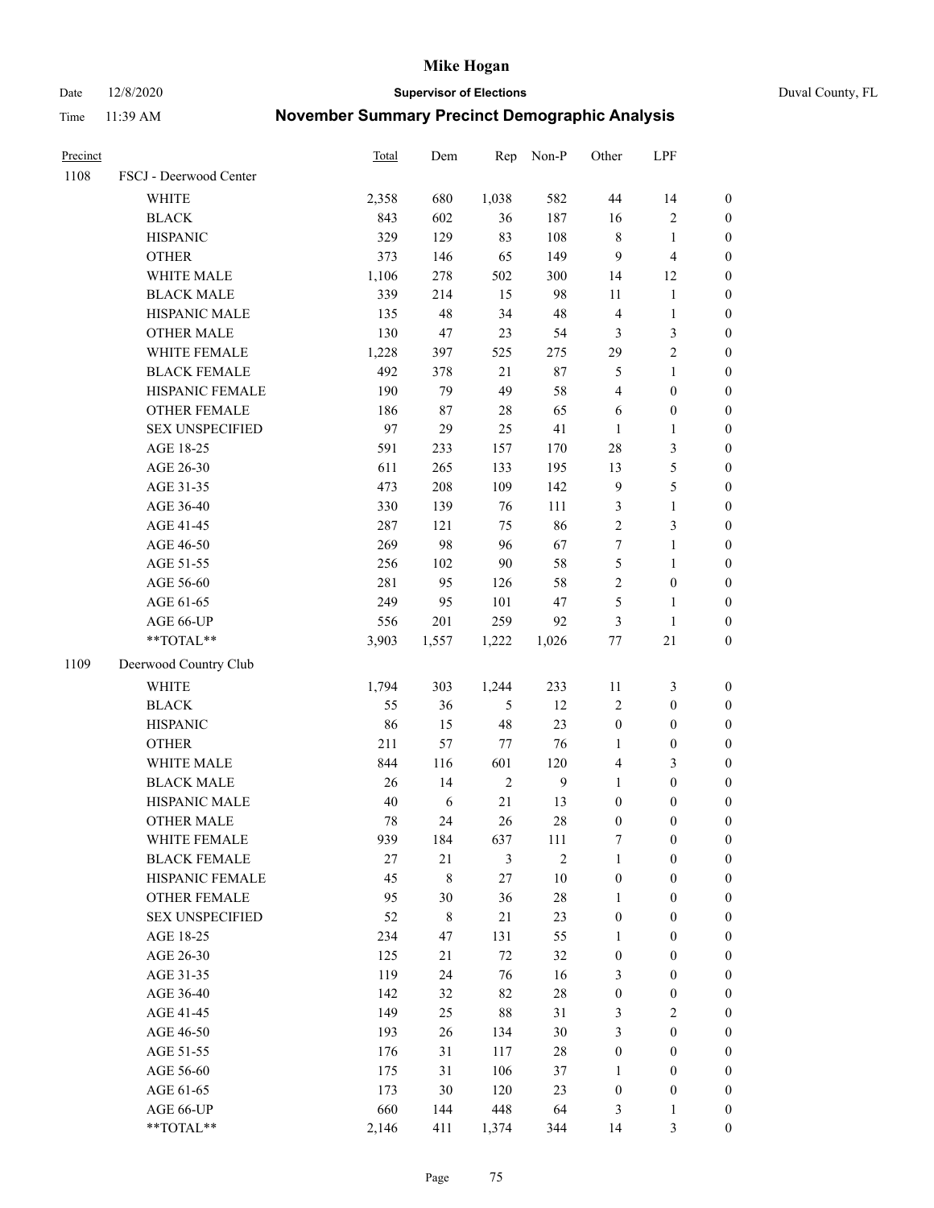| Precinct | | Total | Dem | Rep | Non-P | Other | LPF | |
|---|---|---|---|---|---|---|---|---|
| 1108 | FSCJ - Deerwood Center | | | | | | | |
| | WHITE | 2,358 | 680 | 1,038 | 582 | 44 | 14 | 0 |
| | BLACK | 843 | 602 | 36 | 187 | 16 | 2 | 0 |
| | HISPANIC | 329 | 129 | 83 | 108 | 8 | 1 | 0 |
| | OTHER | 373 | 146 | 65 | 149 | 9 | 4 | 0 |
| | WHITE MALE | 1,106 | 278 | 502 | 300 | 14 | 12 | 0 |
| | BLACK MALE | 339 | 214 | 15 | 98 | 11 | 1 | 0 |
| | HISPANIC MALE | 135 | 48 | 34 | 48 | 4 | 1 | 0 |
| | OTHER MALE | 130 | 47 | 23 | 54 | 3 | 3 | 0 |
| | WHITE FEMALE | 1,228 | 397 | 525 | 275 | 29 | 2 | 0 |
| | BLACK FEMALE | 492 | 378 | 21 | 87 | 5 | 1 | 0 |
| | HISPANIC FEMALE | 190 | 79 | 49 | 58 | 4 | 0 | 0 |
| | OTHER FEMALE | 186 | 87 | 28 | 65 | 6 | 0 | 0 |
| | SEX UNSPECIFIED | 97 | 29 | 25 | 41 | 1 | 1 | 0 |
| | AGE 18-25 | 591 | 233 | 157 | 170 | 28 | 3 | 0 |
| | AGE 26-30 | 611 | 265 | 133 | 195 | 13 | 5 | 0 |
| | AGE 31-35 | 473 | 208 | 109 | 142 | 9 | 5 | 0 |
| | AGE 36-40 | 330 | 139 | 76 | 111 | 3 | 1 | 0 |
| | AGE 41-45 | 287 | 121 | 75 | 86 | 2 | 3 | 0 |
| | AGE 46-50 | 269 | 98 | 96 | 67 | 7 | 1 | 0 |
| | AGE 51-55 | 256 | 102 | 90 | 58 | 5 | 1 | 0 |
| | AGE 56-60 | 281 | 95 | 126 | 58 | 2 | 0 | 0 |
| | AGE 61-65 | 249 | 95 | 101 | 47 | 5 | 1 | 0 |
| | AGE 66-UP | 556 | 201 | 259 | 92 | 3 | 1 | 0 |
| | **TOTAL** | 3,903 | 1,557 | 1,222 | 1,026 | 77 | 21 | 0 |
| 1109 | Deerwood Country Club | | | | | | | |
| | WHITE | 1,794 | 303 | 1,244 | 233 | 11 | 3 | 0 |
| | BLACK | 55 | 36 | 5 | 12 | 2 | 0 | 0 |
| | HISPANIC | 86 | 15 | 48 | 23 | 0 | 0 | 0 |
| | OTHER | 211 | 57 | 77 | 76 | 1 | 0 | 0 |
| | WHITE MALE | 844 | 116 | 601 | 120 | 4 | 3 | 0 |
| | BLACK MALE | 26 | 14 | 2 | 9 | 1 | 0 | 0 |
| | HISPANIC MALE | 40 | 6 | 21 | 13 | 0 | 0 | 0 |
| | OTHER MALE | 78 | 24 | 26 | 28 | 0 | 0 | 0 |
| | WHITE FEMALE | 939 | 184 | 637 | 111 | 7 | 0 | 0 |
| | BLACK FEMALE | 27 | 21 | 3 | 2 | 1 | 0 | 0 |
| | HISPANIC FEMALE | 45 | 8 | 27 | 10 | 0 | 0 | 0 |
| | OTHER FEMALE | 95 | 30 | 36 | 28 | 1 | 0 | 0 |
| | SEX UNSPECIFIED | 52 | 8 | 21 | 23 | 0 | 0 | 0 |
| | AGE 18-25 | 234 | 47 | 131 | 55 | 1 | 0 | 0 |
| | AGE 26-30 | 125 | 21 | 72 | 32 | 0 | 0 | 0 |
| | AGE 31-35 | 119 | 24 | 76 | 16 | 3 | 0 | 0 |
| | AGE 36-40 | 142 | 32 | 82 | 28 | 0 | 0 | 0 |
| | AGE 41-45 | 149 | 25 | 88 | 31 | 3 | 2 | 0 |
| | AGE 46-50 | 193 | 26 | 134 | 30 | 3 | 0 | 0 |
| | AGE 51-55 | 176 | 31 | 117 | 28 | 0 | 0 | 0 |
| | AGE 56-60 | 175 | 31 | 106 | 37 | 1 | 0 | 0 |
| | AGE 61-65 | 173 | 30 | 120 | 23 | 0 | 0 | 0 |
| | AGE 66-UP | 660 | 144 | 448 | 64 | 3 | 1 | 0 |
| | **TOTAL** | 2,146 | 411 | 1,374 | 344 | 14 | 3 | 0 |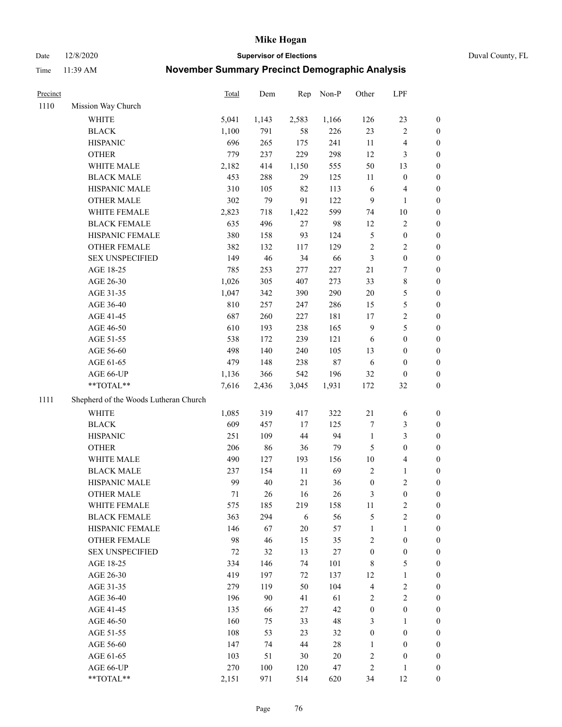# Mike Hogan

Date 12/8/2020 **Supervisor of Elections** Duval County, FL

Time 11:39 AM **November Summary Precinct Demographic Analysis**

| Precinct | | Total | Dem | Rep | Non-P | Other | LPF | |
|---|---|---|---|---|---|---|---|---|
| 1110 | Mission Way Church | | | | | | | |
| | WHITE | 5,041 | 1,143 | 2,583 | 1,166 | 126 | 23 | 0 |
| | BLACK | 1,100 | 791 | 58 | 226 | 23 | 2 | 0 |
| | HISPANIC | 696 | 265 | 175 | 241 | 11 | 4 | 0 |
| | OTHER | 779 | 237 | 229 | 298 | 12 | 3 | 0 |
| | WHITE MALE | 2,182 | 414 | 1,150 | 555 | 50 | 13 | 0 |
| | BLACK MALE | 453 | 288 | 29 | 125 | 11 | 0 | 0 |
| | HISPANIC MALE | 310 | 105 | 82 | 113 | 6 | 4 | 0 |
| | OTHER MALE | 302 | 79 | 91 | 122 | 9 | 1 | 0 |
| | WHITE FEMALE | 2,823 | 718 | 1,422 | 599 | 74 | 10 | 0 |
| | BLACK FEMALE | 635 | 496 | 27 | 98 | 12 | 2 | 0 |
| | HISPANIC FEMALE | 380 | 158 | 93 | 124 | 5 | 0 | 0 |
| | OTHER FEMALE | 382 | 132 | 117 | 129 | 2 | 2 | 0 |
| | SEX UNSPECIFIED | 149 | 46 | 34 | 66 | 3 | 0 | 0 |
| | AGE 18-25 | 785 | 253 | 277 | 227 | 21 | 7 | 0 |
| | AGE 26-30 | 1,026 | 305 | 407 | 273 | 33 | 8 | 0 |
| | AGE 31-35 | 1,047 | 342 | 390 | 290 | 20 | 5 | 0 |
| | AGE 36-40 | 810 | 257 | 247 | 286 | 15 | 5 | 0 |
| | AGE 41-45 | 687 | 260 | 227 | 181 | 17 | 2 | 0 |
| | AGE 46-50 | 610 | 193 | 238 | 165 | 9 | 5 | 0 |
| | AGE 51-55 | 538 | 172 | 239 | 121 | 6 | 0 | 0 |
| | AGE 56-60 | 498 | 140 | 240 | 105 | 13 | 0 | 0 |
| | AGE 61-65 | 479 | 148 | 238 | 87 | 6 | 0 | 0 |
| | AGE 66-UP | 1,136 | 366 | 542 | 196 | 32 | 0 | 0 |
| | **TOTAL** | 7,616 | 2,436 | 3,045 | 1,931 | 172 | 32 | 0 |
| 1111 | Shepherd of the Woods Lutheran Church | | | | | | | |
| | WHITE | 1,085 | 319 | 417 | 322 | 21 | 6 | 0 |
| | BLACK | 609 | 457 | 17 | 125 | 7 | 3 | 0 |
| | HISPANIC | 251 | 109 | 44 | 94 | 1 | 3 | 0 |
| | OTHER | 206 | 86 | 36 | 79 | 5 | 0 | 0 |
| | WHITE MALE | 490 | 127 | 193 | 156 | 10 | 4 | 0 |
| | BLACK MALE | 237 | 154 | 11 | 69 | 2 | 1 | 0 |
| | HISPANIC MALE | 99 | 40 | 21 | 36 | 0 | 2 | 0 |
| | OTHER MALE | 71 | 26 | 16 | 26 | 3 | 0 | 0 |
| | WHITE FEMALE | 575 | 185 | 219 | 158 | 11 | 2 | 0 |
| | BLACK FEMALE | 363 | 294 | 6 | 56 | 5 | 2 | 0 |
| | HISPANIC FEMALE | 146 | 67 | 20 | 57 | 1 | 1 | 0 |
| | OTHER FEMALE | 98 | 46 | 15 | 35 | 2 | 0 | 0 |
| | SEX UNSPECIFIED | 72 | 32 | 13 | 27 | 0 | 0 | 0 |
| | AGE 18-25 | 334 | 146 | 74 | 101 | 8 | 5 | 0 |
| | AGE 26-30 | 419 | 197 | 72 | 137 | 12 | 1 | 0 |
| | AGE 31-35 | 279 | 119 | 50 | 104 | 4 | 2 | 0 |
| | AGE 36-40 | 196 | 90 | 41 | 61 | 2 | 2 | 0 |
| | AGE 41-45 | 135 | 66 | 27 | 42 | 0 | 0 | 0 |
| | AGE 46-50 | 160 | 75 | 33 | 48 | 3 | 1 | 0 |
| | AGE 51-55 | 108 | 53 | 23 | 32 | 0 | 0 | 0 |
| | AGE 56-60 | 147 | 74 | 44 | 28 | 1 | 0 | 0 |
| | AGE 61-65 | 103 | 51 | 30 | 20 | 2 | 0 | 0 |
| | AGE 66-UP | 270 | 100 | 120 | 47 | 2 | 1 | 0 |
| | **TOTAL** | 2,151 | 971 | 514 | 620 | 34 | 12 | 0 |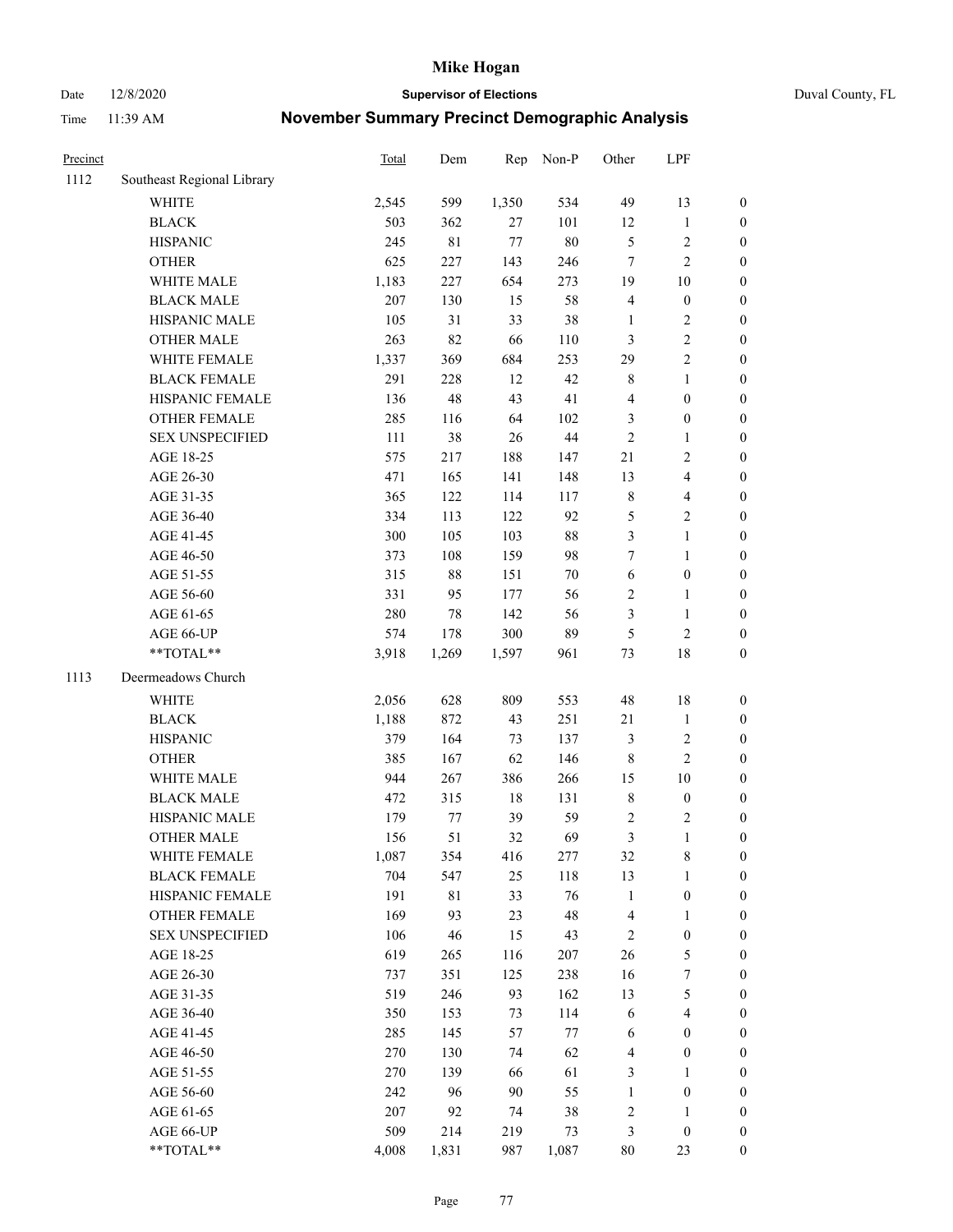# Mike Hogan

Date 12/8/2020 **Supervisor of Elections** Duval County, FL

Time 11:39 AM **November Summary Precinct Demographic Analysis**

| Precinct | | Total | Dem | Rep | Non-P | Other | LPF | |
|---|---|---|---|---|---|---|---|---|
| 1112 | Southeast Regional Library | | | | | | | |
| | WHITE | 2,545 | 599 | 1,350 | 534 | 49 | 13 | 0 |
| | BLACK | 503 | 362 | 27 | 101 | 12 | 1 | 0 |
| | HISPANIC | 245 | 81 | 77 | 80 | 5 | 2 | 0 |
| | OTHER | 625 | 227 | 143 | 246 | 7 | 2 | 0 |
| | WHITE MALE | 1,183 | 227 | 654 | 273 | 19 | 10 | 0 |
| | BLACK MALE | 207 | 130 | 15 | 58 | 4 | 0 | 0 |
| | HISPANIC MALE | 105 | 31 | 33 | 38 | 1 | 2 | 0 |
| | OTHER MALE | 263 | 82 | 66 | 110 | 3 | 2 | 0 |
| | WHITE FEMALE | 1,337 | 369 | 684 | 253 | 29 | 2 | 0 |
| | BLACK FEMALE | 291 | 228 | 12 | 42 | 8 | 1 | 0 |
| | HISPANIC FEMALE | 136 | 48 | 43 | 41 | 4 | 0 | 0 |
| | OTHER FEMALE | 285 | 116 | 64 | 102 | 3 | 0 | 0 |
| | SEX UNSPECIFIED | 111 | 38 | 26 | 44 | 2 | 1 | 0 |
| | AGE 18-25 | 575 | 217 | 188 | 147 | 21 | 2 | 0 |
| | AGE 26-30 | 471 | 165 | 141 | 148 | 13 | 4 | 0 |
| | AGE 31-35 | 365 | 122 | 114 | 117 | 8 | 4 | 0 |
| | AGE 36-40 | 334 | 113 | 122 | 92 | 5 | 2 | 0 |
| | AGE 41-45 | 300 | 105 | 103 | 88 | 3 | 1 | 0 |
| | AGE 46-50 | 373 | 108 | 159 | 98 | 7 | 1 | 0 |
| | AGE 51-55 | 315 | 88 | 151 | 70 | 6 | 0 | 0 |
| | AGE 56-60 | 331 | 95 | 177 | 56 | 2 | 1 | 0 |
| | AGE 61-65 | 280 | 78 | 142 | 56 | 3 | 1 | 0 |
| | AGE 66-UP | 574 | 178 | 300 | 89 | 5 | 2 | 0 |
| | **TOTAL** | 3,918 | 1,269 | 1,597 | 961 | 73 | 18 | 0 |
| 1113 | Deermeadows Church | | | | | | | |
| | WHITE | 2,056 | 628 | 809 | 553 | 48 | 18 | 0 |
| | BLACK | 1,188 | 872 | 43 | 251 | 21 | 1 | 0 |
| | HISPANIC | 379 | 164 | 73 | 137 | 3 | 2 | 0 |
| | OTHER | 385 | 167 | 62 | 146 | 8 | 2 | 0 |
| | WHITE MALE | 944 | 267 | 386 | 266 | 15 | 10 | 0 |
| | BLACK MALE | 472 | 315 | 18 | 131 | 8 | 0 | 0 |
| | HISPANIC MALE | 179 | 77 | 39 | 59 | 2 | 2 | 0 |
| | OTHER MALE | 156 | 51 | 32 | 69 | 3 | 1 | 0 |
| | WHITE FEMALE | 1,087 | 354 | 416 | 277 | 32 | 8 | 0 |
| | BLACK FEMALE | 704 | 547 | 25 | 118 | 13 | 1 | 0 |
| | HISPANIC FEMALE | 191 | 81 | 33 | 76 | 1 | 0 | 0 |
| | OTHER FEMALE | 169 | 93 | 23 | 48 | 4 | 1 | 0 |
| | SEX UNSPECIFIED | 106 | 46 | 15 | 43 | 2 | 0 | 0 |
| | AGE 18-25 | 619 | 265 | 116 | 207 | 26 | 5 | 0 |
| | AGE 26-30 | 737 | 351 | 125 | 238 | 16 | 7 | 0 |
| | AGE 31-35 | 519 | 246 | 93 | 162 | 13 | 5 | 0 |
| | AGE 36-40 | 350 | 153 | 73 | 114 | 6 | 4 | 0 |
| | AGE 41-45 | 285 | 145 | 57 | 77 | 6 | 0 | 0 |
| | AGE 46-50 | 270 | 130 | 74 | 62 | 4 | 0 | 0 |
| | AGE 51-55 | 270 | 139 | 66 | 61 | 3 | 1 | 0 |
| | AGE 56-60 | 242 | 96 | 90 | 55 | 1 | 0 | 0 |
| | AGE 61-65 | 207 | 92 | 74 | 38 | 2 | 1 | 0 |
| | AGE 66-UP | 509 | 214 | 219 | 73 | 3 | 0 | 0 |
| | **TOTAL** | 4,008 | 1,831 | 987 | 1,087 | 80 | 23 | 0 |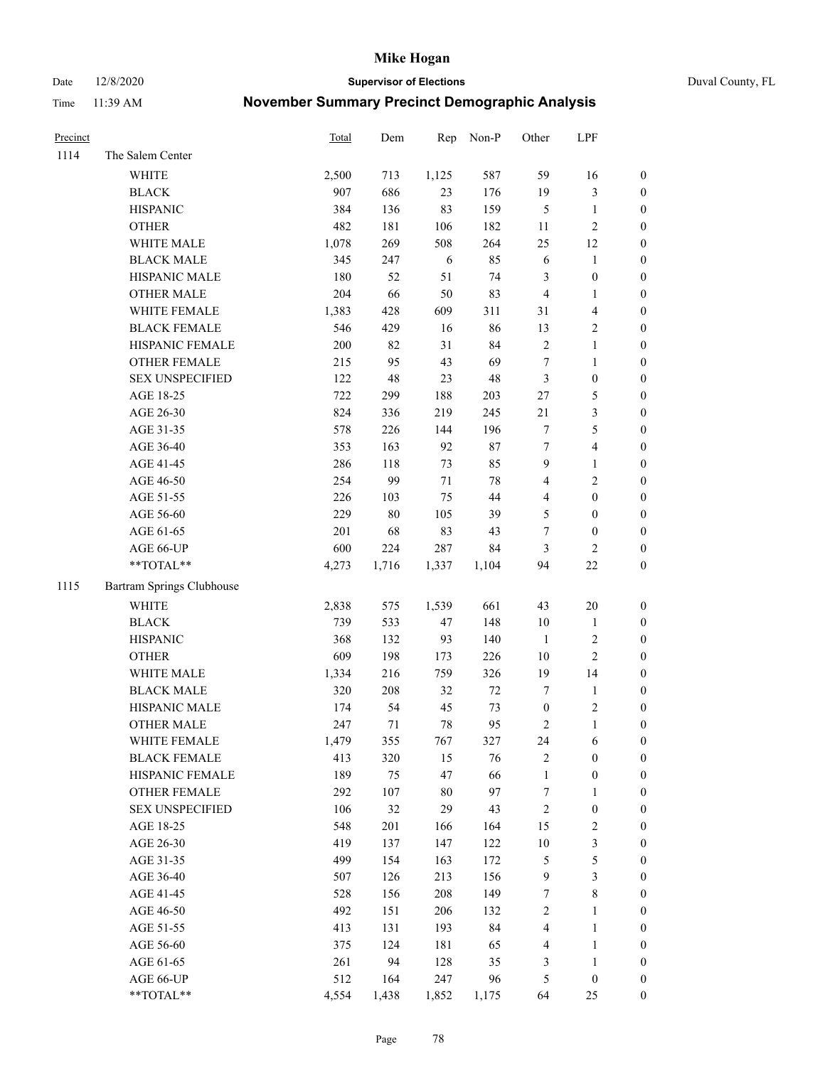# Mike Hogan

Date 12/8/2020 **Supervisor of Elections** Duval County, FL

Time 11:39 AM **November Summary Precinct Demographic Analysis**

| Precinct | | Total | Dem | Rep | Non-P | Other | LPF | |
|---|---|---|---|---|---|---|---|---|
| 1114 | The Salem Center | | | | | | | |
| | WHITE | 2,500 | 713 | 1,125 | 587 | 59 | 16 | 0 |
| | BLACK | 907 | 686 | 23 | 176 | 19 | 3 | 0 |
| | HISPANIC | 384 | 136 | 83 | 159 | 5 | 1 | 0 |
| | OTHER | 482 | 181 | 106 | 182 | 11 | 2 | 0 |
| | WHITE MALE | 1,078 | 269 | 508 | 264 | 25 | 12 | 0 |
| | BLACK MALE | 345 | 247 | 6 | 85 | 6 | 1 | 0 |
| | HISPANIC MALE | 180 | 52 | 51 | 74 | 3 | 0 | 0 |
| | OTHER MALE | 204 | 66 | 50 | 83 | 4 | 1 | 0 |
| | WHITE FEMALE | 1,383 | 428 | 609 | 311 | 31 | 4 | 0 |
| | BLACK FEMALE | 546 | 429 | 16 | 86 | 13 | 2 | 0 |
| | HISPANIC FEMALE | 200 | 82 | 31 | 84 | 2 | 1 | 0 |
| | OTHER FEMALE | 215 | 95 | 43 | 69 | 7 | 1 | 0 |
| | SEX UNSPECIFIED | 122 | 48 | 23 | 48 | 3 | 0 | 0 |
| | AGE 18-25 | 722 | 299 | 188 | 203 | 27 | 5 | 0 |
| | AGE 26-30 | 824 | 336 | 219 | 245 | 21 | 3 | 0 |
| | AGE 31-35 | 578 | 226 | 144 | 196 | 7 | 5 | 0 |
| | AGE 36-40 | 353 | 163 | 92 | 87 | 7 | 4 | 0 |
| | AGE 41-45 | 286 | 118 | 73 | 85 | 9 | 1 | 0 |
| | AGE 46-50 | 254 | 99 | 71 | 78 | 4 | 2 | 0 |
| | AGE 51-55 | 226 | 103 | 75 | 44 | 4 | 0 | 0 |
| | AGE 56-60 | 229 | 80 | 105 | 39 | 5 | 0 | 0 |
| | AGE 61-65 | 201 | 68 | 83 | 43 | 7 | 0 | 0 |
| | AGE 66-UP | 600 | 224 | 287 | 84 | 3 | 2 | 0 |
| | **TOTAL** | 4,273 | 1,716 | 1,337 | 1,104 | 94 | 22 | 0 |
| 1115 | Bartram Springs Clubhouse | | | | | | | |
| | WHITE | 2,838 | 575 | 1,539 | 661 | 43 | 20 | 0 |
| | BLACK | 739 | 533 | 47 | 148 | 10 | 1 | 0 |
| | HISPANIC | 368 | 132 | 93 | 140 | 1 | 2 | 0 |
| | OTHER | 609 | 198 | 173 | 226 | 10 | 2 | 0 |
| | WHITE MALE | 1,334 | 216 | 759 | 326 | 19 | 14 | 0 |
| | BLACK MALE | 320 | 208 | 32 | 72 | 7 | 1 | 0 |
| | HISPANIC MALE | 174 | 54 | 45 | 73 | 0 | 2 | 0 |
| | OTHER MALE | 247 | 71 | 78 | 95 | 2 | 1 | 0 |
| | WHITE FEMALE | 1,479 | 355 | 767 | 327 | 24 | 6 | 0 |
| | BLACK FEMALE | 413 | 320 | 15 | 76 | 2 | 0 | 0 |
| | HISPANIC FEMALE | 189 | 75 | 47 | 66 | 1 | 0 | 0 |
| | OTHER FEMALE | 292 | 107 | 80 | 97 | 7 | 1 | 0 |
| | SEX UNSPECIFIED | 106 | 32 | 29 | 43 | 2 | 0 | 0 |
| | AGE 18-25 | 548 | 201 | 166 | 164 | 15 | 2 | 0 |
| | AGE 26-30 | 419 | 137 | 147 | 122 | 10 | 3 | 0 |
| | AGE 31-35 | 499 | 154 | 163 | 172 | 5 | 5 | 0 |
| | AGE 36-40 | 507 | 126 | 213 | 156 | 9 | 3 | 0 |
| | AGE 41-45 | 528 | 156 | 208 | 149 | 7 | 8 | 0 |
| | AGE 46-50 | 492 | 151 | 206 | 132 | 2 | 1 | 0 |
| | AGE 51-55 | 413 | 131 | 193 | 84 | 4 | 1 | 0 |
| | AGE 56-60 | 375 | 124 | 181 | 65 | 4 | 1 | 0 |
| | AGE 61-65 | 261 | 94 | 128 | 35 | 3 | 1 | 0 |
| | AGE 66-UP | 512 | 164 | 247 | 96 | 5 | 0 | 0 |
| | **TOTAL** | 4,554 | 1,438 | 1,852 | 1,175 | 64 | 25 | 0 |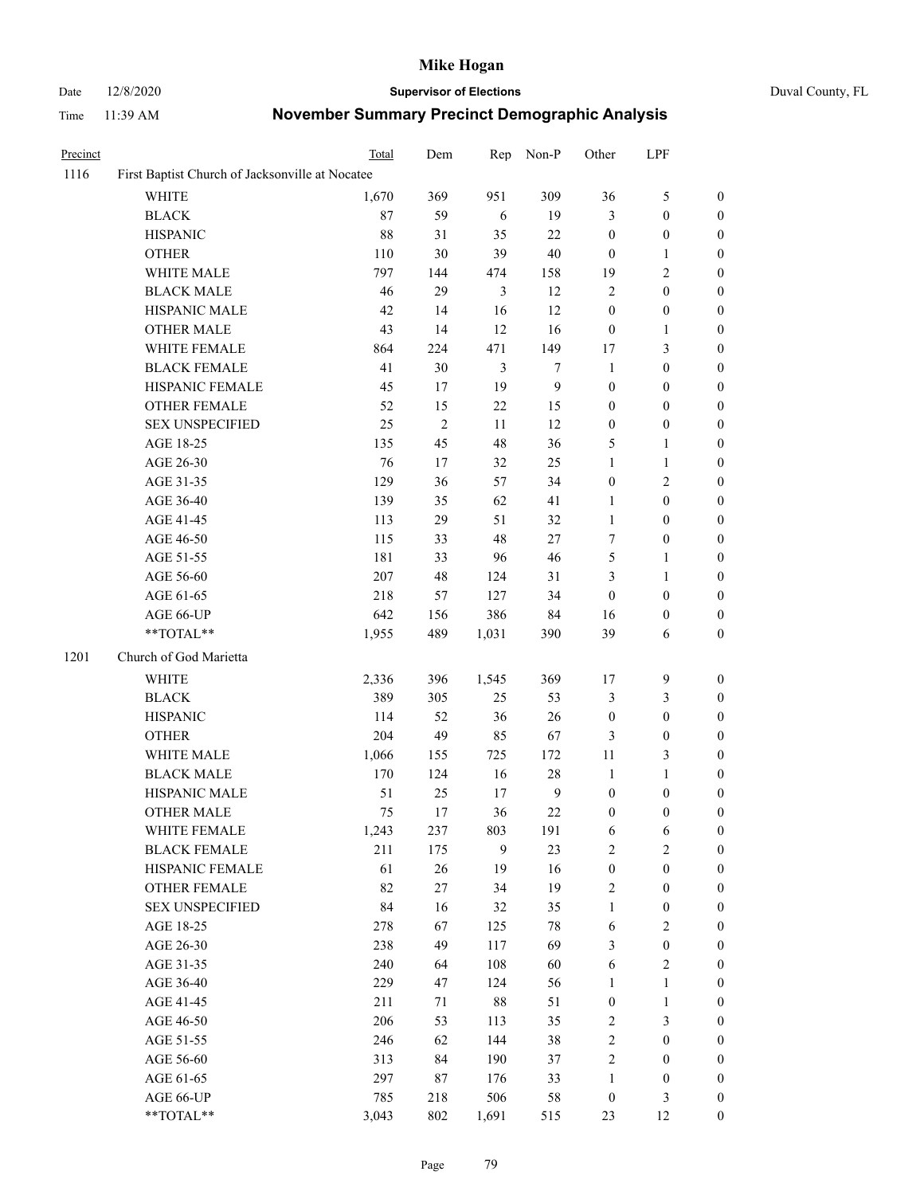# Mike Hogan

Date 12/8/2020 **Supervisor of Elections** Duval County, FL

Time 11:39 AM **November Summary Precinct Demographic Analysis**

| Precinct | | Total | Dem | Rep | Non-P | Other | LPF | |
|---|---|---|---|---|---|---|---|---|
| 1116 | First Baptist Church of Jacksonville at Nocatee | | | | | | | |
| | WHITE | 1,670 | 369 | 951 | 309 | 36 | 5 | 0 |
| | BLACK | 87 | 59 | 6 | 19 | 3 | 0 | 0 |
| | HISPANIC | 88 | 31 | 35 | 22 | 0 | 0 | 0 |
| | OTHER | 110 | 30 | 39 | 40 | 0 | 1 | 0 |
| | WHITE MALE | 797 | 144 | 474 | 158 | 19 | 2 | 0 |
| | BLACK MALE | 46 | 29 | 3 | 12 | 2 | 0 | 0 |
| | HISPANIC MALE | 42 | 14 | 16 | 12 | 0 | 0 | 0 |
| | OTHER MALE | 43 | 14 | 12 | 16 | 0 | 1 | 0 |
| | WHITE FEMALE | 864 | 224 | 471 | 149 | 17 | 3 | 0 |
| | BLACK FEMALE | 41 | 30 | 3 | 7 | 1 | 0 | 0 |
| | HISPANIC FEMALE | 45 | 17 | 19 | 9 | 0 | 0 | 0 |
| | OTHER FEMALE | 52 | 15 | 22 | 15 | 0 | 0 | 0 |
| | SEX UNSPECIFIED | 25 | 2 | 11 | 12 | 0 | 0 | 0 |
| | AGE 18-25 | 135 | 45 | 48 | 36 | 5 | 1 | 0 |
| | AGE 26-30 | 76 | 17 | 32 | 25 | 1 | 1 | 0 |
| | AGE 31-35 | 129 | 36 | 57 | 34 | 0 | 2 | 0 |
| | AGE 36-40 | 139 | 35 | 62 | 41 | 1 | 0 | 0 |
| | AGE 41-45 | 113 | 29 | 51 | 32 | 1 | 0 | 0 |
| | AGE 46-50 | 115 | 33 | 48 | 27 | 7 | 0 | 0 |
| | AGE 51-55 | 181 | 33 | 96 | 46 | 5 | 1 | 0 |
| | AGE 56-60 | 207 | 48 | 124 | 31 | 3 | 1 | 0 |
| | AGE 61-65 | 218 | 57 | 127 | 34 | 0 | 0 | 0 |
| | AGE 66-UP | 642 | 156 | 386 | 84 | 16 | 0 | 0 |
| | **TOTAL** | 1,955 | 489 | 1,031 | 390 | 39 | 6 | 0 |
| 1201 | Church of God Marietta | | | | | | | |
| | WHITE | 2,336 | 396 | 1,545 | 369 | 17 | 9 | 0 |
| | BLACK | 389 | 305 | 25 | 53 | 3 | 3 | 0 |
| | HISPANIC | 114 | 52 | 36 | 26 | 0 | 0 | 0 |
| | OTHER | 204 | 49 | 85 | 67 | 3 | 0 | 0 |
| | WHITE MALE | 1,066 | 155 | 725 | 172 | 11 | 3 | 0 |
| | BLACK MALE | 170 | 124 | 16 | 28 | 1 | 1 | 0 |
| | HISPANIC MALE | 51 | 25 | 17 | 9 | 0 | 0 | 0 |
| | OTHER MALE | 75 | 17 | 36 | 22 | 0 | 0 | 0 |
| | WHITE FEMALE | 1,243 | 237 | 803 | 191 | 6 | 6 | 0 |
| | BLACK FEMALE | 211 | 175 | 9 | 23 | 2 | 2 | 0 |
| | HISPANIC FEMALE | 61 | 26 | 19 | 16 | 0 | 0 | 0 |
| | OTHER FEMALE | 82 | 27 | 34 | 19 | 2 | 0 | 0 |
| | SEX UNSPECIFIED | 84 | 16 | 32 | 35 | 1 | 0 | 0 |
| | AGE 18-25 | 278 | 67 | 125 | 78 | 6 | 2 | 0 |
| | AGE 26-30 | 238 | 49 | 117 | 69 | 3 | 0 | 0 |
| | AGE 31-35 | 240 | 64 | 108 | 60 | 6 | 2 | 0 |
| | AGE 36-40 | 229 | 47 | 124 | 56 | 1 | 1 | 0 |
| | AGE 41-45 | 211 | 71 | 88 | 51 | 0 | 1 | 0 |
| | AGE 46-50 | 206 | 53 | 113 | 35 | 2 | 3 | 0 |
| | AGE 51-55 | 246 | 62 | 144 | 38 | 2 | 0 | 0 |
| | AGE 56-60 | 313 | 84 | 190 | 37 | 2 | 0 | 0 |
| | AGE 61-65 | 297 | 87 | 176 | 33 | 1 | 0 | 0 |
| | AGE 66-UP | 785 | 218 | 506 | 58 | 0 | 3 | 0 |
| | **TOTAL** | 3,043 | 802 | 1,691 | 515 | 23 | 12 | 0 |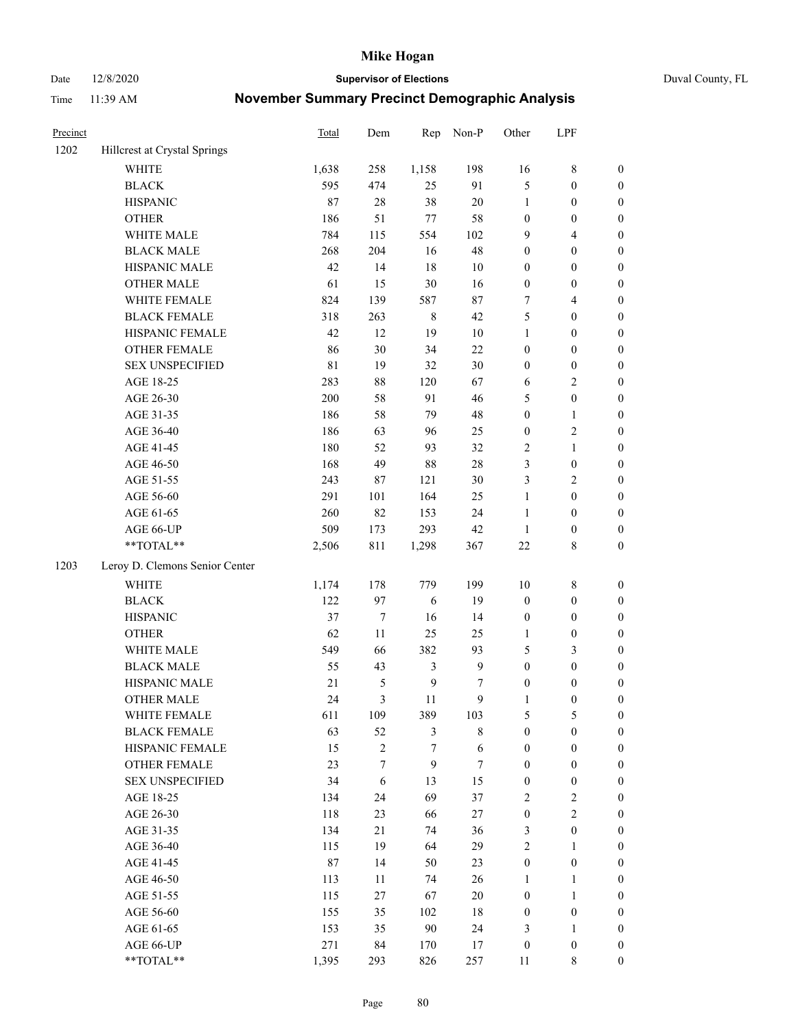# Mike Hogan

Date 12/8/2020 **Supervisor of Elections** Duval County, FL

Time 11:39 AM **November Summary Precinct Demographic Analysis**

| Precinct | | Total | Dem | Rep | Non-P | Other | LPF | |
|---|---|---|---|---|---|---|---|---|
| 1202 | Hillcrest at Crystal Springs | | | | | | | |
| | WHITE | 1,638 | 258 | 1,158 | 198 | 16 | 8 | 0 |
| | BLACK | 595 | 474 | 25 | 91 | 5 | 0 | 0 |
| | HISPANIC | 87 | 28 | 38 | 20 | 1 | 0 | 0 |
| | OTHER | 186 | 51 | 77 | 58 | 0 | 0 | 0 |
| | WHITE MALE | 784 | 115 | 554 | 102 | 9 | 4 | 0 |
| | BLACK MALE | 268 | 204 | 16 | 48 | 0 | 0 | 0 |
| | HISPANIC MALE | 42 | 14 | 18 | 10 | 0 | 0 | 0 |
| | OTHER MALE | 61 | 15 | 30 | 16 | 0 | 0 | 0 |
| | WHITE FEMALE | 824 | 139 | 587 | 87 | 7 | 4 | 0 |
| | BLACK FEMALE | 318 | 263 | 8 | 42 | 5 | 0 | 0 |
| | HISPANIC FEMALE | 42 | 12 | 19 | 10 | 1 | 0 | 0 |
| | OTHER FEMALE | 86 | 30 | 34 | 22 | 0 | 0 | 0 |
| | SEX UNSPECIFIED | 81 | 19 | 32 | 30 | 0 | 0 | 0 |
| | AGE 18-25 | 283 | 88 | 120 | 67 | 6 | 2 | 0 |
| | AGE 26-30 | 200 | 58 | 91 | 46 | 5 | 0 | 0 |
| | AGE 31-35 | 186 | 58 | 79 | 48 | 0 | 1 | 0 |
| | AGE 36-40 | 186 | 63 | 96 | 25 | 0 | 2 | 0 |
| | AGE 41-45 | 180 | 52 | 93 | 32 | 2 | 1 | 0 |
| | AGE 46-50 | 168 | 49 | 88 | 28 | 3 | 0 | 0 |
| | AGE 51-55 | 243 | 87 | 121 | 30 | 3 | 2 | 0 |
| | AGE 56-60 | 291 | 101 | 164 | 25 | 1 | 0 | 0 |
| | AGE 61-65 | 260 | 82 | 153 | 24 | 1 | 0 | 0 |
| | AGE 66-UP | 509 | 173 | 293 | 42 | 1 | 0 | 0 |
| | **TOTAL** | 2,506 | 811 | 1,298 | 367 | 22 | 8 | 0 |
| 1203 | Leroy D. Clemons Senior Center | | | | | | | |
| | WHITE | 1,174 | 178 | 779 | 199 | 10 | 8 | 0 |
| | BLACK | 122 | 97 | 6 | 19 | 0 | 0 | 0 |
| | HISPANIC | 37 | 7 | 16 | 14 | 0 | 0 | 0 |
| | OTHER | 62 | 11 | 25 | 25 | 1 | 0 | 0 |
| | WHITE MALE | 549 | 66 | 382 | 93 | 5 | 3 | 0 |
| | BLACK MALE | 55 | 43 | 3 | 9 | 0 | 0 | 0 |
| | HISPANIC MALE | 21 | 5 | 9 | 7 | 0 | 0 | 0 |
| | OTHER MALE | 24 | 3 | 11 | 9 | 1 | 0 | 0 |
| | WHITE FEMALE | 611 | 109 | 389 | 103 | 5 | 5 | 0 |
| | BLACK FEMALE | 63 | 52 | 3 | 8 | 0 | 0 | 0 |
| | HISPANIC FEMALE | 15 | 2 | 7 | 6 | 0 | 0 | 0 |
| | OTHER FEMALE | 23 | 7 | 9 | 7 | 0 | 0 | 0 |
| | SEX UNSPECIFIED | 34 | 6 | 13 | 15 | 0 | 0 | 0 |
| | AGE 18-25 | 134 | 24 | 69 | 37 | 2 | 2 | 0 |
| | AGE 26-30 | 118 | 23 | 66 | 27 | 0 | 2 | 0 |
| | AGE 31-35 | 134 | 21 | 74 | 36 | 3 | 0 | 0 |
| | AGE 36-40 | 115 | 19 | 64 | 29 | 2 | 1 | 0 |
| | AGE 41-45 | 87 | 14 | 50 | 23 | 0 | 0 | 0 |
| | AGE 46-50 | 113 | 11 | 74 | 26 | 1 | 1 | 0 |
| | AGE 51-55 | 115 | 27 | 67 | 20 | 0 | 1 | 0 |
| | AGE 56-60 | 155 | 35 | 102 | 18 | 0 | 0 | 0 |
| | AGE 61-65 | 153 | 35 | 90 | 24 | 3 | 1 | 0 |
| | AGE 66-UP | 271 | 84 | 170 | 17 | 0 | 0 | 0 |
| | **TOTAL** | 1,395 | 293 | 826 | 257 | 11 | 8 | 0 |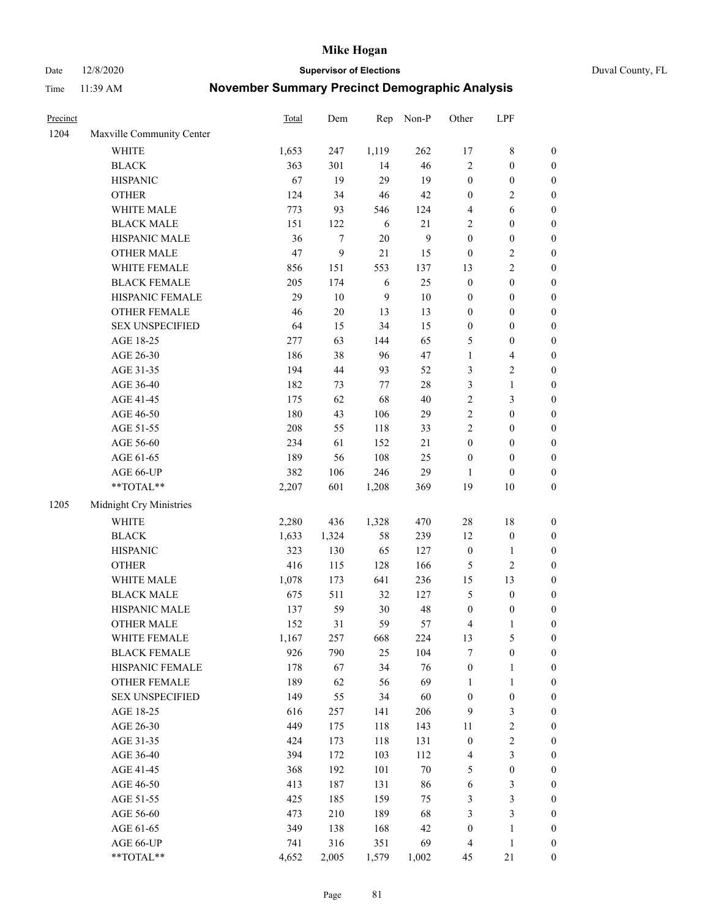| Precinct | | Total | Dem | Rep | Non-P | Other | LPF | |
|---|---|---|---|---|---|---|---|---|
| 1204 | Maxville Community Center | | | | | | | |
| | WHITE | 1,653 | 247 | 1,119 | 262 | 17 | 8 | 0 |
| | BLACK | 363 | 301 | 14 | 46 | 2 | 0 | 0 |
| | HISPANIC | 67 | 19 | 29 | 19 | 0 | 0 | 0 |
| | OTHER | 124 | 34 | 46 | 42 | 0 | 2 | 0 |
| | WHITE MALE | 773 | 93 | 546 | 124 | 4 | 6 | 0 |
| | BLACK MALE | 151 | 122 | 6 | 21 | 2 | 0 | 0 |
| | HISPANIC MALE | 36 | 7 | 20 | 9 | 0 | 0 | 0 |
| | OTHER MALE | 47 | 9 | 21 | 15 | 0 | 2 | 0 |
| | WHITE FEMALE | 856 | 151 | 553 | 137 | 13 | 2 | 0 |
| | BLACK FEMALE | 205 | 174 | 6 | 25 | 0 | 0 | 0 |
| | HISPANIC FEMALE | 29 | 10 | 9 | 10 | 0 | 0 | 0 |
| | OTHER FEMALE | 46 | 20 | 13 | 13 | 0 | 0 | 0 |
| | SEX UNSPECIFIED | 64 | 15 | 34 | 15 | 0 | 0 | 0 |
| | AGE 18-25 | 277 | 63 | 144 | 65 | 5 | 0 | 0 |
| | AGE 26-30 | 186 | 38 | 96 | 47 | 1 | 4 | 0 |
| | AGE 31-35 | 194 | 44 | 93 | 52 | 3 | 2 | 0 |
| | AGE 36-40 | 182 | 73 | 77 | 28 | 3 | 1 | 0 |
| | AGE 41-45 | 175 | 62 | 68 | 40 | 2 | 3 | 0 |
| | AGE 46-50 | 180 | 43 | 106 | 29 | 2 | 0 | 0 |
| | AGE 51-55 | 208 | 55 | 118 | 33 | 2 | 0 | 0 |
| | AGE 56-60 | 234 | 61 | 152 | 21 | 0 | 0 | 0 |
| | AGE 61-65 | 189 | 56 | 108 | 25 | 0 | 0 | 0 |
| | AGE 66-UP | 382 | 106 | 246 | 29 | 1 | 0 | 0 |
| | **TOTAL** | 2,207 | 601 | 1,208 | 369 | 19 | 10 | 0 |
| 1205 | Midnight Cry Ministries | | | | | | | |
| | WHITE | 2,280 | 436 | 1,328 | 470 | 28 | 18 | 0 |
| | BLACK | 1,633 | 1,324 | 58 | 239 | 12 | 0 | 0 |
| | HISPANIC | 323 | 130 | 65 | 127 | 0 | 1 | 0 |
| | OTHER | 416 | 115 | 128 | 166 | 5 | 2 | 0 |
| | WHITE MALE | 1,078 | 173 | 641 | 236 | 15 | 13 | 0 |
| | BLACK MALE | 675 | 511 | 32 | 127 | 5 | 0 | 0 |
| | HISPANIC MALE | 137 | 59 | 30 | 48 | 0 | 0 | 0 |
| | OTHER MALE | 152 | 31 | 59 | 57 | 4 | 1 | 0 |
| | WHITE FEMALE | 1,167 | 257 | 668 | 224 | 13 | 5 | 0 |
| | BLACK FEMALE | 926 | 790 | 25 | 104 | 7 | 0 | 0 |
| | HISPANIC FEMALE | 178 | 67 | 34 | 76 | 0 | 1 | 0 |
| | OTHER FEMALE | 189 | 62 | 56 | 69 | 1 | 1 | 0 |
| | SEX UNSPECIFIED | 149 | 55 | 34 | 60 | 0 | 0 | 0 |
| | AGE 18-25 | 616 | 257 | 141 | 206 | 9 | 3 | 0 |
| | AGE 26-30 | 449 | 175 | 118 | 143 | 11 | 2 | 0 |
| | AGE 31-35 | 424 | 173 | 118 | 131 | 0 | 2 | 0 |
| | AGE 36-40 | 394 | 172 | 103 | 112 | 4 | 3 | 0 |
| | AGE 41-45 | 368 | 192 | 101 | 70 | 5 | 0 | 0 |
| | AGE 46-50 | 413 | 187 | 131 | 86 | 6 | 3 | 0 |
| | AGE 51-55 | 425 | 185 | 159 | 75 | 3 | 3 | 0 |
| | AGE 56-60 | 473 | 210 | 189 | 68 | 3 | 3 | 0 |
| | AGE 61-65 | 349 | 138 | 168 | 42 | 0 | 1 | 0 |
| | AGE 66-UP | 741 | 316 | 351 | 69 | 4 | 1 | 0 |
| | **TOTAL** | 4,652 | 2,005 | 1,579 | 1,002 | 45 | 21 | 0 |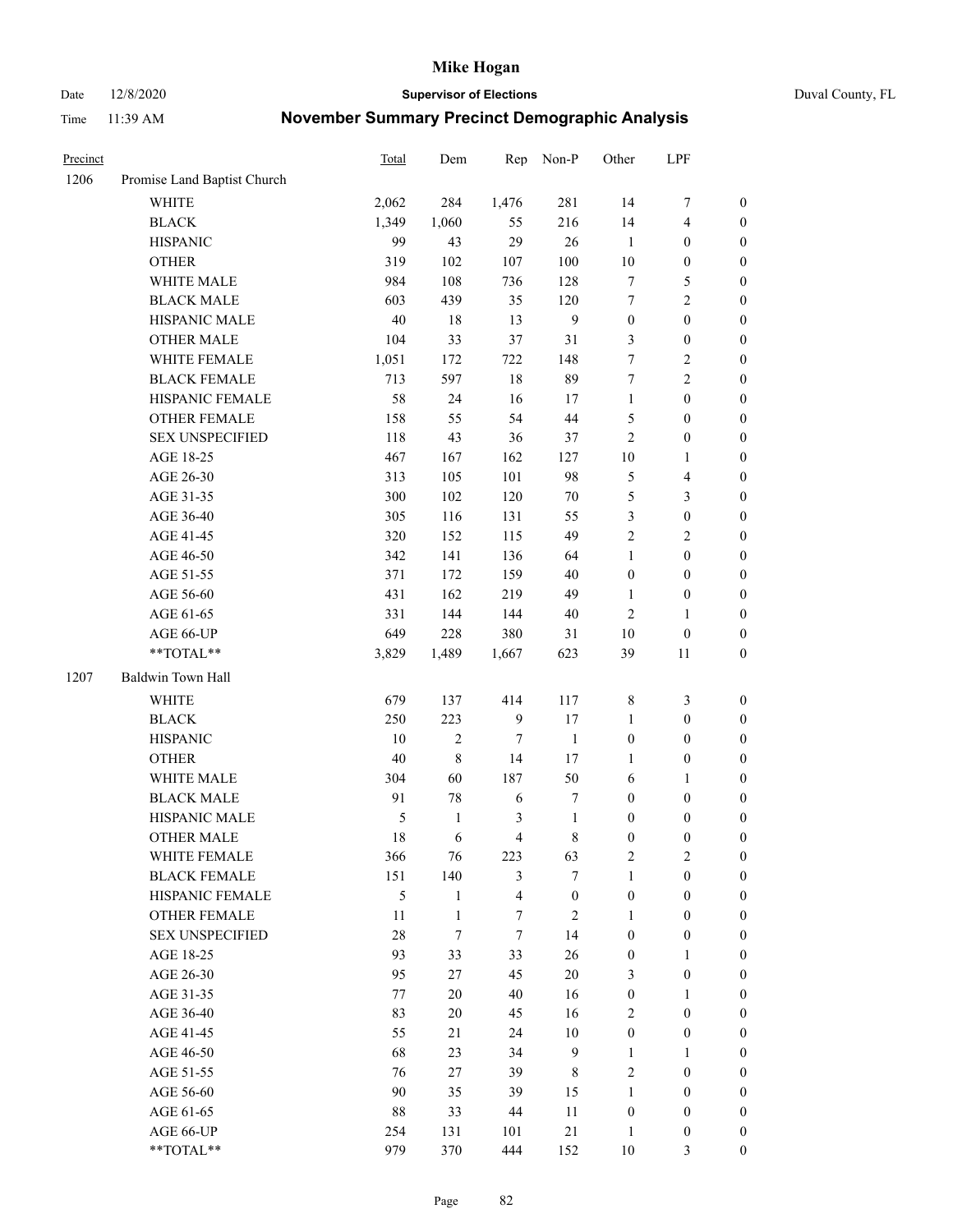# Mike Hogan

Date 12/8/2020 **Supervisor of Elections** Duval County, FL

Time 11:39 AM **November Summary Precinct Demographic Analysis**

| Precinct | | Total | Dem | Rep | Non-P | Other | LPF | |
|---|---|---|---|---|---|---|---|---|
| 1206 | Promise Land Baptist Church | | | | | | | |
| | WHITE | 2,062 | 284 | 1,476 | 281 | 14 | 7 | 0 |
| | BLACK | 1,349 | 1,060 | 55 | 216 | 14 | 4 | 0 |
| | HISPANIC | 99 | 43 | 29 | 26 | 1 | 0 | 0 |
| | OTHER | 319 | 102 | 107 | 100 | 10 | 0 | 0 |
| | WHITE MALE | 984 | 108 | 736 | 128 | 7 | 5 | 0 |
| | BLACK MALE | 603 | 439 | 35 | 120 | 7 | 2 | 0 |
| | HISPANIC MALE | 40 | 18 | 13 | 9 | 0 | 0 | 0 |
| | OTHER MALE | 104 | 33 | 37 | 31 | 3 | 0 | 0 |
| | WHITE FEMALE | 1,051 | 172 | 722 | 148 | 7 | 2 | 0 |
| | BLACK FEMALE | 713 | 597 | 18 | 89 | 7 | 2 | 0 |
| | HISPANIC FEMALE | 58 | 24 | 16 | 17 | 1 | 0 | 0 |
| | OTHER FEMALE | 158 | 55 | 54 | 44 | 5 | 0 | 0 |
| | SEX UNSPECIFIED | 118 | 43 | 36 | 37 | 2 | 0 | 0 |
| | AGE 18-25 | 467 | 167 | 162 | 127 | 10 | 1 | 0 |
| | AGE 26-30 | 313 | 105 | 101 | 98 | 5 | 4 | 0 |
| | AGE 31-35 | 300 | 102 | 120 | 70 | 5 | 3 | 0 |
| | AGE 36-40 | 305 | 116 | 131 | 55 | 3 | 0 | 0 |
| | AGE 41-45 | 320 | 152 | 115 | 49 | 2 | 2 | 0 |
| | AGE 46-50 | 342 | 141 | 136 | 64 | 1 | 0 | 0 |
| | AGE 51-55 | 371 | 172 | 159 | 40 | 0 | 0 | 0 |
| | AGE 56-60 | 431 | 162 | 219 | 49 | 1 | 0 | 0 |
| | AGE 61-65 | 331 | 144 | 144 | 40 | 2 | 1 | 0 |
| | AGE 66-UP | 649 | 228 | 380 | 31 | 10 | 0 | 0 |
| | **TOTAL** | 3,829 | 1,489 | 1,667 | 623 | 39 | 11 | 0 |
| 1207 | Baldwin Town Hall | | | | | | | |
| | WHITE | 679 | 137 | 414 | 117 | 8 | 3 | 0 |
| | BLACK | 250 | 223 | 9 | 17 | 1 | 0 | 0 |
| | HISPANIC | 10 | 2 | 7 | 1 | 0 | 0 | 0 |
| | OTHER | 40 | 8 | 14 | 17 | 1 | 0 | 0 |
| | WHITE MALE | 304 | 60 | 187 | 50 | 6 | 1 | 0 |
| | BLACK MALE | 91 | 78 | 6 | 7 | 0 | 0 | 0 |
| | HISPANIC MALE | 5 | 1 | 3 | 1 | 0 | 0 | 0 |
| | OTHER MALE | 18 | 6 | 4 | 8 | 0 | 0 | 0 |
| | WHITE FEMALE | 366 | 76 | 223 | 63 | 2 | 2 | 0 |
| | BLACK FEMALE | 151 | 140 | 3 | 7 | 1 | 0 | 0 |
| | HISPANIC FEMALE | 5 | 1 | 4 | 0 | 0 | 0 | 0 |
| | OTHER FEMALE | 11 | 1 | 7 | 2 | 1 | 0 | 0 |
| | SEX UNSPECIFIED | 28 | 7 | 7 | 14 | 0 | 0 | 0 |
| | AGE 18-25 | 93 | 33 | 33 | 26 | 0 | 1 | 0 |
| | AGE 26-30 | 95 | 27 | 45 | 20 | 3 | 0 | 0 |
| | AGE 31-35 | 77 | 20 | 40 | 16 | 0 | 1 | 0 |
| | AGE 36-40 | 83 | 20 | 45 | 16 | 2 | 0 | 0 |
| | AGE 41-45 | 55 | 21 | 24 | 10 | 0 | 0 | 0 |
| | AGE 46-50 | 68 | 23 | 34 | 9 | 1 | 1 | 0 |
| | AGE 51-55 | 76 | 27 | 39 | 8 | 2 | 0 | 0 |
| | AGE 56-60 | 90 | 35 | 39 | 15 | 1 | 0 | 0 |
| | AGE 61-65 | 88 | 33 | 44 | 11 | 0 | 0 | 0 |
| | AGE 66-UP | 254 | 131 | 101 | 21 | 1 | 0 | 0 |
| | **TOTAL** | 979 | 370 | 444 | 152 | 10 | 3 | 0 |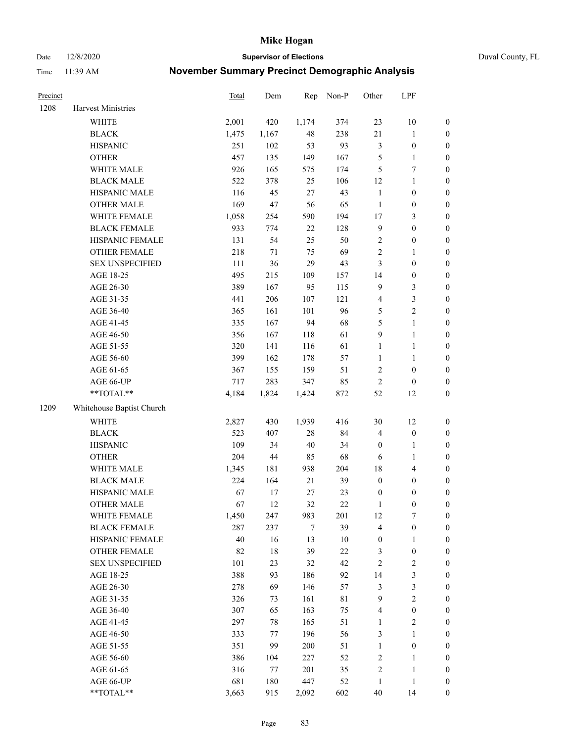# Mike Hogan

**Supervisor of Elections**

Date 12/8/2020 — Duval County, FL

Time 11:39 AM

## November Summary Precinct Demographic Analysis

| Precinct | | Total | Dem | Rep | Non-P | Other | LPF | |
|---|---|---|---|---|---|---|---|---|
| 1208 | Harvest Ministries | | | | | | | |
| | WHITE | 2,001 | 420 | 1,174 | 374 | 23 | 10 | 0 |
| | BLACK | 1,475 | 1,167 | 48 | 238 | 21 | 1 | 0 |
| | HISPANIC | 251 | 102 | 53 | 93 | 3 | 0 | 0 |
| | OTHER | 457 | 135 | 149 | 167 | 5 | 1 | 0 |
| | WHITE MALE | 926 | 165 | 575 | 174 | 5 | 7 | 0 |
| | BLACK MALE | 522 | 378 | 25 | 106 | 12 | 1 | 0 |
| | HISPANIC MALE | 116 | 45 | 27 | 43 | 1 | 0 | 0 |
| | OTHER MALE | 169 | 47 | 56 | 65 | 1 | 0 | 0 |
| | WHITE FEMALE | 1,058 | 254 | 590 | 194 | 17 | 3 | 0 |
| | BLACK FEMALE | 933 | 774 | 22 | 128 | 9 | 0 | 0 |
| | HISPANIC FEMALE | 131 | 54 | 25 | 50 | 2 | 0 | 0 |
| | OTHER FEMALE | 218 | 71 | 75 | 69 | 2 | 1 | 0 |
| | SEX UNSPECIFIED | 111 | 36 | 29 | 43 | 3 | 0 | 0 |
| | AGE 18-25 | 495 | 215 | 109 | 157 | 14 | 0 | 0 |
| | AGE 26-30 | 389 | 167 | 95 | 115 | 9 | 3 | 0 |
| | AGE 31-35 | 441 | 206 | 107 | 121 | 4 | 3 | 0 |
| | AGE 36-40 | 365 | 161 | 101 | 96 | 5 | 2 | 0 |
| | AGE 41-45 | 335 | 167 | 94 | 68 | 5 | 1 | 0 |
| | AGE 46-50 | 356 | 167 | 118 | 61 | 9 | 1 | 0 |
| | AGE 51-55 | 320 | 141 | 116 | 61 | 1 | 1 | 0 |
| | AGE 56-60 | 399 | 162 | 178 | 57 | 1 | 1 | 0 |
| | AGE 61-65 | 367 | 155 | 159 | 51 | 2 | 0 | 0 |
| | AGE 66-UP | 717 | 283 | 347 | 85 | 2 | 0 | 0 |
| | **TOTAL** | 4,184 | 1,824 | 1,424 | 872 | 52 | 12 | 0 |
| 1209 | Whitehouse Baptist Church | | | | | | | |
| | WHITE | 2,827 | 430 | 1,939 | 416 | 30 | 12 | 0 |
| | BLACK | 523 | 407 | 28 | 84 | 4 | 0 | 0 |
| | HISPANIC | 109 | 34 | 40 | 34 | 0 | 1 | 0 |
| | OTHER | 204 | 44 | 85 | 68 | 6 | 1 | 0 |
| | WHITE MALE | 1,345 | 181 | 938 | 204 | 18 | 4 | 0 |
| | BLACK MALE | 224 | 164 | 21 | 39 | 0 | 0 | 0 |
| | HISPANIC MALE | 67 | 17 | 27 | 23 | 0 | 0 | 0 |
| | OTHER MALE | 67 | 12 | 32 | 22 | 1 | 0 | 0 |
| | WHITE FEMALE | 1,450 | 247 | 983 | 201 | 12 | 7 | 0 |
| | BLACK FEMALE | 287 | 237 | 7 | 39 | 4 | 0 | 0 |
| | HISPANIC FEMALE | 40 | 16 | 13 | 10 | 0 | 1 | 0 |
| | OTHER FEMALE | 82 | 18 | 39 | 22 | 3 | 0 | 0 |
| | SEX UNSPECIFIED | 101 | 23 | 32 | 42 | 2 | 2 | 0 |
| | AGE 18-25 | 388 | 93 | 186 | 92 | 14 | 3 | 0 |
| | AGE 26-30 | 278 | 69 | 146 | 57 | 3 | 3 | 0 |
| | AGE 31-35 | 326 | 73 | 161 | 81 | 9 | 2 | 0 |
| | AGE 36-40 | 307 | 65 | 163 | 75 | 4 | 0 | 0 |
| | AGE 41-45 | 297 | 78 | 165 | 51 | 1 | 2 | 0 |
| | AGE 46-50 | 333 | 77 | 196 | 56 | 3 | 1 | 0 |
| | AGE 51-55 | 351 | 99 | 200 | 51 | 1 | 0 | 0 |
| | AGE 56-60 | 386 | 104 | 227 | 52 | 2 | 1 | 0 |
| | AGE 61-65 | 316 | 77 | 201 | 35 | 2 | 1 | 0 |
| | AGE 66-UP | 681 | 180 | 447 | 52 | 1 | 1 | 0 |
| | **TOTAL** | 3,663 | 915 | 2,092 | 602 | 40 | 14 | 0 |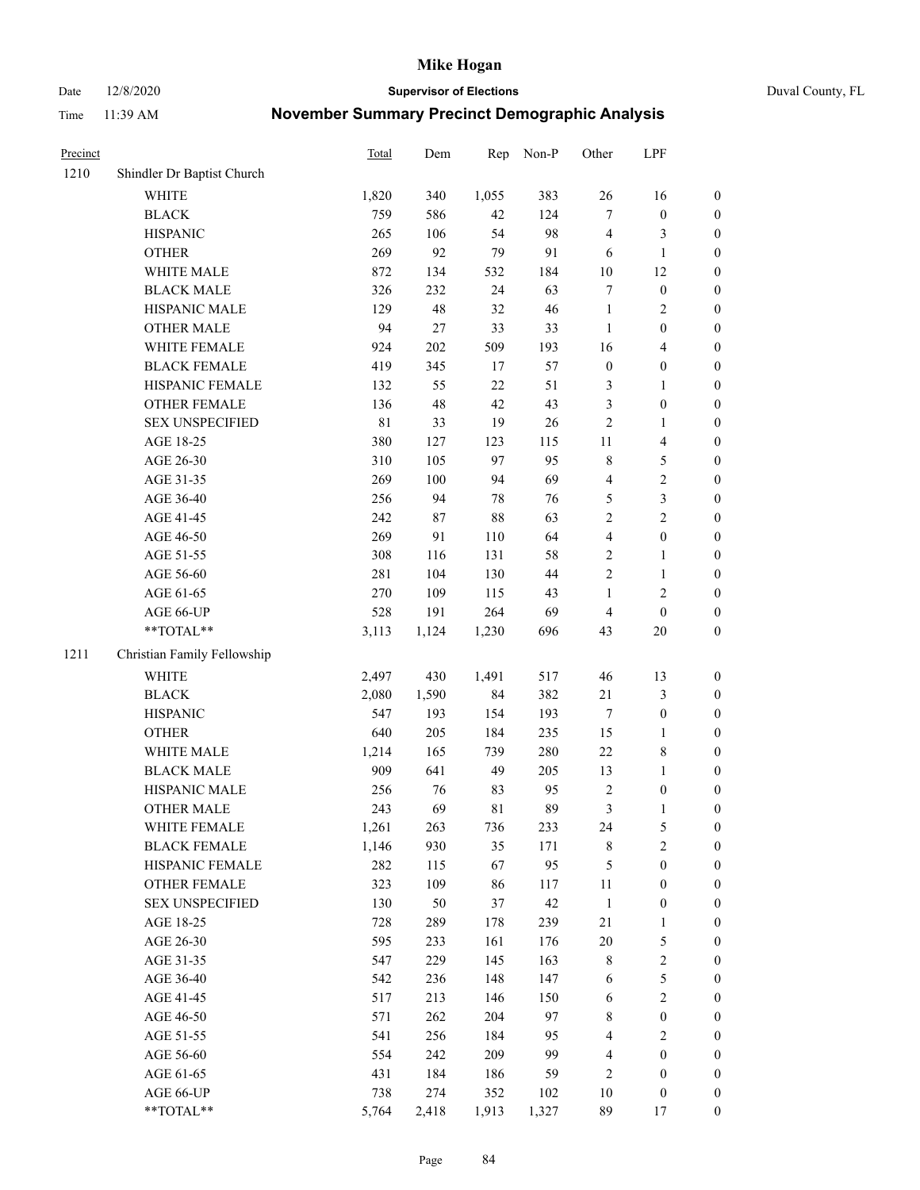# Mike Hogan

Date 12/8/2020 **Supervisor of Elections** Duval County, FL

Time 11:39 AM **November Summary Precinct Demographic Analysis**

| Precinct | | Total | Dem | Rep | Non-P | Other | LPF | |
|---|---|---|---|---|---|---|---|---|
| 1210 | Shindler Dr Baptist Church | | | | | | | |
| | WHITE | 1,820 | 340 | 1,055 | 383 | 26 | 16 | 0 |
| | BLACK | 759 | 586 | 42 | 124 | 7 | 0 | 0 |
| | HISPANIC | 265 | 106 | 54 | 98 | 4 | 3 | 0 |
| | OTHER | 269 | 92 | 79 | 91 | 6 | 1 | 0 |
| | WHITE MALE | 872 | 134 | 532 | 184 | 10 | 12 | 0 |
| | BLACK MALE | 326 | 232 | 24 | 63 | 7 | 0 | 0 |
| | HISPANIC MALE | 129 | 48 | 32 | 46 | 1 | 2 | 0 |
| | OTHER MALE | 94 | 27 | 33 | 33 | 1 | 0 | 0 |
| | WHITE FEMALE | 924 | 202 | 509 | 193 | 16 | 4 | 0 |
| | BLACK FEMALE | 419 | 345 | 17 | 57 | 0 | 0 | 0 |
| | HISPANIC FEMALE | 132 | 55 | 22 | 51 | 3 | 1 | 0 |
| | OTHER FEMALE | 136 | 48 | 42 | 43 | 3 | 0 | 0 |
| | SEX UNSPECIFIED | 81 | 33 | 19 | 26 | 2 | 1 | 0 |
| | AGE 18-25 | 380 | 127 | 123 | 115 | 11 | 4 | 0 |
| | AGE 26-30 | 310 | 105 | 97 | 95 | 8 | 5 | 0 |
| | AGE 31-35 | 269 | 100 | 94 | 69 | 4 | 2 | 0 |
| | AGE 36-40 | 256 | 94 | 78 | 76 | 5 | 3 | 0 |
| | AGE 41-45 | 242 | 87 | 88 | 63 | 2 | 2 | 0 |
| | AGE 46-50 | 269 | 91 | 110 | 64 | 4 | 0 | 0 |
| | AGE 51-55 | 308 | 116 | 131 | 58 | 2 | 1 | 0 |
| | AGE 56-60 | 281 | 104 | 130 | 44 | 2 | 1 | 0 |
| | AGE 61-65 | 270 | 109 | 115 | 43 | 1 | 2 | 0 |
| | AGE 66-UP | 528 | 191 | 264 | 69 | 4 | 0 | 0 |
| | **TOTAL** | 3,113 | 1,124 | 1,230 | 696 | 43 | 20 | 0 |
| 1211 | Christian Family Fellowship | | | | | | | |
| | WHITE | 2,497 | 430 | 1,491 | 517 | 46 | 13 | 0 |
| | BLACK | 2,080 | 1,590 | 84 | 382 | 21 | 3 | 0 |
| | HISPANIC | 547 | 193 | 154 | 193 | 7 | 0 | 0 |
| | OTHER | 640 | 205 | 184 | 235 | 15 | 1 | 0 |
| | WHITE MALE | 1,214 | 165 | 739 | 280 | 22 | 8 | 0 |
| | BLACK MALE | 909 | 641 | 49 | 205 | 13 | 1 | 0 |
| | HISPANIC MALE | 256 | 76 | 83 | 95 | 2 | 0 | 0 |
| | OTHER MALE | 243 | 69 | 81 | 89 | 3 | 1 | 0 |
| | WHITE FEMALE | 1,261 | 263 | 736 | 233 | 24 | 5 | 0 |
| | BLACK FEMALE | 1,146 | 930 | 35 | 171 | 8 | 2 | 0 |
| | HISPANIC FEMALE | 282 | 115 | 67 | 95 | 5 | 0 | 0 |
| | OTHER FEMALE | 323 | 109 | 86 | 117 | 11 | 0 | 0 |
| | SEX UNSPECIFIED | 130 | 50 | 37 | 42 | 1 | 0 | 0 |
| | AGE 18-25 | 728 | 289 | 178 | 239 | 21 | 1 | 0 |
| | AGE 26-30 | 595 | 233 | 161 | 176 | 20 | 5 | 0 |
| | AGE 31-35 | 547 | 229 | 145 | 163 | 8 | 2 | 0 |
| | AGE 36-40 | 542 | 236 | 148 | 147 | 6 | 5 | 0 |
| | AGE 41-45 | 517 | 213 | 146 | 150 | 6 | 2 | 0 |
| | AGE 46-50 | 571 | 262 | 204 | 97 | 8 | 0 | 0 |
| | AGE 51-55 | 541 | 256 | 184 | 95 | 4 | 2 | 0 |
| | AGE 56-60 | 554 | 242 | 209 | 99 | 4 | 0 | 0 |
| | AGE 61-65 | 431 | 184 | 186 | 59 | 2 | 0 | 0 |
| | AGE 66-UP | 738 | 274 | 352 | 102 | 10 | 0 | 0 |
| | **TOTAL** | 5,764 | 2,418 | 1,913 | 1,327 | 89 | 17 | 0 |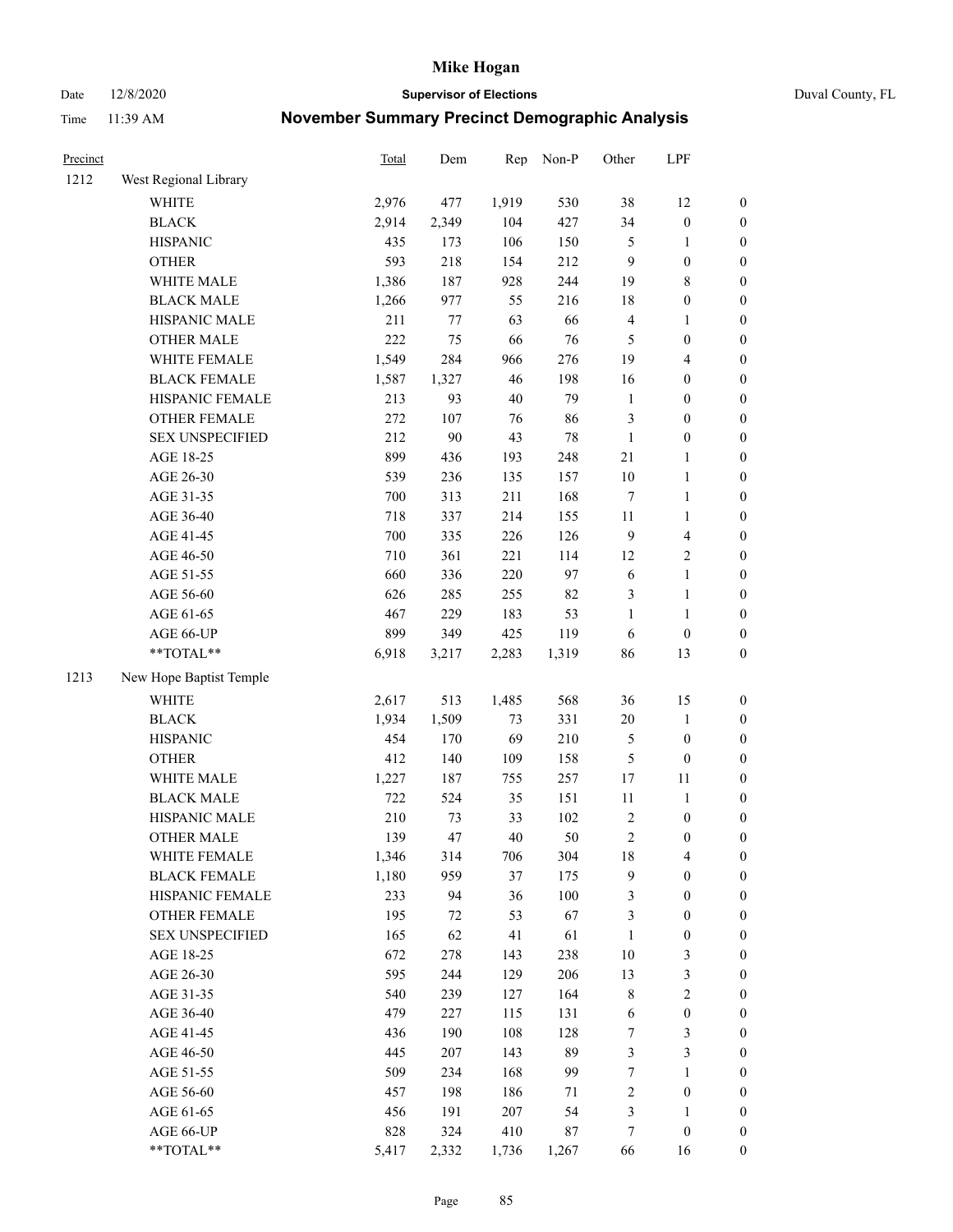| Precinct | | Total | Dem | Rep | Non-P | Other | LPF | |
|---|---|---|---|---|---|---|---|---|
| 1212 | West Regional Library | | | | | | | |
| | WHITE | 2,976 | 477 | 1,919 | 530 | 38 | 12 | 0 |
| | BLACK | 2,914 | 2,349 | 104 | 427 | 34 | 0 | 0 |
| | HISPANIC | 435 | 173 | 106 | 150 | 5 | 1 | 0 |
| | OTHER | 593 | 218 | 154 | 212 | 9 | 0 | 0 |
| | WHITE MALE | 1,386 | 187 | 928 | 244 | 19 | 8 | 0 |
| | BLACK MALE | 1,266 | 977 | 55 | 216 | 18 | 0 | 0 |
| | HISPANIC MALE | 211 | 77 | 63 | 66 | 4 | 1 | 0 |
| | OTHER MALE | 222 | 75 | 66 | 76 | 5 | 0 | 0 |
| | WHITE FEMALE | 1,549 | 284 | 966 | 276 | 19 | 4 | 0 |
| | BLACK FEMALE | 1,587 | 1,327 | 46 | 198 | 16 | 0 | 0 |
| | HISPANIC FEMALE | 213 | 93 | 40 | 79 | 1 | 0 | 0 |
| | OTHER FEMALE | 272 | 107 | 76 | 86 | 3 | 0 | 0 |
| | SEX UNSPECIFIED | 212 | 90 | 43 | 78 | 1 | 0 | 0 |
| | AGE 18-25 | 899 | 436 | 193 | 248 | 21 | 1 | 0 |
| | AGE 26-30 | 539 | 236 | 135 | 157 | 10 | 1 | 0 |
| | AGE 31-35 | 700 | 313 | 211 | 168 | 7 | 1 | 0 |
| | AGE 36-40 | 718 | 337 | 214 | 155 | 11 | 1 | 0 |
| | AGE 41-45 | 700 | 335 | 226 | 126 | 9 | 4 | 0 |
| | AGE 46-50 | 710 | 361 | 221 | 114 | 12 | 2 | 0 |
| | AGE 51-55 | 660 | 336 | 220 | 97 | 6 | 1 | 0 |
| | AGE 56-60 | 626 | 285 | 255 | 82 | 3 | 1 | 0 |
| | AGE 61-65 | 467 | 229 | 183 | 53 | 1 | 1 | 0 |
| | AGE 66-UP | 899 | 349 | 425 | 119 | 6 | 0 | 0 |
| | **TOTAL** | 6,918 | 3,217 | 2,283 | 1,319 | 86 | 13 | 0 |
| 1213 | New Hope Baptist Temple | | | | | | | |
| | WHITE | 2,617 | 513 | 1,485 | 568 | 36 | 15 | 0 |
| | BLACK | 1,934 | 1,509 | 73 | 331 | 20 | 1 | 0 |
| | HISPANIC | 454 | 170 | 69 | 210 | 5 | 0 | 0 |
| | OTHER | 412 | 140 | 109 | 158 | 5 | 0 | 0 |
| | WHITE MALE | 1,227 | 187 | 755 | 257 | 17 | 11 | 0 |
| | BLACK MALE | 722 | 524 | 35 | 151 | 11 | 1 | 0 |
| | HISPANIC MALE | 210 | 73 | 33 | 102 | 2 | 0 | 0 |
| | OTHER MALE | 139 | 47 | 40 | 50 | 2 | 0 | 0 |
| | WHITE FEMALE | 1,346 | 314 | 706 | 304 | 18 | 4 | 0 |
| | BLACK FEMALE | 1,180 | 959 | 37 | 175 | 9 | 0 | 0 |
| | HISPANIC FEMALE | 233 | 94 | 36 | 100 | 3 | 0 | 0 |
| | OTHER FEMALE | 195 | 72 | 53 | 67 | 3 | 0 | 0 |
| | SEX UNSPECIFIED | 165 | 62 | 41 | 61 | 1 | 0 | 0 |
| | AGE 18-25 | 672 | 278 | 143 | 238 | 10 | 3 | 0 |
| | AGE 26-30 | 595 | 244 | 129 | 206 | 13 | 3 | 0 |
| | AGE 31-35 | 540 | 239 | 127 | 164 | 8 | 2 | 0 |
| | AGE 36-40 | 479 | 227 | 115 | 131 | 6 | 0 | 0 |
| | AGE 41-45 | 436 | 190 | 108 | 128 | 7 | 3 | 0 |
| | AGE 46-50 | 445 | 207 | 143 | 89 | 3 | 3 | 0 |
| | AGE 51-55 | 509 | 234 | 168 | 99 | 7 | 1 | 0 |
| | AGE 56-60 | 457 | 198 | 186 | 71 | 2 | 0 | 0 |
| | AGE 61-65 | 456 | 191 | 207 | 54 | 3 | 1 | 0 |
| | AGE 66-UP | 828 | 324 | 410 | 87 | 7 | 0 | 0 |
| | **TOTAL** | 5,417 | 2,332 | 1,736 | 1,267 | 66 | 16 | 0 |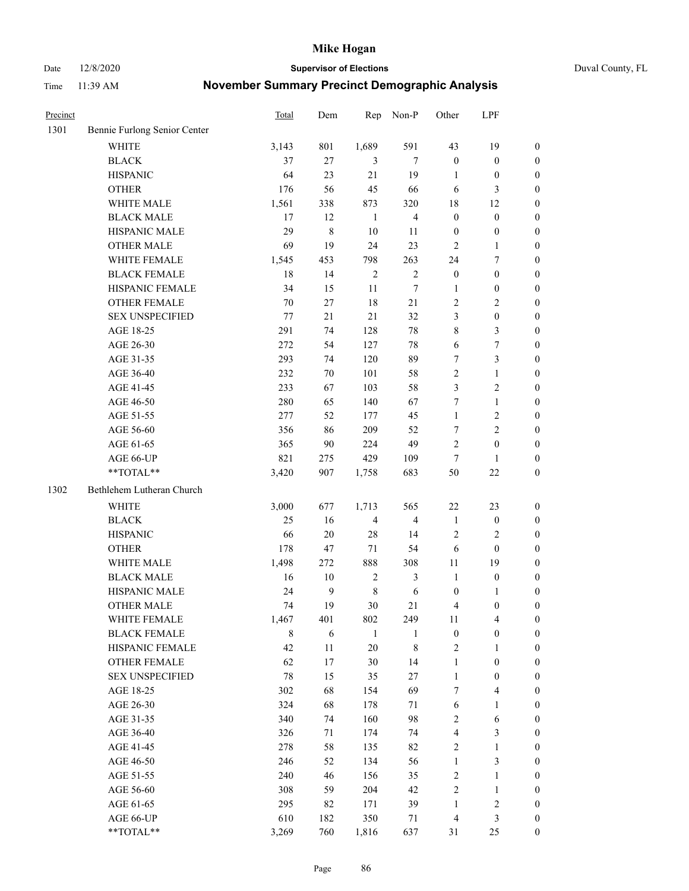# Mike Hogan

Date 12/8/2020 — **Supervisor of Elections** — Duval County, FL

Time 11:39 AM — **November Summary Precinct Demographic Analysis**

| Precinct | | Total | Dem | Rep | Non-P | Other | LPF | |
|---|---|---|---|---|---|---|---|---|
| 1301 | Bennie Furlong Senior Center | | | | | | | |
| | WHITE | 3,143 | 801 | 1,689 | 591 | 43 | 19 | 0 |
| | BLACK | 37 | 27 | 3 | 7 | 0 | 0 | 0 |
| | HISPANIC | 64 | 23 | 21 | 19 | 1 | 0 | 0 |
| | OTHER | 176 | 56 | 45 | 66 | 6 | 3 | 0 |
| | WHITE MALE | 1,561 | 338 | 873 | 320 | 18 | 12 | 0 |
| | BLACK MALE | 17 | 12 | 1 | 4 | 0 | 0 | 0 |
| | HISPANIC MALE | 29 | 8 | 10 | 11 | 0 | 0 | 0 |
| | OTHER MALE | 69 | 19 | 24 | 23 | 2 | 1 | 0 |
| | WHITE FEMALE | 1,545 | 453 | 798 | 263 | 24 | 7 | 0 |
| | BLACK FEMALE | 18 | 14 | 2 | 2 | 0 | 0 | 0 |
| | HISPANIC FEMALE | 34 | 15 | 11 | 7 | 1 | 0 | 0 |
| | OTHER FEMALE | 70 | 27 | 18 | 21 | 2 | 2 | 0 |
| | SEX UNSPECIFIED | 77 | 21 | 21 | 32 | 3 | 0 | 0 |
| | AGE 18-25 | 291 | 74 | 128 | 78 | 8 | 3 | 0 |
| | AGE 26-30 | 272 | 54 | 127 | 78 | 6 | 7 | 0 |
| | AGE 31-35 | 293 | 74 | 120 | 89 | 7 | 3 | 0 |
| | AGE 36-40 | 232 | 70 | 101 | 58 | 2 | 1 | 0 |
| | AGE 41-45 | 233 | 67 | 103 | 58 | 3 | 2 | 0 |
| | AGE 46-50 | 280 | 65 | 140 | 67 | 7 | 1 | 0 |
| | AGE 51-55 | 277 | 52 | 177 | 45 | 1 | 2 | 0 |
| | AGE 56-60 | 356 | 86 | 209 | 52 | 7 | 2 | 0 |
| | AGE 61-65 | 365 | 90 | 224 | 49 | 2 | 0 | 0 |
| | AGE 66-UP | 821 | 275 | 429 | 109 | 7 | 1 | 0 |
| | **TOTAL** | 3,420 | 907 | 1,758 | 683 | 50 | 22 | 0 |
| 1302 | Bethlehem Lutheran Church | | | | | | | |
| | WHITE | 3,000 | 677 | 1,713 | 565 | 22 | 23 | 0 |
| | BLACK | 25 | 16 | 4 | 4 | 1 | 0 | 0 |
| | HISPANIC | 66 | 20 | 28 | 14 | 2 | 2 | 0 |
| | OTHER | 178 | 47 | 71 | 54 | 6 | 0 | 0 |
| | WHITE MALE | 1,498 | 272 | 888 | 308 | 11 | 19 | 0 |
| | BLACK MALE | 16 | 10 | 2 | 3 | 1 | 0 | 0 |
| | HISPANIC MALE | 24 | 9 | 8 | 6 | 0 | 1 | 0 |
| | OTHER MALE | 74 | 19 | 30 | 21 | 4 | 0 | 0 |
| | WHITE FEMALE | 1,467 | 401 | 802 | 249 | 11 | 4 | 0 |
| | BLACK FEMALE | 8 | 6 | 1 | 1 | 0 | 0 | 0 |
| | HISPANIC FEMALE | 42 | 11 | 20 | 8 | 2 | 1 | 0 |
| | OTHER FEMALE | 62 | 17 | 30 | 14 | 1 | 0 | 0 |
| | SEX UNSPECIFIED | 78 | 15 | 35 | 27 | 1 | 0 | 0 |
| | AGE 18-25 | 302 | 68 | 154 | 69 | 7 | 4 | 0 |
| | AGE 26-30 | 324 | 68 | 178 | 71 | 6 | 1 | 0 |
| | AGE 31-35 | 340 | 74 | 160 | 98 | 2 | 6 | 0 |
| | AGE 36-40 | 326 | 71 | 174 | 74 | 4 | 3 | 0 |
| | AGE 41-45 | 278 | 58 | 135 | 82 | 2 | 1 | 0 |
| | AGE 46-50 | 246 | 52 | 134 | 56 | 1 | 3 | 0 |
| | AGE 51-55 | 240 | 46 | 156 | 35 | 2 | 1 | 0 |
| | AGE 56-60 | 308 | 59 | 204 | 42 | 2 | 1 | 0 |
| | AGE 61-65 | 295 | 82 | 171 | 39 | 1 | 2 | 0 |
| | AGE 66-UP | 610 | 182 | 350 | 71 | 4 | 3 | 0 |
| | **TOTAL** | 3,269 | 760 | 1,816 | 637 | 31 | 25 | 0 |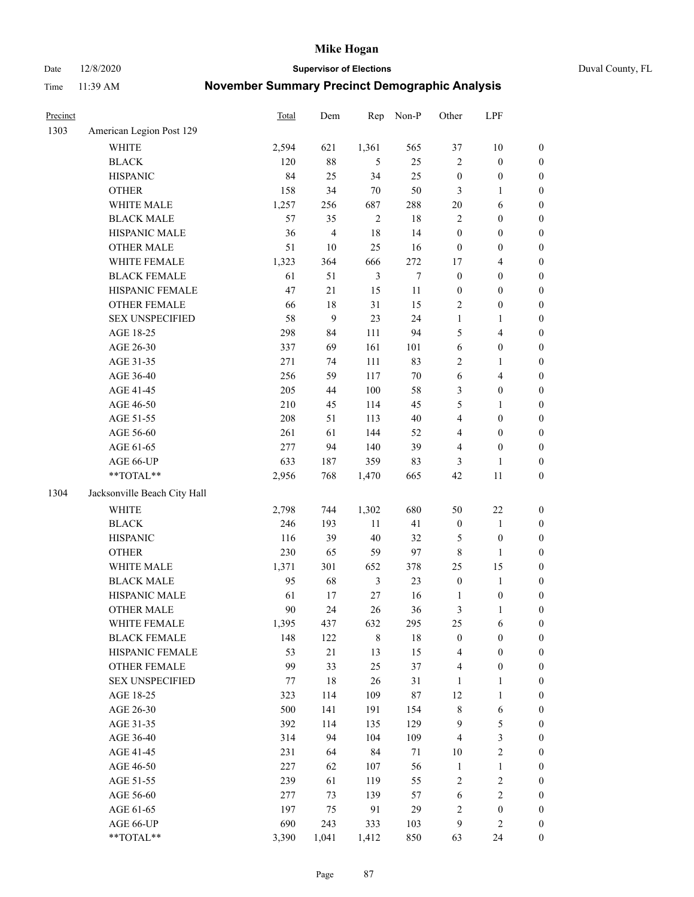# November Summary Precinct Demographic Analysis

| Precinct | | Total | Dem | Rep | Non-P | Other | LPF | |
|---|---|---|---|---|---|---|---|---|
| 1303 | American Legion Post 129 | | | | | | | |
| | WHITE | 2,594 | 621 | 1,361 | 565 | 37 | 10 | 0 |
| | BLACK | 120 | 88 | 5 | 25 | 2 | 0 | 0 |
| | HISPANIC | 84 | 25 | 34 | 25 | 0 | 0 | 0 |
| | OTHER | 158 | 34 | 70 | 50 | 3 | 1 | 0 |
| | WHITE MALE | 1,257 | 256 | 687 | 288 | 20 | 6 | 0 |
| | BLACK MALE | 57 | 35 | 2 | 18 | 2 | 0 | 0 |
| | HISPANIC MALE | 36 | 4 | 18 | 14 | 0 | 0 | 0 |
| | OTHER MALE | 51 | 10 | 25 | 16 | 0 | 0 | 0 |
| | WHITE FEMALE | 1,323 | 364 | 666 | 272 | 17 | 4 | 0 |
| | BLACK FEMALE | 61 | 51 | 3 | 7 | 0 | 0 | 0 |
| | HISPANIC FEMALE | 47 | 21 | 15 | 11 | 0 | 0 | 0 |
| | OTHER FEMALE | 66 | 18 | 31 | 15 | 2 | 0 | 0 |
| | SEX UNSPECIFIED | 58 | 9 | 23 | 24 | 1 | 1 | 0 |
| | AGE 18-25 | 298 | 84 | 111 | 94 | 5 | 4 | 0 |
| | AGE 26-30 | 337 | 69 | 161 | 101 | 6 | 0 | 0 |
| | AGE 31-35 | 271 | 74 | 111 | 83 | 2 | 1 | 0 |
| | AGE 36-40 | 256 | 59 | 117 | 70 | 6 | 4 | 0 |
| | AGE 41-45 | 205 | 44 | 100 | 58 | 3 | 0 | 0 |
| | AGE 46-50 | 210 | 45 | 114 | 45 | 5 | 1 | 0 |
| | AGE 51-55 | 208 | 51 | 113 | 40 | 4 | 0 | 0 |
| | AGE 56-60 | 261 | 61 | 144 | 52 | 4 | 0 | 0 |
| | AGE 61-65 | 277 | 94 | 140 | 39 | 4 | 0 | 0 |
| | AGE 66-UP | 633 | 187 | 359 | 83 | 3 | 1 | 0 |
| | **TOTAL** | 2,956 | 768 | 1,470 | 665 | 42 | 11 | 0 |
| 1304 | Jacksonville Beach City Hall | | | | | | | |
| | WHITE | 2,798 | 744 | 1,302 | 680 | 50 | 22 | 0 |
| | BLACK | 246 | 193 | 11 | 41 | 0 | 1 | 0 |
| | HISPANIC | 116 | 39 | 40 | 32 | 5 | 0 | 0 |
| | OTHER | 230 | 65 | 59 | 97 | 8 | 1 | 0 |
| | WHITE MALE | 1,371 | 301 | 652 | 378 | 25 | 15 | 0 |
| | BLACK MALE | 95 | 68 | 3 | 23 | 0 | 1 | 0 |
| | HISPANIC MALE | 61 | 17 | 27 | 16 | 1 | 0 | 0 |
| | OTHER MALE | 90 | 24 | 26 | 36 | 3 | 1 | 0 |
| | WHITE FEMALE | 1,395 | 437 | 632 | 295 | 25 | 6 | 0 |
| | BLACK FEMALE | 148 | 122 | 8 | 18 | 0 | 0 | 0 |
| | HISPANIC FEMALE | 53 | 21 | 13 | 15 | 4 | 0 | 0 |
| | OTHER FEMALE | 99 | 33 | 25 | 37 | 4 | 0 | 0 |
| | SEX UNSPECIFIED | 77 | 18 | 26 | 31 | 1 | 1 | 0 |
| | AGE 18-25 | 323 | 114 | 109 | 87 | 12 | 1 | 0 |
| | AGE 26-30 | 500 | 141 | 191 | 154 | 8 | 6 | 0 |
| | AGE 31-35 | 392 | 114 | 135 | 129 | 9 | 5 | 0 |
| | AGE 36-40 | 314 | 94 | 104 | 109 | 4 | 3 | 0 |
| | AGE 41-45 | 231 | 64 | 84 | 71 | 10 | 2 | 0 |
| | AGE 46-50 | 227 | 62 | 107 | 56 | 1 | 1 | 0 |
| | AGE 51-55 | 239 | 61 | 119 | 55 | 2 | 2 | 0 |
| | AGE 56-60 | 277 | 73 | 139 | 57 | 6 | 2 | 0 |
| | AGE 61-65 | 197 | 75 | 91 | 29 | 2 | 0 | 0 |
| | AGE 66-UP | 690 | 243 | 333 | 103 | 9 | 2 | 0 |
| | **TOTAL** | 3,390 | 1,041 | 1,412 | 850 | 63 | 24 | 0 |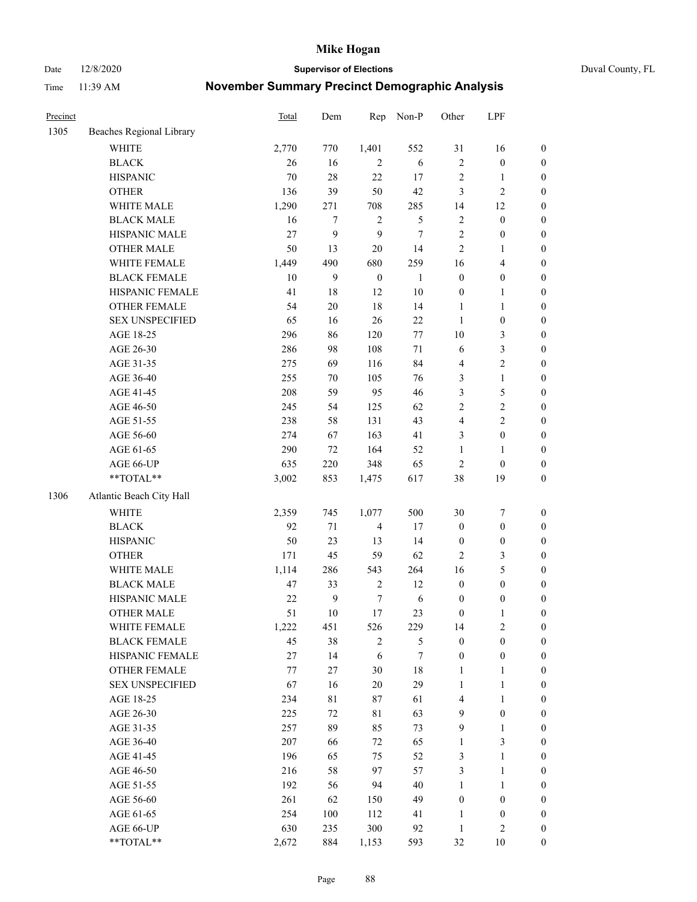# Mike Hogan

Date 12/8/2020 **Supervisor of Elections** Duval County, FL

Time 11:39 AM **November Summary Precinct Demographic Analysis**

| Precinct | | Total | Dem | Rep | Non-P | Other | LPF | |
|---|---|---|---|---|---|---|---|---|
| 1305 | Beaches Regional Library | | | | | | | |
| | WHITE | 2,770 | 770 | 1,401 | 552 | 31 | 16 | 0 |
| | BLACK | 26 | 16 | 2 | 6 | 2 | 0 | 0 |
| | HISPANIC | 70 | 28 | 22 | 17 | 2 | 1 | 0 |
| | OTHER | 136 | 39 | 50 | 42 | 3 | 2 | 0 |
| | WHITE MALE | 1,290 | 271 | 708 | 285 | 14 | 12 | 0 |
| | BLACK MALE | 16 | 7 | 2 | 5 | 2 | 0 | 0 |
| | HISPANIC MALE | 27 | 9 | 9 | 7 | 2 | 0 | 0 |
| | OTHER MALE | 50 | 13 | 20 | 14 | 2 | 1 | 0 |
| | WHITE FEMALE | 1,449 | 490 | 680 | 259 | 16 | 4 | 0 |
| | BLACK FEMALE | 10 | 9 | 0 | 1 | 0 | 0 | 0 |
| | HISPANIC FEMALE | 41 | 18 | 12 | 10 | 0 | 1 | 0 |
| | OTHER FEMALE | 54 | 20 | 18 | 14 | 1 | 1 | 0 |
| | SEX UNSPECIFIED | 65 | 16 | 26 | 22 | 1 | 0 | 0 |
| | AGE 18-25 | 296 | 86 | 120 | 77 | 10 | 3 | 0 |
| | AGE 26-30 | 286 | 98 | 108 | 71 | 6 | 3 | 0 |
| | AGE 31-35 | 275 | 69 | 116 | 84 | 4 | 2 | 0 |
| | AGE 36-40 | 255 | 70 | 105 | 76 | 3 | 1 | 0 |
| | AGE 41-45 | 208 | 59 | 95 | 46 | 3 | 5 | 0 |
| | AGE 46-50 | 245 | 54 | 125 | 62 | 2 | 2 | 0 |
| | AGE 51-55 | 238 | 58 | 131 | 43 | 4 | 2 | 0 |
| | AGE 56-60 | 274 | 67 | 163 | 41 | 3 | 0 | 0 |
| | AGE 61-65 | 290 | 72 | 164 | 52 | 1 | 1 | 0 |
| | AGE 66-UP | 635 | 220 | 348 | 65 | 2 | 0 | 0 |
| | **TOTAL** | 3,002 | 853 | 1,475 | 617 | 38 | 19 | 0 |
| 1306 | Atlantic Beach City Hall | | | | | | | |
| | WHITE | 2,359 | 745 | 1,077 | 500 | 30 | 7 | 0 |
| | BLACK | 92 | 71 | 4 | 17 | 0 | 0 | 0 |
| | HISPANIC | 50 | 23 | 13 | 14 | 0 | 0 | 0 |
| | OTHER | 171 | 45 | 59 | 62 | 2 | 3 | 0 |
| | WHITE MALE | 1,114 | 286 | 543 | 264 | 16 | 5 | 0 |
| | BLACK MALE | 47 | 33 | 2 | 12 | 0 | 0 | 0 |
| | HISPANIC MALE | 22 | 9 | 7 | 6 | 0 | 0 | 0 |
| | OTHER MALE | 51 | 10 | 17 | 23 | 0 | 1 | 0 |
| | WHITE FEMALE | 1,222 | 451 | 526 | 229 | 14 | 2 | 0 |
| | BLACK FEMALE | 45 | 38 | 2 | 5 | 0 | 0 | 0 |
| | HISPANIC FEMALE | 27 | 14 | 6 | 7 | 0 | 0 | 0 |
| | OTHER FEMALE | 77 | 27 | 30 | 18 | 1 | 1 | 0 |
| | SEX UNSPECIFIED | 67 | 16 | 20 | 29 | 1 | 1 | 0 |
| | AGE 18-25 | 234 | 81 | 87 | 61 | 4 | 1 | 0 |
| | AGE 26-30 | 225 | 72 | 81 | 63 | 9 | 0 | 0 |
| | AGE 31-35 | 257 | 89 | 85 | 73 | 9 | 1 | 0 |
| | AGE 36-40 | 207 | 66 | 72 | 65 | 1 | 3 | 0 |
| | AGE 41-45 | 196 | 65 | 75 | 52 | 3 | 1 | 0 |
| | AGE 46-50 | 216 | 58 | 97 | 57 | 3 | 1 | 0 |
| | AGE 51-55 | 192 | 56 | 94 | 40 | 1 | 1 | 0 |
| | AGE 56-60 | 261 | 62 | 150 | 49 | 0 | 0 | 0 |
| | AGE 61-65 | 254 | 100 | 112 | 41 | 1 | 0 | 0 |
| | AGE 66-UP | 630 | 235 | 300 | 92 | 1 | 2 | 0 |
| | **TOTAL** | 2,672 | 884 | 1,153 | 593 | 32 | 10 | 0 |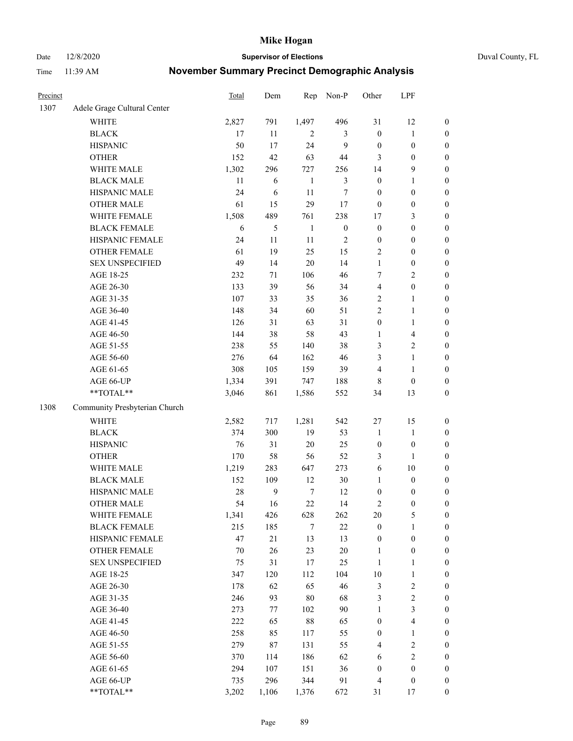# Mike Hogan

**Supervisor of Elections**

Duval County, FL

Date 12/8/2020

Time 11:39 AM

## November Summary Precinct Demographic Analysis

| Precinct | | Total | Dem | Rep | Non-P | Other | LPF | |
|---|---|---|---|---|---|---|---|---|
| 1307 | Adele Grage Cultural Center | | | | | | | |
| | WHITE | 2,827 | 791 | 1,497 | 496 | 31 | 12 | 0 |
| | BLACK | 17 | 11 | 2 | 3 | 0 | 1 | 0 |
| | HISPANIC | 50 | 17 | 24 | 9 | 0 | 0 | 0 |
| | OTHER | 152 | 42 | 63 | 44 | 3 | 0 | 0 |
| | WHITE MALE | 1,302 | 296 | 727 | 256 | 14 | 9 | 0 |
| | BLACK MALE | 11 | 6 | 1 | 3 | 0 | 1 | 0 |
| | HISPANIC MALE | 24 | 6 | 11 | 7 | 0 | 0 | 0 |
| | OTHER MALE | 61 | 15 | 29 | 17 | 0 | 0 | 0 |
| | WHITE FEMALE | 1,508 | 489 | 761 | 238 | 17 | 3 | 0 |
| | BLACK FEMALE | 6 | 5 | 1 | 0 | 0 | 0 | 0 |
| | HISPANIC FEMALE | 24 | 11 | 11 | 2 | 0 | 0 | 0 |
| | OTHER FEMALE | 61 | 19 | 25 | 15 | 2 | 0 | 0 |
| | SEX UNSPECIFIED | 49 | 14 | 20 | 14 | 1 | 0 | 0 |
| | AGE 18-25 | 232 | 71 | 106 | 46 | 7 | 2 | 0 |
| | AGE 26-30 | 133 | 39 | 56 | 34 | 4 | 0 | 0 |
| | AGE 31-35 | 107 | 33 | 35 | 36 | 2 | 1 | 0 |
| | AGE 36-40 | 148 | 34 | 60 | 51 | 2 | 1 | 0 |
| | AGE 41-45 | 126 | 31 | 63 | 31 | 0 | 1 | 0 |
| | AGE 46-50 | 144 | 38 | 58 | 43 | 1 | 4 | 0 |
| | AGE 51-55 | 238 | 55 | 140 | 38 | 3 | 2 | 0 |
| | AGE 56-60 | 276 | 64 | 162 | 46 | 3 | 1 | 0 |
| | AGE 61-65 | 308 | 105 | 159 | 39 | 4 | 1 | 0 |
| | AGE 66-UP | 1,334 | 391 | 747 | 188 | 8 | 0 | 0 |
| | **TOTAL** | 3,046 | 861 | 1,586 | 552 | 34 | 13 | 0 |
| 1308 | Community Presbyterian Church | | | | | | | |
| | WHITE | 2,582 | 717 | 1,281 | 542 | 27 | 15 | 0 |
| | BLACK | 374 | 300 | 19 | 53 | 1 | 1 | 0 |
| | HISPANIC | 76 | 31 | 20 | 25 | 0 | 0 | 0 |
| | OTHER | 170 | 58 | 56 | 52 | 3 | 1 | 0 |
| | WHITE MALE | 1,219 | 283 | 647 | 273 | 6 | 10 | 0 |
| | BLACK MALE | 152 | 109 | 12 | 30 | 1 | 0 | 0 |
| | HISPANIC MALE | 28 | 9 | 7 | 12 | 0 | 0 | 0 |
| | OTHER MALE | 54 | 16 | 22 | 14 | 2 | 0 | 0 |
| | WHITE FEMALE | 1,341 | 426 | 628 | 262 | 20 | 5 | 0 |
| | BLACK FEMALE | 215 | 185 | 7 | 22 | 0 | 1 | 0 |
| | HISPANIC FEMALE | 47 | 21 | 13 | 13 | 0 | 0 | 0 |
| | OTHER FEMALE | 70 | 26 | 23 | 20 | 1 | 0 | 0 |
| | SEX UNSPECIFIED | 75 | 31 | 17 | 25 | 1 | 1 | 0 |
| | AGE 18-25 | 347 | 120 | 112 | 104 | 10 | 1 | 0 |
| | AGE 26-30 | 178 | 62 | 65 | 46 | 3 | 2 | 0 |
| | AGE 31-35 | 246 | 93 | 80 | 68 | 3 | 2 | 0 |
| | AGE 36-40 | 273 | 77 | 102 | 90 | 1 | 3 | 0 |
| | AGE 41-45 | 222 | 65 | 88 | 65 | 0 | 4 | 0 |
| | AGE 46-50 | 258 | 85 | 117 | 55 | 0 | 1 | 0 |
| | AGE 51-55 | 279 | 87 | 131 | 55 | 4 | 2 | 0 |
| | AGE 56-60 | 370 | 114 | 186 | 62 | 6 | 2 | 0 |
| | AGE 61-65 | 294 | 107 | 151 | 36 | 0 | 0 | 0 |
| | AGE 66-UP | 735 | 296 | 344 | 91 | 4 | 0 | 0 |
| | **TOTAL** | 3,202 | 1,106 | 1,376 | 672 | 31 | 17 | 0 |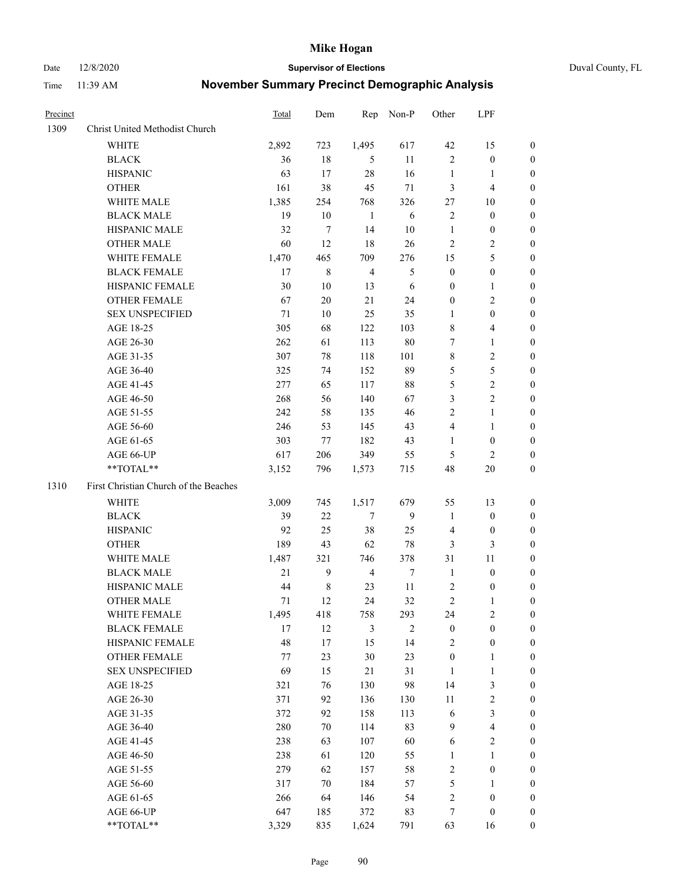# Mike Hogan

Date 12/8/2020 **Supervisor of Elections** Duval County, FL

Time 11:39 AM **November Summary Precinct Demographic Analysis**

| Precinct | | Total | Dem | Rep | Non-P | Other | LPF | |
|---|---|---|---|---|---|---|---|---|
| 1309 | Christ United Methodist Church | | | | | | | |
| | WHITE | 2,892 | 723 | 1,495 | 617 | 42 | 15 | 0 |
| | BLACK | 36 | 18 | 5 | 11 | 2 | 0 | 0 |
| | HISPANIC | 63 | 17 | 28 | 16 | 1 | 1 | 0 |
| | OTHER | 161 | 38 | 45 | 71 | 3 | 4 | 0 |
| | WHITE MALE | 1,385 | 254 | 768 | 326 | 27 | 10 | 0 |
| | BLACK MALE | 19 | 10 | 1 | 6 | 2 | 0 | 0 |
| | HISPANIC MALE | 32 | 7 | 14 | 10 | 1 | 0 | 0 |
| | OTHER MALE | 60 | 12 | 18 | 26 | 2 | 2 | 0 |
| | WHITE FEMALE | 1,470 | 465 | 709 | 276 | 15 | 5 | 0 |
| | BLACK FEMALE | 17 | 8 | 4 | 5 | 0 | 0 | 0 |
| | HISPANIC FEMALE | 30 | 10 | 13 | 6 | 0 | 1 | 0 |
| | OTHER FEMALE | 67 | 20 | 21 | 24 | 0 | 2 | 0 |
| | SEX UNSPECIFIED | 71 | 10 | 25 | 35 | 1 | 0 | 0 |
| | AGE 18-25 | 305 | 68 | 122 | 103 | 8 | 4 | 0 |
| | AGE 26-30 | 262 | 61 | 113 | 80 | 7 | 1 | 0 |
| | AGE 31-35 | 307 | 78 | 118 | 101 | 8 | 2 | 0 |
| | AGE 36-40 | 325 | 74 | 152 | 89 | 5 | 5 | 0 |
| | AGE 41-45 | 277 | 65 | 117 | 88 | 5 | 2 | 0 |
| | AGE 46-50 | 268 | 56 | 140 | 67 | 3 | 2 | 0 |
| | AGE 51-55 | 242 | 58 | 135 | 46 | 2 | 1 | 0 |
| | AGE 56-60 | 246 | 53 | 145 | 43 | 4 | 1 | 0 |
| | AGE 61-65 | 303 | 77 | 182 | 43 | 1 | 0 | 0 |
| | AGE 66-UP | 617 | 206 | 349 | 55 | 5 | 2 | 0 |
| | **TOTAL** | 3,152 | 796 | 1,573 | 715 | 48 | 20 | 0 |
| 1310 | First Christian Church of the Beaches | | | | | | | |
| | WHITE | 3,009 | 745 | 1,517 | 679 | 55 | 13 | 0 |
| | BLACK | 39 | 22 | 7 | 9 | 1 | 0 | 0 |
| | HISPANIC | 92 | 25 | 38 | 25 | 4 | 0 | 0 |
| | OTHER | 189 | 43 | 62 | 78 | 3 | 3 | 0 |
| | WHITE MALE | 1,487 | 321 | 746 | 378 | 31 | 11 | 0 |
| | BLACK MALE | 21 | 9 | 4 | 7 | 1 | 0 | 0 |
| | HISPANIC MALE | 44 | 8 | 23 | 11 | 2 | 0 | 0 |
| | OTHER MALE | 71 | 12 | 24 | 32 | 2 | 1 | 0 |
| | WHITE FEMALE | 1,495 | 418 | 758 | 293 | 24 | 2 | 0 |
| | BLACK FEMALE | 17 | 12 | 3 | 2 | 0 | 0 | 0 |
| | HISPANIC FEMALE | 48 | 17 | 15 | 14 | 2 | 0 | 0 |
| | OTHER FEMALE | 77 | 23 | 30 | 23 | 0 | 1 | 0 |
| | SEX UNSPECIFIED | 69 | 15 | 21 | 31 | 1 | 1 | 0 |
| | AGE 18-25 | 321 | 76 | 130 | 98 | 14 | 3 | 0 |
| | AGE 26-30 | 371 | 92 | 136 | 130 | 11 | 2 | 0 |
| | AGE 31-35 | 372 | 92 | 158 | 113 | 6 | 3 | 0 |
| | AGE 36-40 | 280 | 70 | 114 | 83 | 9 | 4 | 0 |
| | AGE 41-45 | 238 | 63 | 107 | 60 | 6 | 2 | 0 |
| | AGE 46-50 | 238 | 61 | 120 | 55 | 1 | 1 | 0 |
| | AGE 51-55 | 279 | 62 | 157 | 58 | 2 | 0 | 0 |
| | AGE 56-60 | 317 | 70 | 184 | 57 | 5 | 1 | 0 |
| | AGE 61-65 | 266 | 64 | 146 | 54 | 2 | 0 | 0 |
| | AGE 66-UP | 647 | 185 | 372 | 83 | 7 | 0 | 0 |
| | **TOTAL** | 3,329 | 835 | 1,624 | 791 | 63 | 16 | 0 |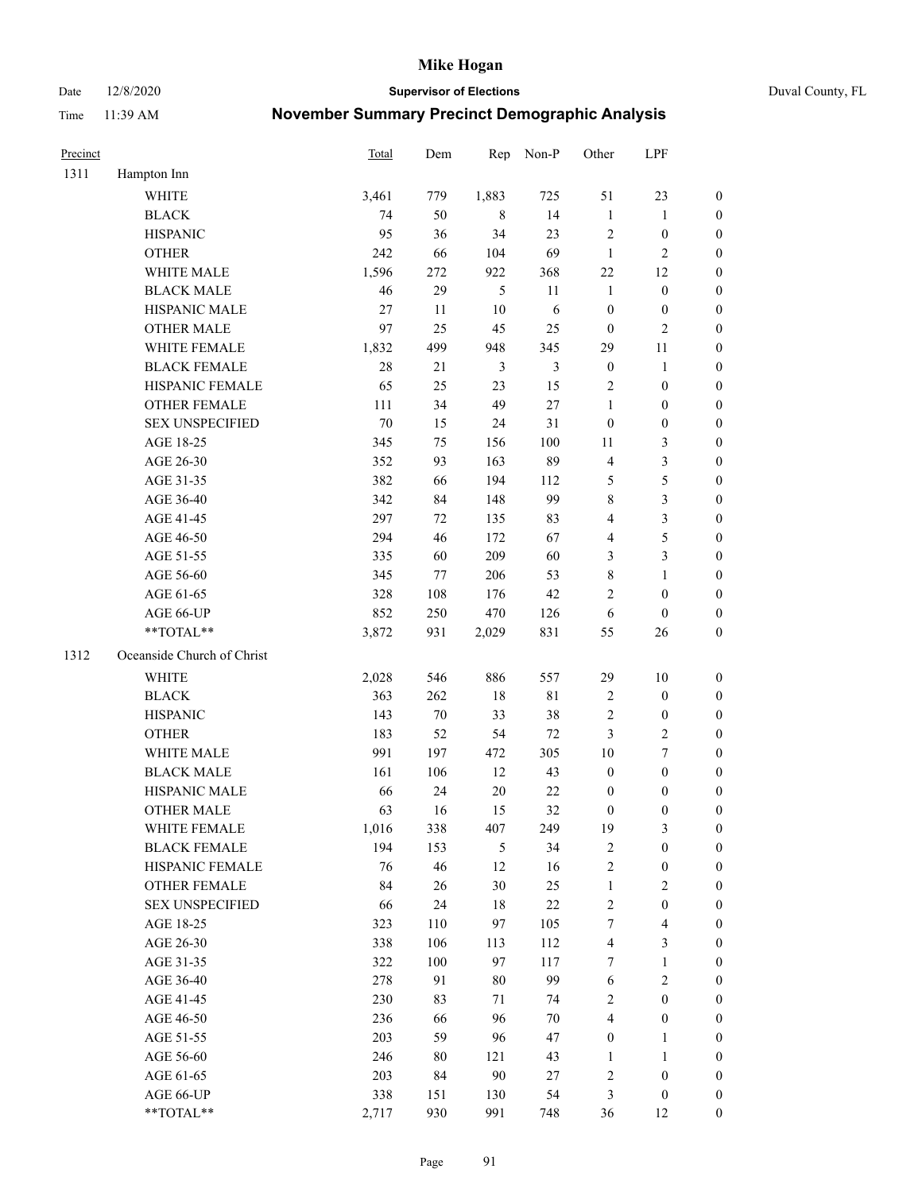# Mike Hogan

Date 12/8/2020 **Supervisor of Elections** Duval County, FL

Time 11:39 AM **November Summary Precinct Demographic Analysis**

| Precinct | | Total | Dem | Rep | Non-P | Other | LPF | |
|---|---|---|---|---|---|---|---|---|
| 1311 | Hampton Inn | | | | | | | |
| | WHITE | 3,461 | 779 | 1,883 | 725 | 51 | 23 | 0 |
| | BLACK | 74 | 50 | 8 | 14 | 1 | 1 | 0 |
| | HISPANIC | 95 | 36 | 34 | 23 | 2 | 0 | 0 |
| | OTHER | 242 | 66 | 104 | 69 | 1 | 2 | 0 |
| | WHITE MALE | 1,596 | 272 | 922 | 368 | 22 | 12 | 0 |
| | BLACK MALE | 46 | 29 | 5 | 11 | 1 | 0 | 0 |
| | HISPANIC MALE | 27 | 11 | 10 | 6 | 0 | 0 | 0 |
| | OTHER MALE | 97 | 25 | 45 | 25 | 0 | 2 | 0 |
| | WHITE FEMALE | 1,832 | 499 | 948 | 345 | 29 | 11 | 0 |
| | BLACK FEMALE | 28 | 21 | 3 | 3 | 0 | 1 | 0 |
| | HISPANIC FEMALE | 65 | 25 | 23 | 15 | 2 | 0 | 0 |
| | OTHER FEMALE | 111 | 34 | 49 | 27 | 1 | 0 | 0 |
| | SEX UNSPECIFIED | 70 | 15 | 24 | 31 | 0 | 0 | 0 |
| | AGE 18-25 | 345 | 75 | 156 | 100 | 11 | 3 | 0 |
| | AGE 26-30 | 352 | 93 | 163 | 89 | 4 | 3 | 0 |
| | AGE 31-35 | 382 | 66 | 194 | 112 | 5 | 5 | 0 |
| | AGE 36-40 | 342 | 84 | 148 | 99 | 8 | 3 | 0 |
| | AGE 41-45 | 297 | 72 | 135 | 83 | 4 | 3 | 0 |
| | AGE 46-50 | 294 | 46 | 172 | 67 | 4 | 5 | 0 |
| | AGE 51-55 | 335 | 60 | 209 | 60 | 3 | 3 | 0 |
| | AGE 56-60 | 345 | 77 | 206 | 53 | 8 | 1 | 0 |
| | AGE 61-65 | 328 | 108 | 176 | 42 | 2 | 0 | 0 |
| | AGE 66-UP | 852 | 250 | 470 | 126 | 6 | 0 | 0 |
| | **TOTAL** | 3,872 | 931 | 2,029 | 831 | 55 | 26 | 0 |
| 1312 | Oceanside Church of Christ | | | | | | | |
| | WHITE | 2,028 | 546 | 886 | 557 | 29 | 10 | 0 |
| | BLACK | 363 | 262 | 18 | 81 | 2 | 0 | 0 |
| | HISPANIC | 143 | 70 | 33 | 38 | 2 | 0 | 0 |
| | OTHER | 183 | 52 | 54 | 72 | 3 | 2 | 0 |
| | WHITE MALE | 991 | 197 | 472 | 305 | 10 | 7 | 0 |
| | BLACK MALE | 161 | 106 | 12 | 43 | 0 | 0 | 0 |
| | HISPANIC MALE | 66 | 24 | 20 | 22 | 0 | 0 | 0 |
| | OTHER MALE | 63 | 16 | 15 | 32 | 0 | 0 | 0 |
| | WHITE FEMALE | 1,016 | 338 | 407 | 249 | 19 | 3 | 0 |
| | BLACK FEMALE | 194 | 153 | 5 | 34 | 2 | 0 | 0 |
| | HISPANIC FEMALE | 76 | 46 | 12 | 16 | 2 | 0 | 0 |
| | OTHER FEMALE | 84 | 26 | 30 | 25 | 1 | 2 | 0 |
| | SEX UNSPECIFIED | 66 | 24 | 18 | 22 | 2 | 0 | 0 |
| | AGE 18-25 | 323 | 110 | 97 | 105 | 7 | 4 | 0 |
| | AGE 26-30 | 338 | 106 | 113 | 112 | 4 | 3 | 0 |
| | AGE 31-35 | 322 | 100 | 97 | 117 | 7 | 1 | 0 |
| | AGE 36-40 | 278 | 91 | 80 | 99 | 6 | 2 | 0 |
| | AGE 41-45 | 230 | 83 | 71 | 74 | 2 | 0 | 0 |
| | AGE 46-50 | 236 | 66 | 96 | 70 | 4 | 0 | 0 |
| | AGE 51-55 | 203 | 59 | 96 | 47 | 0 | 1 | 0 |
| | AGE 56-60 | 246 | 80 | 121 | 43 | 1 | 1 | 0 |
| | AGE 61-65 | 203 | 84 | 90 | 27 | 2 | 0 | 0 |
| | AGE 66-UP | 338 | 151 | 130 | 54 | 3 | 0 | 0 |
| | **TOTAL** | 2,717 | 930 | 991 | 748 | 36 | 12 | 0 |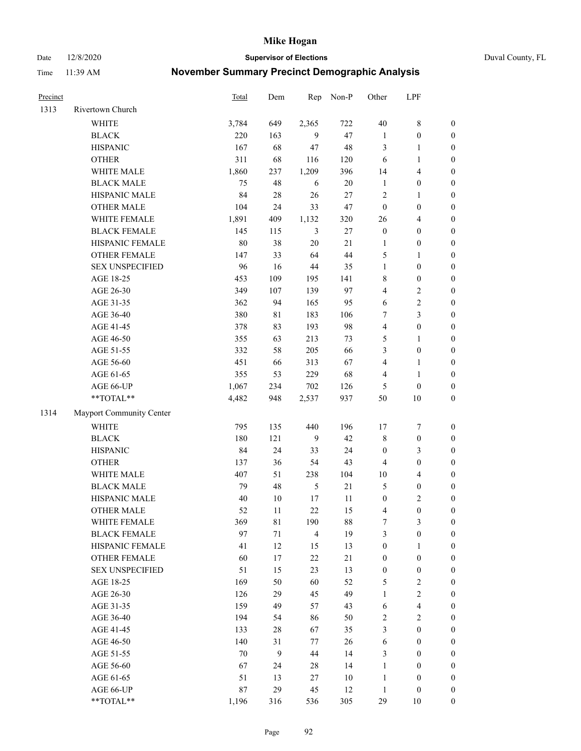# Mike Hogan

Date 12/8/2020 **Supervisor of Elections** Duval County, FL

Time 11:39 AM **November Summary Precinct Demographic Analysis**

| Precinct | | Total | Dem | Rep | Non-P | Other | LPF | |
|---|---|---|---|---|---|---|---|---|
| 1313 | Rivertown Church | | | | | | | |
| | WHITE | 3,784 | 649 | 2,365 | 722 | 40 | 8 | 0 |
| | BLACK | 220 | 163 | 9 | 47 | 1 | 0 | 0 |
| | HISPANIC | 167 | 68 | 47 | 48 | 3 | 1 | 0 |
| | OTHER | 311 | 68 | 116 | 120 | 6 | 1 | 0 |
| | WHITE MALE | 1,860 | 237 | 1,209 | 396 | 14 | 4 | 0 |
| | BLACK MALE | 75 | 48 | 6 | 20 | 1 | 0 | 0 |
| | HISPANIC MALE | 84 | 28 | 26 | 27 | 2 | 1 | 0 |
| | OTHER MALE | 104 | 24 | 33 | 47 | 0 | 0 | 0 |
| | WHITE FEMALE | 1,891 | 409 | 1,132 | 320 | 26 | 4 | 0 |
| | BLACK FEMALE | 145 | 115 | 3 | 27 | 0 | 0 | 0 |
| | HISPANIC FEMALE | 80 | 38 | 20 | 21 | 1 | 0 | 0 |
| | OTHER FEMALE | 147 | 33 | 64 | 44 | 5 | 1 | 0 |
| | SEX UNSPECIFIED | 96 | 16 | 44 | 35 | 1 | 0 | 0 |
| | AGE 18-25 | 453 | 109 | 195 | 141 | 8 | 0 | 0 |
| | AGE 26-30 | 349 | 107 | 139 | 97 | 4 | 2 | 0 |
| | AGE 31-35 | 362 | 94 | 165 | 95 | 6 | 2 | 0 |
| | AGE 36-40 | 380 | 81 | 183 | 106 | 7 | 3 | 0 |
| | AGE 41-45 | 378 | 83 | 193 | 98 | 4 | 0 | 0 |
| | AGE 46-50 | 355 | 63 | 213 | 73 | 5 | 1 | 0 |
| | AGE 51-55 | 332 | 58 | 205 | 66 | 3 | 0 | 0 |
| | AGE 56-60 | 451 | 66 | 313 | 67 | 4 | 1 | 0 |
| | AGE 61-65 | 355 | 53 | 229 | 68 | 4 | 1 | 0 |
| | AGE 66-UP | 1,067 | 234 | 702 | 126 | 5 | 0 | 0 |
| | **TOTAL** | 4,482 | 948 | 2,537 | 937 | 50 | 10 | 0 |
| 1314 | Mayport Community Center | | | | | | | |
| | WHITE | 795 | 135 | 440 | 196 | 17 | 7 | 0 |
| | BLACK | 180 | 121 | 9 | 42 | 8 | 0 | 0 |
| | HISPANIC | 84 | 24 | 33 | 24 | 0 | 3 | 0 |
| | OTHER | 137 | 36 | 54 | 43 | 4 | 0 | 0 |
| | WHITE MALE | 407 | 51 | 238 | 104 | 10 | 4 | 0 |
| | BLACK MALE | 79 | 48 | 5 | 21 | 5 | 0 | 0 |
| | HISPANIC MALE | 40 | 10 | 17 | 11 | 0 | 2 | 0 |
| | OTHER MALE | 52 | 11 | 22 | 15 | 4 | 0 | 0 |
| | WHITE FEMALE | 369 | 81 | 190 | 88 | 7 | 3 | 0 |
| | BLACK FEMALE | 97 | 71 | 4 | 19 | 3 | 0 | 0 |
| | HISPANIC FEMALE | 41 | 12 | 15 | 13 | 0 | 1 | 0 |
| | OTHER FEMALE | 60 | 17 | 22 | 21 | 0 | 0 | 0 |
| | SEX UNSPECIFIED | 51 | 15 | 23 | 13 | 0 | 0 | 0 |
| | AGE 18-25 | 169 | 50 | 60 | 52 | 5 | 2 | 0 |
| | AGE 26-30 | 126 | 29 | 45 | 49 | 1 | 2 | 0 |
| | AGE 31-35 | 159 | 49 | 57 | 43 | 6 | 4 | 0 |
| | AGE 36-40 | 194 | 54 | 86 | 50 | 2 | 2 | 0 |
| | AGE 41-45 | 133 | 28 | 67 | 35 | 3 | 0 | 0 |
| | AGE 46-50 | 140 | 31 | 77 | 26 | 6 | 0 | 0 |
| | AGE 51-55 | 70 | 9 | 44 | 14 | 3 | 0 | 0 |
| | AGE 56-60 | 67 | 24 | 28 | 14 | 1 | 0 | 0 |
| | AGE 61-65 | 51 | 13 | 27 | 10 | 1 | 0 | 0 |
| | AGE 66-UP | 87 | 29 | 45 | 12 | 1 | 0 | 0 |
| | **TOTAL** | 1,196 | 316 | 536 | 305 | 29 | 10 | 0 |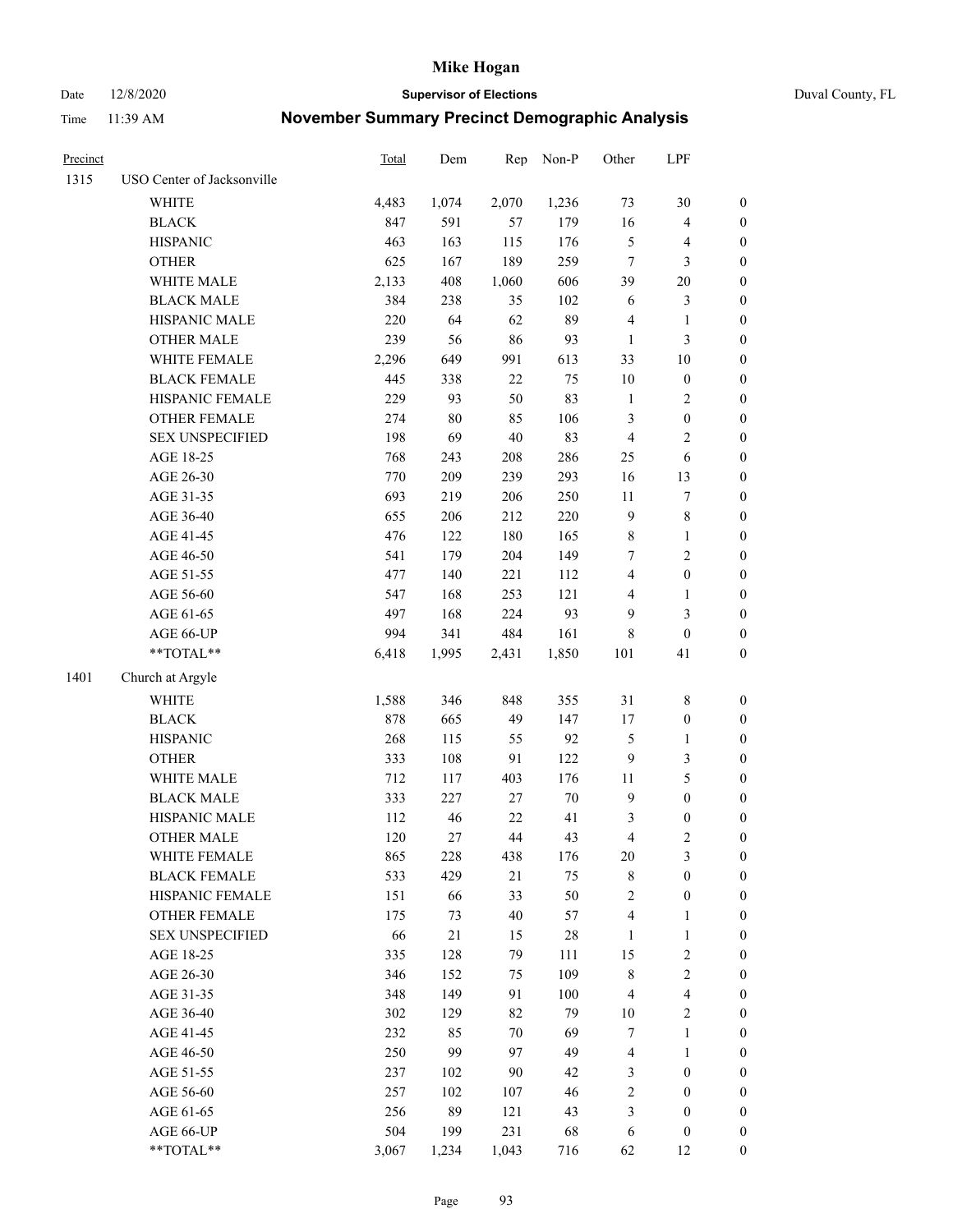# Mike Hogan

Date 12/8/2020 **Supervisor of Elections** Duval County, FL

Time 11:39 AM **November Summary Precinct Demographic Analysis**

| Precinct | | Total | Dem | Rep | Non-P | Other | LPF | |
|---|---|---|---|---|---|---|---|---|
| 1315 | USO Center of Jacksonville | | | | | | | |
| | WHITE | 4,483 | 1,074 | 2,070 | 1,236 | 73 | 30 | 0 |
| | BLACK | 847 | 591 | 57 | 179 | 16 | 4 | 0 |
| | HISPANIC | 463 | 163 | 115 | 176 | 5 | 4 | 0 |
| | OTHER | 625 | 167 | 189 | 259 | 7 | 3 | 0 |
| | WHITE MALE | 2,133 | 408 | 1,060 | 606 | 39 | 20 | 0 |
| | BLACK MALE | 384 | 238 | 35 | 102 | 6 | 3 | 0 |
| | HISPANIC MALE | 220 | 64 | 62 | 89 | 4 | 1 | 0 |
| | OTHER MALE | 239 | 56 | 86 | 93 | 1 | 3 | 0 |
| | WHITE FEMALE | 2,296 | 649 | 991 | 613 | 33 | 10 | 0 |
| | BLACK FEMALE | 445 | 338 | 22 | 75 | 10 | 0 | 0 |
| | HISPANIC FEMALE | 229 | 93 | 50 | 83 | 1 | 2 | 0 |
| | OTHER FEMALE | 274 | 80 | 85 | 106 | 3 | 0 | 0 |
| | SEX UNSPECIFIED | 198 | 69 | 40 | 83 | 4 | 2 | 0 |
| | AGE 18-25 | 768 | 243 | 208 | 286 | 25 | 6 | 0 |
| | AGE 26-30 | 770 | 209 | 239 | 293 | 16 | 13 | 0 |
| | AGE 31-35 | 693 | 219 | 206 | 250 | 11 | 7 | 0 |
| | AGE 36-40 | 655 | 206 | 212 | 220 | 9 | 8 | 0 |
| | AGE 41-45 | 476 | 122 | 180 | 165 | 8 | 1 | 0 |
| | AGE 46-50 | 541 | 179 | 204 | 149 | 7 | 2 | 0 |
| | AGE 51-55 | 477 | 140 | 221 | 112 | 4 | 0 | 0 |
| | AGE 56-60 | 547 | 168 | 253 | 121 | 4 | 1 | 0 |
| | AGE 61-65 | 497 | 168 | 224 | 93 | 9 | 3 | 0 |
| | AGE 66-UP | 994 | 341 | 484 | 161 | 8 | 0 | 0 |
| | **TOTAL** | 6,418 | 1,995 | 2,431 | 1,850 | 101 | 41 | 0 |
| 1401 | Church at Argyle | | | | | | | |
| | WHITE | 1,588 | 346 | 848 | 355 | 31 | 8 | 0 |
| | BLACK | 878 | 665 | 49 | 147 | 17 | 0 | 0 |
| | HISPANIC | 268 | 115 | 55 | 92 | 5 | 1 | 0 |
| | OTHER | 333 | 108 | 91 | 122 | 9 | 3 | 0 |
| | WHITE MALE | 712 | 117 | 403 | 176 | 11 | 5 | 0 |
| | BLACK MALE | 333 | 227 | 27 | 70 | 9 | 0 | 0 |
| | HISPANIC MALE | 112 | 46 | 22 | 41 | 3 | 0 | 0 |
| | OTHER MALE | 120 | 27 | 44 | 43 | 4 | 2 | 0 |
| | WHITE FEMALE | 865 | 228 | 438 | 176 | 20 | 3 | 0 |
| | BLACK FEMALE | 533 | 429 | 21 | 75 | 8 | 0 | 0 |
| | HISPANIC FEMALE | 151 | 66 | 33 | 50 | 2 | 0 | 0 |
| | OTHER FEMALE | 175 | 73 | 40 | 57 | 4 | 1 | 0 |
| | SEX UNSPECIFIED | 66 | 21 | 15 | 28 | 1 | 1 | 0 |
| | AGE 18-25 | 335 | 128 | 79 | 111 | 15 | 2 | 0 |
| | AGE 26-30 | 346 | 152 | 75 | 109 | 8 | 2 | 0 |
| | AGE 31-35 | 348 | 149 | 91 | 100 | 4 | 4 | 0 |
| | AGE 36-40 | 302 | 129 | 82 | 79 | 10 | 2 | 0 |
| | AGE 41-45 | 232 | 85 | 70 | 69 | 7 | 1 | 0 |
| | AGE 46-50 | 250 | 99 | 97 | 49 | 4 | 1 | 0 |
| | AGE 51-55 | 237 | 102 | 90 | 42 | 3 | 0 | 0 |
| | AGE 56-60 | 257 | 102 | 107 | 46 | 2 | 0 | 0 |
| | AGE 61-65 | 256 | 89 | 121 | 43 | 3 | 0 | 0 |
| | AGE 66-UP | 504 | 199 | 231 | 68 | 6 | 0 | 0 |
| | **TOTAL** | 3,067 | 1,234 | 1,043 | 716 | 62 | 12 | 0 |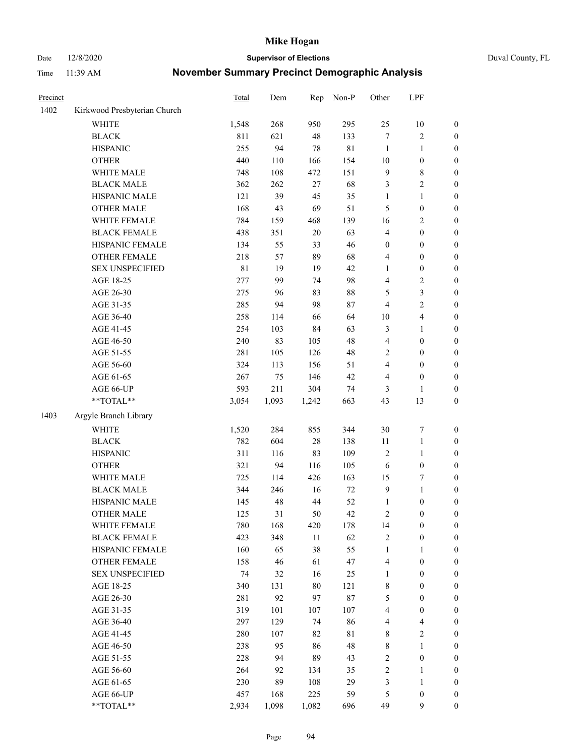# Mike Hogan

Date 12/8/2020 **Supervisor of Elections** Duval County, FL

Time 11:39 AM **November Summary Precinct Demographic Analysis**

| Precinct | | Total | Dem | Rep | Non-P | Other | LPF | |
|---|---|---|---|---|---|---|---|---|
| 1402 | Kirkwood Presbyterian Church | | | | | | | |
| | WHITE | 1,548 | 268 | 950 | 295 | 25 | 10 | 0 |
| | BLACK | 811 | 621 | 48 | 133 | 7 | 2 | 0 |
| | HISPANIC | 255 | 94 | 78 | 81 | 1 | 1 | 0 |
| | OTHER | 440 | 110 | 166 | 154 | 10 | 0 | 0 |
| | WHITE MALE | 748 | 108 | 472 | 151 | 9 | 8 | 0 |
| | BLACK MALE | 362 | 262 | 27 | 68 | 3 | 2 | 0 |
| | HISPANIC MALE | 121 | 39 | 45 | 35 | 1 | 1 | 0 |
| | OTHER MALE | 168 | 43 | 69 | 51 | 5 | 0 | 0 |
| | WHITE FEMALE | 784 | 159 | 468 | 139 | 16 | 2 | 0 |
| | BLACK FEMALE | 438 | 351 | 20 | 63 | 4 | 0 | 0 |
| | HISPANIC FEMALE | 134 | 55 | 33 | 46 | 0 | 0 | 0 |
| | OTHER FEMALE | 218 | 57 | 89 | 68 | 4 | 0 | 0 |
| | SEX UNSPECIFIED | 81 | 19 | 19 | 42 | 1 | 0 | 0 |
| | AGE 18-25 | 277 | 99 | 74 | 98 | 4 | 2 | 0 |
| | AGE 26-30 | 275 | 96 | 83 | 88 | 5 | 3 | 0 |
| | AGE 31-35 | 285 | 94 | 98 | 87 | 4 | 2 | 0 |
| | AGE 36-40 | 258 | 114 | 66 | 64 | 10 | 4 | 0 |
| | AGE 41-45 | 254 | 103 | 84 | 63 | 3 | 1 | 0 |
| | AGE 46-50 | 240 | 83 | 105 | 48 | 4 | 0 | 0 |
| | AGE 51-55 | 281 | 105 | 126 | 48 | 2 | 0 | 0 |
| | AGE 56-60 | 324 | 113 | 156 | 51 | 4 | 0 | 0 |
| | AGE 61-65 | 267 | 75 | 146 | 42 | 4 | 0 | 0 |
| | AGE 66-UP | 593 | 211 | 304 | 74 | 3 | 1 | 0 |
| | **TOTAL** | 3,054 | 1,093 | 1,242 | 663 | 43 | 13 | 0 |
| 1403 | Argyle Branch Library | | | | | | | |
| | WHITE | 1,520 | 284 | 855 | 344 | 30 | 7 | 0 |
| | BLACK | 782 | 604 | 28 | 138 | 11 | 1 | 0 |
| | HISPANIC | 311 | 116 | 83 | 109 | 2 | 1 | 0 |
| | OTHER | 321 | 94 | 116 | 105 | 6 | 0 | 0 |
| | WHITE MALE | 725 | 114 | 426 | 163 | 15 | 7 | 0 |
| | BLACK MALE | 344 | 246 | 16 | 72 | 9 | 1 | 0 |
| | HISPANIC MALE | 145 | 48 | 44 | 52 | 1 | 0 | 0 |
| | OTHER MALE | 125 | 31 | 50 | 42 | 2 | 0 | 0 |
| | WHITE FEMALE | 780 | 168 | 420 | 178 | 14 | 0 | 0 |
| | BLACK FEMALE | 423 | 348 | 11 | 62 | 2 | 0 | 0 |
| | HISPANIC FEMALE | 160 | 65 | 38 | 55 | 1 | 1 | 0 |
| | OTHER FEMALE | 158 | 46 | 61 | 47 | 4 | 0 | 0 |
| | SEX UNSPECIFIED | 74 | 32 | 16 | 25 | 1 | 0 | 0 |
| | AGE 18-25 | 340 | 131 | 80 | 121 | 8 | 0 | 0 |
| | AGE 26-30 | 281 | 92 | 97 | 87 | 5 | 0 | 0 |
| | AGE 31-35 | 319 | 101 | 107 | 107 | 4 | 0 | 0 |
| | AGE 36-40 | 297 | 129 | 74 | 86 | 4 | 4 | 0 |
| | AGE 41-45 | 280 | 107 | 82 | 81 | 8 | 2 | 0 |
| | AGE 46-50 | 238 | 95 | 86 | 48 | 8 | 1 | 0 |
| | AGE 51-55 | 228 | 94 | 89 | 43 | 2 | 0 | 0 |
| | AGE 56-60 | 264 | 92 | 134 | 35 | 2 | 1 | 0 |
| | AGE 61-65 | 230 | 89 | 108 | 29 | 3 | 1 | 0 |
| | AGE 66-UP | 457 | 168 | 225 | 59 | 5 | 0 | 0 |
| | **TOTAL** | 2,934 | 1,098 | 1,082 | 696 | 49 | 9 | 0 |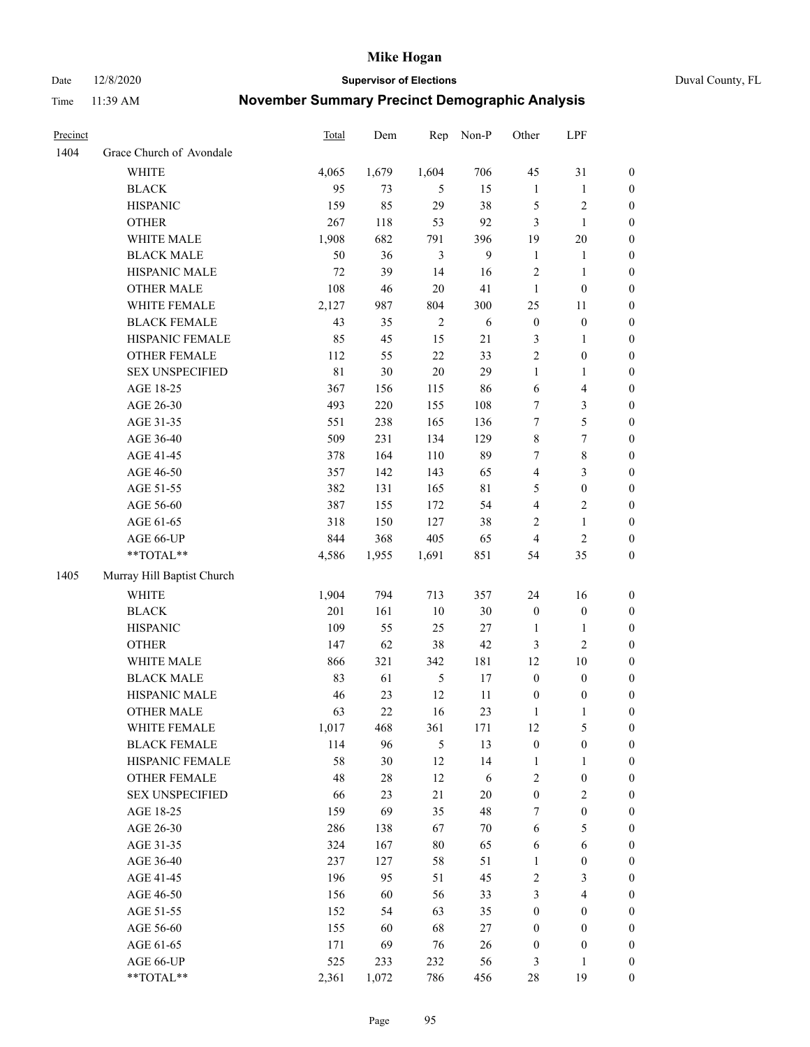# Mike Hogan

Date 12/8/2020 **Supervisor of Elections** Duval County, FL

Time 11:39 AM **November Summary Precinct Demographic Analysis**

| Precinct | | Total | Dem | Rep | Non-P | Other | LPF | |
|---|---|---|---|---|---|---|---|---|
| 1404 | Grace Church of Avondale | | | | | | | |
| | WHITE | 4,065 | 1,679 | 1,604 | 706 | 45 | 31 | 0 |
| | BLACK | 95 | 73 | 5 | 15 | 1 | 1 | 0 |
| | HISPANIC | 159 | 85 | 29 | 38 | 5 | 2 | 0 |
| | OTHER | 267 | 118 | 53 | 92 | 3 | 1 | 0 |
| | WHITE MALE | 1,908 | 682 | 791 | 396 | 19 | 20 | 0 |
| | BLACK MALE | 50 | 36 | 3 | 9 | 1 | 1 | 0 |
| | HISPANIC MALE | 72 | 39 | 14 | 16 | 2 | 1 | 0 |
| | OTHER MALE | 108 | 46 | 20 | 41 | 1 | 0 | 0 |
| | WHITE FEMALE | 2,127 | 987 | 804 | 300 | 25 | 11 | 0 |
| | BLACK FEMALE | 43 | 35 | 2 | 6 | 0 | 0 | 0 |
| | HISPANIC FEMALE | 85 | 45 | 15 | 21 | 3 | 1 | 0 |
| | OTHER FEMALE | 112 | 55 | 22 | 33 | 2 | 0 | 0 |
| | SEX UNSPECIFIED | 81 | 30 | 20 | 29 | 1 | 1 | 0 |
| | AGE 18-25 | 367 | 156 | 115 | 86 | 6 | 4 | 0 |
| | AGE 26-30 | 493 | 220 | 155 | 108 | 7 | 3 | 0 |
| | AGE 31-35 | 551 | 238 | 165 | 136 | 7 | 5 | 0 |
| | AGE 36-40 | 509 | 231 | 134 | 129 | 8 | 7 | 0 |
| | AGE 41-45 | 378 | 164 | 110 | 89 | 7 | 8 | 0 |
| | AGE 46-50 | 357 | 142 | 143 | 65 | 4 | 3 | 0 |
| | AGE 51-55 | 382 | 131 | 165 | 81 | 5 | 0 | 0 |
| | AGE 56-60 | 387 | 155 | 172 | 54 | 4 | 2 | 0 |
| | AGE 61-65 | 318 | 150 | 127 | 38 | 2 | 1 | 0 |
| | AGE 66-UP | 844 | 368 | 405 | 65 | 4 | 2 | 0 |
| | **TOTAL** | 4,586 | 1,955 | 1,691 | 851 | 54 | 35 | 0 |
| 1405 | Murray Hill Baptist Church | | | | | | | |
| | WHITE | 1,904 | 794 | 713 | 357 | 24 | 16 | 0 |
| | BLACK | 201 | 161 | 10 | 30 | 0 | 0 | 0 |
| | HISPANIC | 109 | 55 | 25 | 27 | 1 | 1 | 0 |
| | OTHER | 147 | 62 | 38 | 42 | 3 | 2 | 0 |
| | WHITE MALE | 866 | 321 | 342 | 181 | 12 | 10 | 0 |
| | BLACK MALE | 83 | 61 | 5 | 17 | 0 | 0 | 0 |
| | HISPANIC MALE | 46 | 23 | 12 | 11 | 0 | 0 | 0 |
| | OTHER MALE | 63 | 22 | 16 | 23 | 1 | 1 | 0 |
| | WHITE FEMALE | 1,017 | 468 | 361 | 171 | 12 | 5 | 0 |
| | BLACK FEMALE | 114 | 96 | 5 | 13 | 0 | 0 | 0 |
| | HISPANIC FEMALE | 58 | 30 | 12 | 14 | 1 | 1 | 0 |
| | OTHER FEMALE | 48 | 28 | 12 | 6 | 2 | 0 | 0 |
| | SEX UNSPECIFIED | 66 | 23 | 21 | 20 | 0 | 2 | 0 |
| | AGE 18-25 | 159 | 69 | 35 | 48 | 7 | 0 | 0 |
| | AGE 26-30 | 286 | 138 | 67 | 70 | 6 | 5 | 0 |
| | AGE 31-35 | 324 | 167 | 80 | 65 | 6 | 6 | 0 |
| | AGE 36-40 | 237 | 127 | 58 | 51 | 1 | 0 | 0 |
| | AGE 41-45 | 196 | 95 | 51 | 45 | 2 | 3 | 0 |
| | AGE 46-50 | 156 | 60 | 56 | 33 | 3 | 4 | 0 |
| | AGE 51-55 | 152 | 54 | 63 | 35 | 0 | 0 | 0 |
| | AGE 56-60 | 155 | 60 | 68 | 27 | 0 | 0 | 0 |
| | AGE 61-65 | 171 | 69 | 76 | 26 | 0 | 0 | 0 |
| | AGE 66-UP | 525 | 233 | 232 | 56 | 3 | 1 | 0 |
| | **TOTAL** | 2,361 | 1,072 | 786 | 456 | 28 | 19 | 0 |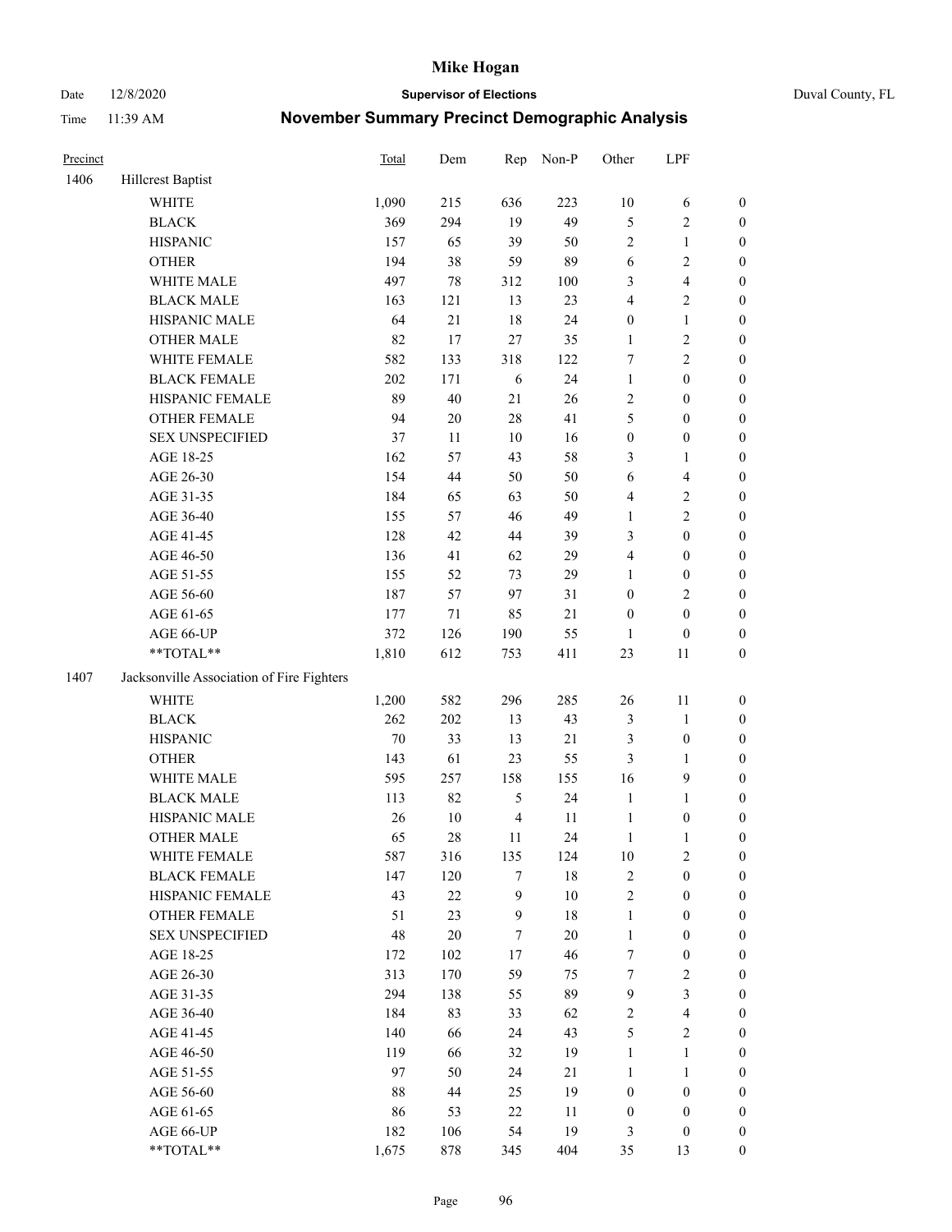# Mike Hogan

Date 12/8/2020 **Supervisor of Elections** Duval County, FL

Time 11:39 AM **November Summary Precinct Demographic Analysis**

| Precinct | | Total | Dem | Rep | Non-P | Other | LPF | |
|---|---|---|---|---|---|---|---|---|
| 1406 | Hillcrest Baptist | | | | | | | |
| | WHITE | 1,090 | 215 | 636 | 223 | 10 | 6 | 0 |
| | BLACK | 369 | 294 | 19 | 49 | 5 | 2 | 0 |
| | HISPANIC | 157 | 65 | 39 | 50 | 2 | 1 | 0 |
| | OTHER | 194 | 38 | 59 | 89 | 6 | 2 | 0 |
| | WHITE MALE | 497 | 78 | 312 | 100 | 3 | 4 | 0 |
| | BLACK MALE | 163 | 121 | 13 | 23 | 4 | 2 | 0 |
| | HISPANIC MALE | 64 | 21 | 18 | 24 | 0 | 1 | 0 |
| | OTHER MALE | 82 | 17 | 27 | 35 | 1 | 2 | 0 |
| | WHITE FEMALE | 582 | 133 | 318 | 122 | 7 | 2 | 0 |
| | BLACK FEMALE | 202 | 171 | 6 | 24 | 1 | 0 | 0 |
| | HISPANIC FEMALE | 89 | 40 | 21 | 26 | 2 | 0 | 0 |
| | OTHER FEMALE | 94 | 20 | 28 | 41 | 5 | 0 | 0 |
| | SEX UNSPECIFIED | 37 | 11 | 10 | 16 | 0 | 0 | 0 |
| | AGE 18-25 | 162 | 57 | 43 | 58 | 3 | 1 | 0 |
| | AGE 26-30 | 154 | 44 | 50 | 50 | 6 | 4 | 0 |
| | AGE 31-35 | 184 | 65 | 63 | 50 | 4 | 2 | 0 |
| | AGE 36-40 | 155 | 57 | 46 | 49 | 1 | 2 | 0 |
| | AGE 41-45 | 128 | 42 | 44 | 39 | 3 | 0 | 0 |
| | AGE 46-50 | 136 | 41 | 62 | 29 | 4 | 0 | 0 |
| | AGE 51-55 | 155 | 52 | 73 | 29 | 1 | 0 | 0 |
| | AGE 56-60 | 187 | 57 | 97 | 31 | 0 | 2 | 0 |
| | AGE 61-65 | 177 | 71 | 85 | 21 | 0 | 0 | 0 |
| | AGE 66-UP | 372 | 126 | 190 | 55 | 1 | 0 | 0 |
| | **TOTAL** | 1,810 | 612 | 753 | 411 | 23 | 11 | 0 |
| 1407 | Jacksonville Association of Fire Fighters | | | | | | | |
| | WHITE | 1,200 | 582 | 296 | 285 | 26 | 11 | 0 |
| | BLACK | 262 | 202 | 13 | 43 | 3 | 1 | 0 |
| | HISPANIC | 70 | 33 | 13 | 21 | 3 | 0 | 0 |
| | OTHER | 143 | 61 | 23 | 55 | 3 | 1 | 0 |
| | WHITE MALE | 595 | 257 | 158 | 155 | 16 | 9 | 0 |
| | BLACK MALE | 113 | 82 | 5 | 24 | 1 | 1 | 0 |
| | HISPANIC MALE | 26 | 10 | 4 | 11 | 1 | 0 | 0 |
| | OTHER MALE | 65 | 28 | 11 | 24 | 1 | 1 | 0 |
| | WHITE FEMALE | 587 | 316 | 135 | 124 | 10 | 2 | 0 |
| | BLACK FEMALE | 147 | 120 | 7 | 18 | 2 | 0 | 0 |
| | HISPANIC FEMALE | 43 | 22 | 9 | 10 | 2 | 0 | 0 |
| | OTHER FEMALE | 51 | 23 | 9 | 18 | 1 | 0 | 0 |
| | SEX UNSPECIFIED | 48 | 20 | 7 | 20 | 1 | 0 | 0 |
| | AGE 18-25 | 172 | 102 | 17 | 46 | 7 | 0 | 0 |
| | AGE 26-30 | 313 | 170 | 59 | 75 | 7 | 2 | 0 |
| | AGE 31-35 | 294 | 138 | 55 | 89 | 9 | 3 | 0 |
| | AGE 36-40 | 184 | 83 | 33 | 62 | 2 | 4 | 0 |
| | AGE 41-45 | 140 | 66 | 24 | 43 | 5 | 2 | 0 |
| | AGE 46-50 | 119 | 66 | 32 | 19 | 1 | 1 | 0 |
| | AGE 51-55 | 97 | 50 | 24 | 21 | 1 | 1 | 0 |
| | AGE 56-60 | 88 | 44 | 25 | 19 | 0 | 0 | 0 |
| | AGE 61-65 | 86 | 53 | 22 | 11 | 0 | 0 | 0 |
| | AGE 66-UP | 182 | 106 | 54 | 19 | 3 | 0 | 0 |
| | **TOTAL** | 1,675 | 878 | 345 | 404 | 35 | 13 | 0 |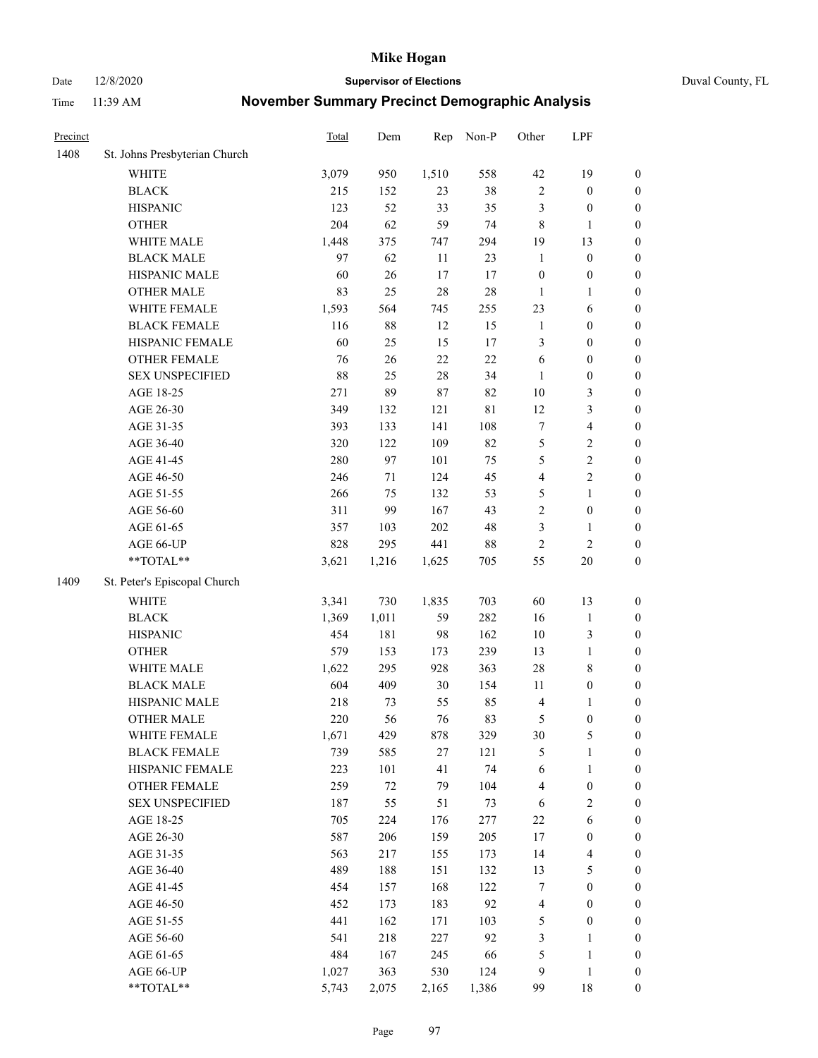# Mike Hogan

Date 12/8/2020 **Supervisor of Elections** Duval County, FL

Time 11:39 AM **November Summary Precinct Demographic Analysis**

| Precinct | | Total | Dem | Rep | Non-P | Other | LPF | |
|---|---|---|---|---|---|---|---|---|
| 1408 | St. Johns Presbyterian Church | | | | | | | |
| | WHITE | 3,079 | 950 | 1,510 | 558 | 42 | 19 | 0 |
| | BLACK | 215 | 152 | 23 | 38 | 2 | 0 | 0 |
| | HISPANIC | 123 | 52 | 33 | 35 | 3 | 0 | 0 |
| | OTHER | 204 | 62 | 59 | 74 | 8 | 1 | 0 |
| | WHITE MALE | 1,448 | 375 | 747 | 294 | 19 | 13 | 0 |
| | BLACK MALE | 97 | 62 | 11 | 23 | 1 | 0 | 0 |
| | HISPANIC MALE | 60 | 26 | 17 | 17 | 0 | 0 | 0 |
| | OTHER MALE | 83 | 25 | 28 | 28 | 1 | 1 | 0 |
| | WHITE FEMALE | 1,593 | 564 | 745 | 255 | 23 | 6 | 0 |
| | BLACK FEMALE | 116 | 88 | 12 | 15 | 1 | 0 | 0 |
| | HISPANIC FEMALE | 60 | 25 | 15 | 17 | 3 | 0 | 0 |
| | OTHER FEMALE | 76 | 26 | 22 | 22 | 6 | 0 | 0 |
| | SEX UNSPECIFIED | 88 | 25 | 28 | 34 | 1 | 0 | 0 |
| | AGE 18-25 | 271 | 89 | 87 | 82 | 10 | 3 | 0 |
| | AGE 26-30 | 349 | 132 | 121 | 81 | 12 | 3 | 0 |
| | AGE 31-35 | 393 | 133 | 141 | 108 | 7 | 4 | 0 |
| | AGE 36-40 | 320 | 122 | 109 | 82 | 5 | 2 | 0 |
| | AGE 41-45 | 280 | 97 | 101 | 75 | 5 | 2 | 0 |
| | AGE 46-50 | 246 | 71 | 124 | 45 | 4 | 2 | 0 |
| | AGE 51-55 | 266 | 75 | 132 | 53 | 5 | 1 | 0 |
| | AGE 56-60 | 311 | 99 | 167 | 43 | 2 | 0 | 0 |
| | AGE 61-65 | 357 | 103 | 202 | 48 | 3 | 1 | 0 |
| | AGE 66-UP | 828 | 295 | 441 | 88 | 2 | 2 | 0 |
| | **TOTAL** | 3,621 | 1,216 | 1,625 | 705 | 55 | 20 | 0 |
| 1409 | St. Peter's Episcopal Church | | | | | | | |
| | WHITE | 3,341 | 730 | 1,835 | 703 | 60 | 13 | 0 |
| | BLACK | 1,369 | 1,011 | 59 | 282 | 16 | 1 | 0 |
| | HISPANIC | 454 | 181 | 98 | 162 | 10 | 3 | 0 |
| | OTHER | 579 | 153 | 173 | 239 | 13 | 1 | 0 |
| | WHITE MALE | 1,622 | 295 | 928 | 363 | 28 | 8 | 0 |
| | BLACK MALE | 604 | 409 | 30 | 154 | 11 | 0 | 0 |
| | HISPANIC MALE | 218 | 73 | 55 | 85 | 4 | 1 | 0 |
| | OTHER MALE | 220 | 56 | 76 | 83 | 5 | 0 | 0 |
| | WHITE FEMALE | 1,671 | 429 | 878 | 329 | 30 | 5 | 0 |
| | BLACK FEMALE | 739 | 585 | 27 | 121 | 5 | 1 | 0 |
| | HISPANIC FEMALE | 223 | 101 | 41 | 74 | 6 | 1 | 0 |
| | OTHER FEMALE | 259 | 72 | 79 | 104 | 4 | 0 | 0 |
| | SEX UNSPECIFIED | 187 | 55 | 51 | 73 | 6 | 2 | 0 |
| | AGE 18-25 | 705 | 224 | 176 | 277 | 22 | 6 | 0 |
| | AGE 26-30 | 587 | 206 | 159 | 205 | 17 | 0 | 0 |
| | AGE 31-35 | 563 | 217 | 155 | 173 | 14 | 4 | 0 |
| | AGE 36-40 | 489 | 188 | 151 | 132 | 13 | 5 | 0 |
| | AGE 41-45 | 454 | 157 | 168 | 122 | 7 | 0 | 0 |
| | AGE 46-50 | 452 | 173 | 183 | 92 | 4 | 0 | 0 |
| | AGE 51-55 | 441 | 162 | 171 | 103 | 5 | 0 | 0 |
| | AGE 56-60 | 541 | 218 | 227 | 92 | 3 | 1 | 0 |
| | AGE 61-65 | 484 | 167 | 245 | 66 | 5 | 1 | 0 |
| | AGE 66-UP | 1,027 | 363 | 530 | 124 | 9 | 1 | 0 |
| | **TOTAL** | 5,743 | 2,075 | 2,165 | 1,386 | 99 | 18 | 0 |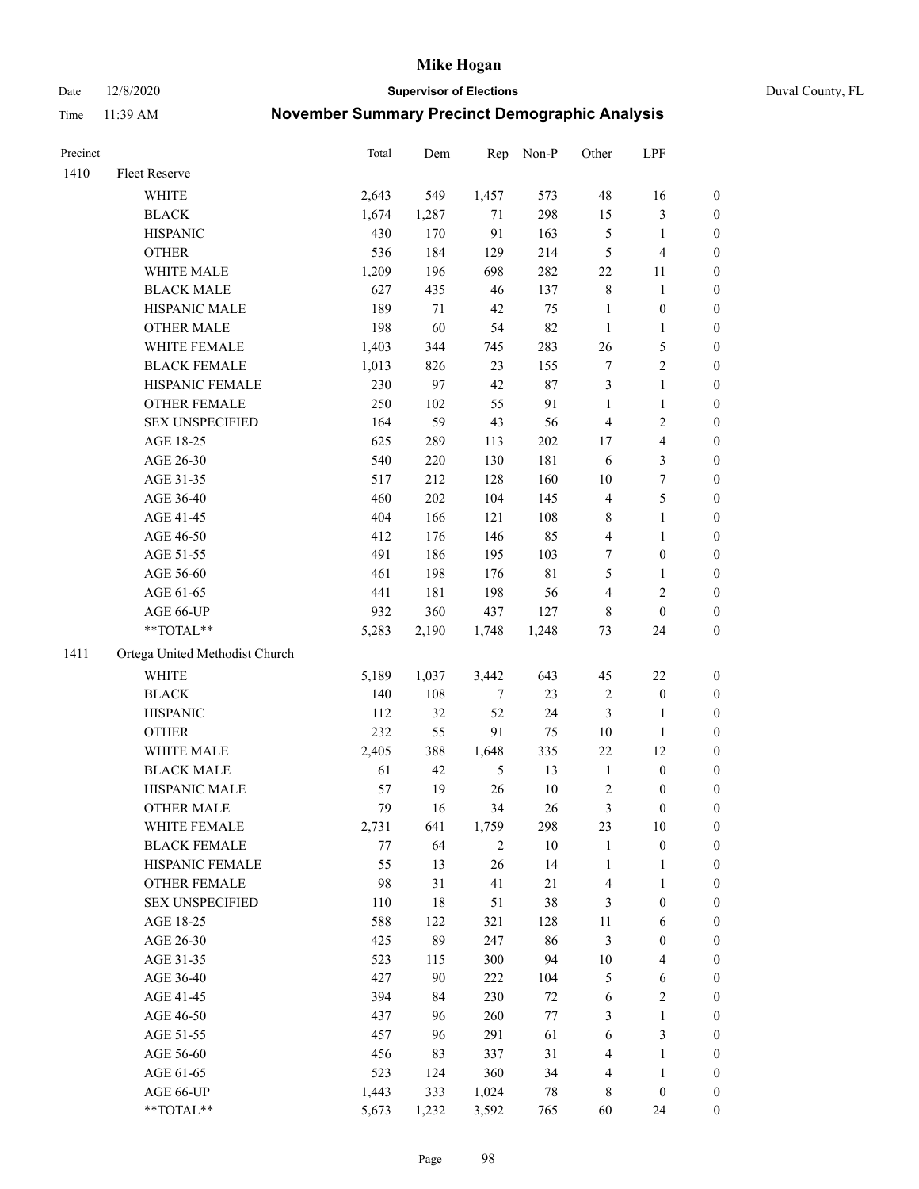# Mike Hogan

Date 12/8/2020 **Supervisor of Elections** Duval County, FL

Time 11:39 AM **November Summary Precinct Demographic Analysis**

| Precinct | | Total | Dem | Rep | Non-P | Other | LPF | |
|---|---|---|---|---|---|---|---|---|
| 1410 | Fleet Reserve | | | | | | | |
| | WHITE | 2,643 | 549 | 1,457 | 573 | 48 | 16 | 0 |
| | BLACK | 1,674 | 1,287 | 71 | 298 | 15 | 3 | 0 |
| | HISPANIC | 430 | 170 | 91 | 163 | 5 | 1 | 0 |
| | OTHER | 536 | 184 | 129 | 214 | 5 | 4 | 0 |
| | WHITE MALE | 1,209 | 196 | 698 | 282 | 22 | 11 | 0 |
| | BLACK MALE | 627 | 435 | 46 | 137 | 8 | 1 | 0 |
| | HISPANIC MALE | 189 | 71 | 42 | 75 | 1 | 0 | 0 |
| | OTHER MALE | 198 | 60 | 54 | 82 | 1 | 1 | 0 |
| | WHITE FEMALE | 1,403 | 344 | 745 | 283 | 26 | 5 | 0 |
| | BLACK FEMALE | 1,013 | 826 | 23 | 155 | 7 | 2 | 0 |
| | HISPANIC FEMALE | 230 | 97 | 42 | 87 | 3 | 1 | 0 |
| | OTHER FEMALE | 250 | 102 | 55 | 91 | 1 | 1 | 0 |
| | SEX UNSPECIFIED | 164 | 59 | 43 | 56 | 4 | 2 | 0 |
| | AGE 18-25 | 625 | 289 | 113 | 202 | 17 | 4 | 0 |
| | AGE 26-30 | 540 | 220 | 130 | 181 | 6 | 3 | 0 |
| | AGE 31-35 | 517 | 212 | 128 | 160 | 10 | 7 | 0 |
| | AGE 36-40 | 460 | 202 | 104 | 145 | 4 | 5 | 0 |
| | AGE 41-45 | 404 | 166 | 121 | 108 | 8 | 1 | 0 |
| | AGE 46-50 | 412 | 176 | 146 | 85 | 4 | 1 | 0 |
| | AGE 51-55 | 491 | 186 | 195 | 103 | 7 | 0 | 0 |
| | AGE 56-60 | 461 | 198 | 176 | 81 | 5 | 1 | 0 |
| | AGE 61-65 | 441 | 181 | 198 | 56 | 4 | 2 | 0 |
| | AGE 66-UP | 932 | 360 | 437 | 127 | 8 | 0 | 0 |
| | **TOTAL** | 5,283 | 2,190 | 1,748 | 1,248 | 73 | 24 | 0 |
| 1411 | Ortega United Methodist Church | | | | | | | |
| | WHITE | 5,189 | 1,037 | 3,442 | 643 | 45 | 22 | 0 |
| | BLACK | 140 | 108 | 7 | 23 | 2 | 0 | 0 |
| | HISPANIC | 112 | 32 | 52 | 24 | 3 | 1 | 0 |
| | OTHER | 232 | 55 | 91 | 75 | 10 | 1 | 0 |
| | WHITE MALE | 2,405 | 388 | 1,648 | 335 | 22 | 12 | 0 |
| | BLACK MALE | 61 | 42 | 5 | 13 | 1 | 0 | 0 |
| | HISPANIC MALE | 57 | 19 | 26 | 10 | 2 | 0 | 0 |
| | OTHER MALE | 79 | 16 | 34 | 26 | 3 | 0 | 0 |
| | WHITE FEMALE | 2,731 | 641 | 1,759 | 298 | 23 | 10 | 0 |
| | BLACK FEMALE | 77 | 64 | 2 | 10 | 1 | 0 | 0 |
| | HISPANIC FEMALE | 55 | 13 | 26 | 14 | 1 | 1 | 0 |
| | OTHER FEMALE | 98 | 31 | 41 | 21 | 4 | 1 | 0 |
| | SEX UNSPECIFIED | 110 | 18 | 51 | 38 | 3 | 0 | 0 |
| | AGE 18-25 | 588 | 122 | 321 | 128 | 11 | 6 | 0 |
| | AGE 26-30 | 425 | 89 | 247 | 86 | 3 | 0 | 0 |
| | AGE 31-35 | 523 | 115 | 300 | 94 | 10 | 4 | 0 |
| | AGE 36-40 | 427 | 90 | 222 | 104 | 5 | 6 | 0 |
| | AGE 41-45 | 394 | 84 | 230 | 72 | 6 | 2 | 0 |
| | AGE 46-50 | 437 | 96 | 260 | 77 | 3 | 1 | 0 |
| | AGE 51-55 | 457 | 96 | 291 | 61 | 6 | 3 | 0 |
| | AGE 56-60 | 456 | 83 | 337 | 31 | 4 | 1 | 0 |
| | AGE 61-65 | 523 | 124 | 360 | 34 | 4 | 1 | 0 |
| | AGE 66-UP | 1,443 | 333 | 1,024 | 78 | 8 | 0 | 0 |
| | **TOTAL** | 5,673 | 1,232 | 3,592 | 765 | 60 | 24 | 0 |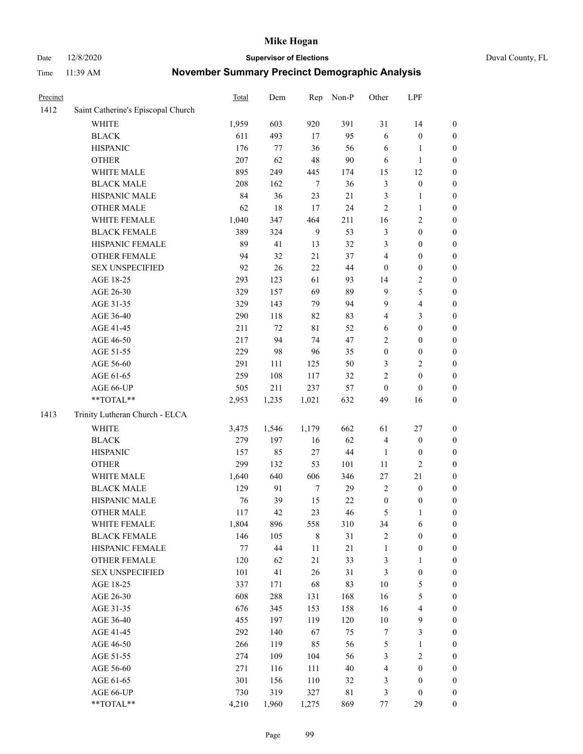# Mike Hogan

**Supervisor of Elections**

Duval County, FL

Date 12/8/2020

Time 11:39 AM

## November Summary Precinct Demographic Analysis

| Precinct | | Total | Dem | Rep | Non-P | Other | LPF | |
|---|---|---|---|---|---|---|---|---|
| 1412 | Saint Catherine's Episcopal Church | | | | | | | |
| | WHITE | 1,959 | 603 | 920 | 391 | 31 | 14 | 0 |
| | BLACK | 611 | 493 | 17 | 95 | 6 | 0 | 0 |
| | HISPANIC | 176 | 77 | 36 | 56 | 6 | 1 | 0 |
| | OTHER | 207 | 62 | 48 | 90 | 6 | 1 | 0 |
| | WHITE MALE | 895 | 249 | 445 | 174 | 15 | 12 | 0 |
| | BLACK MALE | 208 | 162 | 7 | 36 | 3 | 0 | 0 |
| | HISPANIC MALE | 84 | 36 | 23 | 21 | 3 | 1 | 0 |
| | OTHER MALE | 62 | 18 | 17 | 24 | 2 | 1 | 0 |
| | WHITE FEMALE | 1,040 | 347 | 464 | 211 | 16 | 2 | 0 |
| | BLACK FEMALE | 389 | 324 | 9 | 53 | 3 | 0 | 0 |
| | HISPANIC FEMALE | 89 | 41 | 13 | 32 | 3 | 0 | 0 |
| | OTHER FEMALE | 94 | 32 | 21 | 37 | 4 | 0 | 0 |
| | SEX UNSPECIFIED | 92 | 26 | 22 | 44 | 0 | 0 | 0 |
| | AGE 18-25 | 293 | 123 | 61 | 93 | 14 | 2 | 0 |
| | AGE 26-30 | 329 | 157 | 69 | 89 | 9 | 5 | 0 |
| | AGE 31-35 | 329 | 143 | 79 | 94 | 9 | 4 | 0 |
| | AGE 36-40 | 290 | 118 | 82 | 83 | 4 | 3 | 0 |
| | AGE 41-45 | 211 | 72 | 81 | 52 | 6 | 0 | 0 |
| | AGE 46-50 | 217 | 94 | 74 | 47 | 2 | 0 | 0 |
| | AGE 51-55 | 229 | 98 | 96 | 35 | 0 | 0 | 0 |
| | AGE 56-60 | 291 | 111 | 125 | 50 | 3 | 2 | 0 |
| | AGE 61-65 | 259 | 108 | 117 | 32 | 2 | 0 | 0 |
| | AGE 66-UP | 505 | 211 | 237 | 57 | 0 | 0 | 0 |
| | **TOTAL** | 2,953 | 1,235 | 1,021 | 632 | 49 | 16 | 0 |
| 1413 | Trinity Lutheran Church - ELCA | | | | | | | |
| | WHITE | 3,475 | 1,546 | 1,179 | 662 | 61 | 27 | 0 |
| | BLACK | 279 | 197 | 16 | 62 | 4 | 0 | 0 |
| | HISPANIC | 157 | 85 | 27 | 44 | 1 | 0 | 0 |
| | OTHER | 299 | 132 | 53 | 101 | 11 | 2 | 0 |
| | WHITE MALE | 1,640 | 640 | 606 | 346 | 27 | 21 | 0 |
| | BLACK MALE | 129 | 91 | 7 | 29 | 2 | 0 | 0 |
| | HISPANIC MALE | 76 | 39 | 15 | 22 | 0 | 0 | 0 |
| | OTHER MALE | 117 | 42 | 23 | 46 | 5 | 1 | 0 |
| | WHITE FEMALE | 1,804 | 896 | 558 | 310 | 34 | 6 | 0 |
| | BLACK FEMALE | 146 | 105 | 8 | 31 | 2 | 0 | 0 |
| | HISPANIC FEMALE | 77 | 44 | 11 | 21 | 1 | 0 | 0 |
| | OTHER FEMALE | 120 | 62 | 21 | 33 | 3 | 1 | 0 |
| | SEX UNSPECIFIED | 101 | 41 | 26 | 31 | 3 | 0 | 0 |
| | AGE 18-25 | 337 | 171 | 68 | 83 | 10 | 5 | 0 |
| | AGE 26-30 | 608 | 288 | 131 | 168 | 16 | 5 | 0 |
| | AGE 31-35 | 676 | 345 | 153 | 158 | 16 | 4 | 0 |
| | AGE 36-40 | 455 | 197 | 119 | 120 | 10 | 9 | 0 |
| | AGE 41-45 | 292 | 140 | 67 | 75 | 7 | 3 | 0 |
| | AGE 46-50 | 266 | 119 | 85 | 56 | 5 | 1 | 0 |
| | AGE 51-55 | 274 | 109 | 104 | 56 | 3 | 2 | 0 |
| | AGE 56-60 | 271 | 116 | 111 | 40 | 4 | 0 | 0 |
| | AGE 61-65 | 301 | 156 | 110 | 32 | 3 | 0 | 0 |
| | AGE 66-UP | 730 | 319 | 327 | 81 | 3 | 0 | 0 |
| | **TOTAL** | 4,210 | 1,960 | 1,275 | 869 | 77 | 29 | 0 |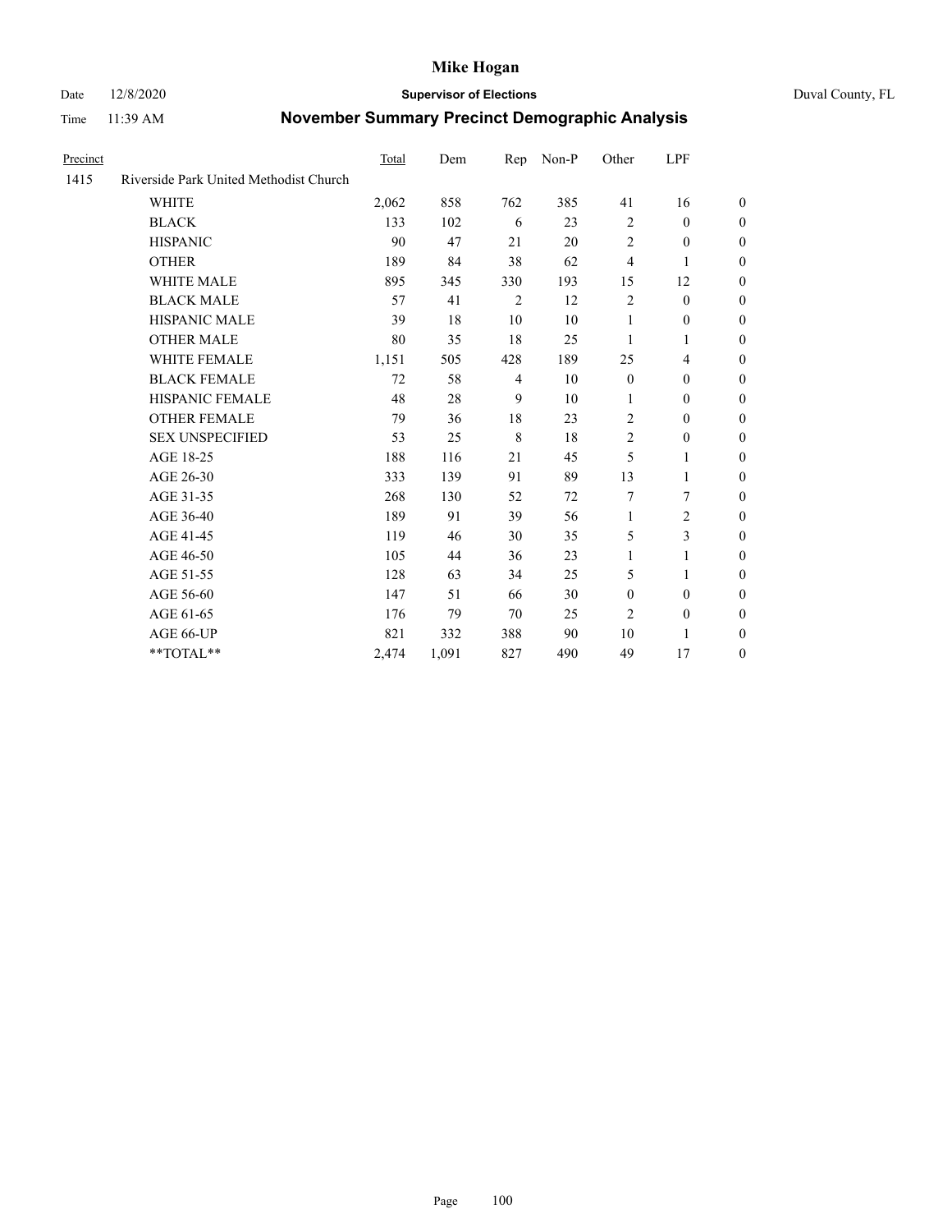# Mike Hogan

Date 12/8/2020 **Supervisor of Elections** Duval County, FL

Time 11:39 AM **November Summary Precinct Demographic Analysis**

| Precinct | | Total | Dem | Rep | Non-P | Other | LPF | |
|---|---|---|---|---|---|---|---|---|
| 1415 | Riverside Park United Methodist Church | | | | | | | |
| | WHITE | 2,062 | 858 | 762 | 385 | 41 | 16 | 0 |
| | BLACK | 133 | 102 | 6 | 23 | 2 | 0 | 0 |
| | HISPANIC | 90 | 47 | 21 | 20 | 2 | 0 | 0 |
| | OTHER | 189 | 84 | 38 | 62 | 4 | 1 | 0 |
| | WHITE MALE | 895 | 345 | 330 | 193 | 15 | 12 | 0 |
| | BLACK MALE | 57 | 41 | 2 | 12 | 2 | 0 | 0 |
| | HISPANIC MALE | 39 | 18 | 10 | 10 | 1 | 0 | 0 |
| | OTHER MALE | 80 | 35 | 18 | 25 | 1 | 1 | 0 |
| | WHITE FEMALE | 1,151 | 505 | 428 | 189 | 25 | 4 | 0 |
| | BLACK FEMALE | 72 | 58 | 4 | 10 | 0 | 0 | 0 |
| | HISPANIC FEMALE | 48 | 28 | 9 | 10 | 1 | 0 | 0 |
| | OTHER FEMALE | 79 | 36 | 18 | 23 | 2 | 0 | 0 |
| | SEX UNSPECIFIED | 53 | 25 | 8 | 18 | 2 | 0 | 0 |
| | AGE 18-25 | 188 | 116 | 21 | 45 | 5 | 1 | 0 |
| | AGE 26-30 | 333 | 139 | 91 | 89 | 13 | 1 | 0 |
| | AGE 31-35 | 268 | 130 | 52 | 72 | 7 | 7 | 0 |
| | AGE 36-40 | 189 | 91 | 39 | 56 | 1 | 2 | 0 |
| | AGE 41-45 | 119 | 46 | 30 | 35 | 5 | 3 | 0 |
| | AGE 46-50 | 105 | 44 | 36 | 23 | 1 | 1 | 0 |
| | AGE 51-55 | 128 | 63 | 34 | 25 | 5 | 1 | 0 |
| | AGE 56-60 | 147 | 51 | 66 | 30 | 0 | 0 | 0 |
| | AGE 61-65 | 176 | 79 | 70 | 25 | 2 | 0 | 0 |
| | AGE 66-UP | 821 | 332 | 388 | 90 | 10 | 1 | 0 |
| | **TOTAL** | 2,474 | 1,091 | 827 | 490 | 49 | 17 | 0 |